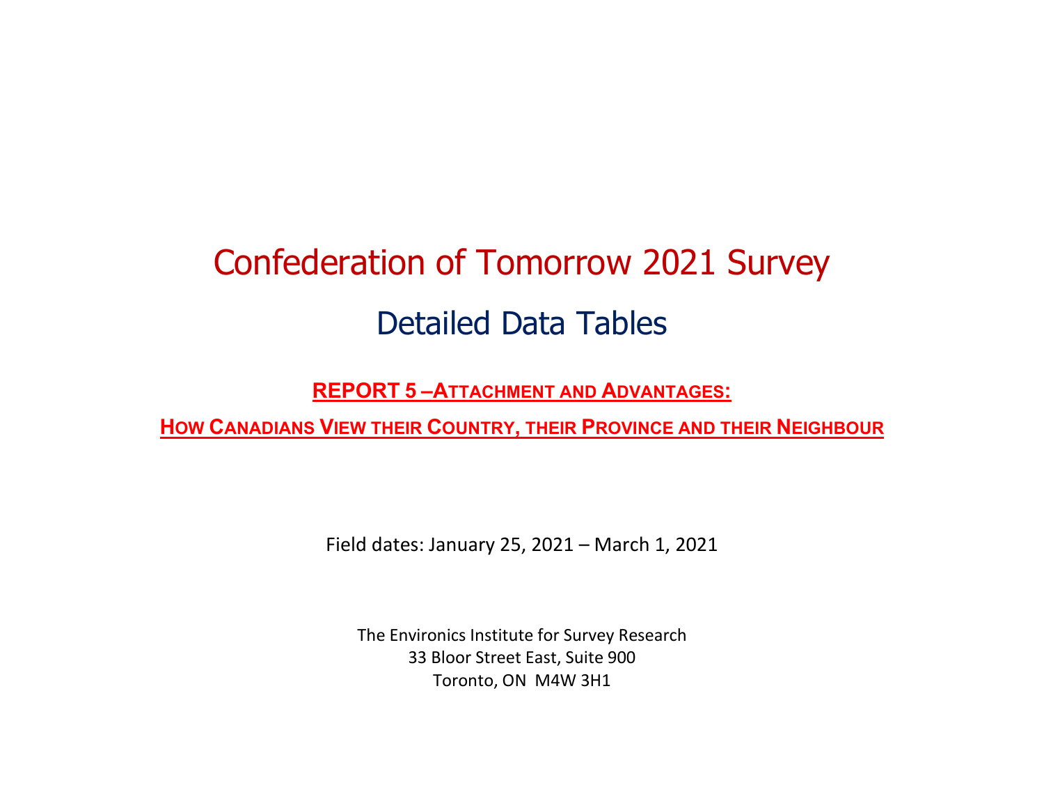# Confederation of Tomorrow 2021 Survey

## Detailed Data Tables

**REPORT 5 – ATTACHMENT AND ADVANTAGES:**

**HOW CANADIANS VIEW THEIR COUNTRY, THEIR PROVINCE AND THEIR NEIGHBOUR**

Field dates: January 25, 2021 – March 1, 2021

The Environics Institute for Survey Research
33 Bloor Street East, Suite 900
Toronto, ON M4W 3H1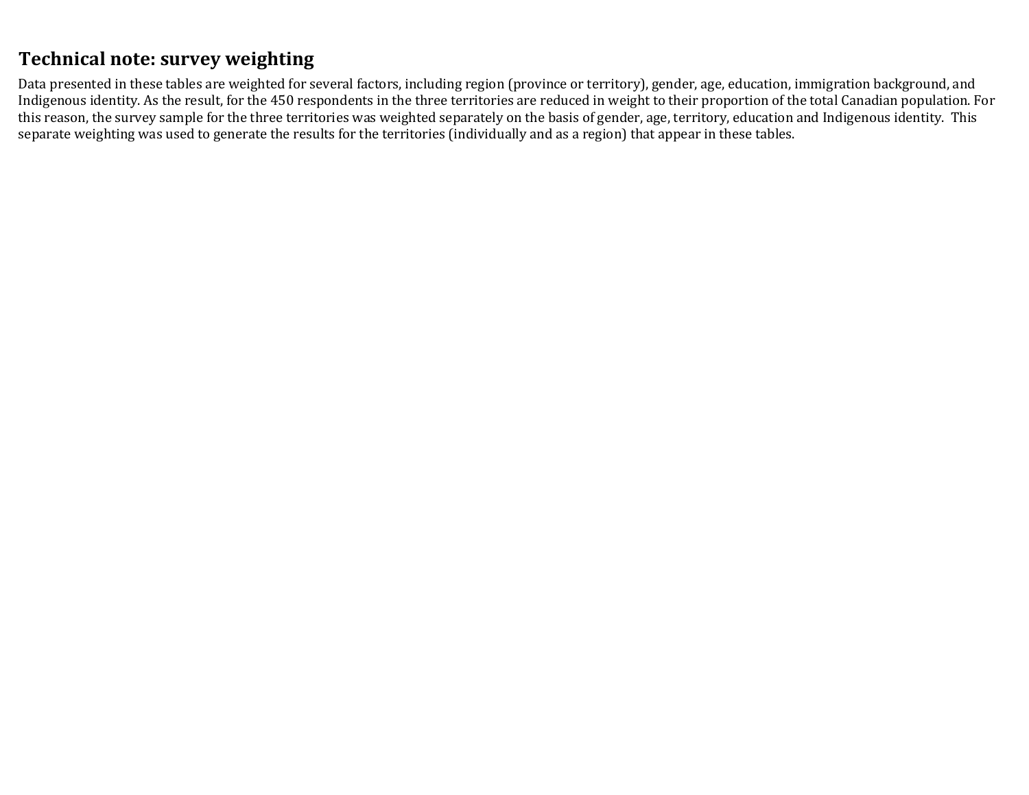## Technical note: survey weighting

Data presented in these tables are weighted for several factors, including region (province or territory), gender, age, education, immigration background, and Indigenous identity. As the result, for the 450 respondents in the three territories are reduced in weight to their proportion of the total Canadian population. For this reason, the survey sample for the three territories was weighted separately on the basis of gender, age, territory, education and Indigenous identity. This separate weighting was used to generate the results for the territories (individually and as a region) that appear in these tables.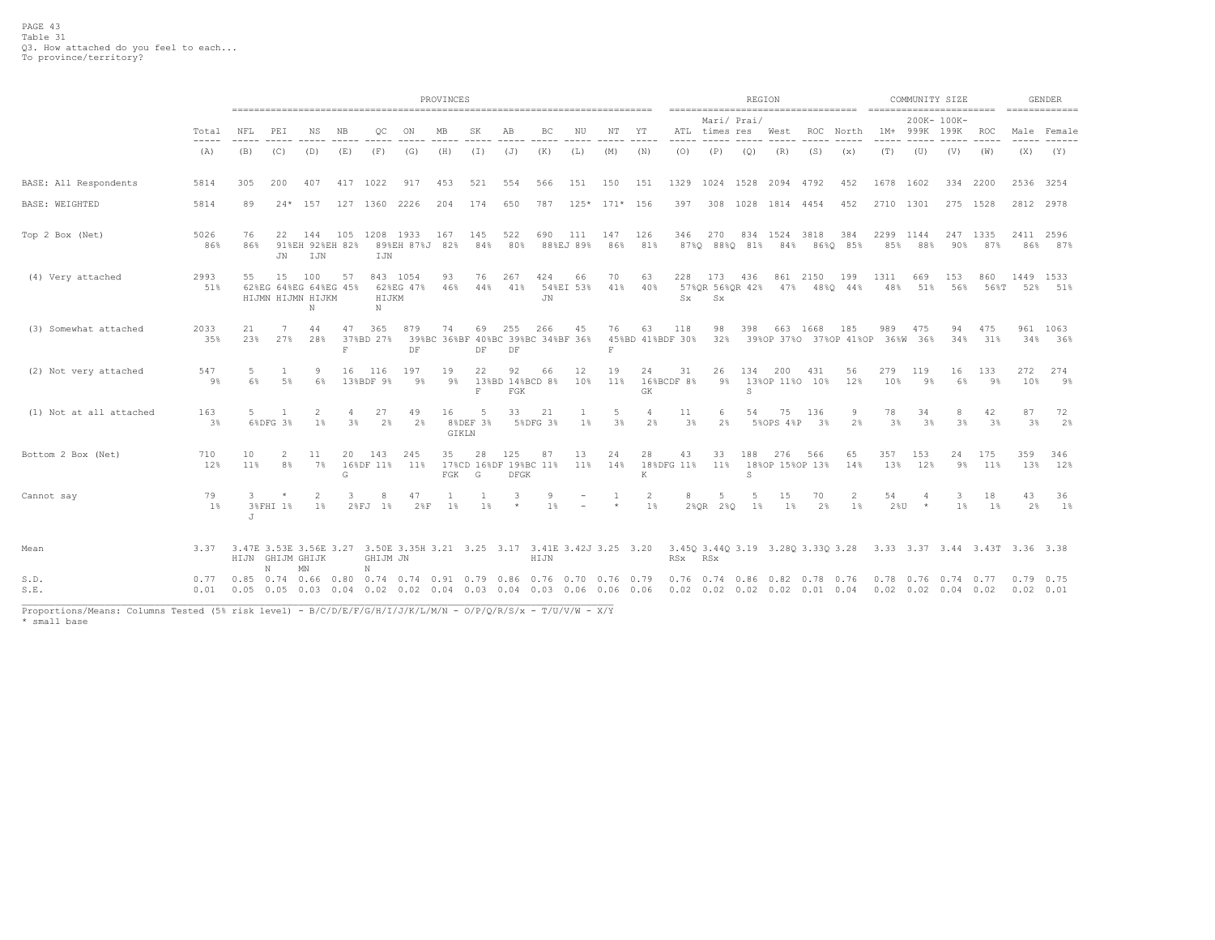Table 31

Q3. How attached do you feel to each...
To province/territory?

| | Total | NFL | PEI | NS | NB | QC | ON | MB | SK | AB | BC | NU | NT | YT | ATL | Mari/ times | Prai/ res | West | ROC | North | 1M+ | 200K- 999K | 100K- 199K | ROC | Male | Female |
|---|---|---|---|---|---|---|---|---|---|---|---|---|---|---|---|---|---|---|---|---|---|---|---|---|---|---|
| | PROVINCES | | | | | | | | | | | | | | REGION | | | | | | COMMUNITY SIZE | | | | GENDER | |
| | (A) | (B) | (C) | (D) | (E) | (F) | (G) | (H) | (I) | (J) | (K) | (L) | (M) | (N) | (O) | (P) | (Q) | (R) | (S) | (x) | (T) | (U) | (V) | (W) | (X) | (Y) |
| BASE: All Respondents | 5814 | 305 | 200 | 407 | 417 | 1022 | 917 | 453 | 521 | 554 | 566 | 151 | 150 | 151 | 1329 | 1024 | 1528 | 2094 | 4792 | 452 | 1678 | 1602 | 334 | 2200 | 2536 | 3254 |
| BASE: WEIGHTED | 5814 | 89 | 24* | 157 | 127 | 1360 | 2226 | 204 | 174 | 650 | 787 | 125* | 171* | 156 | 397 | 308 | 1028 | 1814 | 4454 | 452 | 2710 | 1301 | 275 | 1528 | 2812 | 2978 |
| Top 2 Box (Net) | 5026 | 76 | 22 | 144 | 105 | 1208 | 1933 | 167 | 145 | 522 | 690 | 111 | 147 | 126 | 346 | 270 | 834 | 1524 | 3818 | 384 | 2299 | 1144 | 247 | 1335 | 2411 | 2596 |
| | 86% | 86% | 91%EH JN | 92%EH IJN | 82% | 89%EH IJN | 87%J | 82% | 84% | 80% | 88%EJ | 89% | 86% | 81% | 87%Q | 88%Q | 81% | 84% | 86%Q | 85% | 85% | 88% | 90% | 87% | 86% | 87% |
| (4) Very attached | 2993 | 55 | 15 | 100 | 57 | 843 | 1054 | 93 | 76 | 267 | 424 | 66 | 70 | 63 | 228 | 173 | 436 | 861 | 2150 | 199 | 1311 | 669 | 153 | 860 | 1449 | 1533 |
| | 51% | 62%EG HIJMN | 64%EG HIJMN | 64%EG HIJKM N | 45% | 62%EG HIJKM N | 47% | 46% | 44% | 41% | 54%EI JN | 53% | 41% | 40% | 57%QR Sx | 56%QR Sx | 42% | 47% | 48%Q | 44% | 48% | 51% | 56% | 56%T | 52% | 51% |
| (3) Somewhat attached | 2033 | 21 | 7 | 44 | 47 | 365 | 879 | 74 | 69 | 255 | 266 | 45 | 76 | 63 | 118 | 98 | 398 | 663 | 1668 | 185 | 989 | 475 | 94 | 475 | 961 | 1063 |
| | 35% | 23% | 27% | 28% | 37%BD F | 27% | 39%BC DF | 36%BF | 40%BC DF | 39%BC DF | 34%BF | 36% | 45%BD F | 41%BDF | 30% | 32% | 39%OP | 37%O | 37%OP | 41%OP | 36%W | 36% | 34% | 31% | 34% | 36% |
| (2) Not very attached | 547 | 5 | 1 | 9 | 16 | 116 | 197 | 19 | 22 | 92 | 66 | 12 | 19 | 24 | 31 | 26 | 134 | 200 | 431 | 56 | 279 | 119 | 16 | 133 | 272 | 274 |
| | 9% | 6% | 5% | 6% | 13%BDF | 9% | 9% | 9% | 13%BD F | 14%BCD FGK | 8% | 10% | 11% | 16%BCDF GK | 8% | 9% | 13%OP S | 11%O | 10% | 12% | 10% | 9% | 6% | 9% | 10% | 9% |
| (1) Not at all attached | 163 | 5 | 1 | 2 | 4 | 27 | 49 | 16 | 5 | 33 | 21 | 1 | 5 | 4 | 11 | 6 | 54 | 75 | 136 | 9 | 78 | 34 | 8 | 42 | 87 | 72 |
| | 3% | 6%DFG | 3% | 1% | 3% | 2% | 2% | 8%DEF GIKLN | 3% | 5%DFG | 3% | 1% | 3% | 2% | 3% | 2% | 5%OPS | 4%P | 3% | 2% | 3% | 3% | 3% | 3% | 3% | 2% |
| Bottom 2 Box (Net) | 710 | 10 | 2 | 11 | 20 | 143 | 245 | 35 | 28 | 125 | 87 | 13 | 24 | 28 | 43 | 33 | 188 | 276 | 566 | 65 | 357 | 153 | 24 | 175 | 359 | 346 |
| | 12% | 11% | 8% | 7% | 16%DF G | 11% | 11% | 17%CD FGK | 16%DF G | 19%BC DFGK | 11% | 11% | 14% | 18%DFG K | 11% | 11% | 18%OP S | 15%OP | 13% | 14% | 13% | 12% | 9% | 11% | 13% | 12% |
| Cannot say | 79 | 3 | * | 2 | 3 | 8 | 47 | 1 | 1 | 3 | 9 | - | 1 | 2 | 8 | 5 | 5 | 15 | 70 | 2 | 54 | 4 | 3 | 18 | 43 | 36 |
| | 1% | 3%FHI J | 1% | 1% | 2%FJ | 1% | 2%F | 1% | 1% | * | 1% | - | * | 1% | 2%QR | 2%Q | 1% | 1% | 2% | 1% | 2%U | * | 1% | 1% | 2% | 1% |
| Mean | 3.37 | 3.47E HIJN | 3.53E GHIJM N | 3.56E GHIJK MN | 3.27 | 3.50E GHIJM N | 3.35H JN | 3.21 | 3.25 | 3.17 | 3.41E HIJN | 3.42J | 3.25 | 3.20 | 3.45Q RSx | 3.44Q RSx | 3.19 | 3.28Q | 3.33Q | 3.28 | 3.33 | 3.37 | 3.44 | 3.43T | 3.36 | 3.38 |
| S.D. | 0.77 | 0.85 | 0.74 | 0.66 | 0.80 | 0.74 | 0.74 | 0.91 | 0.79 | 0.86 | 0.76 | 0.70 | 0.76 | 0.79 | 0.76 | 0.74 | 0.86 | 0.82 | 0.78 | 0.76 | 0.78 | 0.76 | 0.74 | 0.77 | 0.79 | 0.75 |
| S.E. | 0.01 | 0.05 | 0.05 | 0.03 | 0.04 | 0.02 | 0.02 | 0.04 | 0.03 | 0.04 | 0.03 | 0.06 | 0.06 | 0.06 | 0.02 | 0.02 | 0.02 | 0.02 | 0.01 | 0.04 | 0.02 | 0.02 | 0.04 | 0.02 | 0.02 | 0.01 |

Proportions/Means: Columns Tested (5% risk level) - B/C/D/E/F/G/H/I/J/K/L/M/N - O/P/Q/R/S/x - T/U/V/W - X/Y
* small base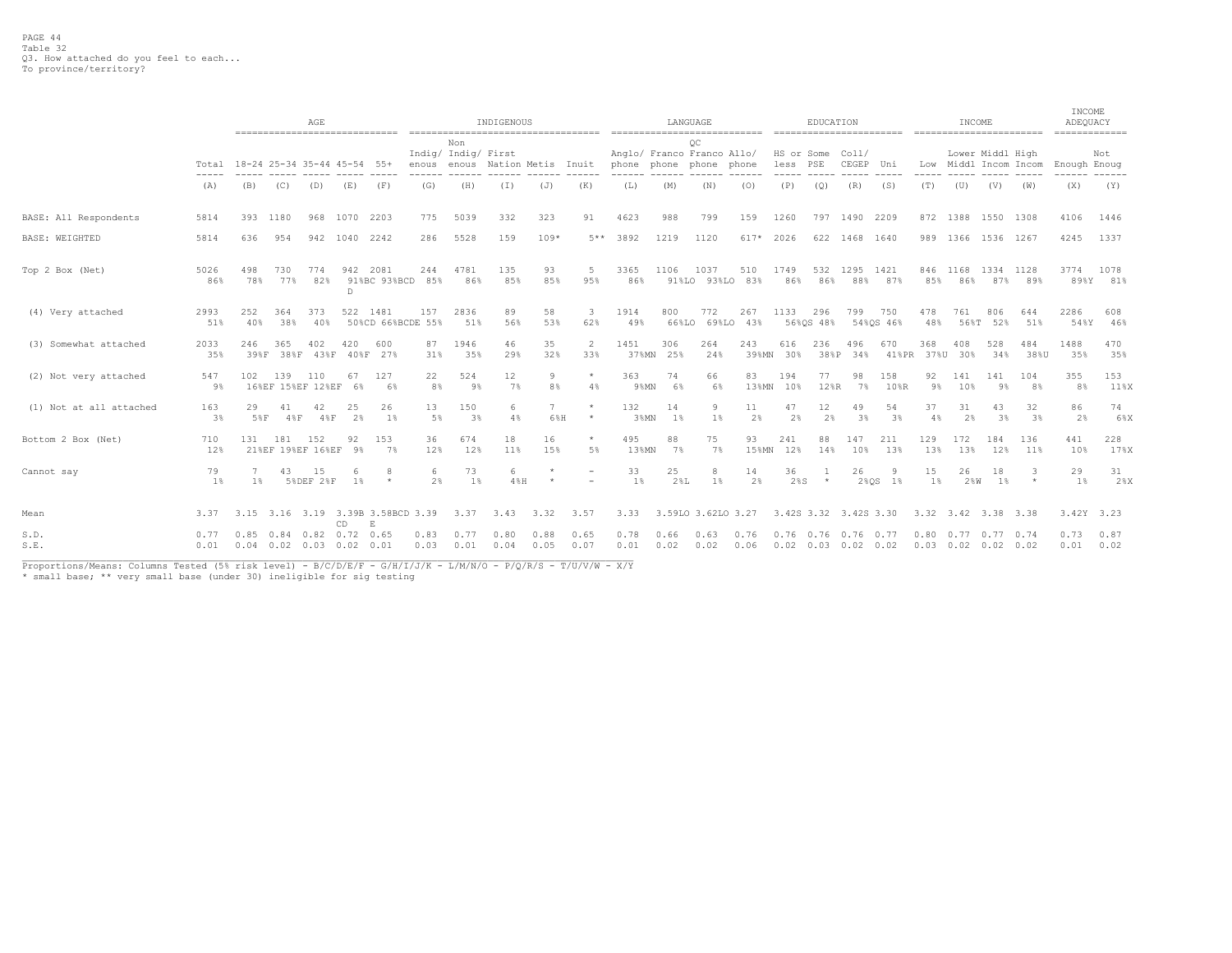Table 32
Q3. How attached do you feel to each...
To province/territory?

| | Total | AGE | | | | | INDIGENOUS | | | | | LANGUAGE | | | | EDUCATION | | | | INCOME | | | | INCOME ADEQUACY | |
|---|---|---|---|---|---|---|---|---|---|---|---|---|---|---|---|---|---|---|---|---|---|---|---|---|---|
| | Total | 18-24 | 25-34 | 35-44 | 45-54 | 55+ | Indigenous | Non Indigenous | First Nation | Metis | Inuit | Anglophone | Francophone | QC Francophone | Allophone | HS or less | Some PSE | Coll/CEGEP | Uni | Low | Lower Middl | Middl Incom | High Incom | Enough | Not Enoug |
| | (A) | (B) | (C) | (D) | (E) | (F) | (G) | (H) | (I) | (J) | (K) | (L) | (M) | (N) | (O) | (P) | (Q) | (R) | (S) | (T) | (U) | (V) | (W) | (X) | (Y) |
| BASE: All Respondents | 5814 | 393 | 1180 | 968 | 1070 | 2203 | 775 | 5039 | 332 | 323 | 91 | 4623 | 988 | 799 | 159 | 1260 | 797 | 1490 | 2209 | 872 | 1388 | 1550 | 1308 | 4106 | 1446 |
| BASE: WEIGHTED | 5814 | 636 | 954 | 942 | 1040 | 2242 | 286 | 5528 | 159 | 109* | 5** | 3892 | 1219 | 1120 | 617* | 2026 | 622 | 1468 | 1640 | 989 | 1366 | 1536 | 1267 | 4245 | 1337 |
| Top 2 Box (Net) | 5026 | 498 | 730 | 774 | 942 | 2081 | 244 | 4781 | 135 | 93 | 5 | 3365 | 1106 | 1037 | 510 | 1749 | 532 | 1295 | 1421 | 846 | 1168 | 1334 | 1128 | 3774 | 1078 |
| | 86% | 78% | 77% | 82% | 91%BCD | 93%BCD | 85% | 86% | 85% | 85% | 95% | 86% | 91%LO | 93%LO | 83% | 86% | 86% | 88% | 87% | 85% | 86% | 87% | 89% | 89%Y | 81% |
| (4) Very attached | 2993 | 252 | 364 | 373 | 522 | 1481 | 157 | 2836 | 89 | 58 | 3 | 1914 | 800 | 772 | 267 | 1133 | 296 | 799 | 750 | 478 | 761 | 806 | 644 | 2286 | 608 |
| | 51% | 40% | 38% | 40% | 50%CD | 66%BCDE | 55% | 51% | 56% | 53% | 62% | 49% | 66%LO | 69%LO | 43% | 56%QS | 48% | 54%QS | 46% | 48% | 56%T | 52% | 51% | 54%Y | 46% |
| (3) Somewhat attached | 2033 | 246 | 365 | 402 | 420 | 600 | 87 | 1946 | 46 | 35 | 2 | 1451 | 306 | 264 | 243 | 616 | 236 | 496 | 670 | 368 | 408 | 528 | 484 | 1488 | 470 |
| | 35% | 39%F | 38%F | 43%F | 40%F | 27% | 31% | 35% | 29% | 32% | 33% | 37%MN | 25% | 24% | 39%MN | 30% | 38%P | 34% | 41%PR | 37%U | 30% | 34% | 38%U | 35% | 35% |
| (2) Not very attached | 547 | 102 | 139 | 110 | 67 | 127 | 22 | 524 | 12 | 9 | * | 363 | 74 | 66 | 83 | 194 | 77 | 98 | 158 | 92 | 141 | 141 | 104 | 355 | 153 |
| | 9% | 16%EF | 15%EF | 12%EF | 6% | 6% | 8% | 9% | 7% | 8% | 4% | 9%MN | 6% | 6% | 13%MN | 10% | 12%R | 7% | 10%R | 9% | 10% | 9% | 8% | 8% | 11%X |
| (1) Not at all attached | 163 | 29 | 41 | 42 | 25 | 26 | 13 | 150 | 6 | 7 | * | 132 | 14 | 9 | 11 | 47 | 12 | 49 | 54 | 37 | 31 | 43 | 32 | 86 | 74 |
| | 3% | 5%F | 4%F | 4%F | 2% | 1% | 5% | 3% | 4% | 6%H | * | 3%MN | 1% | 1% | 2% | 2% | 2% | 3% | 3% | 4% | 2% | 3% | 3% | 2% | 6%X |
| Bottom 2 Box (Net) | 710 | 131 | 181 | 152 | 92 | 153 | 36 | 674 | 18 | 16 | * | 495 | 88 | 75 | 93 | 241 | 88 | 147 | 211 | 129 | 172 | 184 | 136 | 441 | 228 |
| | 12% | 21%EF | 19%EF | 16%EF | 9% | 7% | 12% | 12% | 11% | 15% | 5% | 13%MN | 7% | 7% | 15%MN | 12% | 14% | 10% | 13% | 13% | 13% | 12% | 11% | 10% | 17%X |
| Cannot say | 79 | 7 | 43 | 15 | 6 | 8 | 6 | 73 | 6 | * | - | 33 | 25 | 8 | 14 | 36 | 1 | 26 | 9 | 15 | 26 | 18 | 3 | 29 | 31 |
| | 1% | 1% | 5%DEF | 2%F | 1% | * | 2% | 1% | 4%H | * | - | 1% | 2%L | 1% | 2% | 2%S | * | 2%QS | 1% | 1% | 2%W | 1% | * | 1% | 2%X |
| Mean | 3.37 | 3.15 | 3.16 | 3.19 | 3.39BCD | 3.58BCDE | 3.39 | 3.37 | 3.43 | 3.32 | 3.57 | 3.33 | 3.59LO | 3.62LO | 3.27 | 3.42S | 3.32 | 3.42S | 3.30 | 3.32 | 3.42 | 3.38 | 3.38 | 3.42Y | 3.23 |
| S.D. | 0.77 | 0.85 | 0.84 | 0.82 | 0.72 | 0.65 | 0.83 | 0.77 | 0.80 | 0.88 | 0.65 | 0.78 | 0.66 | 0.63 | 0.76 | 0.76 | 0.76 | 0.76 | 0.77 | 0.80 | 0.77 | 0.77 | 0.74 | 0.73 | 0.87 |
| S.E. | 0.01 | 0.04 | 0.02 | 0.03 | 0.02 | 0.01 | 0.03 | 0.01 | 0.04 | 0.05 | 0.07 | 0.01 | 0.02 | 0.02 | 0.06 | 0.02 | 0.03 | 0.02 | 0.02 | 0.03 | 0.02 | 0.02 | 0.02 | 0.01 | 0.02 |

Proportions/Means: Columns Tested (5% risk level) - B/C/D/E/F - G/H/I/J/K - L/M/N/O - P/Q/R/S - T/U/V/W - X/Y
* small base; ** very small base (under 30) ineligible for sig testing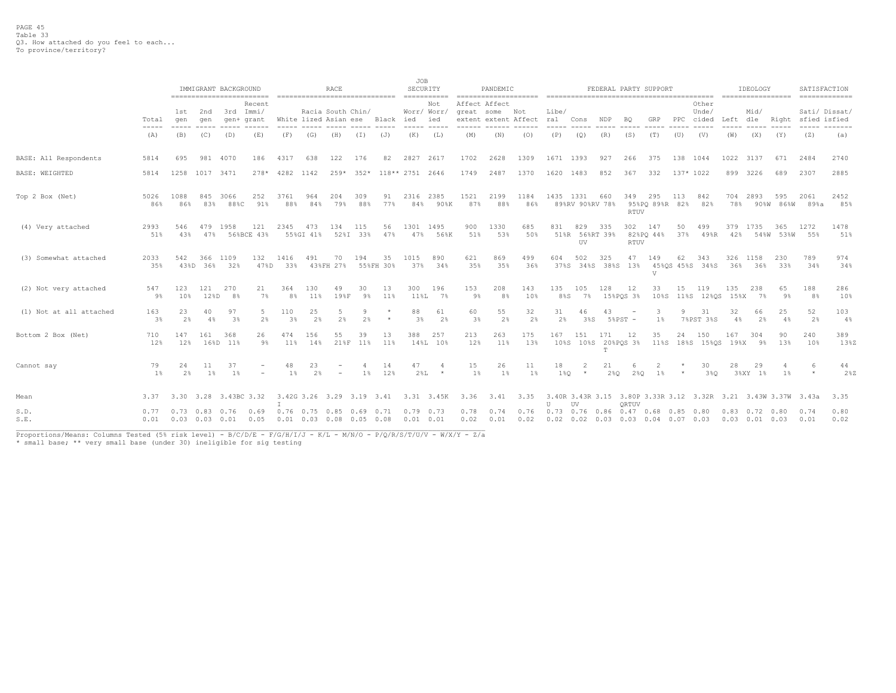PAGE 45
Table 33
Q3. How attached do you feel to each...
To province/territory?

| | Total | IMMIGRANT BACKGROUND 1st gen | 2nd gen | 3rd gen+ | Recent Immi/ grant | RACE White | Racia lized | South Asian | Chin/ ese | Black | JOB SECURITY Worr/ ied | Not Worr/ ied | PANDEMIC Affect great extent | Affect some extent | Not Affect | FEDERAL PARTY SUPPORT Libe/ ral | Cons | NDP | BQ | GRP | PPC | Other Unde/ cided | IDEOLOGY Left | Mid/ dle | Right | SATISFACTION Sati/ sfied | Dissat/ isfied |
|---|---|---|---|---|---|---|---|---|---|---|---|---|---|---|---|---|---|---|---|---|---|---|---|---|---|---|---|
| | (A) | (B) | (C) | (D) | (E) | (F) | (G) | (H) | (I) | (J) | (K) | (L) | (M) | (N) | (O) | (P) | (Q) | (R) | (S) | (T) | (U) | (V) | (W) | (X) | (Y) | (Z) | (a) |
| BASE: All Respondents | 5814 | 695 | 981 | 4070 | 186 | 4317 | 638 | 122 | 176 | 82 | 2827 | 2617 | 1702 | 2628 | 1309 | 1671 | 1393 | 927 | 266 | 375 | 138 | 1044 | 1022 | 3137 | 671 | 2484 | 2740 |
| BASE: WEIGHTED | 5814 | 1258 | 1017 | 3471 | 278* | 4282 | 1142 | 259* | 352* | 118** | 2751 | 2646 | 1749 | 2487 | 1370 | 1620 | 1483 | 852 | 367 | 332 | 137* | 1022 | 899 | 3226 | 689 | 2307 | 2885 |
| Top 2 Box (Net) | 5026 | 1088 | 845 | 3066 | 252 | 3761 | 964 | 204 | 309 | 91 | 2316 | 2385 | 1521 | 2199 | 1184 | 1435 | 1331 | 660 | 349 | 295 | 113 | 842 | 704 | 2893 | 595 | 2061 | 2452 |
| | 86% | 86% | 83% | 88%C | 91% | 88% | 84% | 79% | 88% | 77% | 84% | 90%K | 87% | 88% | 86% | 89%RV | 90%RV | 78% | 95%PQ RTUV | 89%R | 82% | 82% | 78% | 90%W | 86%W | 89%a | 85% |
| (4) Very attached | 2993 | 546 | 479 | 1958 | 121 | 2345 | 473 | 134 | 115 | 56 | 1301 | 1495 | 900 | 1330 | 685 | 831 | 829 | 335 | 302 | 147 | 50 | 499 | 379 | 1735 | 365 | 1272 | 1478 |
| | 51% | 43% | 47% | 56%BCE | 43% | 55%GI | 41% | 52%I | 33% | 47% | 47% | 56%K | 51% | 53% | 50% | 51%R | 56%RT UV | 39% | 82%PQ RTUV | 44% | 37% | 49%R | 42% | 54%W | 53%W | 55% | 51% |
| (3) Somewhat attached | 2033 | 542 | 366 | 1109 | 132 | 1416 | 491 | 70 | 194 | 35 | 1015 | 890 | 621 | 869 | 499 | 604 | 502 | 325 | 47 | 149 | 62 | 343 | 326 | 1158 | 230 | 789 | 974 |
| | 35% | 43%D | 36% | 32% | 47%D | 33% | 43%FH | 27% | 55%FH | 30% | 37% | 34% | 35% | 35% | 36% | 37%S | 34%S | 38%S | 13% | 45%QS V | 45%S | 34%S | 36% | 36% | 33% | 34% | 34% |
| (2) Not very attached | 547 | 123 | 121 | 270 | 21 | 364 | 130 | 49 | 30 | 13 | 300 | 196 | 153 | 208 | 143 | 135 | 105 | 128 | 12 | 33 | 15 | 119 | 135 | 238 | 65 | 188 | 286 |
| | 9% | 10% | 12%D | 8% | 7% | 8% | 11% | 19%F | 9% | 11% | 11%L | 7% | 9% | 8% | 10% | 8%S | 7% | 15%PQS | 3% | 10%S | 11%S | 12%QS | 15%X | 7% | 9% | 8% | 10% |
| (1) Not at all attached | 163 | 23 | 40 | 97 | 5 | 110 | 25 | 5 | 9 | * | 88 | 61 | 60 | 55 | 32 | 31 | 46 | 43 | - | 3 | 9 | 31 | 32 | 66 | 25 | 52 | 103 |
| | 3% | 2% | 4% | 3% | 2% | 3% | 2% | 2% | 2% | * | 3% | 2% | 3% | 2% | 2% | 2% | 3%S | 5%PST | - | 1% | 7%PST | 3%S | 4% | 2% | 4% | 2% | 4% |
| Bottom 2 Box (Net) | 710 | 147 | 161 | 368 | 26 | 474 | 156 | 55 | 39 | 13 | 388 | 257 | 213 | 263 | 175 | 167 | 151 | 171 | 12 | 35 | 24 | 150 | 167 | 304 | 90 | 240 | 389 |
| | 12% | 12% | 16%D | 11% | 9% | 11% | 14% | 21%F | 11% | 11% | 14%L | 10% | 12% | 11% | 13% | 10%S | 10%S | 20%PQS T | 3% | 11%S | 18%S | 15%QS | 19%X | 9% | 13% | 10% | 13%Z |
| Cannot say | 79 | 24 | 11 | 37 | - | 48 | 23 | - | 4 | 14 | 47 | 4 | 15 | 26 | 11 | 18 | 2 | 21 | 6 | 2 | * | 30 | 28 | 29 | 4 | 6 | 44 |
| | 1% | 2% | 1% | 1% | - | 1% | 2% | - | 1% | 12% | 2%L | * | 1% | 1% | 1% | 1%Q | * | 2%Q | 2%Q | 1% | * | 3%Q | 3%XY | 1% | 1% | * | 2%Z |
| Mean | 3.37 | 3.30 | 3.28 | 3.43BC | 3.32 | 3.42G I | 3.26 | 3.29 | 3.19 | 3.41 | 3.31 | 3.45K | 3.36 | 3.41 | 3.35 | 3.40R U | 3.43R UV | 3.15 | 3.80P QRTUV | 3.33R | 3.12 | 3.32R | 3.21 | 3.43W | 3.37W | 3.43a | 3.35 |
| S.D. | 0.77 | 0.73 | 0.83 | 0.76 | 0.69 | 0.76 | 0.75 | 0.85 | 0.69 | 0.71 | 0.79 | 0.73 | 0.78 | 0.74 | 0.76 | 0.73 | 0.76 | 0.86 | 0.47 | 0.68 | 0.85 | 0.80 | 0.83 | 0.72 | 0.80 | 0.74 | 0.80 |
| S.E. | 0.01 | 0.03 | 0.03 | 0.01 | 0.05 | 0.01 | 0.03 | 0.08 | 0.05 | 0.08 | 0.01 | 0.01 | 0.02 | 0.01 | 0.02 | 0.02 | 0.02 | 0.03 | 0.03 | 0.04 | 0.07 | 0.03 | 0.03 | 0.01 | 0.03 | 0.01 | 0.02 |

Proportions/Means: Columns Tested (5% risk level) - B/C/D/E - F/G/H/I/J - K/L - M/N/O - P/Q/R/S/T/U/V - W/X/Y - Z/a
* small base; ** very small base (under 30) ineligible for sig testing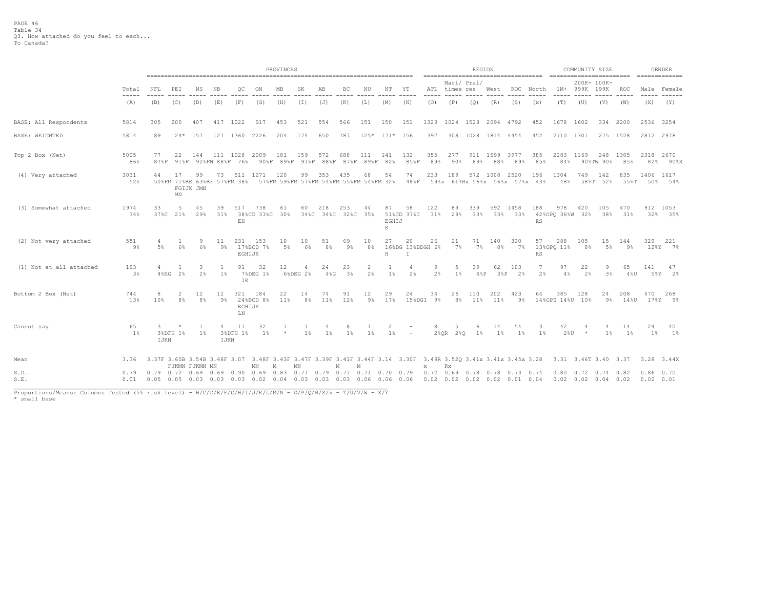PAGE 46
Table 34
Q3. How attached do you feel to each...
To Canada?

| | Total | NFL | PEI | NS | NB | QC | ON | MB | SK | AB | BC | NU | NT | YT | ATL | Mari/ times | Prai/ res | West | ROC | North | 1M+ | 200K-999K | 100K-199K | ROC | Male | Female |
|---|---|---|---|---|---|---|---|---|---|---|---|---|---|---|---|---|---|---|---|---|---|---|---|---|---|---|
| | | PROVINCES | | | | | | | | | | | | | REGION | | | | | | COMMUNITY SIZE | | | | GENDER | |
| | (A) | (B) | (C) | (D) | (E) | (F) | (G) | (H) | (I) | (J) | (K) | (L) | (M) | (N) | (O) | (P) | (Q) | (R) | (S) | (x) | (T) | (U) | (V) | (W) | (X) | (Y) |
| BASE: All Respondents | 5814 | 305 | 200 | 407 | 417 | 1022 | 917 | 453 | 521 | 554 | 566 | 151 | 150 | 151 | 1329 | 1024 | 1528 | 2094 | 4792 | 452 | 1678 | 1602 | 334 | 2200 | 2536 | 3254 |
| BASE: WEIGHTED | 5814 | 89 | 24* | 157 | 127 | 1360 | 2226 | 204 | 174 | 650 | 787 | 125* | 171* | 156 | 397 | 308 | 1028 | 1814 | 4454 | 452 | 2710 | 1301 | 275 | 1528 | 2812 | 2978 |
| Top 2 Box (Net) | 5005<br>86% | 77<br>87%F | 22<br>91%F | 144<br>92%FN | 111<br>88%F | 1028<br>76% | 2009<br>90%F | 181<br>89%F | 159<br>91%F | 572<br>88%F | 688<br>87%F | 111<br>89%F | 141<br>82% | 132<br>85%F | 355<br>89% | 277<br>90% | 911<br>89% | 1599<br>88% | 3977<br>89% | 385<br>85% | 2283<br>84% | 1169<br>90%TW | 248<br>90% | 1305<br>85% | 2318<br>82% | 2670<br>90%X |
| (4) Very attached | 3031<br>52% | 44<br>50%FM | 17<br>71%BE FGIJK MN | 99<br>63%BF JMN | 73<br>57%FM | 511<br>38% | 1271<br>57%FM | 120<br>59%FM | 99<br>57%FM | 353<br>54%FM | 435<br>55%FM | 68<br>54%FM | 54<br>32% | 74<br>48%F | 233<br>59%x | 189<br>61%Rx | 572<br>56%x | 1008<br>56%x | 2520<br>57%x | 196<br>43% | 1304<br>48% | 749<br>58%T | 142<br>52% | 835<br>55%T | 1406<br>50% | 1617<br>54% |
| (3) Somewhat attached | 1974<br>34% | 33<br>37%C | 5<br>21% | 45<br>29% | 39<br>31% | 517<br>38%CD EH | 738<br>33%C | 61<br>30% | 60<br>34%C | 218<br>34%C | 253<br>32%C | 44<br>35% | 87<br>51%CD EGHIJ K | 58<br>37%C | 122<br>31% | 89<br>29% | 339<br>33% | 592<br>33% | 1458<br>33% | 188<br>42%OPQ RS | 978<br>36%W | 420<br>32% | 105<br>38% | 470<br>31% | 912<br>32% | 1053<br>35% |
| (2) Not very attached | 551<br>9% | 4<br>5% | 1<br>6% | 9<br>6% | 11<br>9% | 231<br>17%BCD EGHIJK | 153<br>7% | 10<br>5% | 10<br>6% | 51<br>8% | 69<br>9% | 10<br>8% | 27<br>16%DG H | 20<br>13%BDGH I | 26<br>6% | 21<br>7% | 71<br>7% | 140<br>8% | 320<br>7% | 57<br>13%OPQ RS | 288<br>11% | 105<br>8% | 15<br>5% | 144<br>9% | 329<br>12%Y | 221<br>7% |
| (1) Not at all attached | 193<br>3% | 4<br>4%EG | 1<br>2% | 3<br>2% | 1<br>1% | 91<br>7%DEG IK | 32<br>1% | 12<br>6%DEG | 4<br>2% | 24<br>4%G | 23<br>3% | 2<br>2% | 1<br>1% | 4<br>2% | 9<br>2% | 5<br>1% | 39<br>4%P | 62<br>3%P | 103<br>2% | 7<br>2% | 97<br>4% | 22<br>2% | 9<br>3% | 65<br>4%U | 141<br>5%Y | 47<br>2% |
| Bottom 2 Box (Net) | 744<br>13% | 8<br>10% | 2<br>8% | 12<br>8% | 12<br>9% | 321<br>24%BCD EGHIJK LN | 184<br>8% | 22<br>11% | 14<br>8% | 74<br>11% | 91<br>12% | 12<br>9% | 29<br>17% | 24<br>15%DGI | 34<br>9% | 26<br>8% | 110<br>11% | 202<br>11% | 423<br>9% | 64<br>14%OPS | 385<br>14%U | 128<br>10% | 24<br>9% | 208<br>14%U | 470<br>17%Y | 268<br>9% |
| Cannot say | 65<br>1% | 3<br>3%DFH IJKN | *<br>1% | 1<br>1% | 4<br>3%DFH IJKN | 11<br>1% | 32<br>1% | 1<br>* | 1<br>1% | 4<br>1% | 8<br>1% | 1<br>1% | 2<br>1% | -<br>- | 8<br>2%QR | 5<br>2%Q | 6<br>1% | 14<br>1% | 54<br>1% | 3<br>1% | 42<br>2%U | 4<br>* | 4<br>1% | 14<br>1% | 24<br>1% | 40<br>1% |
| Mean | 3.36 | 3.37F | 3.60B FJKMN | 3.54B FJKMN | 3.48F MN | 3.07 | 3.48F MN | 3.43F M | 3.47F MN | 3.39F | 3.41F M | 3.44F M | 3.14 | 3.30F | 3.49R x | 3.52Q Rx | 3.41x | 3.41x | 3.45x | 3.28 | 3.31 | 3.46T | 3.40 | 3.37 | 3.28 | 3.44X |
| S.D. | 0.79 | 0.79 | 0.72 | 0.69 | 0.69 | 0.90 | 0.69 | 0.83 | 0.71 | 0.79 | 0.77 | 0.71 | 0.70 | 0.79 | 0.72 | 0.69 | 0.78 | 0.78 | 0.73 | 0.74 | 0.80 | 0.72 | 0.74 | 0.82 | 0.86 | 0.70 |
| S.E. | 0.01 | 0.05 | 0.05 | 0.03 | 0.03 | 0.03 | 0.02 | 0.04 | 0.03 | 0.03 | 0.03 | 0.06 | 0.06 | 0.06 | 0.02 | 0.02 | 0.02 | 0.02 | 0.01 | 0.04 | 0.02 | 0.02 | 0.04 | 0.02 | 0.02 | 0.01 |

Proportions/Means: Columns Tested (5% risk level) - B/C/D/E/F/G/H/I/J/K/L/M/N - O/P/Q/R/S/x - T/U/V/W - X/Y
* small base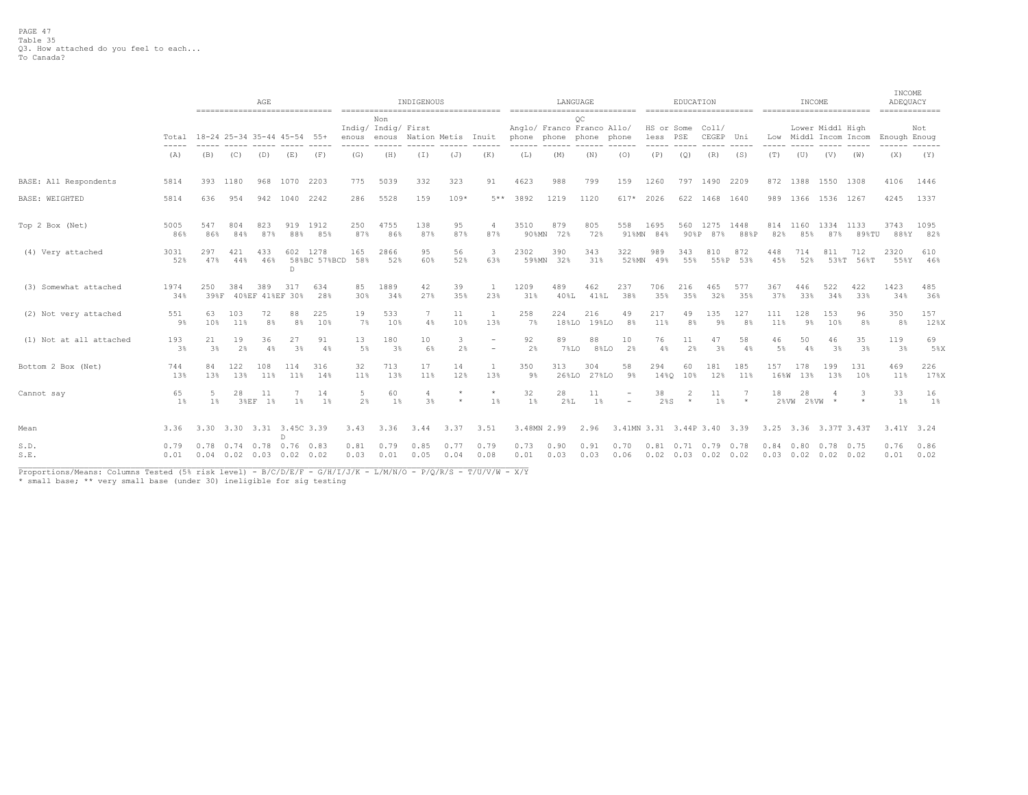PAGE 47
Table 35
Q3. How attached do you feel to each...
To Canada?

| | Total | AGE | | | | | INDIGENOUS | | | | | LANGUAGE | | | | EDUCATION | | | | INCOME | | | | INCOME ADEQUACY | |
|---|---|---|---|---|---|---|---|---|---|---|---|---|---|---|---|---|---|---|---|---|---|---|---|---|---|
| | Total | 18-24 | 25-34 | 35-44 | 45-54 | 55+ | Indigenous | Non Indigenous | First Nation | Metis | Inuit | Anglo/ phone | Franco phone | QC Franco phone | Allo/ phone | HS or less | Some PSE | Coll/ CEGEP | Uni | Low | Lower Middl | Middl Incom | High Incom | Enough | Not Enoug |
| | (A) | (B) | (C) | (D) | (E) | (F) | (G) | (H) | (I) | (J) | (K) | (L) | (M) | (N) | (O) | (P) | (Q) | (R) | (S) | (T) | (U) | (V) | (W) | (X) | (Y) |
| BASE: All Respondents | 5814 | 393 | 1180 | 968 | 1070 | 2203 | 775 | 5039 | 332 | 323 | 91 | 4623 | 988 | 799 | 159 | 1260 | 797 | 1490 | 2209 | 872 | 1388 | 1550 | 1308 | 4106 | 1446 |
| BASE: WEIGHTED | 5814 | 636 | 954 | 942 | 1040 | 2242 | 286 | 5528 | 159 | 109* | 5** | 3892 | 1219 | 1120 | 617* | 2026 | 622 | 1468 | 1640 | 989 | 1366 | 1536 | 1267 | 4245 | 1337 |
| Top 2 Box (Net) | 5005 | 547 | 804 | 823 | 919 | 1912 | 250 | 4755 | 138 | 95 | 4 | 3510 | 879 | 805 | 558 | 1695 | 560 | 1275 | 1448 | 814 | 1160 | 1334 | 1133 | 3743 | 1095 |
| | 86% | 86% | 84% | 87% | 88% | 85% | 87% | 86% | 87% | 87% | 87% | 90%MN | 72% | 72% | 91%MN | 84% | 90%P | 87% | 88%P | 82% | 85% | 87% | 89%TU | 88%Y | 82% |
| (4) Very attached | 3031 | 297 | 421 | 433 | 602 | 1278 | 165 | 2866 | 95 | 56 | 3 | 2302 | 390 | 343 | 322 | 989 | 343 | 810 | 872 | 448 | 714 | 811 | 712 | 2320 | 610 |
| | 52% | 47% | 44% | 46% | 58%BCD | 57%BCD | 58% | 52% | 60% | 52% | 63% | 59%MN | 32% | 31% | 52%MN | 49% | 55% | 55%P | 53% | 45% | 52% | 53%T | 56%T | 55%Y | 46% |
| (3) Somewhat attached | 1974 | 250 | 384 | 389 | 317 | 634 | 85 | 1889 | 42 | 39 | 1 | 1209 | 489 | 462 | 237 | 706 | 216 | 465 | 577 | 367 | 446 | 522 | 422 | 1423 | 485 |
| | 34% | 39%F | 40%EF | 41%EF | 30% | 28% | 30% | 34% | 27% | 35% | 23% | 31% | 40%L | 41%L | 38% | 35% | 35% | 32% | 35% | 37% | 33% | 34% | 33% | 34% | 36% |
| (2) Not very attached | 551 | 63 | 103 | 72 | 88 | 225 | 19 | 533 | 7 | 11 | 1 | 258 | 224 | 216 | 49 | 217 | 49 | 135 | 127 | 111 | 128 | 153 | 96 | 350 | 157 |
| | 9% | 10% | 11% | 8% | 8% | 10% | 7% | 10% | 4% | 10% | 13% | 7% | 18%LO | 19%LO | 8% | 11% | 8% | 9% | 8% | 11% | 9% | 10% | 8% | 8% | 12%X |
| (1) Not at all attached | 193 | 21 | 19 | 36 | 27 | 91 | 13 | 180 | 10 | 3 | - | 92 | 89 | 88 | 10 | 76 | 11 | 47 | 58 | 46 | 50 | 46 | 35 | 119 | 69 |
| | 3% | 3% | 2% | 4% | 3% | 4% | 5% | 3% | 6% | 2% | - | 2% | 7%LO | 8%LO | 2% | 4% | 2% | 3% | 4% | 5% | 4% | 3% | 3% | 3% | 5%X |
| Bottom 2 Box (Net) | 744 | 84 | 122 | 108 | 114 | 316 | 32 | 713 | 17 | 14 | 1 | 350 | 313 | 304 | 58 | 294 | 60 | 181 | 185 | 157 | 178 | 199 | 131 | 469 | 226 |
| | 13% | 13% | 13% | 11% | 11% | 14% | 11% | 13% | 11% | 12% | 13% | 9% | 26%LO | 27%LO | 9% | 14%Q | 10% | 12% | 11% | 16%W | 13% | 13% | 10% | 11% | 17%X |
| Cannot say | 65 | 5 | 28 | 11 | 7 | 14 | 5 | 60 | 4 | * | * | 32 | 28 | 11 | - | 38 | 2 | 11 | 7 | 18 | 28 | 4 | 3 | 33 | 16 |
| | 1% | 1% | 3%EF | 1% | 1% | 1% | 2% | 1% | 3% | * | 1% | 1% | 2%L | 1% | - | 2%S | * | 1% | * | 2%VW | 2%VW | * | * | 1% | 1% |
| Mean | 3.36 | 3.30 | 3.30 | 3.31 | 3.45CD | 3.39 | 3.43 | 3.36 | 3.44 | 3.37 | 3.51 | 3.48MN | 2.99 | 2.96 | 3.41MN | 3.31 | 3.44P | 3.40 | 3.39 | 3.25 | 3.36 | 3.37T | 3.43T | 3.41Y | 3.24 |
| S.D. | 0.79 | 0.78 | 0.74 | 0.78 | 0.76 | 0.83 | 0.81 | 0.79 | 0.85 | 0.77 | 0.79 | 0.73 | 0.90 | 0.91 | 0.70 | 0.81 | 0.71 | 0.79 | 0.78 | 0.84 | 0.80 | 0.78 | 0.75 | 0.76 | 0.86 |
| S.E. | 0.01 | 0.04 | 0.02 | 0.03 | 0.02 | 0.02 | 0.03 | 0.01 | 0.05 | 0.04 | 0.08 | 0.01 | 0.03 | 0.03 | 0.06 | 0.02 | 0.03 | 0.02 | 0.02 | 0.03 | 0.02 | 0.02 | 0.02 | 0.01 | 0.02 |

Proportions/Means: Columns Tested (5% risk level) - B/C/D/E/F - G/H/I/J/K - L/M/N/O - P/Q/R/S - T/U/V/W - X/Y
* small base; ** very small base (under 30) ineligible for sig testing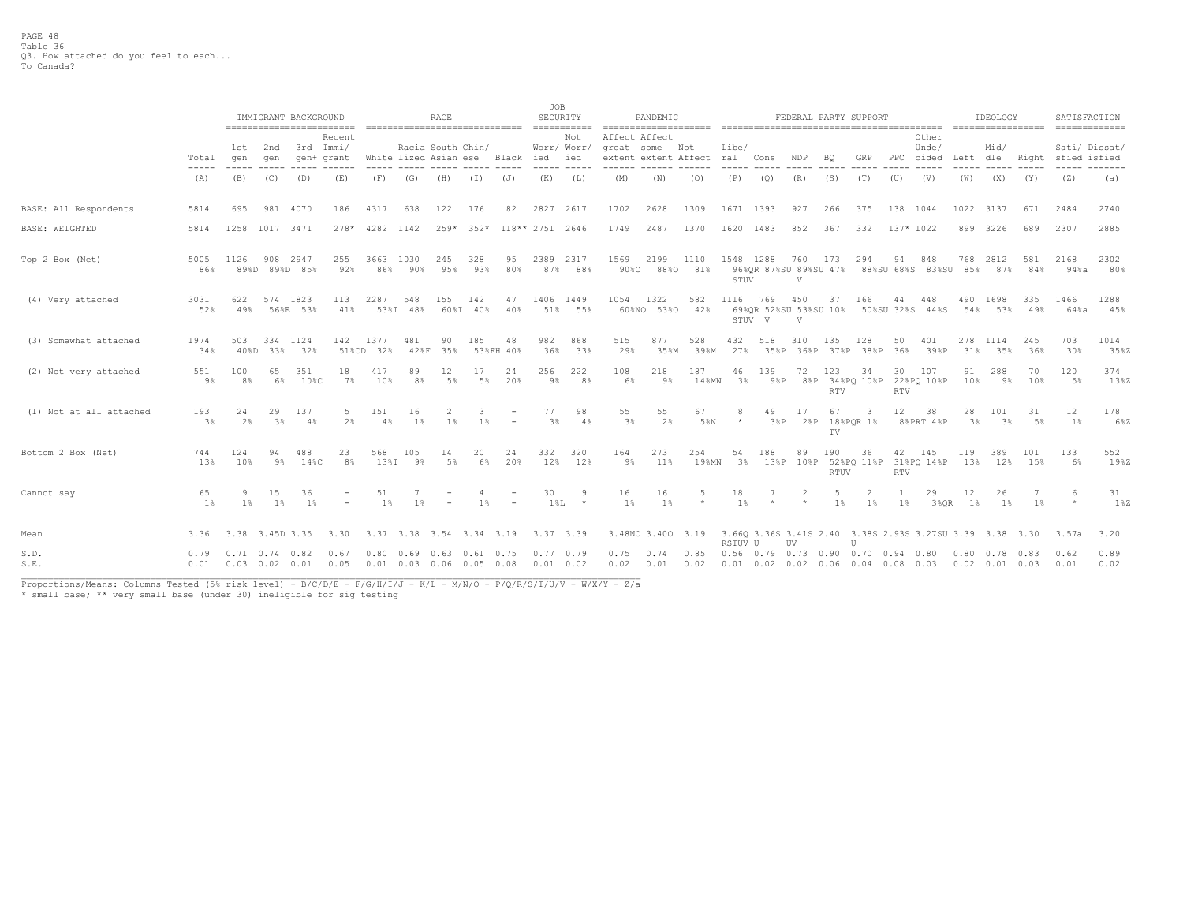PAGE 48
Table 36
Q3. How attached do you feel to each...
To Canada?

| | Total | IMMIGRANT BACKGROUND | | | | RACE | | | | | JOB SECURITY | | PANDEMIC | | | FEDERAL PARTY SUPPORT | | | | | | | IDEOLOGY | | | SATISFACTION | |
|---|---|---|---|---|---|---|---|---|---|---|---|---|---|---|---|---|---|---|---|---|---|---|---|---|---|---|---|
| | Total | 1st gen | 2nd gen | 3rd gen+ | Recent Immi/ grant | White | Racia lized | South Asian | Chin/ ese | Black | Worr/ ied | Not Worr/ ied | Affect great extent | Affect some extent | Not Affect | Libe/ ral | Cons | NDP | BQ | GRP | PPC | Other Unde/ cided | Left | Mid/ dle | Right | Sati/ sfied | Dissat/ isfied |
| | (A) | (B) | (C) | (D) | (E) | (F) | (G) | (H) | (I) | (J) | (K) | (L) | (M) | (N) | (O) | (P) | (Q) | (R) | (S) | (T) | (U) | (V) | (W) | (X) | (Y) | (Z) | (a) |
| BASE: All Respondents | 5814 | 695 | 981 | 4070 | 186 | 4317 | 638 | 122 | 176 | 82 | 2827 | 2617 | 1702 | 2628 | 1309 | 1671 | 1393 | 927 | 266 | 375 | 138 | 1044 | 1022 | 3137 | 671 | 2484 | 2740 |
| BASE: WEIGHTED | 5814 | 1258 | 1017 | 3471 | 278* | 4282 | 1142 | 259* | 352* | 118** | 2751 | 2646 | 1749 | 2487 | 1370 | 1620 | 1483 | 852 | 367 | 332 | 137* | 1022 | 899 | 3226 | 689 | 2307 | 2885 |
| Top 2 Box (Net) | 5005 | 1126 | 908 | 2947 | 255 | 3663 | 1030 | 245 | 328 | 95 | 2389 | 2317 | 1569 | 2199 | 1110 | 1548 | 1288 | 760 | 173 | 294 | 94 | 848 | 768 | 2812 | 581 | 2168 | 2302 |
| | 86% | 89%D | 89%D | 85% | 92% | 86% | 90% | 95% | 93% | 80% | 87% | 88% | 90%O | 88%O | 81% | 96%QR STUV | 87%SU | 89%SU V | 47% | 88%SU | 68%S | 83%SU | 85% | 87% | 84% | 94%a | 80% |
| (4) Very attached | 3031 | 622 | 574 | 1823 | 113 | 2287 | 548 | 155 | 142 | 47 | 1406 | 1449 | 1054 | 1322 | 582 | 1116 | 769 | 450 | 37 | 166 | 44 | 448 | 490 | 1698 | 335 | 1466 | 1288 |
| | 52% | 49% | 56%E | 53% | 41% | 53%I | 48% | 60%I | 40% | 40% | 51% | 55% | 60%NO | 53%O | 42% | 69%QR STUV | 52%SU V | 53%SU V | 10% | 50%SU | 32%S | 44%S | 54% | 53% | 49% | 64%a | 45% |
| (3) Somewhat attached | 1974 | 503 | 334 | 1124 | 142 | 1377 | 481 | 90 | 185 | 48 | 982 | 868 | 515 | 877 | 528 | 432 | 518 | 310 | 135 | 128 | 50 | 401 | 278 | 1114 | 245 | 703 | 1014 |
| | 34% | 40%D | 33% | 32% | 51%CD | 32% | 42%F | 35% | 53%FH | 40% | 36% | 33% | 29% | 35%M | 39%M | 27% | 35%P | 36%P | 37%P | 38%P | 36% | 39%P | 31% | 35% | 36% | 30% | 35%Z |
| (2) Not very attached | 551 | 100 | 65 | 351 | 18 | 417 | 89 | 12 | 17 | 24 | 256 | 222 | 108 | 218 | 187 | 46 | 139 | 72 | 123 | 34 | 30 | 107 | 91 | 288 | 70 | 120 | 374 |
| | 9% | 8% | 6% | 10%C | 7% | 10% | 8% | 5% | 5% | 20% | 9% | 8% | 6% | 9% | 14%MN | 3% | 9%P | 8%P | 34%PQ RTV | 10%P | 22%PQ RTV | 10%P | 10% | 9% | 10% | 5% | 13%Z |
| (1) Not at all attached | 193 | 24 | 29 | 137 | 5 | 151 | 16 | 2 | 3 | - | 77 | 98 | 55 | 55 | 67 | 8 | 49 | 17 | 67 | 3 | 12 | 38 | 28 | 101 | 31 | 12 | 178 |
| | 3% | 2% | 3% | 4% | 2% | 4% | 1% | 1% | 1% | - | 3% | 4% | 3% | 2% | 5%N | * | 3%P | 2%P | 18%PQR TV | 1% | 8%PRT | 4%P | 3% | 3% | 5% | 1% | 6%Z |
| Bottom 2 Box (Net) | 744 | 124 | 94 | 488 | 23 | 568 | 105 | 14 | 20 | 24 | 332 | 320 | 164 | 273 | 254 | 54 | 188 | 89 | 190 | 36 | 42 | 145 | 119 | 389 | 101 | 133 | 552 |
| | 13% | 10% | 9% | 14%C | 8% | 13%I | 9% | 5% | 6% | 20% | 12% | 12% | 9% | 11% | 19%MN | 3% | 13%P | 10%P | 52%PQ RTUV | 11%P | 31%PQ RTV | 14%P | 13% | 12% | 15% | 6% | 19%Z |
| Cannot say | 65 | 9 | 15 | 36 | - | 51 | 7 | - | 4 | - | 30 | 9 | 16 | 16 | 5 | 18 | 7 | 2 | 5 | 2 | 1 | 29 | 12 | 26 | 7 | 6 | 31 |
| | 1% | 1% | 1% | 1% | - | 1% | 1% | - | 1% | - | 1%L | * | 1% | 1% | * | 1% | * | * | 1% | 1% | 1% | 3%QR | 1% | 1% | 1% | * | 1%Z |
| Mean | 3.36 | 3.38 | 3.45D | 3.35 | 3.30 | 3.37 | 3.38 | 3.54 | 3.34 | 3.19 | 3.37 | 3.39 | 3.48NO | 3.40O | 3.19 | 3.66Q RSTUV | 3.36S U | 3.41S UV | 2.40 | 3.38S U | 2.93S | 3.27SU | 3.39 | 3.38 | 3.30 | 3.57a | 3.20 |
| S.D. | 0.79 | 0.71 | 0.74 | 0.82 | 0.67 | 0.80 | 0.69 | 0.63 | 0.61 | 0.75 | 0.77 | 0.79 | 0.75 | 0.74 | 0.85 | 0.56 | 0.79 | 0.73 | 0.90 | 0.70 | 0.94 | 0.80 | 0.80 | 0.78 | 0.83 | 0.62 | 0.89 |
| S.E. | 0.01 | 0.03 | 0.02 | 0.01 | 0.05 | 0.01 | 0.03 | 0.06 | 0.05 | 0.08 | 0.01 | 0.02 | 0.02 | 0.01 | 0.02 | 0.01 | 0.02 | 0.02 | 0.06 | 0.04 | 0.08 | 0.03 | 0.02 | 0.01 | 0.03 | 0.01 | 0.02 |

Proportions/Means: Columns Tested (5% risk level) - B/C/D/E - F/G/H/I/J - K/L - M/N/O - P/Q/R/S/T/U/V - W/X/Y - Z/a
* small base; ** very small base (under 30) ineligible for sig testing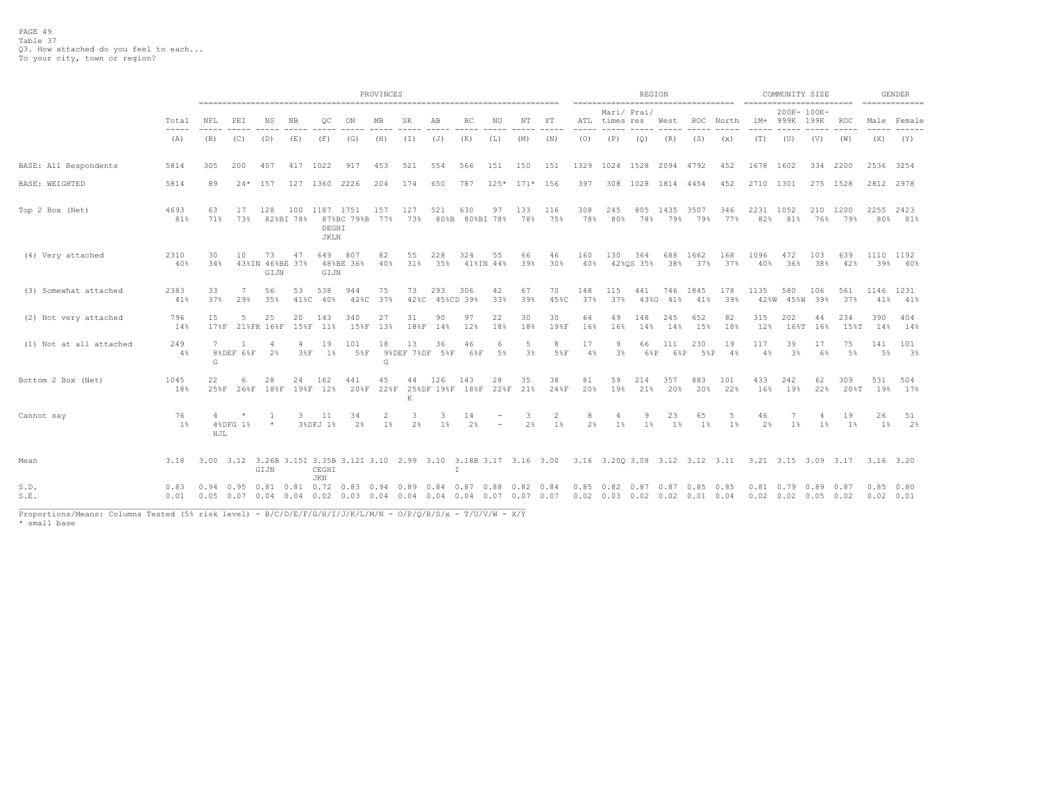PAGE 49
Table 37
Q3. How attached do you feel to each...
To your city, town or region?

| | Total | PROVINCES | | | | | | | | | | | | | REGION | | | | | | COMMUNITY SIZE | | | | GENDER | |
|---|---|---|---|---|---|---|---|---|---|---|---|---|---|---|---|---|---|---|---|---|---|---|---|---|---|---|
| | Total | NFL | PEI | NS | NB | QC | ON | MB | SK | AB | BC | NU | NT | YT | ATL | Mari/ times | Prai/ res | West | ROC | North | 1M+ | 200K- 999K | 100K- 199K | ROC | Male | Female |
| | (A) | (B) | (C) | (D) | (E) | (F) | (G) | (H) | (I) | (J) | (K) | (L) | (M) | (N) | (O) | (P) | (Q) | (R) | (S) | (x) | (T) | (U) | (V) | (W) | (X) | (Y) |
| BASE: All Respondents | 5814 | 305 | 200 | 407 | 417 | 1022 | 917 | 453 | 521 | 554 | 566 | 151 | 150 | 151 | 1329 | 1024 | 1528 | 2094 | 4792 | 452 | 1678 | 1602 | 334 | 2200 | 2536 | 3254 |
| BASE: WEIGHTED | 5814 | 89 | 24* | 157 | 127 | 1360 | 2226 | 204 | 174 | 650 | 787 | 125* | 171* | 156 | 397 | 308 | 1028 | 1814 | 4454 | 452 | 2710 | 1301 | 275 | 1528 | 2812 | 2978 |
| Top 2 Box (Net) | 4693 | 63 | 17 | 128 | 100 | 1187 | 1751 | 157 | 127 | 521 | 630 | 97 | 133 | 116 | 308 | 245 | 805 | 1435 | 3507 | 346 | 2231 | 1052 | 210 | 1200 | 2255 | 2423 |
| | 81% | 71% | 73% | 82%BI | 78% | 87%BC DEGHI JKLN | 79%B | 77% | 73% | 80%B | 80%BI | 78% | 78% | 75% | 78% | 80% | 78% | 79% | 79% | 77% | 82% | 81% | 76% | 79% | 80% | 81% |
| (4) Very attached | 2310 | 30 | 10 | 73 | 47 | 649 | 807 | 82 | 55 | 228 | 324 | 55 | 66 | 46 | 160 | 130 | 364 | 688 | 1662 | 168 | 1096 | 472 | 103 | 639 | 1110 | 1192 |
| | 40% | 34% | 43%IN | 46%BE GIJN | 37% | 48%BE GIJN | 36% | 40% | 31% | 35% | 41%IN | 44% | 39% | 30% | 40% | 42%QS | 35% | 38% | 37% | 37% | 40% | 36% | 38% | 42% | 39% | 40% |
| (3) Somewhat attached | 2383 | 33 | 7 | 56 | 53 | 538 | 944 | 75 | 73 | 293 | 306 | 42 | 67 | 70 | 148 | 115 | 441 | 746 | 1845 | 178 | 1135 | 580 | 106 | 561 | 1146 | 1231 |
| | 41% | 37% | 29% | 35% | 41%C | 40% | 42%C | 37% | 42%C | 45%CD | 39% | 33% | 39% | 45%C | 37% | 37% | 43%O | 41% | 41% | 39% | 42%W | 45%W | 39% | 37% | 41% | 41% |
| (2) Not very attached | 796 | 15 | 5 | 25 | 20 | 143 | 340 | 27 | 31 | 90 | 97 | 22 | 30 | 30 | 64 | 49 | 148 | 245 | 652 | 82 | 315 | 202 | 44 | 234 | 390 | 404 |
| | 14% | 17%F | 21%FK | 16%F | 15%F | 11% | 15%F | 13% | 18%F | 14% | 12% | 18% | 18% | 19%F | 16% | 16% | 14% | 14% | 15% | 18% | 12% | 16%T | 16% | 15%T | 14% | 14% |
| (1) Not at all attached | 249 | 7 | 1 | 4 | 4 | 19 | 101 | 18 | 13 | 36 | 46 | 6 | 5 | 8 | 17 | 9 | 66 | 111 | 230 | 19 | 117 | 39 | 17 | 75 | 141 | 101 |
| | 4% | 8%DEF G | 6%F | 2% | 3%F | 1% | 5%F | 9%DEF G | 7%DF | 5%F | 6%F | 5% | 3% | 5%F | 4% | 3% | 6%P | 6%P | 5%P | 4% | 4% | 3% | 6% | 5% | 5% | 3% |
| Bottom 2 Box (Net) | 1045 | 22 | 6 | 28 | 24 | 162 | 441 | 45 | 44 | 126 | 143 | 28 | 35 | 38 | 81 | 59 | 214 | 357 | 883 | 101 | 433 | 242 | 62 | 309 | 531 | 504 |
| | 18% | 25%F | 26%F | 18%F | 19%F | 12% | 20%F | 22%F | 25%DF K | 19%F | 18%F | 22%F | 21% | 24%F | 20% | 19% | 21% | 20% | 20% | 22% | 16% | 19% | 22% | 20%T | 19% | 17% |
| Cannot say | 76 | 4 | * | 1 | 3 | 11 | 34 | 2 | 3 | 3 | 14 | - | 3 | 2 | 8 | 4 | 9 | 23 | 65 | 5 | 46 | 7 | 4 | 19 | 26 | 51 |
| | 1% | 4%DFG HJL | 1% | * | 3%DFJ | 1% | 2% | 1% | 2% | 1% | 2% | - | 2% | 1% | 2% | 1% | 1% | 1% | 1% | 1% | 2% | 1% | 1% | 1% | 1% | 2% |
| Mean | 3.18 | 3.00 | 3.12 | 3.26B GIJN | 3.15I | 3.35B CEGHI JKN | 3.12I | 3.10 | 2.99 | 3.10 | 3.18B I | 3.17 | 3.16 | 3.00 | 3.16 | 3.20Q | 3.08 | 3.12 | 3.12 | 3.11 | 3.21 | 3.15 | 3.09 | 3.17 | 3.16 | 3.20 |
| S.D. | 0.83 | 0.94 | 0.95 | 0.81 | 0.81 | 0.72 | 0.83 | 0.94 | 0.89 | 0.84 | 0.87 | 0.88 | 0.82 | 0.84 | 0.85 | 0.82 | 0.87 | 0.87 | 0.85 | 0.85 | 0.81 | 0.79 | 0.89 | 0.87 | 0.85 | 0.80 |
| S.E. | 0.01 | 0.05 | 0.07 | 0.04 | 0.04 | 0.02 | 0.03 | 0.04 | 0.04 | 0.04 | 0.04 | 0.07 | 0.07 | 0.07 | 0.02 | 0.03 | 0.02 | 0.02 | 0.01 | 0.04 | 0.02 | 0.02 | 0.05 | 0.02 | 0.02 | 0.01 |

Proportions/Means: Columns Tested (5% risk level) - B/C/D/E/F/G/H/I/J/K/L/M/N - O/P/Q/R/S/x - T/U/V/W - X/Y
* small base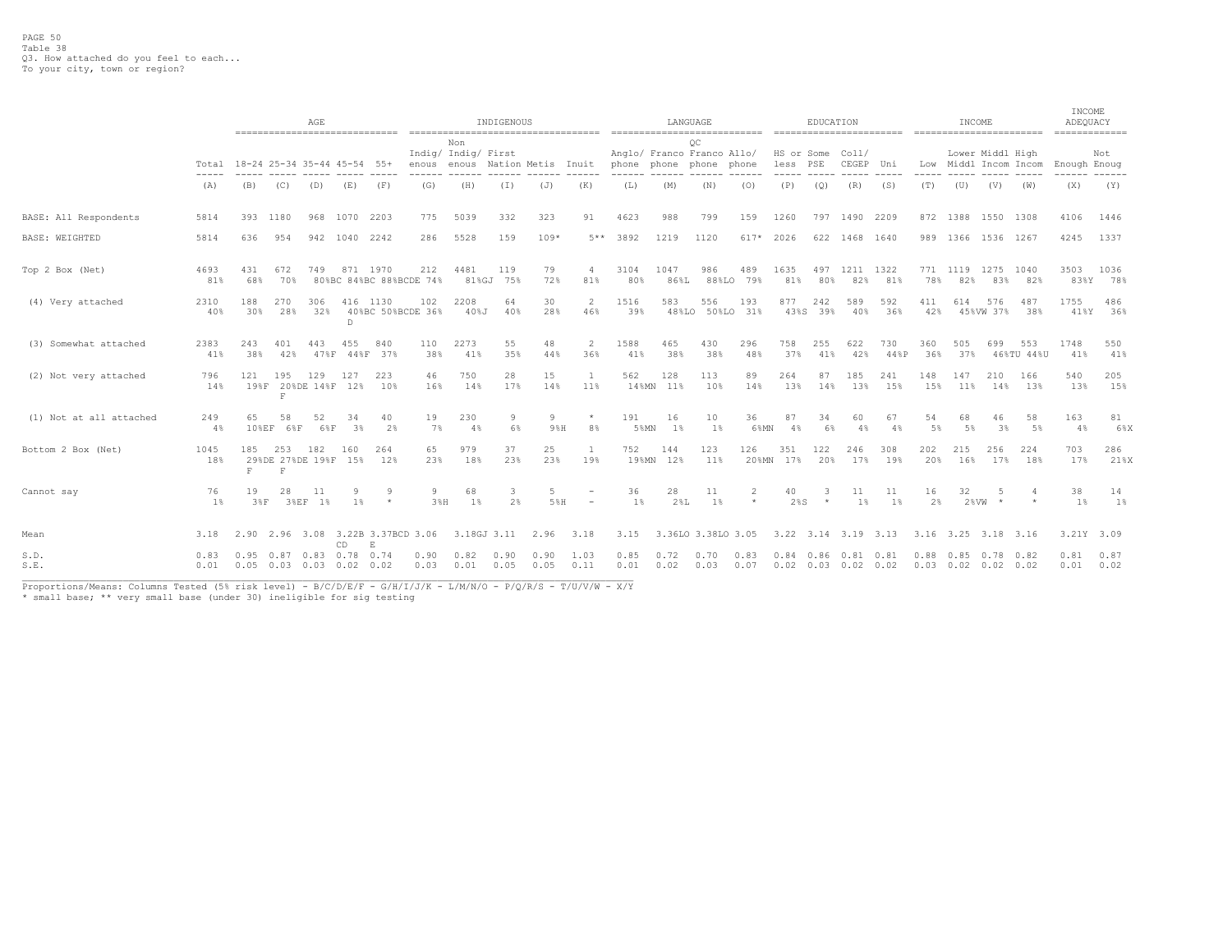PAGE 50
Table 38
Q3. How attached do you feel to each...
To your city, town or region?

| | Total | AGE 18-24 | 25-34 | 35-44 | 45-54 | 55+ | INDIGENOUS Indig/ enous | Non Indig/ enous | First Nation | Metis | Inuit | LANGUAGE Anglo/ phone | Franco phone | QC Franco phone | Allo/ phone | EDUCATION HS or less | Some PSE | Coll/ CEGEP | Uni | INCOME Low | Lower Middl | Middl Incom | High Incom | INCOME ADEQUACY Enough | Not Enoug |
|---|---|---|---|---|---|---|---|---|---|---|---|---|---|---|---|---|---|---|---|---|---|---|---|---|---|
| | (A) | (B) | (C) | (D) | (E) | (F) | (G) | (H) | (I) | (J) | (K) | (L) | (M) | (N) | (O) | (P) | (Q) | (R) | (S) | (T) | (U) | (V) | (W) | (X) | (Y) |
| BASE: All Respondents | 5814 | 393 | 1180 | 968 | 1070 | 2203 | 775 | 5039 | 332 | 323 | 91 | 4623 | 988 | 799 | 159 | 1260 | 797 | 1490 | 2209 | 872 | 1388 | 1550 | 1308 | 4106 | 1446 |
| BASE: WEIGHTED | 5814 | 636 | 954 | 942 | 1040 | 2242 | 286 | 5528 | 159 | 109* | 5** | 3892 | 1219 | 1120 | 617* | 2026 | 622 | 1468 | 1640 | 989 | 1366 | 1536 | 1267 | 4245 | 1337 |
| Top 2 Box (Net) | 4693 | 431 | 672 | 749 | 871 | 1970 | 212 | 4481 | 119 | 79 | 4 | 3104 | 1047 | 986 | 489 | 1635 | 497 | 1211 | 1322 | 771 | 1119 | 1275 | 1040 | 3503 | 1036 |
| | 81% | 68% | 70% | 80%BC | 84%BC | 88%BCDE | 74% | 81%GJ | 75% | 72% | 81% | 80% | 86%L | 88%LO | 79% | 81% | 80% | 82% | 81% | 78% | 82% | 83% | 82% | 83%Y | 78% |
| (4) Very attached | 2310 | 188 | 270 | 306 | 416 | 1130 | 102 | 2208 | 64 | 30 | 2 | 1516 | 583 | 556 | 193 | 877 | 242 | 589 | 592 | 411 | 614 | 576 | 487 | 1755 | 486 |
| | 40% | 30% | 28% | 32% | 40%BC D | 50%BCDE | 36% | 40%J | 40% | 28% | 46% | 39% | 48%LO | 50%LO | 31% | 43%S | 39% | 40% | 36% | 42% | 45%VW | 37% | 38% | 41%Y | 36% |
| (3) Somewhat attached | 2383 | 243 | 401 | 443 | 455 | 840 | 110 | 2273 | 55 | 48 | 2 | 1588 | 465 | 430 | 296 | 758 | 255 | 622 | 730 | 360 | 505 | 699 | 553 | 1748 | 550 |
| | 41% | 38% | 42% | 47%F | 44%F | 37% | 38% | 41% | 35% | 44% | 36% | 41% | 38% | 38% | 48% | 37% | 41% | 42% | 44%P | 36% | 37% | 46%TU | 44%U | 41% | 41% |
| (2) Not very attached | 796 | 121 | 195 | 129 | 127 | 223 | 46 | 750 | 28 | 15 | 1 | 562 | 128 | 113 | 89 | 264 | 87 | 185 | 241 | 148 | 147 | 210 | 166 | 540 | 205 |
| | 14% | 19%F | 20%DE F | 14%F | 12% | 10% | 16% | 14% | 17% | 14% | 11% | 14%MN | 11% | 10% | 14% | 13% | 14% | 13% | 15% | 15% | 11% | 14% | 13% | 13% | 15% |
| (1) Not at all attached | 249 | 65 | 58 | 52 | 34 | 40 | 19 | 230 | 9 | 9 | * | 191 | 16 | 10 | 36 | 87 | 34 | 60 | 67 | 54 | 68 | 46 | 58 | 163 | 81 |
| | 4% | 10%EF | 6%F | 6%F | 3% | 2% | 7% | 4% | 6% | 9%H | 8% | 5%MN | 1% | 1% | 6%MN | 4% | 6% | 4% | 4% | 5% | 5% | 3% | 5% | 4% | 6%X |
| Bottom 2 Box (Net) | 1045 | 185 | 253 | 182 | 160 | 264 | 65 | 979 | 37 | 25 | 1 | 752 | 144 | 123 | 126 | 351 | 122 | 246 | 308 | 202 | 215 | 256 | 224 | 703 | 286 |
| | 18% | 29%DE F | 27%DE F | 19%F | 15% | 12% | 23% | 18% | 23% | 23% | 19% | 19%MN | 12% | 11% | 20%MN | 17% | 20% | 17% | 19% | 20% | 16% | 17% | 18% | 17% | 21%X |
| Cannot say | 76 | 19 | 28 | 11 | 9 | 9 | 9 | 68 | 3 | 5 | - | 36 | 28 | 11 | 2 | 40 | 3 | 11 | 11 | 16 | 32 | 5 | 4 | 38 | 14 |
| | 1% | 3%F | 3%EF | 1% | 1% | * | 3%H | 1% | 2% | 5%H | - | 1% | 2%L | 1% | * | 2%S | * | 1% | 1% | 2% | 2%VW | * | * | 1% | 1% |
| Mean | 3.18 | 2.90 | 2.96 | 3.08 | 3.22B CD | 3.37BCD E | 3.06 | 3.18GJ | 3.11 | 2.96 | 3.18 | 3.15 | 3.36LO | 3.38LO | 3.05 | 3.22 | 3.14 | 3.19 | 3.13 | 3.16 | 3.25 | 3.18 | 3.16 | 3.21Y | 3.09 |
| S.D. | 0.83 | 0.95 | 0.87 | 0.83 | 0.78 | 0.74 | 0.90 | 0.82 | 0.90 | 0.90 | 1.03 | 0.85 | 0.72 | 0.70 | 0.83 | 0.84 | 0.86 | 0.81 | 0.81 | 0.88 | 0.85 | 0.78 | 0.82 | 0.81 | 0.87 |
| S.E. | 0.01 | 0.05 | 0.03 | 0.03 | 0.02 | 0.02 | 0.03 | 0.01 | 0.05 | 0.05 | 0.11 | 0.01 | 0.02 | 0.03 | 0.07 | 0.02 | 0.03 | 0.02 | 0.02 | 0.03 | 0.02 | 0.02 | 0.02 | 0.01 | 0.02 |

Proportions/Means: Columns Tested (5% risk level) - B/C/D/E/F - G/H/I/J/K - L/M/N/O - P/Q/R/S - T/U/V/W - X/Y
* small base; ** very small base (under 30) ineligible for sig testing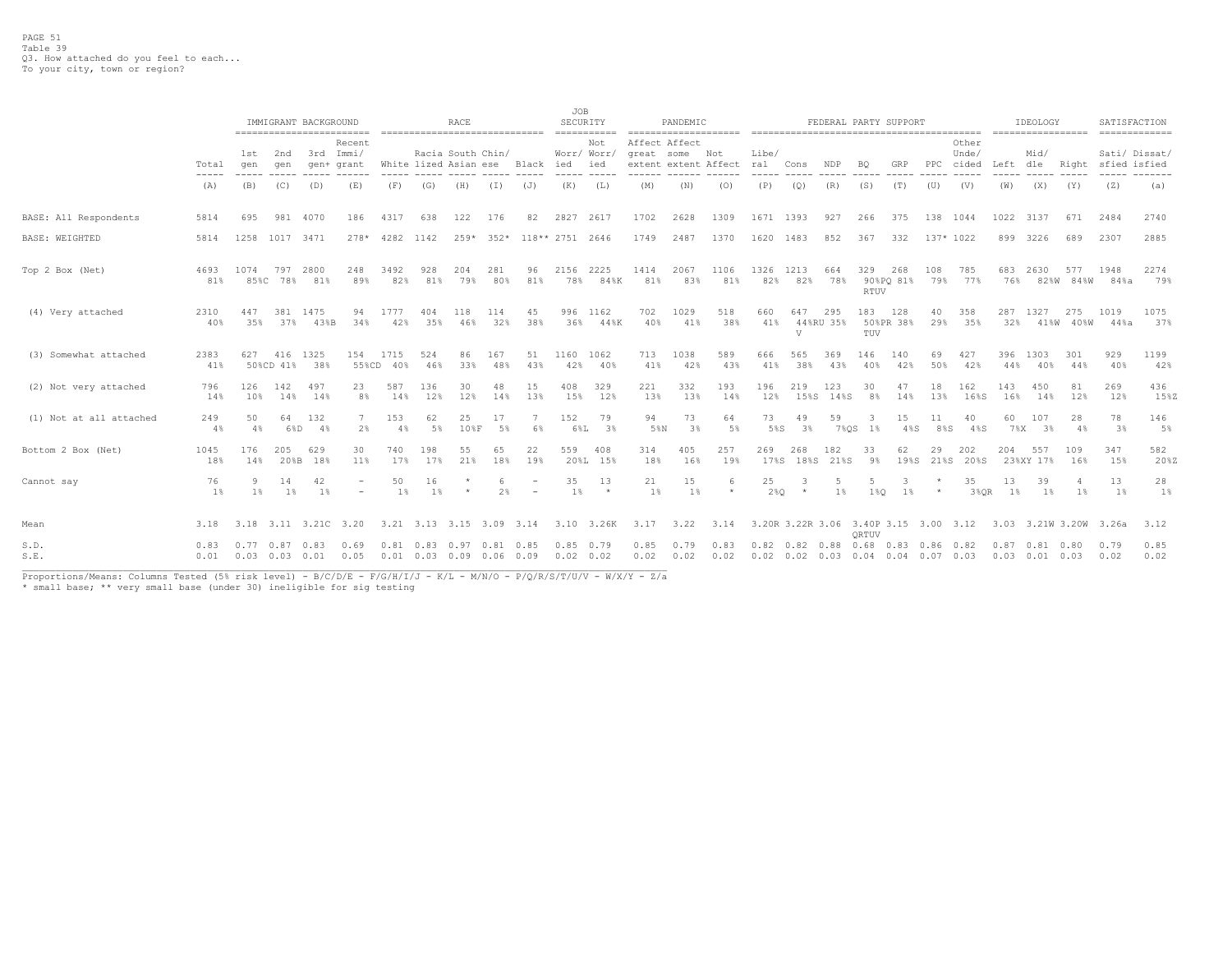PAGE 51
Table 39
Q3. How attached do you feel to each...
To your city, town or region?

| | Total | IMMIGRANT BACKGROUND: 1st gen | 2nd gen | 3rd gen+ | Recent Immi/ grant | RACE: White | Racia lized | South Asian | Chin/ ese | Black | JOB SECURITY: Worr/ ied | Not Worr/ ied | PANDEMIC: Affect great extent | Affect some extent | Not Affect | FEDERAL PARTY SUPPORT: Libe/ ral | Cons | NDP | BQ | GRP | PPC | Other Unde/ cided | IDEOLOGY: Left | Mid/ dle | Right | SATISFACTION: Sati/ sfied | Dissat/ isfied |
|---|---|---|---|---|---|---|---|---|---|---|---|---|---|---|---|---|---|---|---|---|---|---|---|---|---|---|---|
| | (A) | (B) | (C) | (D) | (E) | (F) | (G) | (H) | (I) | (J) | (K) | (L) | (M) | (N) | (O) | (P) | (Q) | (R) | (S) | (T) | (U) | (V) | (W) | (X) | (Y) | (Z) | (a) |
| BASE: All Respondents | 5814 | 695 | 981 | 4070 | 186 | 4317 | 638 | 122 | 176 | 82 | 2827 | 2617 | 1702 | 2628 | 1309 | 1671 | 1393 | 927 | 266 | 375 | 138 | 1044 | 1022 | 3137 | 671 | 2484 | 2740 |
| BASE: WEIGHTED | 5814 | 1258 | 1017 | 3471 | 278* | 4282 | 1142 | 259* | 352* | 118** | 2751 | 2646 | 1749 | 2487 | 1370 | 1620 | 1483 | 852 | 367 | 332 | 137* | 1022 | 899 | 3226 | 689 | 2307 | 2885 |
| Top 2 Box (Net) | 4693 | 1074 | 797 | 2800 | 248 | 3492 | 928 | 204 | 281 | 96 | 2156 | 2225 | 1414 | 2067 | 1106 | 1326 | 1213 | 664 | 329 | 268 | 108 | 785 | 683 | 2630 | 577 | 1948 | 2274 |
| | 81% | 85%C | 78% | 81% | 89% | 82% | 81% | 79% | 80% | 81% | 78% | 84%K | 81% | 83% | 81% | 82% | 82% | 78% | 90%PQ RTUV | 81% | 79% | 77% | 76% | 82%W | 84%W | 84%a | 79% |
| (4) Very attached | 2310 | 447 | 381 | 1475 | 94 | 1777 | 404 | 118 | 114 | 45 | 996 | 1162 | 702 | 1029 | 518 | 660 | 647 | 295 | 183 | 128 | 40 | 358 | 287 | 1327 | 275 | 1019 | 1075 |
| | 40% | 35% | 37% | 43%B | 34% | 42% | 35% | 46% | 32% | 38% | 36% | 44%K | 40% | 41% | 38% | 41% | 44%RU V | 35% | 50%PR TUV | 38% | 29% | 35% | 32% | 41%W | 40%W | 44%a | 37% |
| (3) Somewhat attached | 2383 | 627 | 416 | 1325 | 154 | 1715 | 524 | 86 | 167 | 51 | 1160 | 1062 | 713 | 1038 | 589 | 666 | 565 | 369 | 146 | 140 | 69 | 427 | 396 | 1303 | 301 | 929 | 1199 |
| | 41% | 50%CD | 41% | 38% | 55%CD | 40% | 46% | 33% | 48% | 43% | 42% | 40% | 41% | 42% | 43% | 41% | 38% | 43% | 40% | 42% | 50% | 42% | 44% | 40% | 44% | 40% | 42% |
| (2) Not very attached | 796 | 126 | 142 | 497 | 23 | 587 | 136 | 30 | 48 | 15 | 408 | 329 | 221 | 332 | 193 | 196 | 219 | 123 | 30 | 47 | 18 | 162 | 143 | 450 | 81 | 269 | 436 |
| | 14% | 10% | 14% | 14% | 8% | 14% | 12% | 12% | 14% | 13% | 15% | 12% | 13% | 13% | 14% | 12% | 15%S | 14%S | 8% | 14% | 13% | 16%S | 16% | 14% | 12% | 12% | 15%Z |
| (1) Not at all attached | 249 | 50 | 64 | 132 | 7 | 153 | 62 | 25 | 17 | 7 | 152 | 79 | 94 | 73 | 64 | 73 | 49 | 59 | 3 | 15 | 11 | 40 | 60 | 107 | 28 | 78 | 146 |
| | 4% | 4% | 6%D | 4% | 2% | 4% | 5% | 10%F | 5% | 6% | 6%L | 3% | 5%N | 3% | 5% | 5%S | 3% | 7%QS | 1% | 4%S | 8%S | 4%S | 7%X | 3% | 4% | 3% | 5% |
| Bottom 2 Box (Net) | 1045 | 176 | 205 | 629 | 30 | 740 | 198 | 55 | 65 | 22 | 559 | 408 | 314 | 405 | 257 | 269 | 268 | 182 | 33 | 62 | 29 | 202 | 204 | 557 | 109 | 347 | 582 |
| | 18% | 14% | 20%B | 18% | 11% | 17% | 17% | 21% | 18% | 19% | 20%L | 15% | 18% | 16% | 19% | 17%S | 18%S | 21%S | 9% | 19%S | 21%S | 20%S | 23%XY | 17% | 16% | 15% | 20%Z |
| Cannot say | 76 | 9 | 14 | 42 | - | 50 | 16 | * | 6 | - | 35 | 13 | 21 | 15 | 6 | 25 | 3 | 5 | 5 | 3 | * | 35 | 13 | 39 | 4 | 13 | 28 |
| | 1% | 1% | 1% | 1% | - | 1% | 1% | * | 2% | - | 1% | * | 1% | 1% | * | 2%Q | * | 1% | 1%Q | 1% | * | 3%QR | 1% | 1% | 1% | 1% | 1% |
| Mean | 3.18 | 3.18 | 3.11 | 3.21C | 3.20 | 3.21 | 3.13 | 3.15 | 3.09 | 3.14 | 3.10 | 3.26K | 3.17 | 3.22 | 3.14 | 3.20R | 3.22R | 3.06 | 3.40P QRTUV | 3.15 | 3.00 | 3.12 | 3.03 | 3.21W | 3.20W | 3.26a | 3.12 |
| S.D. | 0.83 | 0.77 | 0.87 | 0.83 | 0.69 | 0.81 | 0.83 | 0.97 | 0.81 | 0.85 | 0.85 | 0.79 | 0.85 | 0.79 | 0.83 | 0.82 | 0.82 | 0.88 | 0.68 | 0.83 | 0.86 | 0.82 | 0.87 | 0.81 | 0.80 | 0.79 | 0.85 |
| S.E. | 0.01 | 0.03 | 0.03 | 0.01 | 0.05 | 0.01 | 0.03 | 0.09 | 0.06 | 0.09 | 0.02 | 0.02 | 0.02 | 0.02 | 0.02 | 0.02 | 0.02 | 0.03 | 0.04 | 0.04 | 0.07 | 0.03 | 0.03 | 0.01 | 0.03 | 0.02 | 0.02 |

Proportions/Means: Columns Tested (5% risk level) - B/C/D/E - F/G/H/I/J - K/L - M/N/O - P/Q/R/S/T/U/V - W/X/Y - Z/a
* small base; ** very small base (under 30) ineligible for sig testing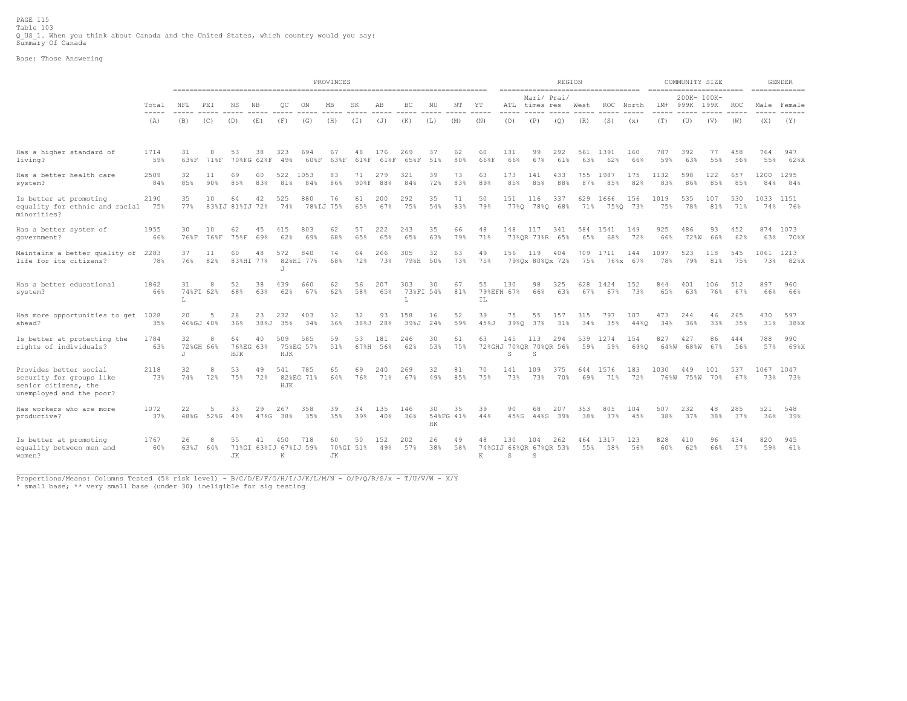Table 103
Q_US_1. When you think about Canada and the United States, which country would you say:
Summary Of Canada

Base: Those Answering

| | Total | PROVINCES | | | | | | | | | | | | | REGION | | | | | | COMMUNITY SIZE | | | | GENDER | |
|---|---|---|---|---|---|---|---|---|---|---|---|---|---|---|---|---|---|---|---|---|---|---|---|---|---|---|
| | Total | NFL | PEI | NS | NB | QC | ON | MB | SK | AB | BC | NU | NT | YT | ATL | Mari/ times | Prai/ res | West | ROC | North | 1M+ | 200K- 999K | 100K- 199K | ROC | Male | Female |
| | (A) | (B) | (C) | (D) | (E) | (F) | (G) | (H) | (I) | (J) | (K) | (L) | (M) | (N) | (O) | (P) | (Q) | (R) | (S) | (x) | (T) | (U) | (V) | (W) | (X) | (Y) |
| Has a higher standard of living? | 1714 | 31 | 8 | 53 | 38 | 323 | 694 | 67 | 48 | 176 | 269 | 37 | 62 | 60 | 131 | 99 | 292 | 561 | 1391 | 160 | 787 | 392 | 77 | 458 | 764 | 947 |
| | 59% | 63%F | 71%F | 70%FG | 62%F | 49% | 60%F | 63%F | 61%F | 61%F | 65%F | 51% | 80% | 66%F | 66% | 67% | 61% | 63% | 62% | 66% | 59% | 63% | 55% | 56% | 55% | 62%X |
| Has a better health care system? | 2509 | 32 | 11 | 69 | 60 | 522 | 1053 | 83 | 71 | 279 | 321 | 39 | 73 | 63 | 173 | 141 | 433 | 755 | 1987 | 175 | 1132 | 598 | 122 | 657 | 1200 | 1295 |
| | 84% | 85% | 90% | 85% | 83% | 81% | 84% | 86% | 90%F | 88% | 84% | 72% | 83% | 89% | 85% | 85% | 88% | 87% | 85% | 82% | 83% | 86% | 85% | 85% | 84% | 84% |
| Is better at promoting equality for ethnic and racial minorities? | 2190 | 35 | 10 | 64 | 42 | 525 | 880 | 76 | 61 | 200 | 292 | 35 | 71 | 50 | 151 | 116 | 337 | 629 | 1666 | 156 | 1019 | 535 | 107 | 530 | 1033 | 1151 |
| | 75% | 77% | 83%IJ | 81%IJ | 72% | 74% | 78%IJ | 75% | 65% | 67% | 75% | 54% | 83% | 79% | 77%Q | 78%Q | 68% | 71% | 75%Q | 73% | 75% | 78% | 81% | 71% | 74% | 76% |
| Has a better system of government? | 1955 | 30 | 10 | 62 | 45 | 415 | 803 | 62 | 57 | 222 | 243 | 35 | 66 | 48 | 148 | 117 | 341 | 584 | 1541 | 149 | 925 | 486 | 93 | 452 | 874 | 1073 |
| | 66% | 76%F | 76%F | 75%F | 69% | 62% | 69% | 68% | 65% | 65% | 65% | 63% | 79% | 71% | 73%QR | 73%R | 65% | 65% | 68% | 72% | 66% | 72%W | 66% | 62% | 63% | 70%X |
| Maintains a better quality of life for its citizens? | 2283 | 37 | 11 | 60 | 48 | 572 | 840 | 74 | 64 | 266 | 305 | 32 | 63 | 49 | 156 | 119 | 404 | 709 | 1711 | 144 | 1097 | 523 | 118 | 545 | 1061 | 1213 |
| | 78% | 76% | 82% | 83%HI | 77% | 82%HI J | 77% | 68% | 72% | 73% | 79%H | 50% | 73% | 75% | 79%Qx | 80%Qx | 72% | 75% | 76%x | 67% | 78% | 79% | 81% | 75% | 73% | 82%X |
| Has a better educational system? | 1862 | 31 | 8 | 52 | 38 | 439 | 660 | 62 | 56 | 207 | 303 | 30 | 67 | 55 | 130 | 98 | 325 | 628 | 1424 | 152 | 844 | 401 | 106 | 512 | 897 | 960 |
| | 66% | 74%FI L | 62% | 68% | 63% | 62% | 67% | 62% | 58% | 65% | 73%FI L | 54% | 81% | 79%EFH IL | 67% | 66% | 63% | 67% | 67% | 73% | 65% | 63% | 76% | 67% | 66% | 66% |
| Has more opportunities to get ahead? | 1028 | 20 | 5 | 28 | 23 | 232 | 403 | 32 | 32 | 93 | 158 | 16 | 52 | 39 | 75 | 55 | 157 | 315 | 797 | 107 | 473 | 244 | 46 | 265 | 430 | 597 |
| | 35% | 46%GJ | 40% | 36% | 38%J | 35% | 34% | 36% | 38%J | 28% | 39%J | 24% | 59% | 45%J | 39%Q | 37% | 31% | 34% | 35% | 44%Q | 34% | 36% | 33% | 35% | 31% | 38%X |
| Is better at protecting the rights of individuals? | 1784 | 32 | 8 | 64 | 40 | 509 | 585 | 59 | 53 | 181 | 246 | 30 | 61 | 63 | 145 | 113 | 294 | 539 | 1274 | 154 | 827 | 427 | 86 | 444 | 788 | 990 |
| | 63% | 72%GH J | 66% | 76%EG HJK | 63% | 75%EG HJK | 57% | 51% | 67%H | 56% | 62% | 53% | 75% | 72%GHJ | 70%QR S | 70%QR S | 56% | 59% | 59% | 69%Q | 64%W | 68%W | 67% | 56% | 57% | 69%X |
| Provides better social security for groups like senior citizens, the unemployed and the poor? | 2118 | 32 | 8 | 53 | 49 | 541 | 785 | 65 | 69 | 240 | 269 | 32 | 81 | 70 | 141 | 109 | 375 | 644 | 1576 | 183 | 1030 | 449 | 101 | 537 | 1067 | 1047 |
| | 73% | 74% | 72% | 75% | 72% | 82%EG HJK | 71% | 64% | 76% | 71% | 67% | 49% | 85% | 75% | 73% | 73% | 70% | 69% | 71% | 72% | 76%W | 75%W | 70% | 67% | 73% | 73% |
| Has workers who are more productive? | 1072 | 22 | 5 | 33 | 29 | 267 | 358 | 39 | 34 | 135 | 146 | 30 | 35 | 39 | 90 | 68 | 207 | 353 | 805 | 104 | 507 | 232 | 48 | 285 | 521 | 548 |
| | 37% | 48%G | 52%G | 40% | 47%G | 38% | 35% | 35% | 39% | 40% | 36% | 54%FG HK | 41% | 44% | 45%S | 44%S | 39% | 38% | 37% | 45% | 38% | 37% | 38% | 37% | 36% | 39% |
| Is better at promoting equality between men and women? | 1767 | 26 | 8 | 55 | 41 | 450 | 718 | 60 | 50 | 152 | 202 | 26 | 49 | 48 | 130 | 104 | 262 | 464 | 1317 | 123 | 828 | 410 | 96 | 434 | 820 | 945 |
| | 60% | 63%J | 64% | 71%GI JK | 63%IJ | 67%IJ K | 59% | 70%GI JK | 51% | 49% | 57% | 38% | 58% | 74%GIJ K | 66%QR S | 67%QR S | 53% | 55% | 58% | 56% | 60% | 62% | 66% | 57% | 59% | 61% |

Proportions/Means: Columns Tested (5% risk level) - B/C/D/E/F/G/H/I/J/K/L/M/N - O/P/Q/R/S/x - T/U/V/W - X/Y
* small base; ** very small base (under 30) ineligible for sig testing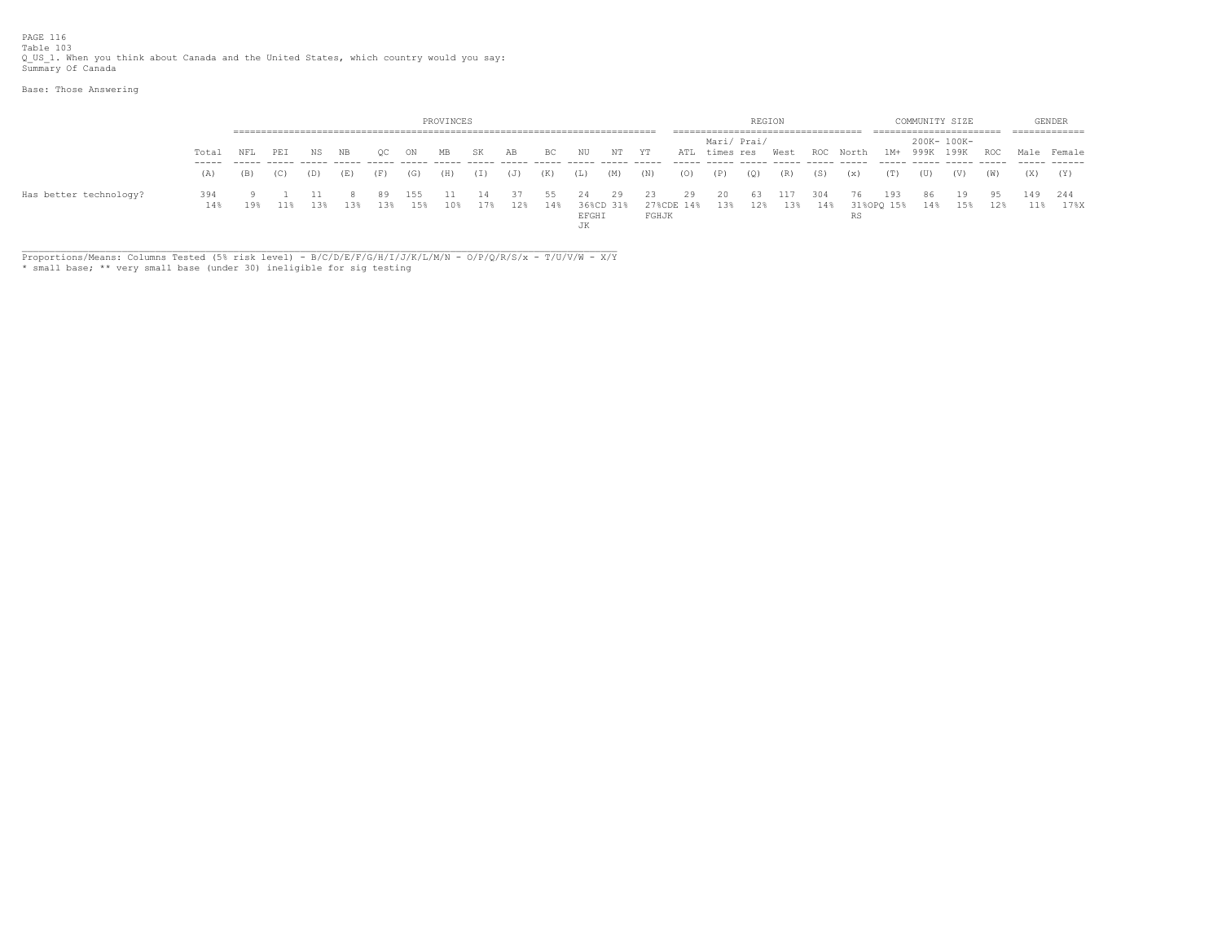PAGE 116
Table 103
Q_US_1. When you think about Canada and the United States, which country would you say:
Summary Of Canada

Base: Those Answering

| | | PROVINCES | | | | | | | | | | | | | REGION | | | | | | COMMUNITY SIZE | | | | GENDER | |
|---|---|---|---|---|---|---|---|---|---|---|---|---|---|---|---|---|---|---|---|---|---|---|---|---|---|---|
| | Total | NFL | PEI | NS | NB | QC | ON | MB | SK | AB | BC | NU | NT | YT | ATL | Mari/ times | Prai/ res | West | ROC | North | 1M+ | 200K- 999K | 100K- 199K | ROC | Male | Female |
| | (A) | (B) | (C) | (D) | (E) | (F) | (G) | (H) | (I) | (J) | (K) | (L) | (M) | (N) | (O) | (P) | (Q) | (R) | (S) | (x) | (T) | (U) | (V) | (W) | (X) | (Y) |
| Has better technology? | 394 | 9 | 1 | 11 | 8 | 89 | 155 | 11 | 14 | 37 | 55 | 24 | 29 | 23 | 29 | 20 | 63 | 117 | 304 | 76 | 193 | 86 | 19 | 95 | 149 | 244 |
| | 14% | 19% | 11% | 13% | 13% | 13% | 15% | 10% | 17% | 12% | 14% | 36%CD EFGHI JK | 31% | 27%CDE FGHJK | 14% | 13% | 12% | 13% | 14% | 31%OPQ RS | 15% | 14% | 15% | 12% | 11% | 17%X |

Proportions/Means: Columns Tested (5% risk level) - B/C/D/E/F/G/H/I/J/K/L/M/N - O/P/Q/R/S/x - T/U/V/W - X/Y
* small base; ** very small base (under 30) ineligible for sig testing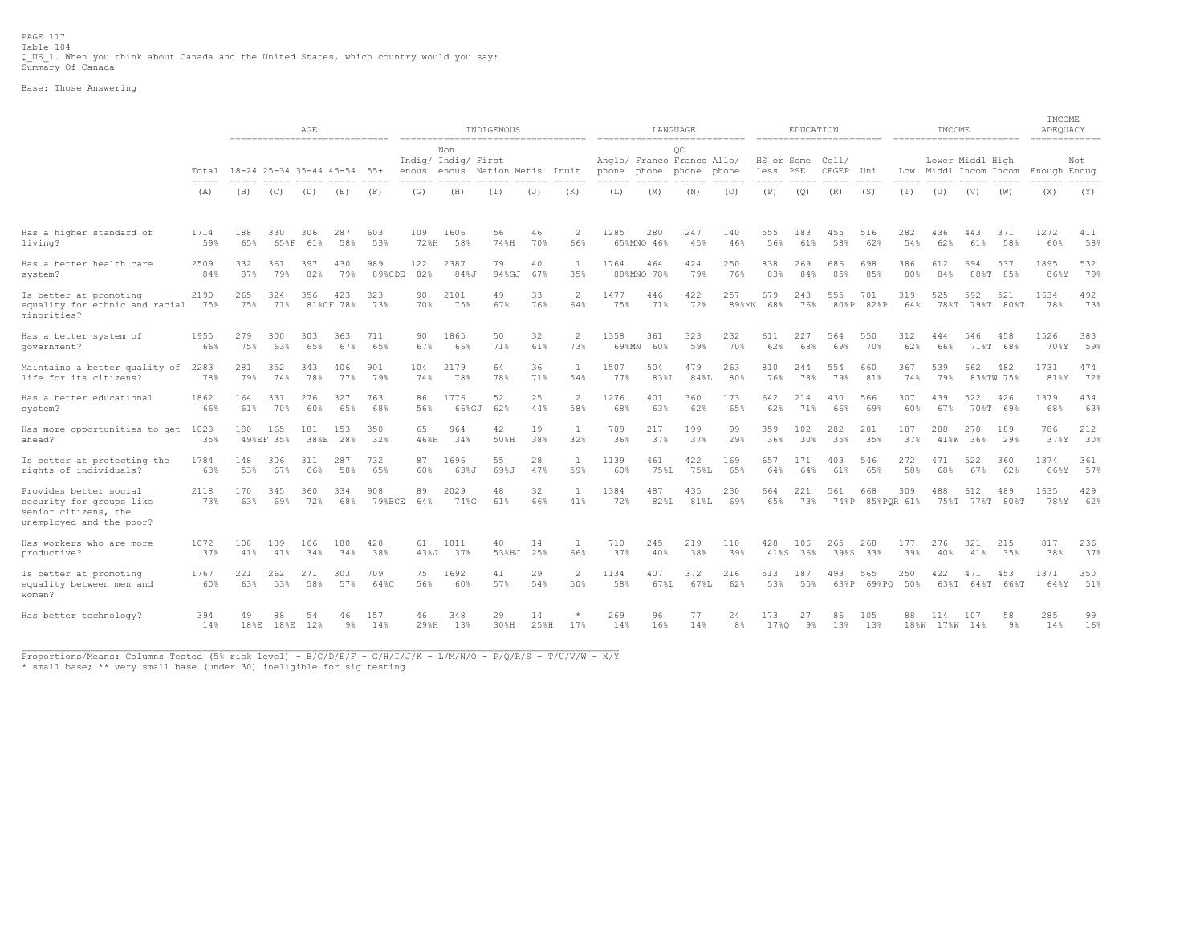PAGE 117
Table 104
Q_US_1. When you think about Canada and the United States, which country would you say:
Summary Of Canada

Base: Those Answering

| | Total | AGE 18-24 | 25-34 | 35-44 | 45-54 | 55+ | INDIGENOUS Indig/ enous | Non Indig/ enous | First Nation | Metis | Inuit | LANGUAGE Anglo/ phone | Franco phone | QC Franco phone | Allo/ phone | EDUCATION HS or less | Some PSE | Coll/ CEGEP | Uni | INCOME Low | Lower Middl | Middl Incom | High Incom | INCOME ADEQUACY Enough | Not Enoug |
|---|---|---|---|---|---|---|---|---|---|---|---|---|---|---|---|---|---|---|---|---|---|---|---|---|---|
| | (A) | (B) | (C) | (D) | (E) | (F) | (G) | (H) | (I) | (J) | (K) | (L) | (M) | (N) | (O) | (P) | (Q) | (R) | (S) | (T) | (U) | (V) | (W) | (X) | (Y) |
| Has a higher standard of living? | 1714 59% | 188 65% | 330 65%F | 306 61% | 287 58% | 603 53% | 109 72%H | 1606 58% | 56 74%H | 46 70% | 2 66% | 1285 65%MNO | 280 46% | 247 45% | 140 46% | 555 56% | 183 61% | 455 58% | 516 62% | 282 54% | 436 62% | 443 61% | 371 58% | 1272 60% | 411 58% |
| Has a better health care system? | 2509 84% | 332 87% | 361 79% | 397 82% | 430 79% | 989 89%CDE | 122 82% | 2387 84%J | 79 94%GJ | 40 67% | 1 35% | 1764 88%MNO | 464 78% | 424 79% | 250 76% | 838 83% | 269 84% | 686 85% | 698 85% | 386 80% | 612 84% | 694 88%T | 537 85% | 1895 86%Y | 532 79% |
| Is better at promoting equality for ethnic and racial minorities? | 2190 75% | 265 75% | 324 71% | 356 81%CF | 423 78% | 823 73% | 90 70% | 2101 75% | 49 67% | 33 76% | 2 64% | 1477 75% | 446 71% | 422 72% | 257 89%MN | 679 68% | 243 76% | 555 80%P | 701 82%P | 319 64% | 525 78%T | 592 79%T | 521 80%T | 1634 78% | 492 73% |
| Has a better system of government? | 1955 66% | 279 75% | 300 63% | 303 65% | 363 67% | 711 65% | 90 67% | 1865 66% | 50 71% | 32 61% | 2 73% | 1358 69%MN | 361 60% | 323 59% | 232 70% | 611 62% | 227 68% | 564 69% | 550 70% | 312 62% | 444 66% | 546 71%T | 458 68% | 1526 70%Y | 383 59% |
| Maintains a better quality of life for its citizens? | 2283 78% | 281 79% | 352 74% | 343 78% | 406 77% | 901 79% | 104 74% | 2179 78% | 64 78% | 36 71% | 1 54% | 1507 77% | 504 83%L | 479 84%L | 263 80% | 810 76% | 244 78% | 554 79% | 660 81% | 367 74% | 539 79% | 662 83%TW | 482 75% | 1731 81%Y | 474 72% |
| Has a better educational system? | 1862 66% | 164 61% | 331 70% | 276 60% | 327 65% | 763 68% | 86 56% | 1776 66%GJ | 52 62% | 25 44% | 2 58% | 1276 68% | 401 63% | 360 62% | 173 65% | 642 62% | 214 71% | 430 66% | 566 69% | 307 60% | 439 67% | 522 70%T | 426 69% | 1379 68% | 434 63% |
| Has more opportunities to get ahead? | 1028 35% | 180 49%EF | 165 35% | 181 38%E | 153 28% | 350 32% | 65 46%H | 964 34% | 42 50%H | 19 38% | 1 32% | 709 36% | 217 37% | 199 37% | 99 29% | 359 36% | 102 30% | 282 35% | 281 35% | 187 37% | 288 41%W | 278 36% | 189 29% | 786 37%Y | 212 30% |
| Is better at protecting the rights of individuals? | 1784 63% | 148 53% | 306 67% | 311 66% | 287 58% | 732 65% | 87 60% | 1696 63%J | 55 69%J | 28 47% | 1 59% | 1139 60% | 461 75%L | 422 75%L | 169 65% | 657 64% | 171 64% | 403 61% | 546 65% | 272 58% | 471 68% | 522 67% | 360 62% | 1374 66%Y | 361 57% |
| Provides better social security for groups like senior citizens, the unemployed and the poor? | 2118 73% | 170 63% | 345 69% | 360 72% | 334 68% | 908 79%BCE | 89 64% | 2029 74%G | 48 61% | 32 66% | 1 41% | 1384 72% | 487 82%L | 435 81%L | 230 69% | 664 65% | 221 73% | 561 74%P | 668 85%PQR | 309 61% | 488 75%T | 612 77%T | 489 80%T | 1635 78%Y | 429 62% |
| Has workers who are more productive? | 1072 37% | 108 41% | 189 41% | 166 34% | 180 34% | 428 38% | 61 43%J | 1011 37% | 40 53%HJ | 14 25% | 1 66% | 710 37% | 245 40% | 219 38% | 110 39% | 428 41%S | 106 36% | 265 39%S | 268 33% | 177 39% | 276 40% | 321 41% | 215 35% | 817 38% | 236 37% |
| Is better at promoting equality between men and women? | 1767 60% | 221 63% | 262 53% | 271 58% | 303 57% | 709 64%C | 75 56% | 1692 60% | 41 57% | 29 54% | 2 50% | 1134 58% | 407 67%L | 372 67%L | 216 62% | 513 53% | 187 55% | 493 63%P | 565 69%PQ | 250 50% | 422 63%T | 471 64%T | 453 66%T | 1371 64%Y | 350 51% |
| Has better technology? | 394 14% | 49 18%E | 88 18%E | 54 12% | 46 9% | 157 14% | 46 29%H | 348 13% | 29 30%H | 14 25%H | * 17% | 269 14% | 96 16% | 77 14% | 24 8% | 173 17%Q | 27 9% | 86 13% | 105 13% | 88 18%W | 114 17%W | 107 14% | 58 9% | 285 14% | 99 16% |

Proportions/Means: Columns Tested (5% risk level) - B/C/D/E/F - G/H/I/J/K - L/M/N/O - P/Q/R/S - T/U/V/W - X/Y
* small base; ** very small base (under 30) ineligible for sig testing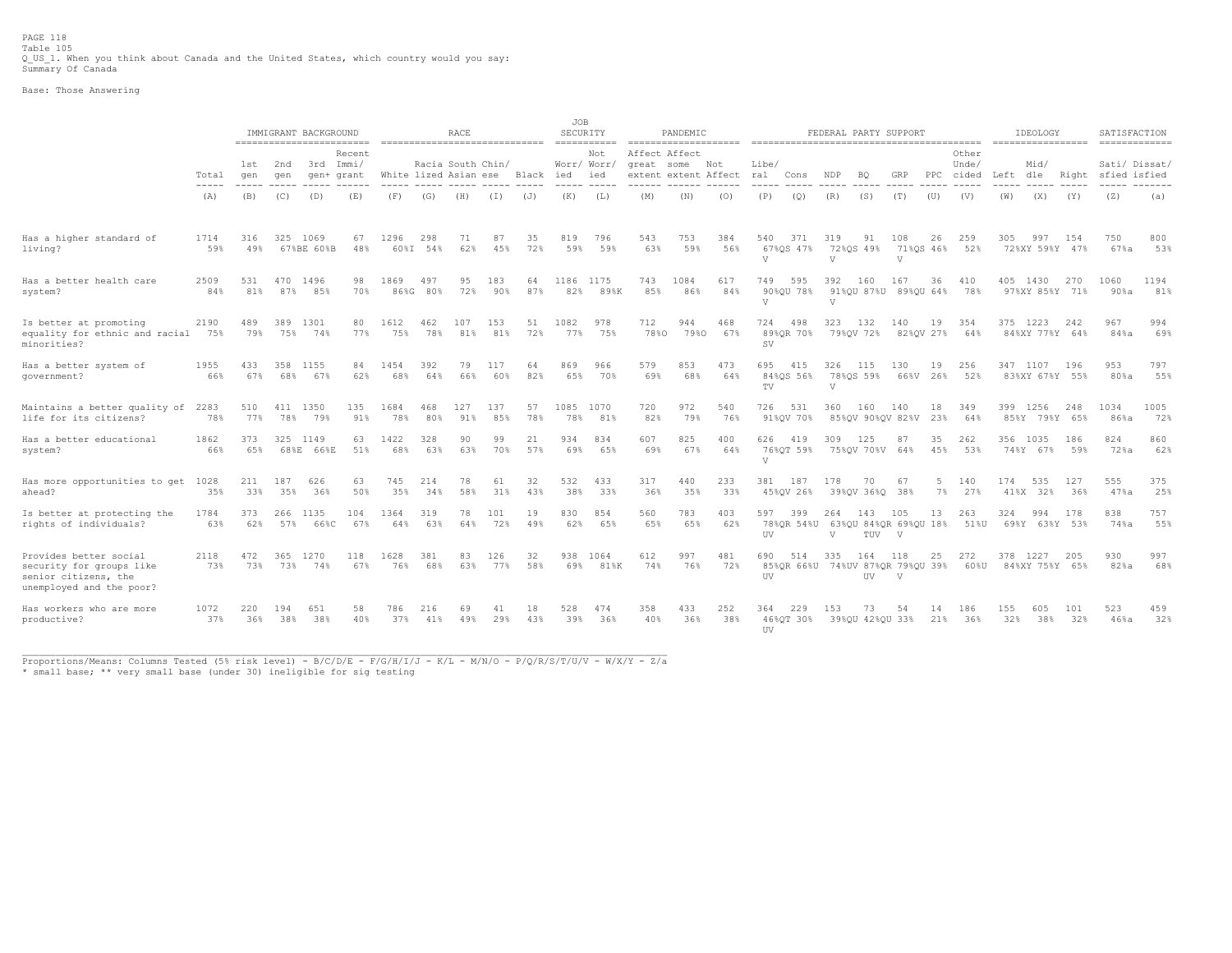PAGE 118
Table 105
Q_US_1. When you think about Canada and the United States, which country would you say:
Summary Of Canada

Base: Those Answering

| | | IMMIGRANT BACKGROUND | | | | RACE | | | | | JOB SECURITY | | PANDEMIC | | | FEDERAL PARTY SUPPORT | | | | | | | IDEOLOGY | | | SATISFACTION | |
|---|---|---|---|---|---|---|---|---|---|---|---|---|---|---|---|---|---|---|---|---|---|---|---|---|---|---|---|
| | Total | 1st gen | 2nd gen | 3rd gen+ | Recent Immi/ grant | White | Racia lized | South Asian | Chin/ ese | Black | Worr/ ied | Not Worr/ ied | Affect great extent | Affect some extent | Not Affect | Libe/ ral | Cons | NDP | BQ | GRP | PPC | Other Unde/ cided | Left | Mid/ dle | Right | Sati/ sfied | Dissat/ isfied |
| | (A) | (B) | (C) | (D) | (E) | (F) | (G) | (H) | (I) | (J) | (K) | (L) | (M) | (N) | (O) | (P) | (Q) | (R) | (S) | (T) | (U) | (V) | (W) | (X) | (Y) | (Z) | (a) |
| Has a higher standard of living? | 1714 | 316 | 325 | 1069 | 67 | 1296 | 298 | 71 | 87 | 35 | 819 | 796 | 543 | 753 | 384 | 540 | 371 | 319 | 91 | 108 | 26 | 259 | 305 | 997 | 154 | 750 | 800 |
| | 59% | 49% | 67%BE | 60%B | 48% | 60%I | 54% | 62% | 45% | 72% | 59% | 59% | 63% | 59% | 56% | 67%QS V | 47% | 72%QS V | 49% | 71%QS V | 46% | 52% | 72%XY | 59%Y | 47% | 67%a | 53% |
| Has a better health care system? | 2509 | 531 | 470 | 1496 | 98 | 1869 | 497 | 95 | 183 | 64 | 1186 | 1175 | 743 | 1084 | 617 | 749 | 595 | 392 | 160 | 167 | 36 | 410 | 405 | 1430 | 270 | 1060 | 1194 |
| | 84% | 81% | 87% | 85% | 70% | 86%G | 80% | 72% | 90% | 87% | 82% | 89%K | 85% | 86% | 84% | 90%QU V | 78% | 91%QU V | 87%U | 89%QU | 64% | 78% | 97%XY | 85%Y | 71% | 90%a | 81% |
| Is better at promoting equality for ethnic and racial minorities? | 2190 | 489 | 389 | 1301 | 80 | 1612 | 462 | 107 | 153 | 51 | 1082 | 978 | 712 | 944 | 468 | 724 | 498 | 323 | 132 | 140 | 19 | 354 | 375 | 1223 | 242 | 967 | 994 |
| | 75% | 79% | 75% | 74% | 77% | 75% | 78% | 81% | 81% | 72% | 77% | 75% | 78%O | 79%O | 67% | 89%QR SV | 70% | 79%QV | 72% | 82%QV | 27% | 64% | 84%XY | 77%Y | 64% | 84%a | 69% |
| Has a better system of government? | 1955 | 433 | 358 | 1155 | 84 | 1454 | 392 | 79 | 117 | 64 | 869 | 966 | 579 | 853 | 473 | 695 | 415 | 326 | 115 | 130 | 19 | 256 | 347 | 1107 | 196 | 953 | 797 |
| | 66% | 67% | 68% | 67% | 62% | 68% | 64% | 66% | 60% | 82% | 65% | 70% | 69% | 68% | 64% | 84%QS TV | 56% | 78%QS V | 59% | 66%V | 26% | 52% | 83%XY | 67%Y | 55% | 80%a | 55% |
| Maintains a better quality of life for its citizens? | 2283 | 510 | 411 | 1350 | 135 | 1684 | 468 | 127 | 137 | 57 | 1085 | 1070 | 720 | 972 | 540 | 726 | 531 | 360 | 160 | 140 | 18 | 349 | 399 | 1256 | 248 | 1034 | 1005 |
| | 78% | 77% | 78% | 79% | 91% | 78% | 80% | 91% | 85% | 78% | 78% | 81% | 82% | 79% | 76% | 91%QV | 70% | 85%QV | 90%QV | 82%V | 23% | 64% | 85%Y | 79%Y | 65% | 86%a | 72% |
| Has a better educational system? | 1862 | 373 | 325 | 1149 | 63 | 1422 | 328 | 90 | 99 | 21 | 934 | 834 | 607 | 825 | 400 | 626 | 419 | 309 | 125 | 87 | 35 | 262 | 356 | 1035 | 186 | 824 | 860 |
| | 66% | 65% | 68%E | 66%E | 51% | 68% | 63% | 63% | 70% | 57% | 69% | 65% | 69% | 67% | 64% | 76%QT V | 59% | 75%QV | 70%V | 64% | 45% | 53% | 74%Y | 67% | 59% | 72%a | 62% |
| Has more opportunities to get ahead? | 1028 | 211 | 187 | 626 | 63 | 745 | 214 | 78 | 61 | 32 | 532 | 433 | 317 | 440 | 233 | 381 | 187 | 178 | 70 | 67 | 5 | 140 | 174 | 535 | 127 | 555 | 375 |
| | 35% | 33% | 35% | 36% | 50% | 35% | 34% | 58% | 31% | 43% | 38% | 33% | 36% | 35% | 33% | 45%QV | 26% | 39%QV | 36%Q | 38% | 7% | 27% | 41%X | 32% | 36% | 47%a | 25% |
| Is better at protecting the rights of individuals? | 1784 | 373 | 266 | 1135 | 104 | 1364 | 319 | 78 | 101 | 19 | 830 | 854 | 560 | 783 | 403 | 597 | 399 | 264 | 143 | 105 | 13 | 263 | 324 | 994 | 178 | 838 | 757 |
| | 63% | 62% | 57% | 66%C | 67% | 64% | 63% | 64% | 72% | 49% | 62% | 65% | 65% | 65% | 62% | 78%QR UV | 54%U | 63%QU V | 84%QR TUV | 69%QU V | 18% | 51%U | 69%Y | 63%Y | 53% | 74%a | 55% |
| Provides better social security for groups like senior citizens, the unemployed and the poor? | 2118 | 472 | 365 | 1270 | 118 | 1628 | 381 | 83 | 126 | 32 | 938 | 1064 | 612 | 997 | 481 | 690 | 514 | 335 | 164 | 118 | 25 | 272 | 378 | 1227 | 205 | 930 | 997 |
| | 73% | 73% | 73% | 74% | 67% | 76% | 68% | 63% | 77% | 58% | 69% | 81%K | 74% | 76% | 72% | 85%QR UV | 66%U | 74%UV | 87%QR UV | 79%QU V | 39% | 60%U | 84%XY | 75%Y | 65% | 82%a | 68% |
| Has workers who are more productive? | 1072 | 220 | 194 | 651 | 58 | 786 | 216 | 69 | 41 | 18 | 528 | 474 | 358 | 433 | 252 | 364 | 229 | 153 | 73 | 54 | 14 | 186 | 155 | 605 | 101 | 523 | 459 |
| | 37% | 36% | 38% | 38% | 40% | 37% | 41% | 49% | 29% | 43% | 39% | 36% | 40% | 36% | 38% | 46%QT UV | 30% | 39%QU | 42%QU | 33% | 21% | 36% | 32% | 38% | 32% | 46%a | 32% |

Proportions/Means: Columns Tested (5% risk level) - B/C/D/E - F/G/H/I/J - K/L - M/N/O - P/Q/R/S/T/U/V - W/X/Y - Z/a
* small base; ** very small base (under 30) ineligible for sig testing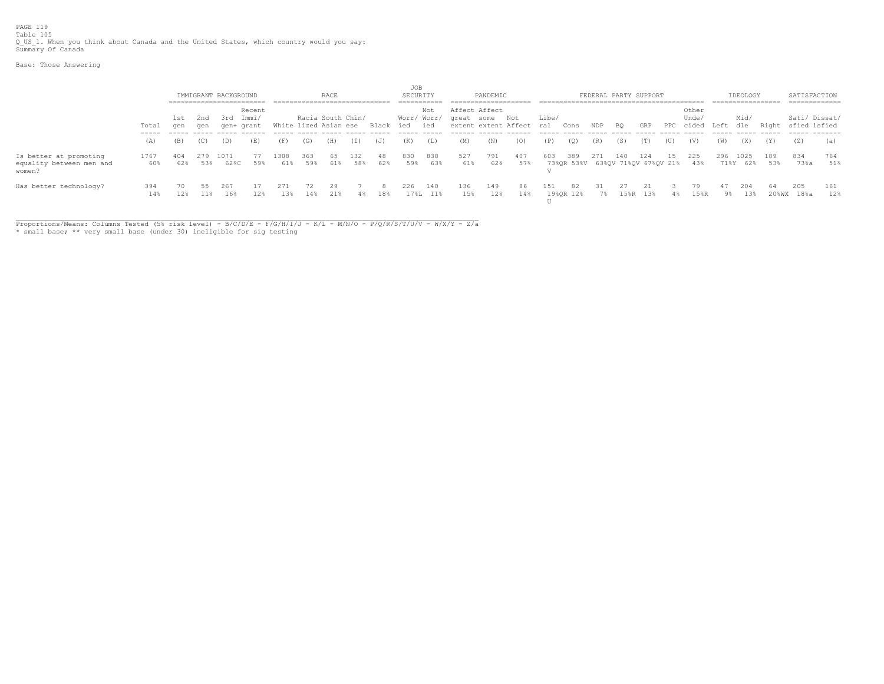PAGE 119
Table 105
Q_US_1. When you think about Canada and the United States, which country would you say:
Summary Of Canada

Base: Those Answering

| | | IMMIGRANT BACKGROUND | | | | RACE | | | | | JOB SECURITY | | PANDEMIC | | | FEDERAL PARTY SUPPORT | | | | | | | IDEOLOGY | | | SATISFACTION | |
|---|---|---|---|---|---|---|---|---|---|---|---|---|---|---|---|---|---|---|---|---|---|---|---|---|---|---|---|
| | Total | 1st gen | 2nd gen | 3rd gen+ | Recent Immi/ grant | White | Racia lized | South Asian | Chin/ ese | Black | Worr/ ied | Not Worr/ ied | Affect great extent | Affect some extent | Not Affect | Libe/ ral | Cons | NDP | BQ | GRP | PPC | Other Unde/ cided | Left | Mid/ dle | Right | Sati/ sfied | Dissat/ isfied |
| | (A) | (B) | (C) | (D) | (E) | (F) | (G) | (H) | (I) | (J) | (K) | (L) | (M) | (N) | (O) | (P) | (Q) | (R) | (S) | (T) | (U) | (V) | (W) | (X) | (Y) | (Z) | (a) |
| Is better at promoting equality between men and women? | 1767 | 404 | 279 | 1071 | 77 | 1308 | 363 | 65 | 132 | 48 | 830 | 838 | 527 | 791 | 407 | 603 | 389 | 271 | 140 | 124 | 15 | 225 | 296 | 1025 | 189 | 834 | 764 |
| | 60% | 62% | 53% | 62%C | 59% | 61% | 59% | 61% | 58% | 62% | 59% | 63% | 61% | 62% | 57% | 73%QR V | 53%V | 63%QV | 71%QV | 67%QV | 21% | 43% | 71%Y | 62% | 53% | 73%a | 51% |
| Has better technology? | 394 | 70 | 55 | 267 | 17 | 271 | 72 | 29 | 7 | 8 | 226 | 140 | 136 | 149 | 86 | 151 | 82 | 31 | 27 | 21 | 3 | 79 | 47 | 204 | 64 | 205 | 161 |
| | 14% | 12% | 11% | 16% | 12% | 13% | 14% | 21% | 4% | 18% | 17%L | 11% | 15% | 12% | 14% | 19%QR U | 12% | 7% | 15%R | 13% | 4% | 15%R | 9% | 13% | 20%WX | 18%a | 12% |

Proportions/Means: Columns Tested (5% risk level) - B/C/D/E - F/G/H/I/J - K/L - M/N/O - P/Q/R/S/T/U/V - W/X/Y - Z/a
* small base; ** very small base (under 30) ineligible for sig testing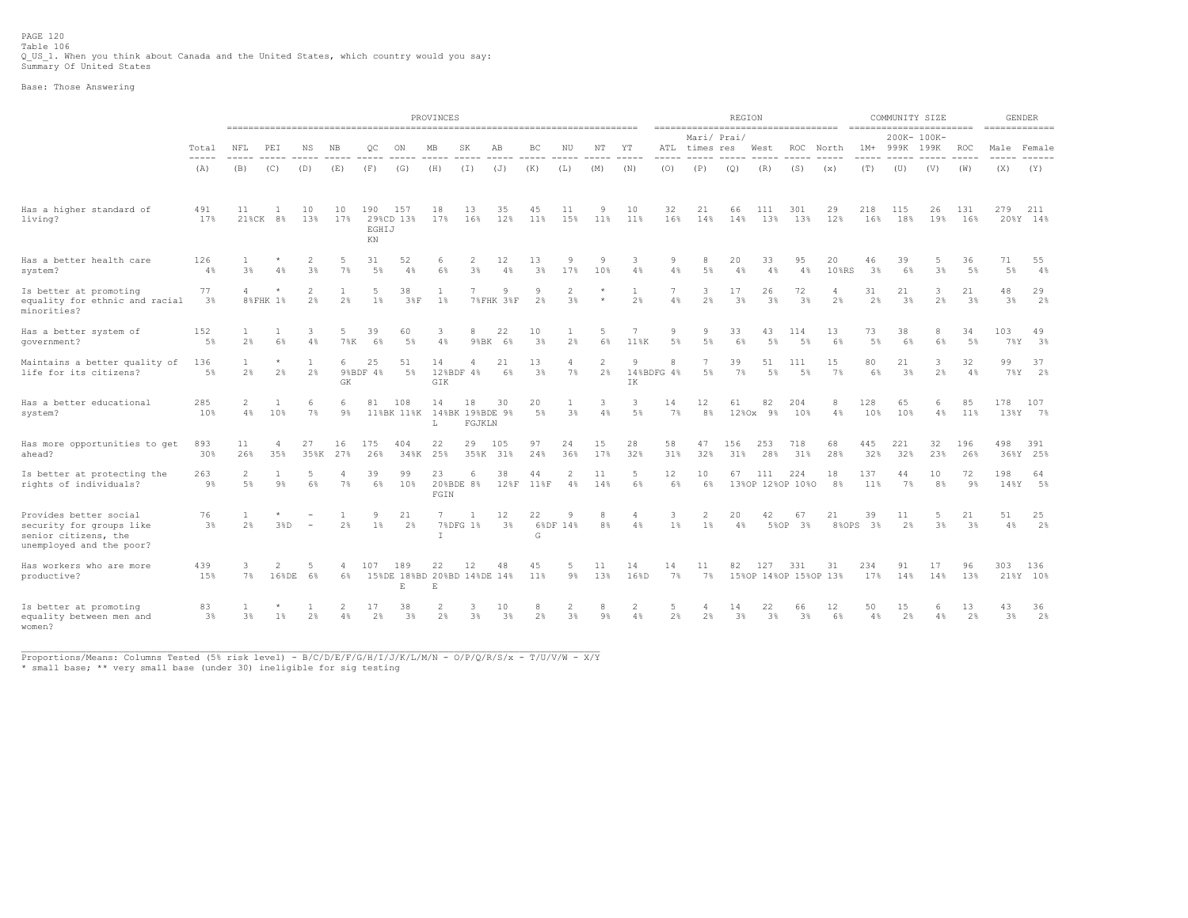PAGE 120
Table 106
Q_US_1. When you think about Canada and the United States, which country would you say:
Summary Of United States

Base: Those Answering

| | | PROVINCES | | | | | | | | | | | | | REGION | | | | | | COMMUNITY SIZE | | | | GENDER | |
|---|---|---|---|---|---|---|---|---|---|---|---|---|---|---|---|---|---|---|---|---|---|---|---|---|---|---|
| | Total | NFL | PEI | NS | NB | QC | ON | MB | SK | AB | BC | NU | NT | YT | ATL | Mari/ times | Prai/ res | West | ROC | North | 1M+ | 200K- 999K | 100K- 199K | ROC | Male | Female |
| | (A) | (B) | (C) | (D) | (E) | (F) | (G) | (H) | (I) | (J) | (K) | (L) | (M) | (N) | (O) | (P) | (Q) | (R) | (S) | (x) | (T) | (U) | (V) | (W) | (X) | (Y) |
| Has a higher standard of living? | 491<br>17% | 11<br>21%CK | 1<br>8% | 10<br>13% | 10<br>17% | 190<br>29%CD EGHIJ KN | 157<br>13% | 18<br>17% | 13<br>16% | 35<br>12% | 45<br>11% | 11<br>15% | 9<br>11% | 10<br>11% | 32<br>16% | 21<br>14% | 66<br>14% | 111<br>13% | 301<br>13% | 29<br>12% | 218<br>16% | 115<br>18% | 26<br>19% | 131<br>16% | 279<br>20%Y | 211<br>14% |
| Has a better health care system? | 126<br>4% | 1<br>3% | *<br>4% | 2<br>3% | 5<br>7% | 31<br>5% | 52<br>4% | 6<br>6% | 2<br>3% | 12<br>4% | 13<br>3% | 9<br>17% | 9<br>10% | 3<br>4% | 9<br>4% | 8<br>5% | 20<br>4% | 33<br>4% | 95<br>4% | 20<br>10%RS | 46<br>3% | 39<br>6% | 5<br>3% | 36<br>5% | 71<br>5% | 55<br>4% |
| Is better at promoting equality for ethnic and racial minorities? | 77<br>3% | 4<br>8%FHK | *<br>1% | 2<br>2% | 1<br>2% | 5<br>1% | 38<br>3%F | 1<br>1% | 7<br>7%FHK | 9<br>3%F | 9<br>2% | 2<br>3% | *<br>* | 1<br>2% | 7<br>4% | 3<br>2% | 17<br>3% | 26<br>3% | 72<br>3% | 4<br>2% | 31<br>2% | 21<br>3% | 3<br>2% | 21<br>3% | 48<br>3% | 29<br>2% |
| Has a better system of government? | 152<br>5% | 1<br>2% | 1<br>6% | 3<br>4% | 5<br>7%K | 39<br>6% | 60<br>5% | 3<br>4% | 8<br>9%BK | 22<br>6% | 10<br>3% | 1<br>2% | 5<br>6% | 7<br>11%K | 9<br>5% | 9<br>5% | 33<br>6% | 43<br>5% | 114<br>5% | 13<br>6% | 73<br>5% | 38<br>6% | 8<br>6% | 34<br>5% | 103<br>7%Y | 49<br>3% |
| Maintains a better quality of life for its citizens? | 136<br>5% | 1<br>2% | *<br>2% | 1<br>2% | 6<br>9%BDF GK | 25<br>4% | 51<br>5% | 14<br>12%BDF GIK | 4<br>4% | 21<br>6% | 13<br>3% | 4<br>7% | 2<br>2% | 9<br>14%BDFG IK | 8<br>4% | 7<br>5% | 39<br>7% | 51<br>5% | 111<br>5% | 15<br>7% | 80<br>6% | 21<br>3% | 3<br>2% | 32<br>4% | 99<br>7%Y | 37<br>2% |
| Has a better educational system? | 285<br>10% | 2<br>4% | 1<br>10% | 6<br>7% | 6<br>9% | 81<br>11%BK | 108<br>11%K | 14<br>14%BK L | 18<br>19%BDE FGJKLN | 30<br>9% | 20<br>5% | 1<br>3% | 3<br>4% | 3<br>5% | 14<br>7% | 12<br>8% | 61<br>12%Ox | 82<br>9% | 204<br>10% | 8<br>4% | 128<br>10% | 65<br>10% | 6<br>4% | 85<br>11% | 178<br>13%Y | 107<br>7% |
| Has more opportunities to get ahead? | 893<br>30% | 11<br>26% | 4<br>35% | 27<br>35%K | 16<br>27% | 175<br>26% | 404<br>34%K | 22<br>25% | 29<br>35%K | 105<br>31% | 97<br>24% | 24<br>36% | 15<br>17% | 28<br>32% | 58<br>31% | 47<br>32% | 156<br>31% | 253<br>28% | 718<br>31% | 68<br>28% | 445<br>32% | 221<br>32% | 32<br>23% | 196<br>26% | 498<br>36%Y | 391<br>25% |
| Is better at protecting the rights of individuals? | 263<br>9% | 2<br>5% | 1<br>9% | 5<br>6% | 4<br>7% | 39<br>6% | 99<br>10% | 23<br>20%BDE FGIN | 6<br>8% | 38<br>12%F | 44<br>11%F | 2<br>4% | 11<br>14% | 5<br>6% | 12<br>6% | 10<br>6% | 67<br>13%OP | 111<br>12%OP | 224<br>10%O | 18<br>8% | 137<br>11% | 44<br>7% | 10<br>8% | 72<br>9% | 198<br>14%Y | 64<br>5% |
| Provides better social security for groups like senior citizens, the unemployed and the poor? | 76<br>3% | 1<br>2% | *<br>3%D | -<br>- | 1<br>2% | 9<br>1% | 21<br>2% | 7<br>7%DFG I | 1<br>1% | 12<br>3% | 22<br>6%DF G | 9<br>14% | 8<br>8% | 4<br>4% | 3<br>1% | 2<br>1% | 20<br>4% | 42<br>5%OP | 67<br>3% | 21<br>8%OPS | 39<br>3% | 11<br>2% | 5<br>3% | 21<br>3% | 51<br>4% | 25<br>2% |
| Has workers who are more productive? | 439<br>15% | 3<br>7% | 2<br>16%DE | 5<br>6% | 4<br>6% | 107<br>15%DE | 189<br>18%BD E | 22<br>20%BD E | 12<br>14%DE | 48<br>14% | 45<br>11% | 5<br>9% | 11<br>13% | 14<br>16%D | 14<br>7% | 11<br>7% | 82<br>15%OP | 127<br>14%OP | 331<br>15%OP | 31<br>13% | 234<br>17% | 91<br>14% | 17<br>14% | 96<br>13% | 303<br>21%Y | 136<br>10% |
| Is better at promoting equality between men and women? | 83<br>3% | 1<br>3% | *<br>1% | 1<br>2% | 2<br>4% | 17<br>2% | 38<br>3% | 2<br>2% | 3<br>3% | 10<br>3% | 8<br>2% | 2<br>3% | 8<br>9% | 2<br>4% | 5<br>2% | 4<br>2% | 14<br>3% | 22<br>3% | 66<br>3% | 12<br>6% | 50<br>4% | 15<br>2% | 6<br>4% | 13<br>2% | 43<br>3% | 36<br>2% |

Proportions/Means: Columns Tested (5% risk level) - B/C/D/E/F/G/H/I/J/K/L/M/N - O/P/Q/R/S/x - T/U/V/W - X/Y
* small base; ** very small base (under 30) ineligible for sig testing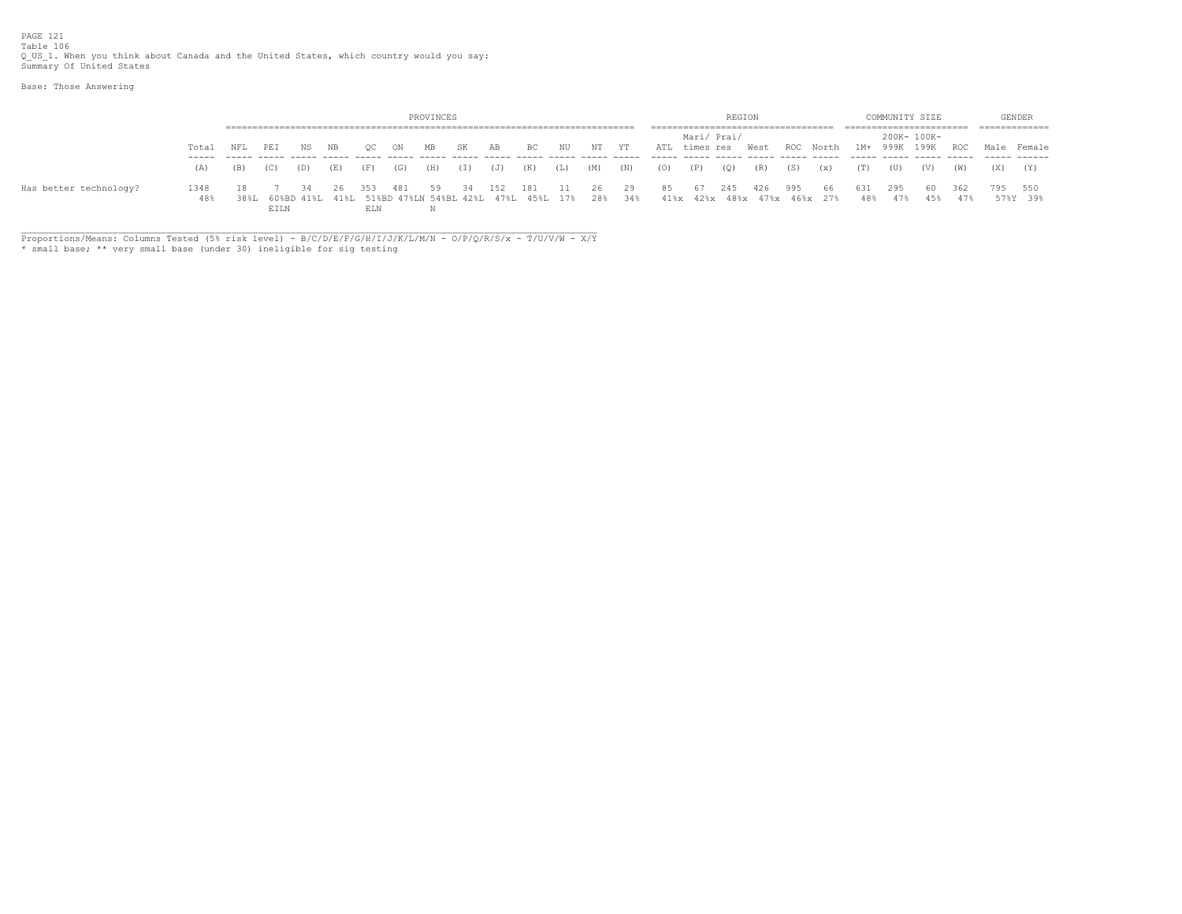PAGE 121
Table 106
Q_US_1. When you think about Canada and the United States, which country would you say:
Summary Of United States

Base: Those Answering

| | | PROVINCES | | | | | | | | | | | | | REGION | | | | | | COMMUNITY SIZE | | | | GENDER | |
|---|---|---|---|---|---|---|---|---|---|---|---|---|---|---|---|---|---|---|---|---|---|---|---|---|---|---|
| | Total | NFL | PEI | NS | NB | QC | ON | MB | SK | AB | BC | NU | NT | YT | ATL | Mari/ times | Prai/ res | West | ROC | North | 1M+ | 200K- 999K | 100K- 199K | ROC | Male | Female |
| | (A) | (B) | (C) | (D) | (E) | (F) | (G) | (H) | (I) | (J) | (K) | (L) | (M) | (N) | (O) | (P) | (Q) | (R) | (S) | (x) | (T) | (U) | (V) | (W) | (X) | (Y) |
| Has better technology? | 1348 | 18 | 7 | 34 | 26 | 353 | 481 | 59 | 34 | 152 | 181 | 11 | 26 | 29 | 85 | 67 | 245 | 426 | 995 | 66 | 631 | 295 | 60 | 362 | 795 | 550 |
| | 48% | 38%L | 60%BD EILN | 41%L | 41%L | 51%BD ELN | 47%LN | 54%BL N | 42%L | 47%L | 45%L | 17% | 28% | 34% | 41%x | 42%x | 48%x | 47%x | 46%x | 27% | 48% | 47% | 45% | 47% | 57%Y | 39% |

Proportions/Means: Columns Tested (5% risk level) - B/C/D/E/F/G/H/I/J/K/L/M/N - O/P/Q/R/S/x - T/U/V/W - X/Y
* small base; ** very small base (under 30) ineligible for sig testing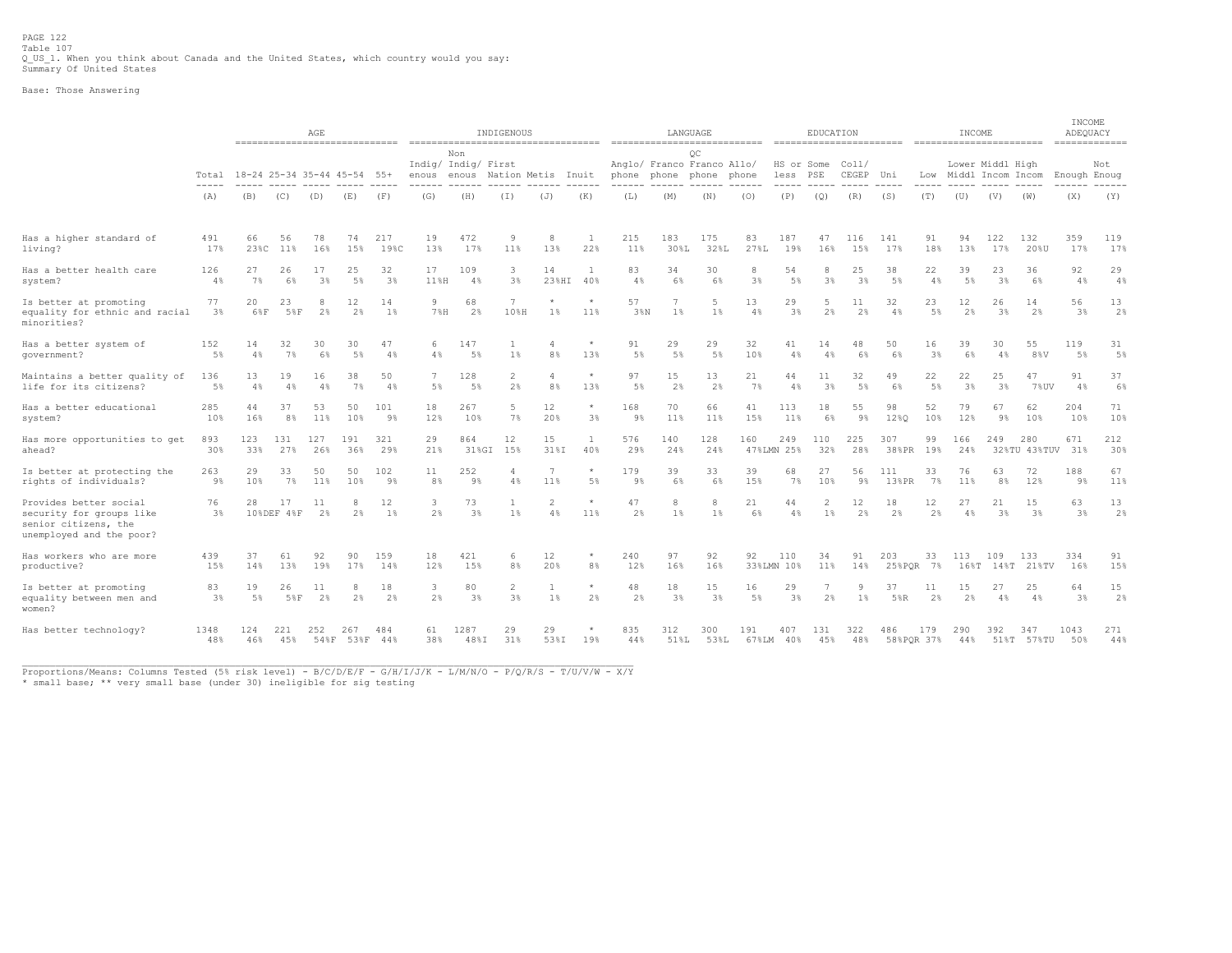PAGE 122
Table 107
Q_US_1. When you think about Canada and the United States, which country would you say:
Summary Of United States

Base: Those Answering

| | | AGE | | | | | INDIGENOUS | | | | | LANGUAGE | | | | EDUCATION | | | | INCOME | | | | INCOME ADEQUACY | |
|---|---|---|---|---|---|---|---|---|---|---|---|---|---|---|---|---|---|---|---|---|---|---|---|---|---|
| | Total | 18-24 | 25-34 | 35-44 | 45-54 | 55+ | Indig/ enous | Non Indig/ enous | First Nation | Metis | Inuit | Anglo/ phone | Franco phone | QC Franco phone | Allo/ phone | HS or less | Some PSE | Coll/ CEGEP | Uni | Low | Lower Middl | Middl Incom | High Incom | Enough | Not Enoug |
| | (A) | (B) | (C) | (D) | (E) | (F) | (G) | (H) | (I) | (J) | (K) | (L) | (M) | (N) | (O) | (P) | (Q) | (R) | (S) | (T) | (U) | (V) | (W) | (X) | (Y) |
| Has a higher standard of living? | 491<br>17% | 66<br>23%C | 56<br>11% | 78<br>16% | 74<br>15% | 217<br>19%C | 19<br>13% | 472<br>17% | 9<br>11% | 8<br>13% | 1<br>22% | 215<br>11% | 183<br>30%L | 175<br>32%L | 83<br>27%L | 187<br>19% | 47<br>16% | 116<br>15% | 141<br>17% | 91<br>18% | 94<br>13% | 122<br>17% | 132<br>20%U | 359<br>17% | 119<br>17% |
| Has a better health care system? | 126<br>4% | 27<br>7% | 26<br>6% | 17<br>3% | 25<br>5% | 32<br>3% | 17<br>11%H | 109<br>4% | 3<br>3% | 14<br>23%HI | 1<br>40% | 83<br>4% | 34<br>6% | 30<br>6% | 8<br>3% | 54<br>5% | 8<br>3% | 25<br>3% | 38<br>5% | 22<br>4% | 39<br>5% | 23<br>3% | 36<br>6% | 92<br>4% | 29<br>4% |
| Is better at promoting equality for ethnic and racial minorities? | 77<br>3% | 20<br>6%F | 23<br>5%F | 8<br>2% | 12<br>2% | 14<br>1% | 9<br>7%H | 68<br>2% | 7<br>10%H | *<br>1% | *<br>11% | 57<br>3%N | 7<br>1% | 5<br>1% | 13<br>4% | 29<br>3% | 5<br>2% | 11<br>2% | 32<br>4% | 23<br>5% | 12<br>2% | 26<br>3% | 14<br>2% | 56<br>3% | 13<br>2% |
| Has a better system of government? | 152<br>5% | 14<br>4% | 32<br>7% | 30<br>6% | 30<br>5% | 47<br>4% | 6<br>4% | 147<br>5% | 1<br>1% | 4<br>8% | *<br>13% | 91<br>5% | 29<br>5% | 29<br>5% | 32<br>10% | 41<br>4% | 14<br>4% | 48<br>6% | 50<br>6% | 16<br>3% | 39<br>6% | 30<br>4% | 55<br>8%V | 119<br>5% | 31<br>5% |
| Maintains a better quality of life for its citizens? | 136<br>5% | 13<br>4% | 19<br>4% | 16<br>4% | 38<br>7% | 50<br>4% | 7<br>5% | 128<br>5% | 2<br>2% | 4<br>8% | *<br>13% | 97<br>5% | 15<br>2% | 13<br>2% | 21<br>7% | 44<br>4% | 11<br>3% | 32<br>5% | 49<br>6% | 22<br>5% | 22<br>3% | 25<br>3% | 47<br>7%UV | 91<br>4% | 37<br>6% |
| Has a better educational system? | 285<br>10% | 44<br>16% | 37<br>8% | 53<br>11% | 50<br>10% | 101<br>9% | 18<br>12% | 267<br>10% | 5<br>7% | 12<br>20% | *<br>3% | 168<br>9% | 70<br>11% | 66<br>11% | 41<br>15% | 113<br>11% | 18<br>6% | 55<br>9% | 98<br>12%Q | 52<br>10% | 79<br>12% | 67<br>9% | 62<br>10% | 204<br>10% | 71<br>10% |
| Has more opportunities to get ahead? | 893<br>30% | 123<br>33% | 131<br>27% | 127<br>26% | 191<br>36% | 321<br>29% | 29<br>21% | 864<br>31%GI | 12<br>15% | 15<br>31%I | 1<br>40% | 576<br>29% | 140<br>24% | 128<br>24% | 160<br>47%LMN | 249<br>25% | 110<br>32% | 225<br>28% | 307<br>38%PR | 99<br>19% | 166<br>24% | 249<br>32%TU | 280<br>43%TUV | 671<br>31% | 212<br>30% |
| Is better at protecting the rights of individuals? | 263<br>9% | 29<br>10% | 33<br>7% | 50<br>11% | 50<br>10% | 102<br>9% | 11<br>8% | 252<br>9% | 4<br>4% | 7<br>11% | *<br>5% | 179<br>9% | 39<br>6% | 33<br>6% | 39<br>15% | 68<br>7% | 27<br>10% | 56<br>9% | 111<br>13%PR | 33<br>7% | 76<br>11% | 63<br>8% | 72<br>12% | 188<br>9% | 67<br>11% |
| Provides better social security for groups like senior citizens, the unemployed and the poor? | 76<br>3% | 28<br>10%DEF | 17<br>4%F | 11<br>2% | 8<br>2% | 12<br>1% | 3<br>2% | 73<br>3% | 1<br>1% | 2<br>4% | *<br>11% | 47<br>2% | 8<br>1% | 8<br>1% | 21<br>6% | 44<br>4% | 2<br>1% | 12<br>2% | 18<br>2% | 12<br>2% | 27<br>4% | 21<br>3% | 15<br>3% | 63<br>3% | 13<br>2% |
| Has workers who are more productive? | 439<br>15% | 37<br>14% | 61<br>13% | 92<br>19% | 90<br>17% | 159<br>14% | 18<br>12% | 421<br>15% | 6<br>8% | 12<br>20% | *<br>8% | 240<br>12% | 97<br>16% | 92<br>16% | 92<br>33%LMN | 110<br>10% | 34<br>11% | 91<br>14% | 203<br>25%PQR | 33<br>7% | 113<br>16%T | 109<br>14%T | 133<br>21%TV | 334<br>16% | 91<br>15% |
| Is better at promoting equality between men and women? | 83<br>3% | 19<br>5% | 26<br>5%F | 11<br>2% | 8<br>2% | 18<br>2% | 3<br>2% | 80<br>3% | 2<br>3% | 1<br>1% | *<br>2% | 48<br>2% | 18<br>3% | 15<br>3% | 16<br>5% | 29<br>3% | 7<br>2% | 9<br>1% | 37<br>5%R | 11<br>2% | 15<br>2% | 27<br>4% | 25<br>4% | 64<br>3% | 15<br>2% |
| Has better technology? | 1348<br>48% | 124<br>46% | 221<br>45% | 252<br>54%F | 267<br>53%F | 484<br>44% | 61<br>38% | 1287<br>48%I | 29<br>31% | 29<br>53%I | *<br>19% | 835<br>44% | 312<br>51%L | 300<br>53%L | 191<br>67%LM | 407<br>40% | 131<br>45% | 322<br>48% | 486<br>58%PQR | 179<br>37% | 290<br>44% | 392<br>51%T | 347<br>57%TU | 1043<br>50% | 271<br>44% |

Proportions/Means: Columns Tested (5% risk level) - B/C/D/E/F - G/H/I/J/K - L/M/N/O - P/Q/R/S - T/U/V/W - X/Y
* small base; ** very small base (under 30) ineligible for sig testing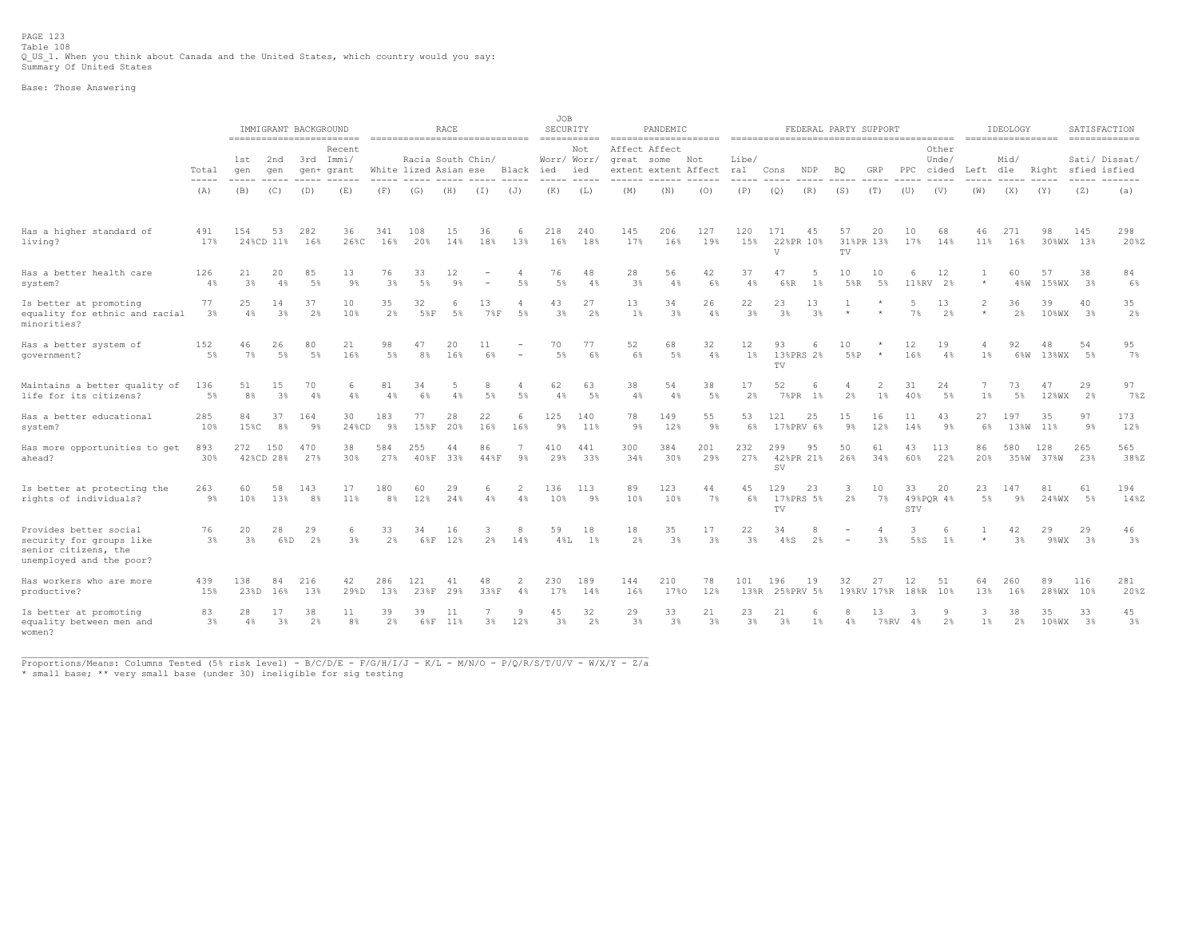PAGE 123
Table 108
Q_US_1. When you think about Canada and the United States, which country would you say:
Summary Of United States

Base: Those Answering

| | | IMMIGRANT BACKGROUND | | | | RACE | | | | | JOB SECURITY | | PANDEMIC | | | FEDERAL PARTY SUPPORT | | | | | | | | IDEOLOGY | | | SATISFACTION | |
|---|---|---|---|---|---|---|---|---|---|---|---|---|---|---|---|---|---|---|---|---|---|---|---|---|---|---|---|---|
| | Total | 1st gen | 2nd gen | 3rd gen+ | Recent Immi/ grant | White | Racia lized | South Asian | Chin/ ese | Black | Worr/ ied | Not Worr/ ied | Affect great extent | Affect some extent | Not Affect | Libe/ ral | Cons | NDP | BQ | GRP | PPC | Other Unde/ cided | Left | Mid/ dle | Right | Sati/ sfied | Dissat/ isfied |
| | (A) | (B) | (C) | (D) | (E) | (F) | (G) | (H) | (I) | (J) | (K) | (L) | (M) | (N) | (O) | (P) | (Q) | (R) | (S) | (T) | (U) | (V) | (W) | (X) | (Y) | (Z) | (a) |
| Has a higher standard of living? | 491 | 154 | 53 | 282 | 36 | 341 | 108 | 15 | 36 | 6 | 218 | 240 | 145 | 206 | 127 | 120 | 171 | 45 | 57 | 20 | 10 | 68 | 46 | 271 | 98 | 145 | 298 |
| | 17% | 24%CD | 11% | 16% | 26%C | 16% | 20% | 14% | 18% | 13% | 16% | 18% | 17% | 16% | 19% | 15% | 22%PR V | 10% | 31%PR TV | 13% | 17% | 14% | 11% | 16% | 30%WX | 13% | 20%Z |
| Has a better health care system? | 126 | 21 | 20 | 85 | 13 | 76 | 33 | 12 | - | 4 | 76 | 48 | 28 | 56 | 42 | 37 | 47 | 5 | 10 | 10 | 6 | 12 | 1 | 60 | 57 | 38 | 84 |
| | 4% | 3% | 4% | 5% | 9% | 3% | 5% | 9% | - | 5% | 5% | 4% | 3% | 4% | 6% | 4% | 6%R | 1% | 5%R | 5% | 11%RV | 2% | * | 4%W | 15%WX | 3% | 6% |
| Is better at promoting equality for ethnic and racial minorities? | 77 | 25 | 14 | 37 | 10 | 35 | 32 | 6 | 13 | 4 | 43 | 27 | 13 | 34 | 26 | 22 | 23 | 13 | 1 | * | 5 | 13 | 2 | 36 | 39 | 40 | 35 |
| | 3% | 4% | 3% | 2% | 10% | 2% | 5%F | 5% | 7%F | 5% | 3% | 2% | 1% | 3% | 4% | 3% | 3% | 3% | * | * | 7% | 2% | * | 2% | 10%WX | 3% | 2% |
| Has a better system of government? | 152 | 46 | 26 | 80 | 21 | 98 | 47 | 20 | 11 | - | 70 | 77 | 52 | 68 | 32 | 12 | 93 | 6 | 10 | * | 12 | 19 | 4 | 92 | 48 | 54 | 95 |
| | 5% | 7% | 5% | 5% | 16% | 5% | 8% | 16% | 6% | - | 5% | 6% | 6% | 5% | 4% | 1% | 13%PRS TV | 2% | 5%P | * | 16% | 4% | 1% | 6%W | 13%WX | 5% | 7% |
| Maintains a better quality of life for its citizens? | 136 | 51 | 15 | 70 | 6 | 81 | 34 | 5 | 8 | 4 | 62 | 63 | 38 | 54 | 38 | 17 | 52 | 6 | 4 | 2 | 31 | 24 | 7 | 73 | 47 | 29 | 97 |
| | 5% | 8% | 3% | 4% | 4% | 4% | 6% | 4% | 5% | 5% | 4% | 5% | 4% | 4% | 5% | 2% | 7%PR | 1% | 2% | 1% | 40% | 5% | 1% | 5% | 12%WX | 2% | 7%Z |
| Has a better educational system? | 285 | 84 | 37 | 164 | 30 | 183 | 77 | 28 | 22 | 6 | 125 | 140 | 78 | 149 | 55 | 53 | 121 | 25 | 15 | 16 | 11 | 43 | 27 | 197 | 35 | 97 | 173 |
| | 10% | 15%C | 8% | 9% | 24%CD | 9% | 15%F | 20% | 16% | 16% | 9% | 11% | 9% | 12% | 9% | 6% | 17%PRV | 6% | 9% | 12% | 14% | 9% | 6% | 13%W | 11% | 9% | 12% |
| Has more opportunities to get ahead? | 893 | 272 | 150 | 470 | 38 | 584 | 255 | 44 | 86 | 7 | 410 | 441 | 300 | 384 | 201 | 232 | 299 | 95 | 50 | 61 | 43 | 113 | 86 | 580 | 128 | 265 | 565 |
| | 30% | 42%CD | 28% | 27% | 30% | 27% | 40%F | 33% | 44%F | 9% | 29% | 33% | 34% | 30% | 29% | 27% | 42%PR SV | 21% | 26% | 34% | 60% | 22% | 20% | 35%W | 37%W | 23% | 38%Z |
| Is better at protecting the rights of individuals? | 263 | 60 | 58 | 143 | 17 | 180 | 60 | 29 | 6 | 2 | 136 | 113 | 89 | 123 | 44 | 45 | 129 | 23 | 3 | 10 | 33 | 20 | 23 | 147 | 81 | 61 | 194 |
| | 9% | 10% | 13% | 8% | 11% | 8% | 12% | 24% | 4% | 4% | 10% | 9% | 10% | 10% | 7% | 6% | 17%PRS TV | 5% | 2% | 7% | 49%PQR STV | 4% | 5% | 9% | 24%WX | 5% | 14%Z |
| Provides better social security for groups like senior citizens, the unemployed and the poor? | 76 | 20 | 28 | 29 | 6 | 33 | 34 | 16 | 3 | 8 | 59 | 18 | 18 | 35 | 17 | 22 | 34 | 8 | - | 4 | 3 | 6 | 1 | 42 | 29 | 29 | 46 |
| | 3% | 3% | 6%D | 2% | 3% | 2% | 6%F | 12% | 2% | 14% | 4%L | 1% | 2% | 3% | 3% | 3% | 4%S | 2% | - | 3% | 5%S | 1% | * | 3% | 9%WX | 3% | 3% |
| Has workers who are more productive? | 439 | 138 | 84 | 216 | 42 | 286 | 121 | 41 | 48 | 2 | 230 | 189 | 144 | 210 | 78 | 101 | 196 | 19 | 32 | 27 | 12 | 51 | 64 | 260 | 89 | 116 | 281 |
| | 15% | 23%D | 16% | 13% | 29%D | 13% | 23%F | 29% | 33%F | 4% | 17% | 14% | 16% | 17%O | 12% | 13%R | 25%PRV | 5% | 19%RV | 17%R | 18%R | 10% | 13% | 16% | 28%WX | 10% | 20%Z |
| Is better at promoting equality between men and women? | 83 | 28 | 17 | 38 | 11 | 39 | 39 | 11 | 7 | 9 | 45 | 32 | 29 | 33 | 21 | 23 | 21 | 6 | 8 | 13 | 3 | 9 | 3 | 38 | 35 | 33 | 45 |
| | 3% | 4% | 3% | 2% | 8% | 2% | 6%F | 11% | 3% | 12% | 3% | 2% | 3% | 3% | 3% | 3% | 3% | 1% | 4% | 7%RV | 4% | 2% | 1% | 2% | 10%WX | 3% | 3% |

Proportions/Means: Columns Tested (5% risk level) - B/C/D/E - F/G/H/I/J - K/L - M/N/O - P/Q/R/S/T/U/V - W/X/Y - Z/a
* small base; ** very small base (under 30) ineligible for sig testing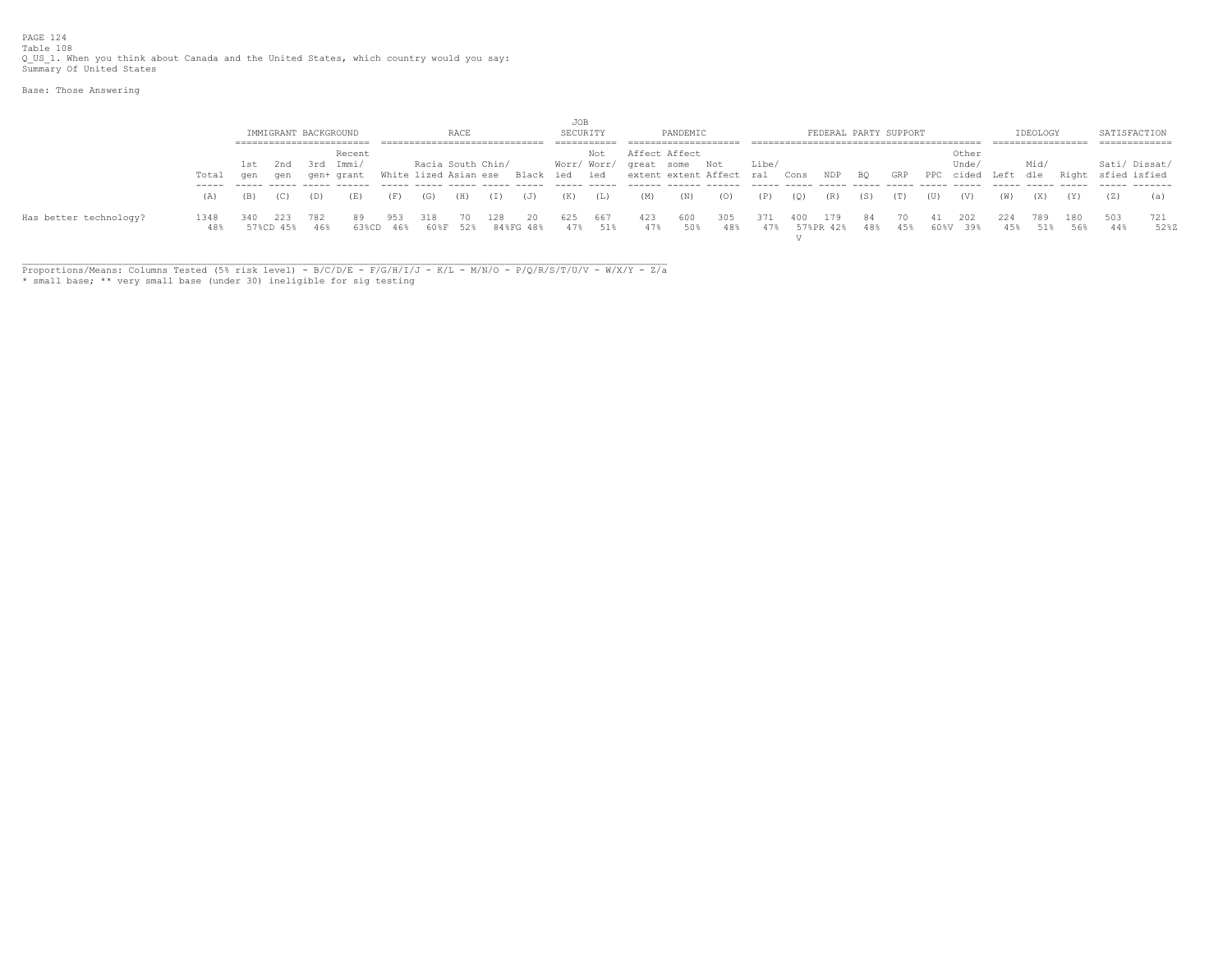PAGE 124
Table 108
Q_US_1. When you think about Canada and the United States, which country would you say:
Summary Of United States

Base: Those Answering

| | | IMMIGRANT BACKGROUND | | | | RACE | | | | | JOB SECURITY | | PANDEMIC | | | FEDERAL PARTY SUPPORT | | | | | | | | IDEOLOGY | | | SATISFACTION | |
|---|---|---|---|---|---|---|---|---|---|---|---|---|---|---|---|---|---|---|---|---|---|---|---|---|---|---|---|---|
| | Total | 1st gen | 2nd gen | 3rd gen+ | Recent Immi/ grant | White | Racia lized | South Asian | Chin/ ese | Black | Worr/ ied | Not Worr/ ied | Affect great extent | Affect some extent | Not Affect | Libe/ ral | Cons | NDP | BQ | GRP | PPC | Other Unde/ cided | Left | Mid/ dle | Right | Sati/ sfied | Dissat/ isfied |
| | (A) | (B) | (C) | (D) | (E) | (F) | (G) | (H) | (I) | (J) | (K) | (L) | (M) | (N) | (O) | (P) | (Q) | (R) | (S) | (T) | (U) | (V) | (W) | (X) | (Y) | (Z) | (a) |
| Has better technology? | 1348 | 340 | 223 | 782 | 89 | 953 | 318 | 70 | 128 | 20 | 625 | 667 | 423 | 600 | 305 | 371 | 400 | 179 | 84 | 70 | 41 | 202 | 224 | 789 | 180 | 503 | 721 |
| | 48% | 57%CD | 45% | 46% | 63%CD | 46% | 60%F | 52% | 84%FG | 48% | 47% | 51% | 47% | 50% | 48% | 47% | 57%PR V | 42% | 48% | 45% | 60%V | 39% | 45% | 51% | 56% | 44% | 52%Z |

Proportions/Means: Columns Tested (5% risk level) - B/C/D/E - F/G/H/I/J - K/L - M/N/O - P/Q/R/S/T/U/V - W/X/Y - Z/a
* small base; ** very small base (under 30) ineligible for sig testing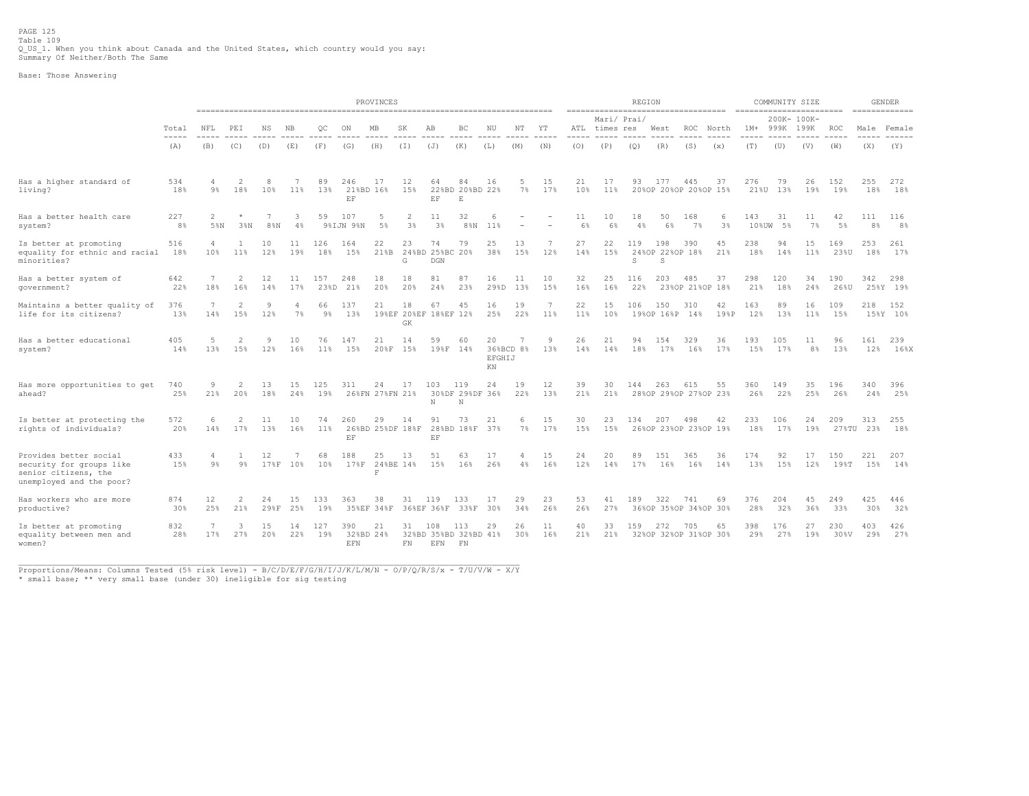Table 109
Q_US_1. When you think about Canada and the United States, which country would you say:
Summary Of Neither/Both The Same

Base: Those Answering

| | | PROVINCES | | | | | | | | | | | | | REGION | | | | | | COMMUNITY SIZE | | | | GENDER | |
|---|---|---|---|---|---|---|---|---|---|---|---|---|---|---|---|---|---|---|---|---|---|---|---|---|---|---|
| | Total | NFL | PEI | NS | NB | QC | ON | MB | SK | AB | BC | NU | NT | YT | ATL | Mari/ times | Prai/ res | West | ROC | North | 1M+ | 200K- 999K | 100K- 199K | ROC | Male | Female |
| | (A) | (B) | (C) | (D) | (E) | (F) | (G) | (H) | (I) | (J) | (K) | (L) | (M) | (N) | (O) | (P) | (Q) | (R) | (S) | (x) | (T) | (U) | (V) | (W) | (X) | (Y) |
| Has a higher standard of living? | 534<br>18% | 4<br>9% | 2<br>18% | 8<br>10% | 7<br>11% | 89<br>13% | 246<br>21%BD EF | 17<br>16% | 12<br>15% | 64<br>22%BD EF | 84<br>20%BD E | 16<br>22% | 5<br>7% | 15<br>17% | 21<br>10% | 17<br>11% | 93<br>20%OP | 177<br>20%OP | 445<br>20%OP | 37<br>15% | 276<br>21%U | 79<br>13% | 26<br>19% | 152<br>19% | 255<br>18% | 272<br>18% |
| Has a better health care system? | 227<br>8% | 2<br>5%N | *<br>3%N | 7<br>8%N | 3<br>4% | 59<br>9%IJN | 107<br>9%N | 5<br>5% | 2<br>3% | 11<br>3% | 32<br>8%N | 6<br>11% | -<br>- | -<br>- | 11<br>6% | 10<br>6% | 18<br>4% | 50<br>6% | 168<br>7% | 6<br>3% | 143<br>10%UW | 31<br>5% | 11<br>7% | 42<br>5% | 111<br>8% | 116<br>8% |
| Is better at promoting equality for ethnic and racial minorities? | 516<br>18% | 4<br>10% | 1<br>11% | 10<br>12% | 11<br>19% | 126<br>18% | 164<br>15% | 22<br>21%B | 23<br>24%BD G | 74<br>25%BC DGN | 79<br>20% | 25<br>38% | 13<br>15% | 7<br>12% | 27<br>14% | 22<br>15% | 119<br>24%OP S | 198<br>22%OP S | 390<br>18% | 45<br>21% | 238<br>18% | 94<br>14% | 15<br>11% | 169<br>23%U | 253<br>18% | 261<br>17% |
| Has a better system of government? | 642<br>22% | 7<br>18% | 2<br>16% | 12<br>14% | 11<br>17% | 157<br>23%D | 248<br>21% | 18<br>20% | 18<br>20% | 81<br>24% | 87<br>23% | 16<br>29%D | 11<br>13% | 10<br>15% | 32<br>16% | 25<br>16% | 116<br>22% | 203<br>23%OP | 485<br>21%OP | 37<br>18% | 298<br>21% | 120<br>18% | 34<br>24% | 190<br>26%U | 342<br>25%Y | 298<br>19% |
| Maintains a better quality of life for its citizens? | 376<br>13% | 7<br>14% | 2<br>15% | 9<br>12% | 4<br>7% | 66<br>9% | 137<br>13% | 21<br>19%EF | 18<br>20%EF GK | 67<br>18%EF | 45<br>12% | 16<br>25% | 19<br>22% | 7<br>11% | 22<br>11% | 15<br>10% | 106<br>19%OP | 150<br>16%P | 310<br>14% | 42<br>19%P | 163<br>12% | 89<br>13% | 16<br>11% | 109<br>15% | 218<br>15%Y | 152<br>10% |
| Has a better educational system? | 405<br>14% | 5<br>13% | 2<br>15% | 9<br>12% | 10<br>16% | 76<br>11% | 147<br>15% | 21<br>20%F | 14<br>15% | 59<br>19%F | 60<br>14% | 20<br>36%BCD EFGHIJ KN | 7<br>8% | 9<br>13% | 26<br>14% | 21<br>14% | 94<br>18% | 154<br>17% | 329<br>16% | 36<br>17% | 193<br>15% | 105<br>17% | 11<br>8% | 96<br>13% | 161<br>12% | 239<br>16%X |
| Has more opportunities to get ahead? | 740<br>25% | 9<br>21% | 2<br>20% | 13<br>18% | 15<br>24% | 125<br>19% | 311<br>26%FN | 24<br>27%FN | 17<br>21% | 103<br>30%DF N | 119<br>29%DF N | 24<br>36% | 19<br>22% | 12<br>13% | 39<br>21% | 30<br>21% | 144<br>28%OP | 263<br>29%OP | 615<br>27%OP | 55<br>23% | 360<br>26% | 149<br>22% | 35<br>25% | 196<br>26% | 340<br>24% | 396<br>25% |
| Is better at protecting the rights of individuals? | 572<br>20% | 6<br>14% | 2<br>17% | 11<br>13% | 10<br>16% | 74<br>11% | 260<br>26%BD EF | 29<br>25%DF | 14<br>18%F | 91<br>28%BD EF | 73<br>18%F | 21<br>37% | 6<br>7% | 15<br>17% | 30<br>15% | 23<br>15% | 134<br>26%OP | 207<br>23%OP | 498<br>23%OP | 42<br>19% | 233<br>18% | 106<br>17% | 24<br>19% | 209<br>27%TU | 313<br>23% | 255<br>18% |
| Provides better social security for groups like senior citizens, the unemployed and the poor? | 433<br>15% | 4<br>9% | 1<br>9% | 12<br>17%F | 7<br>10% | 68<br>10% | 188<br>17%F | 25<br>24%BE F | 13<br>14% | 51<br>15% | 63<br>16% | 17<br>26% | 4<br>4% | 15<br>16% | 24<br>12% | 20<br>14% | 89<br>17% | 151<br>16% | 365<br>16% | 36<br>14% | 174<br>13% | 92<br>15% | 17<br>12% | 150<br>19%T | 221<br>15% | 207<br>14% |
| Has workers who are more productive? | 874<br>30% | 12<br>25% | 2<br>21% | 24<br>29%F | 15<br>25% | 133<br>19% | 363<br>35%EF | 38<br>34%F | 31<br>36%EF | 119<br>36%F | 133<br>33%F | 17<br>30% | 29<br>34% | 23<br>26% | 53<br>26% | 41<br>27% | 189<br>36%OP | 322<br>35%OP | 741<br>34%OP | 69<br>30% | 376<br>28% | 204<br>32% | 45<br>36% | 249<br>33% | 425<br>30% | 446<br>32% |
| Is better at promoting equality between men and women? | 832<br>28% | 7<br>17% | 3<br>27% | 15<br>20% | 14<br>22% | 127<br>19% | 390<br>32%BD EFN | 21<br>24% | 31<br>32%BD FN | 108<br>35%BD EFN | 113<br>32%BD FN | 29<br>41% | 26<br>30% | 11<br>16% | 40<br>21% | 33<br>21% | 159<br>32%OP | 272<br>32%OP | 705<br>31%OP | 65<br>30% | 398<br>29% | 176<br>27% | 27<br>19% | 230<br>30%V | 403<br>29% | 426<br>27% |

Proportions/Means: Columns Tested (5% risk level) - B/C/D/E/F/G/H/I/J/K/L/M/N - O/P/Q/R/S/x - T/U/V/W - X/Y
* small base; ** very small base (under 30) ineligible for sig testing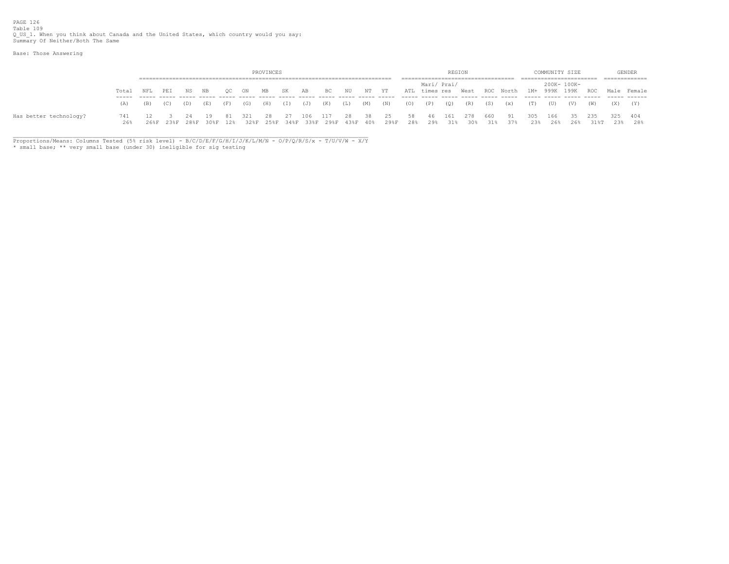PAGE 126
Table 109
Q_US_1. When you think about Canada and the United States, which country would you say:
Summary Of Neither/Both The Same

Base: Those Answering

| | | PROVINCES | | | | | | | | | | | | | REGION | | | | | | COMMUNITY SIZE | | | | GENDER | |
|---|---|---|---|---|---|---|---|---|---|---|---|---|---|---|---|---|---|---|---|---|---|---|---|---|---|---|
| | Total | NFL | PEI | NS | NB | QC | ON | MB | SK | AB | BC | NU | NT | YT | ATL | Mari/ times | Prai/ res | West | ROC | North | 1M+ | 200K- 999K | 100K- 199K | ROC | Male | Female |
| | (A) | (B) | (C) | (D) | (E) | (F) | (G) | (H) | (I) | (J) | (K) | (L) | (M) | (N) | (O) | (P) | (Q) | (R) | (S) | (x) | (T) | (U) | (V) | (W) | (X) | (Y) |
| Has better technology? | 741 | 12 | 3 | 24 | 19 | 81 | 321 | 28 | 27 | 106 | 117 | 28 | 38 | 25 | 58 | 46 | 161 | 278 | 660 | 91 | 305 | 166 | 35 | 235 | 325 | 404 |
| | 26% | 26%F | 23%F | 28%F | 30%F | 12% | 32%F | 25%F | 34%F | 33%F | 29%F | 43%F | 40% | 29%F | 28% | 29% | 31% | 30% | 31% | 37% | 23% | 26% | 26% | 31%T | 23% | 28% |

Proportions/Means: Columns Tested (5% risk level) - B/C/D/E/F/G/H/I/J/K/L/M/N - O/P/Q/R/S/x - T/U/V/W - X/Y
* small base; ** very small base (under 30) ineligible for sig testing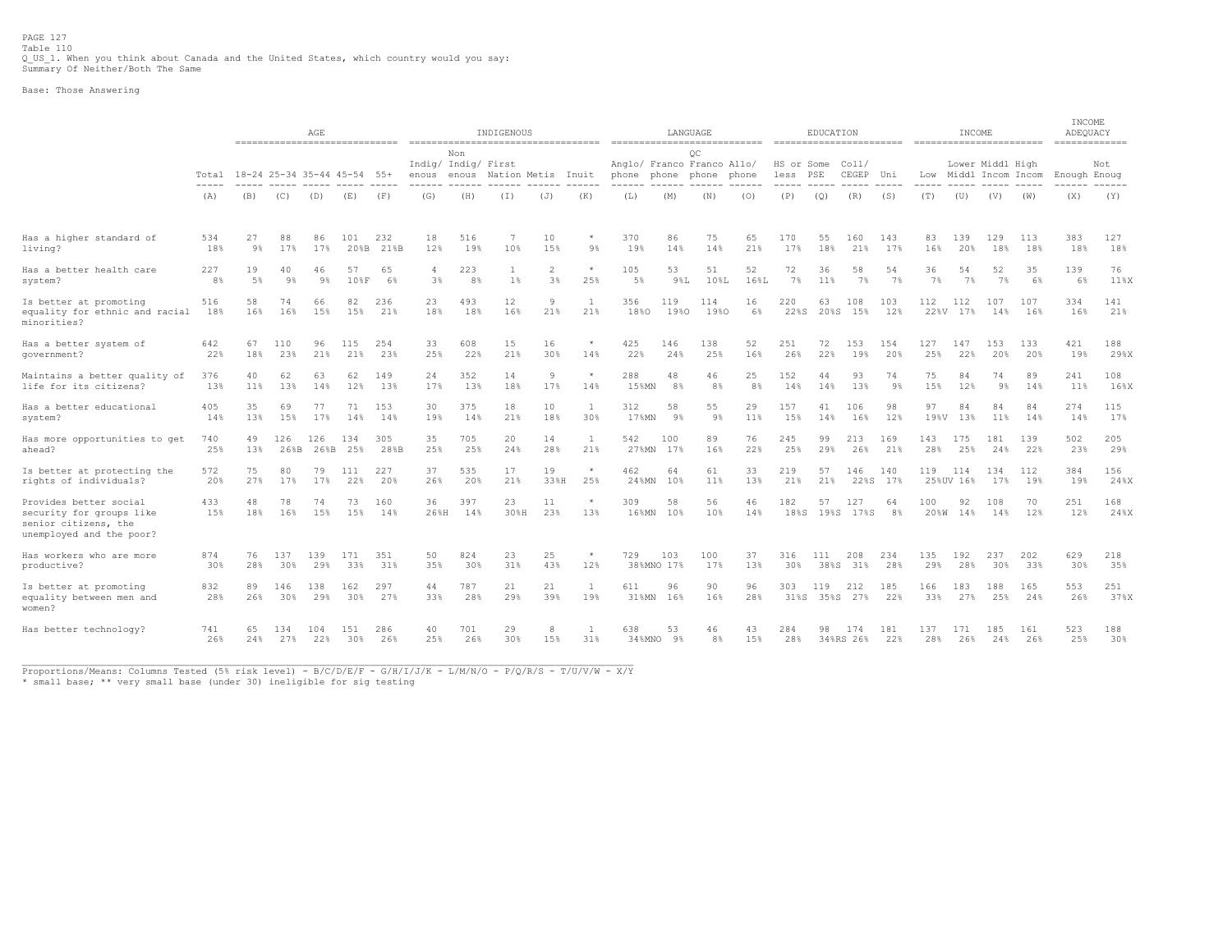PAGE 127
Table 110
Q_US_1. When you think about Canada and the United States, which country would you say:
Summary Of Neither/Both The Same

Base: Those Answering

| | Total | AGE | | | | | INDIGENOUS | | | | | LANGUAGE | | | | EDUCATION | | | | INCOME | | | | INCOME ADEQUACY | |
|---|---|---|---|---|---|---|---|---|---|---|---|---|---|---|---|---|---|---|---|---|---|---|---|---|---|
| | Total | 18-24 | 25-34 | 35-44 | 45-54 | 55+ | Indig/ enous | Non Indig/ enous | First Nation | Metis | Inuit | Anglo/ phone | Franco phone | QC Franco phone | Allo/ phone | HS or less | Some PSE | Coll/ CEGEP | Uni | Low | Lower Middl | Middl Incom | High Incom | Enough | Not Enoug |
| | (A) | (B) | (C) | (D) | (E) | (F) | (G) | (H) | (I) | (J) | (K) | (L) | (M) | (N) | (O) | (P) | (Q) | (R) | (S) | (T) | (U) | (V) | (W) | (X) | (Y) |
| Has a higher standard of living? | 534 | 27 | 88 | 86 | 101 | 232 | 18 | 516 | 7 | 10 | * | 370 | 86 | 75 | 65 | 170 | 55 | 160 | 143 | 83 | 139 | 129 | 113 | 383 | 127 |
| | 18% | 9% | 17% | 17% | 20%B | 21%B | 12% | 19% | 10% | 15% | 9% | 19% | 14% | 14% | 21% | 17% | 18% | 21% | 17% | 16% | 20% | 18% | 18% | 18% | 18% |
| Has a better health care system? | 227 | 19 | 40 | 46 | 57 | 65 | 4 | 223 | 1 | 2 | * | 105 | 53 | 51 | 52 | 72 | 36 | 58 | 54 | 36 | 54 | 52 | 35 | 139 | 76 |
| | 8% | 5% | 9% | 9% | 10%F | 6% | 3% | 8% | 1% | 3% | 25% | 5% | 9%L | 10%L | 16%L | 7% | 11% | 7% | 7% | 7% | 7% | 7% | 6% | 6% | 11%X |
| Is better at promoting equality for ethnic and racial minorities? | 516 | 58 | 74 | 66 | 82 | 236 | 23 | 493 | 12 | 9 | 1 | 356 | 119 | 114 | 16 | 220 | 63 | 108 | 103 | 112 | 112 | 107 | 107 | 334 | 141 |
| | 18% | 16% | 16% | 15% | 15% | 21% | 18% | 18% | 16% | 21% | 21% | 18%O | 19%O | 19%O | 6% | 22%S | 20%S | 15% | 12% | 22%V | 17% | 14% | 16% | 16% | 21% |
| Has a better system of government? | 642 | 67 | 110 | 96 | 115 | 254 | 33 | 608 | 15 | 16 | * | 425 | 146 | 138 | 52 | 251 | 72 | 153 | 154 | 127 | 147 | 153 | 133 | 421 | 188 |
| | 22% | 18% | 23% | 21% | 21% | 23% | 25% | 22% | 21% | 30% | 14% | 22% | 24% | 25% | 16% | 26% | 22% | 19% | 20% | 25% | 22% | 20% | 20% | 19% | 29%X |
| Maintains a better quality of life for its citizens? | 376 | 40 | 62 | 63 | 62 | 149 | 24 | 352 | 14 | 9 | * | 288 | 48 | 46 | 25 | 152 | 44 | 93 | 74 | 75 | 84 | 74 | 89 | 241 | 108 |
| | 13% | 11% | 13% | 14% | 12% | 13% | 17% | 13% | 18% | 17% | 14% | 15%MN | 8% | 8% | 8% | 14% | 14% | 13% | 9% | 15% | 12% | 9% | 14% | 11% | 16%X |
| Has a better educational system? | 405 | 35 | 69 | 77 | 71 | 153 | 30 | 375 | 18 | 10 | 1 | 312 | 58 | 55 | 29 | 157 | 41 | 106 | 98 | 97 | 84 | 84 | 84 | 274 | 115 |
| | 14% | 13% | 15% | 17% | 14% | 14% | 19% | 14% | 21% | 18% | 30% | 17%MN | 9% | 9% | 11% | 15% | 14% | 16% | 12% | 19%V | 13% | 11% | 14% | 14% | 17% |
| Has more opportunities to get ahead? | 740 | 49 | 126 | 126 | 134 | 305 | 35 | 705 | 20 | 14 | 1 | 542 | 100 | 89 | 76 | 245 | 99 | 213 | 169 | 143 | 175 | 181 | 139 | 502 | 205 |
| | 25% | 13% | 26%B | 26%B | 25% | 28%B | 25% | 25% | 24% | 28% | 21% | 27%MN | 17% | 16% | 22% | 25% | 29% | 26% | 21% | 28% | 25% | 24% | 22% | 23% | 29% |
| Is better at protecting the rights of individuals? | 572 | 75 | 80 | 79 | 111 | 227 | 37 | 535 | 17 | 19 | * | 462 | 64 | 61 | 33 | 219 | 57 | 146 | 140 | 119 | 114 | 134 | 112 | 384 | 156 |
| | 20% | 27% | 17% | 17% | 22% | 20% | 26% | 20% | 21% | 33%H | 25% | 24%MN | 10% | 11% | 13% | 21% | 21% | 22%S | 17% | 25%UV | 16% | 17% | 19% | 19% | 24%X |
| Provides better social security for groups like senior citizens, the unemployed and the poor? | 433 | 48 | 78 | 74 | 73 | 160 | 36 | 397 | 23 | 11 | * | 309 | 58 | 56 | 46 | 182 | 57 | 127 | 64 | 100 | 92 | 108 | 70 | 251 | 168 |
| | 15% | 18% | 16% | 15% | 15% | 14% | 26%H | 14% | 30%H | 23% | 13% | 16%MN | 10% | 10% | 14% | 18%S | 19%S | 17%S | 8% | 20%W | 14% | 14% | 12% | 12% | 24%X |
| Has workers who are more productive? | 874 | 76 | 137 | 139 | 171 | 351 | 50 | 824 | 23 | 25 | * | 729 | 103 | 100 | 37 | 316 | 111 | 208 | 234 | 135 | 192 | 237 | 202 | 629 | 218 |
| | 30% | 28% | 30% | 29% | 33% | 31% | 35% | 30% | 31% | 43% | 12% | 38%MNO | 17% | 17% | 13% | 30% | 38%S | 31% | 28% | 29% | 28% | 30% | 33% | 30% | 35% |
| Is better at promoting equality between men and women? | 832 | 89 | 146 | 138 | 162 | 297 | 44 | 787 | 21 | 21 | 1 | 611 | 96 | 90 | 96 | 303 | 119 | 212 | 185 | 166 | 183 | 188 | 165 | 553 | 251 |
| | 28% | 26% | 30% | 29% | 30% | 27% | 33% | 28% | 29% | 39% | 19% | 31%MN | 16% | 16% | 28% | 31%S | 35%S | 27% | 22% | 33% | 27% | 25% | 24% | 26% | 37%X |
| Has better technology? | 741 | 65 | 134 | 104 | 151 | 286 | 40 | 701 | 29 | 8 | 1 | 638 | 53 | 46 | 43 | 284 | 98 | 174 | 181 | 137 | 171 | 185 | 161 | 523 | 188 |
| | 26% | 24% | 27% | 22% | 30% | 26% | 25% | 26% | 30% | 15% | 31% | 34%MNO | 9% | 8% | 15% | 28% | 34%RS | 26% | 22% | 28% | 26% | 24% | 26% | 25% | 30% |

Proportions/Means: Columns Tested (5% risk level) - B/C/D/E/F - G/H/I/J/K - L/M/N/O - P/Q/R/S - T/U/V/W - X/Y
* small base; ** very small base (under 30) ineligible for sig testing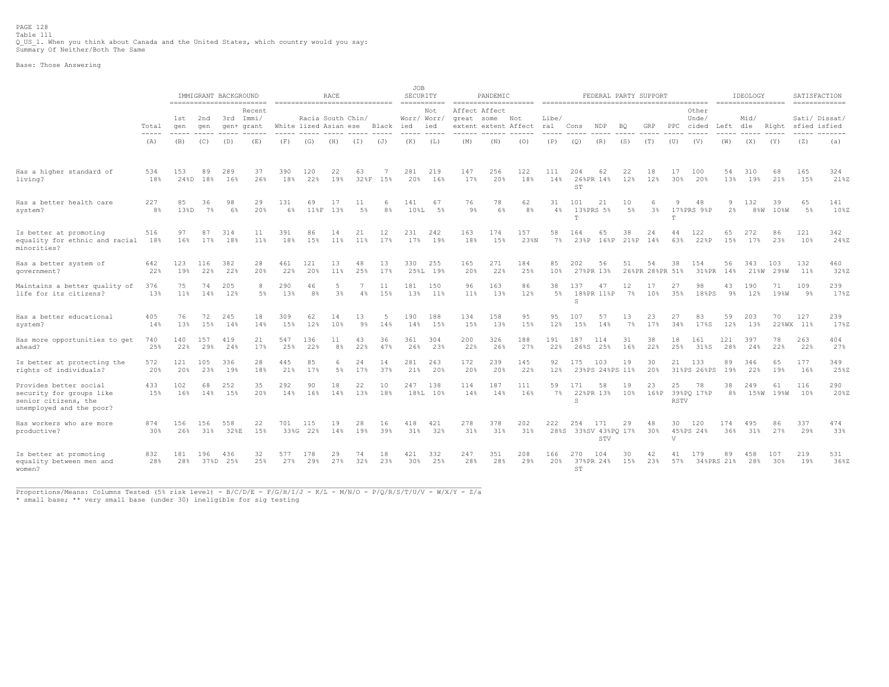PAGE 128
Table 111
Q_US_1. When you think about Canada and the United States, which country would you say:
Summary Of Neither/Both The Same

Base: Those Answering

| | | IMMIGRANT BACKGROUND | | | | RACE | | | | | JOB SECURITY | | PANDEMIC | | | FEDERAL PARTY SUPPORT | | | | | | | | IDEOLOGY | | | SATISFACTION | |
|---|---|---|---|---|---|---|---|---|---|---|---|---|---|---|---|---|---|---|---|---|---|---|---|---|---|---|---|---|
| | Total | 1st gen | 2nd gen | 3rd gen+ | Recent Immi/ grant | White | Racia lized | South Asian | Chin/ ese | Black | Worr/ ied | Not Worr/ ied | Affect great extent | Affect some extent | Not Affect | Libe/ ral | Cons | NDP | BQ | GRP | PPC | Other Unde/ cided | Left | Mid/ dle | Right | Sati/ sfied | Dissat/ isfied |
| | (A) | (B) | (C) | (D) | (E) | (F) | (G) | (H) | (I) | (J) | (K) | (L) | (M) | (N) | (O) | (P) | (Q) | (R) | (S) | (T) | (U) | (V) | (W) | (X) | (Y) | (Z) | (a) |
| Has a higher standard of living? | 534 | 153 | 89 | 289 | 37 | 390 | 120 | 22 | 63 | 7 | 281 | 219 | 147 | 256 | 122 | 111 | 204 | 62 | 22 | 18 | 17 | 100 | 54 | 310 | 68 | 165 | 324 |
| | 18% | 24%D | 18% | 16% | 26% | 18% | 22% | 19% | 32%F | 15% | 20% | 16% | 17% | 20% | 18% | 14% | 26%PR ST | 14% | 12% | 12% | 30% | 20% | 13% | 19% | 21% | 15% | 21%Z |
| Has a better health care system? | 227 | 85 | 36 | 98 | 29 | 131 | 69 | 17 | 11 | 6 | 141 | 67 | 76 | 78 | 62 | 31 | 101 | 21 | 10 | 6 | 9 | 48 | 9 | 132 | 39 | 65 | 141 |
| | 8% | 13%D | 7% | 6% | 20% | 6% | 11%F | 13% | 5% | 8% | 10%L | 5% | 9% | 6% | 8% | 4% | 13%PRS T | 5% | 5% | 3% | 17%PRS T | 9%P | 2% | 8%W | 10%W | 5% | 10%Z |
| Is better at promoting equality for ethnic and racial minorities? | 516 | 97 | 87 | 314 | 11 | 391 | 86 | 14 | 21 | 12 | 231 | 242 | 163 | 174 | 157 | 58 | 164 | 65 | 38 | 24 | 44 | 122 | 65 | 272 | 86 | 121 | 342 |
| | 18% | 16% | 17% | 18% | 11% | 18% | 15% | 11% | 11% | 17% | 17% | 19% | 18% | 15% | 23%N | 7% | 23%P | 16%P | 21%P | 14% | 63% | 22%P | 15% | 17% | 23% | 10% | 24%Z |
| Has a better system of government? | 642 | 123 | 116 | 382 | 28 | 461 | 121 | 13 | 48 | 13 | 330 | 255 | 165 | 271 | 184 | 85 | 202 | 56 | 51 | 54 | 38 | 154 | 56 | 343 | 103 | 132 | 460 |
| | 22% | 19% | 22% | 22% | 20% | 22% | 20% | 11% | 25% | 17% | 25%L | 19% | 20% | 22% | 25% | 10% | 27%PR | 13% | 26%PR | 28%PR | 51% | 31%PR | 14% | 21%W | 29%W | 11% | 32%Z |
| Maintains a better quality of life for its citizens? | 376 | 75 | 74 | 205 | 8 | 290 | 46 | 5 | 7 | 11 | 181 | 150 | 96 | 163 | 86 | 38 | 137 | 47 | 12 | 17 | 27 | 98 | 43 | 190 | 71 | 109 | 239 |
| | 13% | 11% | 14% | 12% | 5% | 13% | 8% | 3% | 4% | 15% | 13% | 11% | 11% | 13% | 12% | 5% | 18%PR S | 11%P | 7% | 10% | 35% | 18%PS | 9% | 12% | 19%W | 9% | 17%Z |
| Has a better educational system? | 405 | 76 | 72 | 245 | 18 | 309 | 62 | 14 | 13 | 5 | 190 | 188 | 134 | 158 | 95 | 95 | 107 | 57 | 13 | 23 | 27 | 83 | 59 | 203 | 70 | 127 | 239 |
| | 14% | 13% | 15% | 14% | 14% | 15% | 12% | 10% | 9% | 14% | 14% | 15% | 15% | 13% | 15% | 12% | 15% | 14% | 7% | 17% | 34% | 17%S | 12% | 13% | 22%WX | 11% | 17%Z |
| Has more opportunities to get ahead? | 740 | 140 | 157 | 419 | 21 | 547 | 136 | 11 | 43 | 36 | 361 | 304 | 200 | 326 | 188 | 191 | 187 | 114 | 31 | 38 | 18 | 161 | 121 | 397 | 78 | 263 | 404 |
| | 25% | 22% | 29% | 24% | 17% | 25% | 22% | 8% | 22% | 47% | 26% | 23% | 22% | 26% | 27% | 22% | 26%S | 25% | 16% | 22% | 25% | 31%S | 28% | 24% | 22% | 22% | 27% |
| Is better at protecting the rights of individuals? | 572 | 121 | 105 | 336 | 28 | 445 | 85 | 6 | 24 | 14 | 281 | 263 | 172 | 239 | 145 | 92 | 175 | 103 | 19 | 30 | 21 | 133 | 89 | 346 | 65 | 177 | 349 |
| | 20% | 20% | 23% | 19% | 18% | 21% | 17% | 5% | 17% | 37% | 21% | 20% | 20% | 20% | 22% | 12% | 23%PS | 24%PS | 11% | 20% | 31%PS | 26%PS | 19% | 22% | 19% | 16% | 25%Z |
| Provides better social security for groups like senior citizens, the unemployed and the poor? | 433 | 102 | 68 | 252 | 35 | 292 | 90 | 18 | 22 | 10 | 247 | 138 | 114 | 187 | 111 | 59 | 171 | 58 | 19 | 23 | 25 | 78 | 38 | 249 | 61 | 116 | 290 |
| | 15% | 16% | 14% | 15% | 20% | 14% | 16% | 14% | 13% | 18% | 18%L | 10% | 14% | 14% | 16% | 7% | 22%PR S | 13% | 10% | 16%P | 39%PQ RSTV | 17%P | 8% | 15%W | 19%W | 10% | 20%Z |
| Has workers who are more productive? | 874 | 156 | 156 | 558 | 22 | 701 | 115 | 19 | 28 | 16 | 418 | 421 | 278 | 378 | 202 | 222 | 254 | 171 | 29 | 48 | 30 | 120 | 174 | 495 | 86 | 337 | 474 |
| | 30% | 26% | 31% | 32%E | 15% | 33%G | 22% | 14% | 19% | 39% | 31% | 32% | 31% | 31% | 31% | 28%S | 33%SV | 43%PQ STV | 17% | 30% | 45%PS V | 24% | 36% | 31% | 27% | 29% | 33% |
| Is better at promoting equality between men and women? | 832 | 181 | 196 | 436 | 32 | 577 | 178 | 29 | 74 | 18 | 421 | 332 | 247 | 351 | 208 | 166 | 270 | 104 | 30 | 42 | 41 | 179 | 89 | 458 | 107 | 219 | 531 |
| | 28% | 28% | 37%D | 25% | 25% | 27% | 29% | 27% | 32% | 23% | 30% | 25% | 28% | 28% | 29% | 20% | 37%PR ST | 24% | 15% | 23% | 57% | 34%PRS | 21% | 28% | 30% | 19% | 36%Z |

Proportions/Means: Columns Tested (5% risk level) - B/C/D/E - F/G/H/I/J - K/L - M/N/O - P/Q/R/S/T/U/V - W/X/Y - Z/a
* small base; ** very small base (under 30) ineligible for sig testing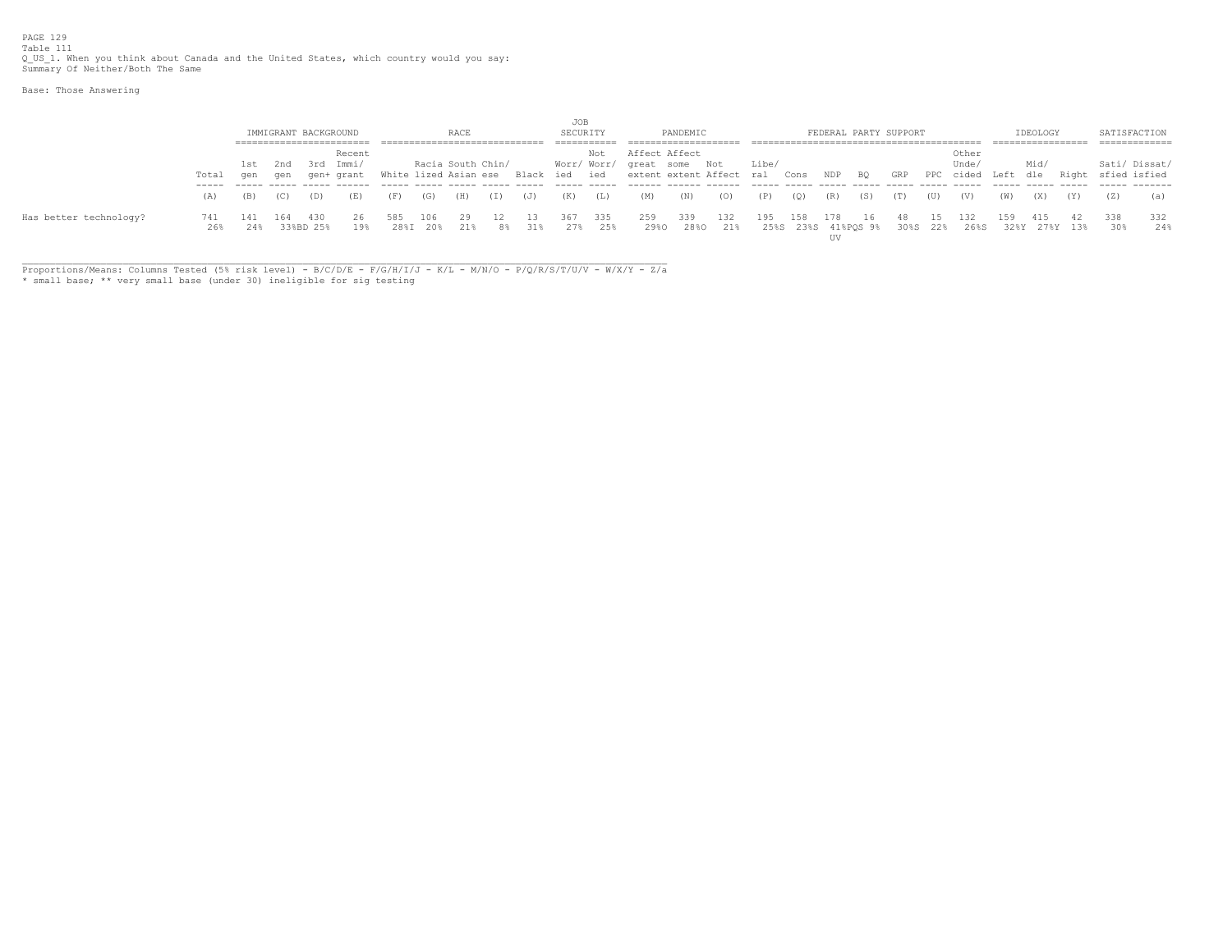PAGE 129
Table 111
Q_US_1. When you think about Canada and the United States, which country would you say:
Summary Of Neither/Both The Same

Base: Those Answering

| | | IMMIGRANT BACKGROUND | | | | RACE | | | | | JOB SECURITY | | PANDEMIC | | | FEDERAL PARTY SUPPORT | | | | | | | IDEOLOGY | | | SATISFACTION | |
|---|---|---|---|---|---|---|---|---|---|---|---|---|---|---|---|---|---|---|---|---|---|---|---|---|---|---|---|
| | Total | 1st gen | 2nd gen | 3rd gen+ | Recent Immi/ grant | White | Racia lized | South Asian | Chin/ ese | Black | Worr/ ied | Not Worr/ ied | Affect great extent | Affect some extent | Not Affect | Libe/ ral | Cons | NDP | BQ | GRP | PPC | Other Unde/ cided | Left | Mid/ dle | Right | Sati/ sfied | Dissat/ isfied |
| | (A) | (B) | (C) | (D) | (E) | (F) | (G) | (H) | (I) | (J) | (K) | (L) | (M) | (N) | (O) | (P) | (Q) | (R) | (S) | (T) | (U) | (V) | (W) | (X) | (Y) | (Z) | (a) |
| Has better technology? | 741 | 141 | 164 | 430 | 26 | 585 | 106 | 29 | 12 | 13 | 367 | 335 | 259 | 339 | 132 | 195 | 158 | 178 | 16 | 48 | 15 | 132 | 159 | 415 | 42 | 338 | 332 |
| | 26% | 24% | 33%BD | 25% | 19% | 28%I | 20% | 21% | 8% | 31% | 27% | 25% | 29%O | 28%O | 21% | 25%S | 23%S | 41%PQS UV | 9% | 30%S | 22% | 26%S | 32%Y | 27%Y | 13% | 30% | 24% |

Proportions/Means: Columns Tested (5% risk level) - B/C/D/E - F/G/H/I/J - K/L - M/N/O - P/Q/R/S/T/U/V - W/X/Y - Z/a
* small base; ** very small base (under 30) ineligible for sig testing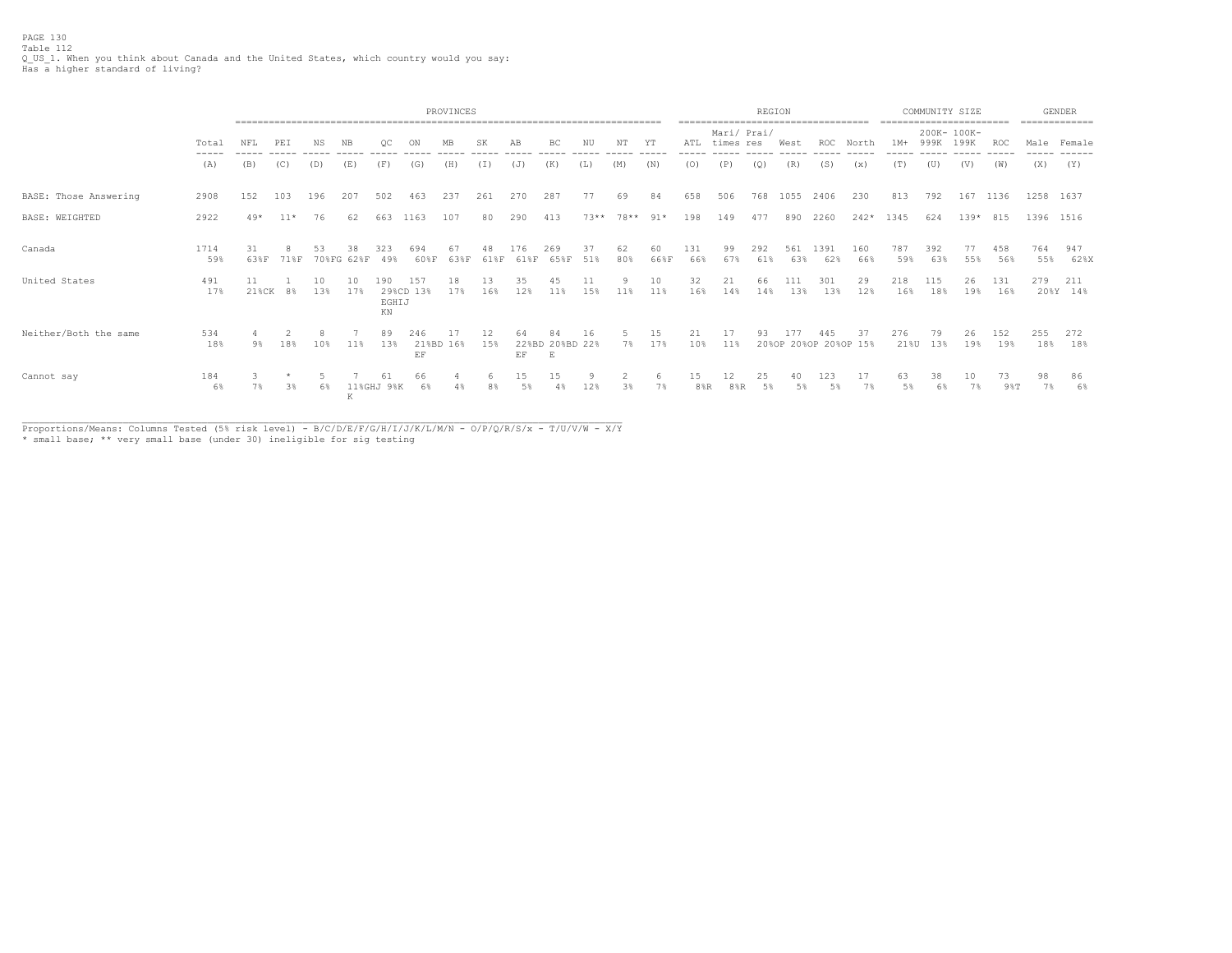PAGE 130
Table 112
Q_US_1. When you think about Canada and the United States, which country would you say:
Has a higher standard of living?

| | Total | NFL | PEI | NS | NB | QC | ON | MB | SK | AB | BC | NU | NT | YT | ATL | Mari/ times | Prai/ res | West | ROC | North | 1M+ | 200K- 999K | 100K- 199K | ROC | Male | Female |
|---|---|---|---|---|---|---|---|---|---|---|---|---|---|---|---|---|---|---|---|---|---|---|---|---|---|---|
| | | PROVINCES | | | | | | | | | | | | | REGION | | | | | | COMMUNITY SIZE | | | | GENDER | |
| | (A) | (B) | (C) | (D) | (E) | (F) | (G) | (H) | (I) | (J) | (K) | (L) | (M) | (N) | (O) | (P) | (Q) | (R) | (S) | (x) | (T) | (U) | (V) | (W) | (X) | (Y) |
| BASE: Those Answering | 2908 | 152 | 103 | 196 | 207 | 502 | 463 | 237 | 261 | 270 | 287 | 77 | 69 | 84 | 658 | 506 | 768 | 1055 | 2406 | 230 | 813 | 792 | 167 | 1136 | 1258 | 1637 |
| BASE: WEIGHTED | 2922 | 49* | 11* | 76 | 62 | 663 | 1163 | 107 | 80 | 290 | 413 | 73** | 78** | 91* | 198 | 149 | 477 | 890 | 2260 | 242* | 1345 | 624 | 139* | 815 | 1396 | 1516 |
| Canada | 1714<br>59% | 31<br>63%F | 8<br>71%F | 53<br>70%FG | 38<br>62%F | 323<br>49% | 694<br>60%F | 67<br>63%F | 48<br>61%F | 176<br>61%F | 269<br>65%F | 37<br>51% | 62<br>80% | 60<br>66%F | 131<br>66% | 99<br>67% | 292<br>61% | 561<br>63% | 1391<br>62% | 160<br>66% | 787<br>59% | 392<br>63% | 77<br>55% | 458<br>56% | 764<br>55% | 947<br>62%X |
| United States | 491<br>17% | 11<br>21%CK | 1<br>8% | 10<br>13% | 10<br>17% | 190<br>29%CD EGHIJ KN | 157<br>13% | 18<br>17% | 13<br>16% | 35<br>12% | 45<br>11% | 11<br>15% | 9<br>11% | 10<br>11% | 32<br>16% | 21<br>14% | 66<br>14% | 111<br>13% | 301<br>13% | 29<br>12% | 218<br>16% | 115<br>18% | 26<br>19% | 131<br>16% | 279<br>20%Y | 211<br>14% |
| Neither/Both the same | 534<br>18% | 4<br>9% | 2<br>18% | 8<br>10% | 7<br>11% | 89<br>13% | 246<br>21%BD EF | 17<br>16% | 12<br>15% | 64<br>22%BD EF | 84<br>20%BD E | 16<br>22% | 5<br>7% | 15<br>17% | 21<br>10% | 17<br>11% | 93<br>20%OP | 177<br>20%OP | 445<br>20%OP | 37<br>15% | 276<br>21%U | 79<br>13% | 26<br>19% | 152<br>19% | 255<br>18% | 272<br>18% |
| Cannot say | 184<br>6% | 3<br>7% | *<br>3% | 5<br>6% | 7<br>11%GHJ K | 61<br>9%K | 66<br>6% | 4<br>4% | 6<br>8% | 15<br>5% | 15<br>4% | 9<br>12% | 2<br>3% | 6<br>7% | 15<br>8%R | 12<br>8%R | 25<br>5% | 40<br>5% | 123<br>5% | 17<br>7% | 63<br>5% | 38<br>6% | 10<br>7% | 73<br>9%T | 98<br>7% | 86<br>6% |

Proportions/Means: Columns Tested (5% risk level) - B/C/D/E/F/G/H/I/J/K/L/M/N - O/P/Q/R/S/x - T/U/V/W - X/Y
* small base; ** very small base (under 30) ineligible for sig testing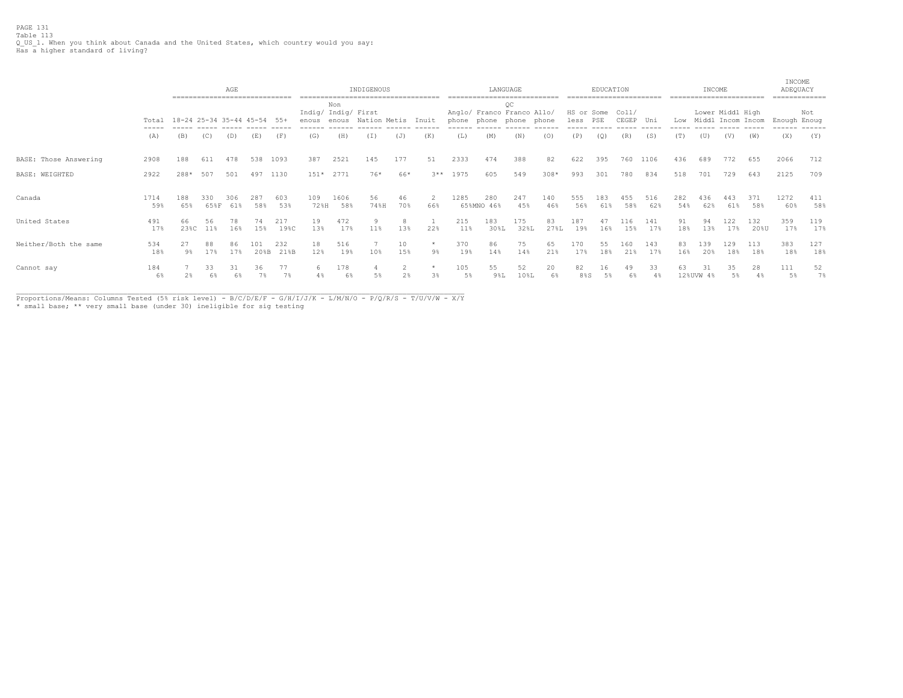PAGE 131
Table 113
Q_US_1. When you think about Canada and the United States, which country would you say:
Has a higher standard of living?

| | Total | AGE | | | | | INDIGENOUS | | | | | LANGUAGE | | | | EDUCATION | | | | INCOME | | | | INCOME ADEQUACY | |
|---|---|---|---|---|---|---|---|---|---|---|---|---|---|---|---|---|---|---|---|---|---|---|---|---|---|
| | | 18-24 | 25-34 | 35-44 | 45-54 | 55+ | Indig/ enous | Non Indig/ enous | First Nation | Metis | Inuit | Anglo/ phone | Franco phone | QC Franco phone | Allo/ phone | HS or less | Some PSE | Coll/ CEGEP | Uni | Low | Lower Middl | Middl Incom | High Incom | Enough | Not Enoug |
| | (A) | (B) | (C) | (D) | (E) | (F) | (G) | (H) | (I) | (J) | (K) | (L) | (M) | (N) | (O) | (P) | (Q) | (R) | (S) | (T) | (U) | (V) | (W) | (X) | (Y) |
| BASE: Those Answering | 2908 | 188 | 611 | 478 | 538 | 1093 | 387 | 2521 | 145 | 177 | 51 | 2333 | 474 | 388 | 82 | 622 | 395 | 760 | 1106 | 436 | 689 | 772 | 655 | 2066 | 712 |
| BASE: WEIGHTED | 2922 | 288* | 507 | 501 | 497 | 1130 | 151* | 2771 | 76* | 66* | 3** | 1975 | 605 | 549 | 308* | 993 | 301 | 780 | 834 | 518 | 701 | 729 | 643 | 2125 | 709 |
| Canada | 1714 | 188 | 330 | 306 | 287 | 603 | 109 | 1606 | 56 | 46 | 2 | 1285 | 280 | 247 | 140 | 555 | 183 | 455 | 516 | 282 | 436 | 443 | 371 | 1272 | 411 |
| | 59% | 65% | 65%F | 61% | 58% | 53% | 72%H | 58% | 74%H | 70% | 66% | 65%MNO | 46% | 45% | 46% | 56% | 61% | 58% | 62% | 54% | 62% | 61% | 58% | 60% | 58% |
| United States | 491 | 66 | 56 | 78 | 74 | 217 | 19 | 472 | 9 | 8 | 1 | 215 | 183 | 175 | 83 | 187 | 47 | 116 | 141 | 91 | 94 | 122 | 132 | 359 | 119 |
| | 17% | 23%C | 11% | 16% | 15% | 19%C | 13% | 17% | 11% | 13% | 22% | 11% | 30%L | 32%L | 27%L | 19% | 16% | 15% | 17% | 18% | 13% | 17% | 20%U | 17% | 17% |
| Neither/Both the same | 534 | 27 | 88 | 86 | 101 | 232 | 18 | 516 | 7 | 10 | * | 370 | 86 | 75 | 65 | 170 | 55 | 160 | 143 | 83 | 139 | 129 | 113 | 383 | 127 |
| | 18% | 9% | 17% | 17% | 20%B | 21%B | 12% | 19% | 10% | 15% | 9% | 19% | 14% | 14% | 21% | 17% | 18% | 21% | 17% | 16% | 20% | 18% | 18% | 18% | 18% |
| Cannot say | 184 | 7 | 33 | 31 | 36 | 77 | 6 | 178 | 4 | 2 | * | 105 | 55 | 52 | 20 | 82 | 16 | 49 | 33 | 63 | 31 | 35 | 28 | 111 | 52 |
| | 6% | 2% | 6% | 6% | 7% | 7% | 4% | 6% | 5% | 2% | 3% | 5% | 9%L | 10%L | 6% | 8%S | 5% | 6% | 4% | 12%UVW | 4% | 5% | 4% | 5% | 7% |

Proportions/Means: Columns Tested (5% risk level) - B/C/D/E/F - G/H/I/J/K - L/M/N/O - P/Q/R/S - T/U/V/W - X/Y
* small base; ** very small base (under 30) ineligible for sig testing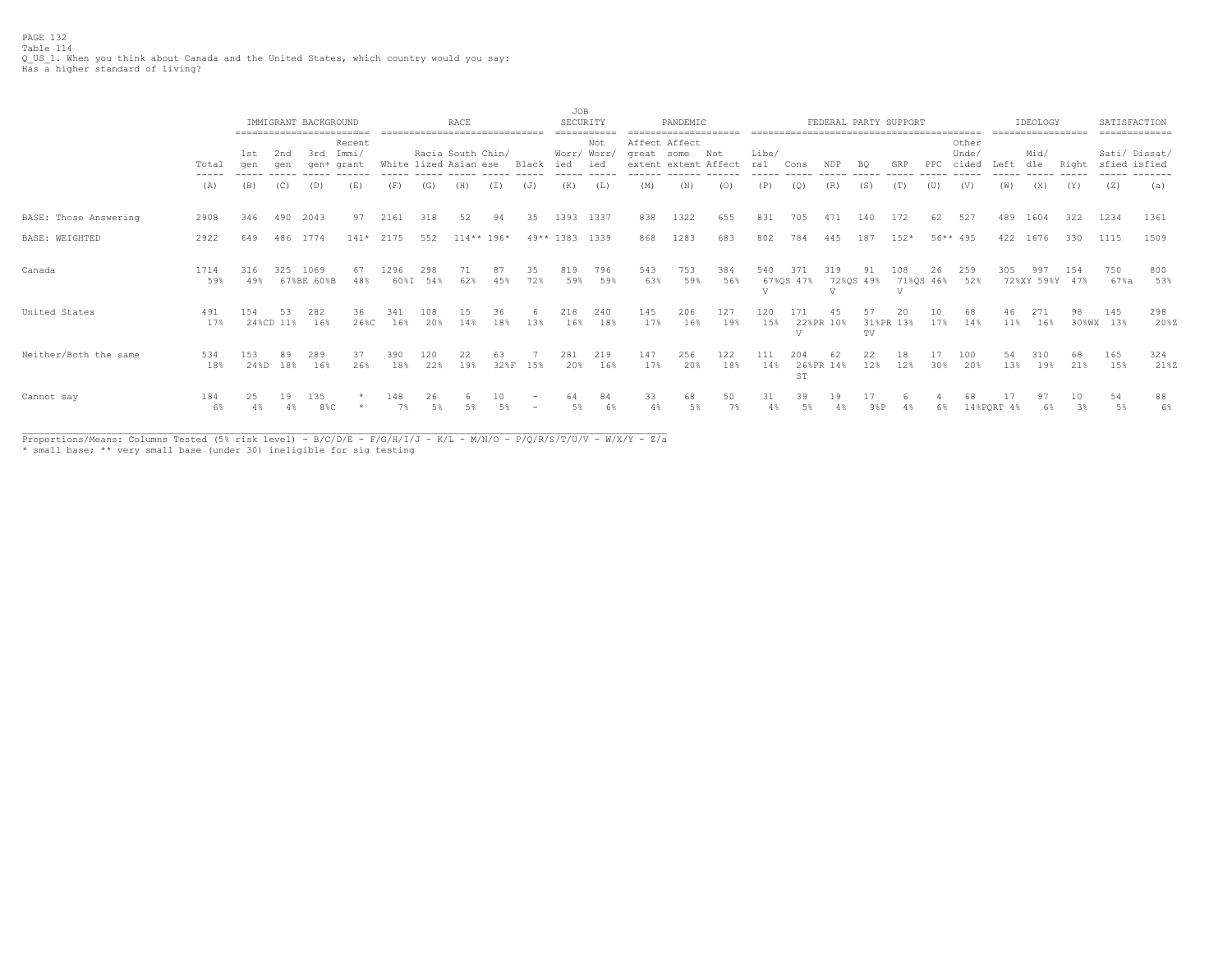Table 114

Q_US_1. When you think about Canada and the United States, which country would you say:
Has a higher standard of living?

| | Total | IMMIGRANT BACKGROUND 1st gen | 2nd gen | 3rd gen+ | Recent Immi/grant | RACE White | Racia lized | South Asian | Chin/ese | Black | JOB SECURITY Worr/ied | Not Worr/ied | PANDEMIC Affect great extent | Affect some extent | Not Affect | FEDERAL PARTY SUPPORT Libe/ral | Cons | NDP | BQ | GRP | PPC | Other Unde/cided | IDEOLOGY Left | Mid/dle | Right | SATISFACTION Sati/sfied | Dissat/isfied |
|---|---|---|---|---|---|---|---|---|---|---|---|---|---|---|---|---|---|---|---|---|---|---|---|---|---|---|---|
| | (A) | (B) | (C) | (D) | (E) | (F) | (G) | (H) | (I) | (J) | (K) | (L) | (M) | (N) | (O) | (P) | (Q) | (R) | (S) | (T) | (U) | (V) | (W) | (X) | (Y) | (Z) | (a) |
| BASE: Those Answering | 2908 | 346 | 490 | 2043 | 97 | 2161 | 318 | 52 | 94 | 35 | 1393 | 1337 | 838 | 1322 | 655 | 831 | 705 | 471 | 140 | 172 | 62 | 527 | 489 | 1604 | 322 | 1234 | 1361 |
| BASE: WEIGHTED | 2922 | 649 | 486 | 1774 | 141* | 2175 | 552 | 114** | 196* | 49** | 1383 | 1339 | 868 | 1283 | 683 | 802 | 784 | 445 | 187 | 152* | 56** | 495 | 422 | 1676 | 330 | 1115 | 1509 |
| Canada | 1714 | 316 | 325 | 1069 | 67 | 1296 | 298 | 71 | 87 | 35 | 819 | 796 | 543 | 753 | 384 | 540 | 371 | 319 | 91 | 108 | 26 | 259 | 305 | 997 | 154 | 750 | 800 |
| | 59% | 49% | 67%BE | 60%B | 48% | 60%I | 54% | 62% | 45% | 72% | 59% | 59% | 63% | 59% | 56% | 67%QS V | 47% | 72%QS V | 49% | 71%QS V | 46% | 52% | 72%XY | 59%Y | 47% | 67%a | 53% |
| United States | 491 | 154 | 53 | 282 | 36 | 341 | 108 | 15 | 36 | 6 | 218 | 240 | 145 | 206 | 127 | 120 | 171 | 45 | 57 | 20 | 10 | 68 | 46 | 271 | 98 | 145 | 298 |
| | 17% | 24%CD | 11% | 16% | 26%C | 16% | 20% | 14% | 18% | 13% | 16% | 18% | 17% | 16% | 19% | 15% | 22%PR V | 10% | 31%PR TV | 13% | 17% | 14% | 11% | 16% | 30%WX | 13% | 20%Z |
| Neither/Both the same | 534 | 153 | 89 | 289 | 37 | 390 | 120 | 22 | 63 | 7 | 281 | 219 | 147 | 256 | 122 | 111 | 204 | 62 | 22 | 18 | 17 | 100 | 54 | 310 | 68 | 165 | 324 |
| | 18% | 24%D | 18% | 16% | 26% | 18% | 22% | 19% | 32%F | 15% | 20% | 16% | 17% | 20% | 18% | 14% | 26%PR ST | 14% | 12% | 12% | 30% | 20% | 13% | 19% | 21% | 15% | 21%Z |
| Cannot say | 184 | 25 | 19 | 135 | * | 148 | 26 | 6 | 10 | - | 64 | 84 | 33 | 68 | 50 | 31 | 39 | 19 | 17 | 6 | 4 | 68 | 17 | 97 | 10 | 54 | 88 |
| | 6% | 4% | 4% | 8%C | * | 7% | 5% | 5% | 5% | - | 5% | 6% | 4% | 5% | 7% | 4% | 5% | 4% | 9%P | 4% | 6% | 14%PQRT | 4% | 6% | 3% | 5% | 6% |

Proportions/Means: Columns Tested (5% risk level) - B/C/D/E - F/G/H/I/J - K/L - M/N/O - P/Q/R/S/T/U/V - W/X/Y - Z/a
* small base; ** very small base (under 30) ineligible for sig testing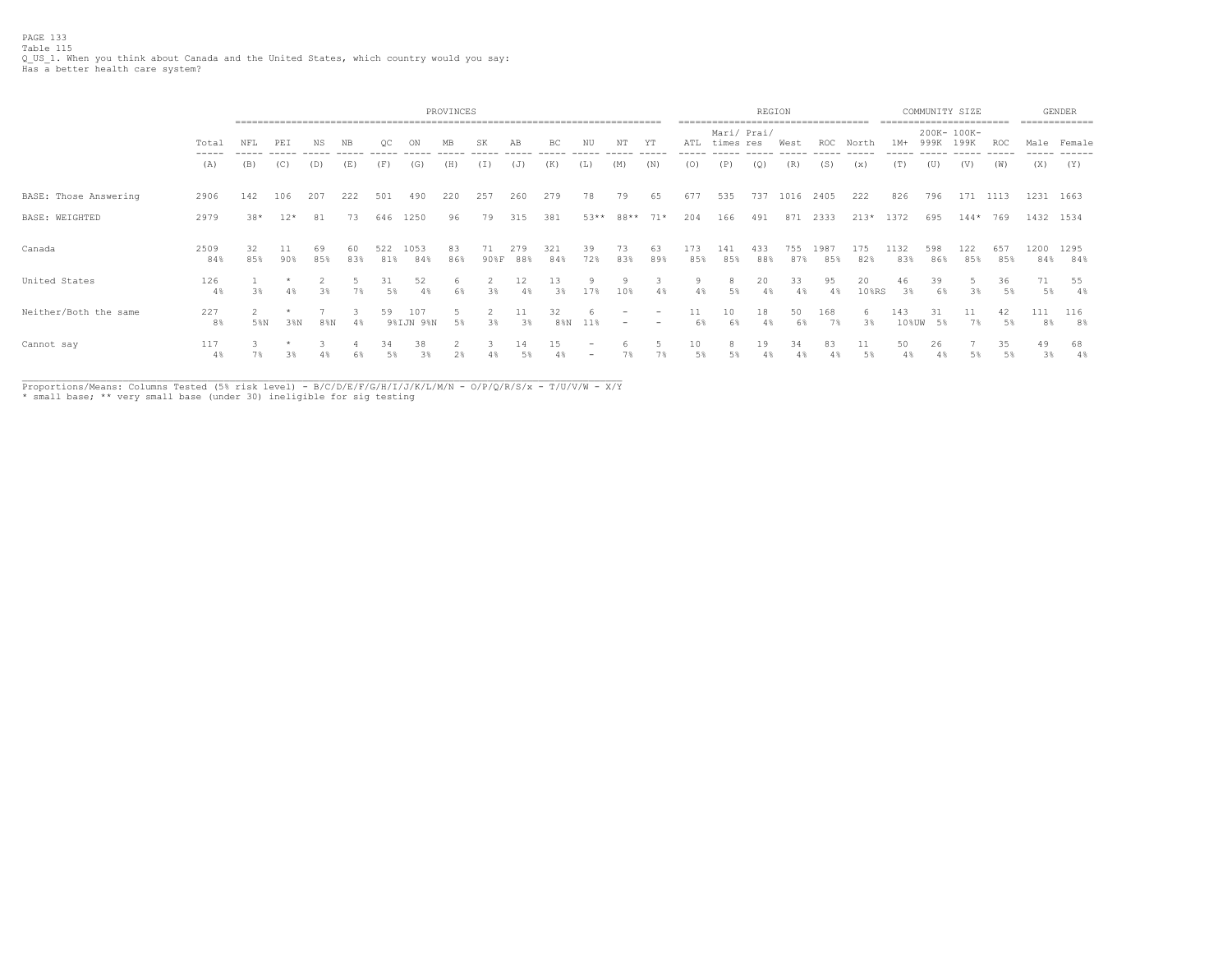Table 115

Q_US_1. When you think about Canada and the United States, which country would you say:
Has a better health care system?

| | | PROVINCES | | | | | | | | | | | | | REGION | | | | | | COMMUNITY SIZE | | | | GENDER | |
|---|---|---|---|---|---|---|---|---|---|---|---|---|---|---|---|---|---|---|---|---|---|---|---|---|---|---|
| | Total | NFL | PEI | NS | NB | QC | ON | MB | SK | AB | BC | NU | NT | YT | ATL | Mari/ times | Prai/ res | West | ROC | North | 1M+ | 200K- 999K | 100K- 199K | ROC | Male | Female |
| | (A) | (B) | (C) | (D) | (E) | (F) | (G) | (H) | (I) | (J) | (K) | (L) | (M) | (N) | (O) | (P) | (Q) | (R) | (S) | (x) | (T) | (U) | (V) | (W) | (X) | (Y) |
| BASE: Those Answering | 2906 | 142 | 106 | 207 | 222 | 501 | 490 | 220 | 257 | 260 | 279 | 78 | 79 | 65 | 677 | 535 | 737 | 1016 | 2405 | 222 | 826 | 796 | 171 | 1113 | 1231 | 1663 |
| BASE: WEIGHTED | 2979 | 38* | 12* | 81 | 73 | 646 | 1250 | 96 | 79 | 315 | 381 | 53** | 88** | 71* | 204 | 166 | 491 | 871 | 2333 | 213* | 1372 | 695 | 144* | 769 | 1432 | 1534 |
| Canada | 2509 | 32 | 11 | 69 | 60 | 522 | 1053 | 83 | 71 | 279 | 321 | 39 | 73 | 63 | 173 | 141 | 433 | 755 | 1987 | 175 | 1132 | 598 | 122 | 657 | 1200 | 1295 |
| | 84% | 85% | 90% | 85% | 83% | 81% | 84% | 86% | 90%F | 88% | 84% | 72% | 83% | 89% | 85% | 85% | 88% | 87% | 85% | 82% | 83% | 86% | 85% | 85% | 84% | 84% |
| United States | 126 | 1 | * | 2 | 5 | 31 | 52 | 6 | 2 | 12 | 13 | 9 | 9 | 3 | 9 | 8 | 20 | 33 | 95 | 20 | 46 | 39 | 5 | 36 | 71 | 55 |
| | 4% | 3% | 4% | 3% | 7% | 5% | 4% | 6% | 3% | 4% | 3% | 17% | 10% | 4% | 4% | 5% | 4% | 4% | 4% | 10%RS | 3% | 6% | 3% | 5% | 5% | 4% |
| Neither/Both the same | 227 | 2 | * | 7 | 3 | 59 | 107 | 5 | 2 | 11 | 32 | 6 | - | - | 11 | 10 | 18 | 50 | 168 | 6 | 143 | 31 | 11 | 42 | 111 | 116 |
| | 8% | 5%N | 3%N | 8%N | 4% | 9%IJN | 9%N | 5% | 3% | 3% | 8%N | 11% | - | - | 6% | 6% | 4% | 6% | 7% | 3% | 10%UW | 5% | 7% | 5% | 8% | 8% |
| Cannot say | 117 | 3 | * | 3 | 4 | 34 | 38 | 2 | 3 | 14 | 15 | - | 6 | 5 | 10 | 8 | 19 | 34 | 83 | 11 | 50 | 26 | 7 | 35 | 49 | 68 |
| | 4% | 7% | 3% | 4% | 6% | 5% | 3% | 2% | 4% | 5% | 4% | - | 7% | 7% | 5% | 5% | 4% | 4% | 4% | 5% | 4% | 4% | 5% | 5% | 3% | 4% |

Proportions/Means: Columns Tested (5% risk level) - B/C/D/E/F/G/H/I/J/K/L/M/N - O/P/Q/R/S/x - T/U/V/W - X/Y
* small base; ** very small base (under 30) ineligible for sig testing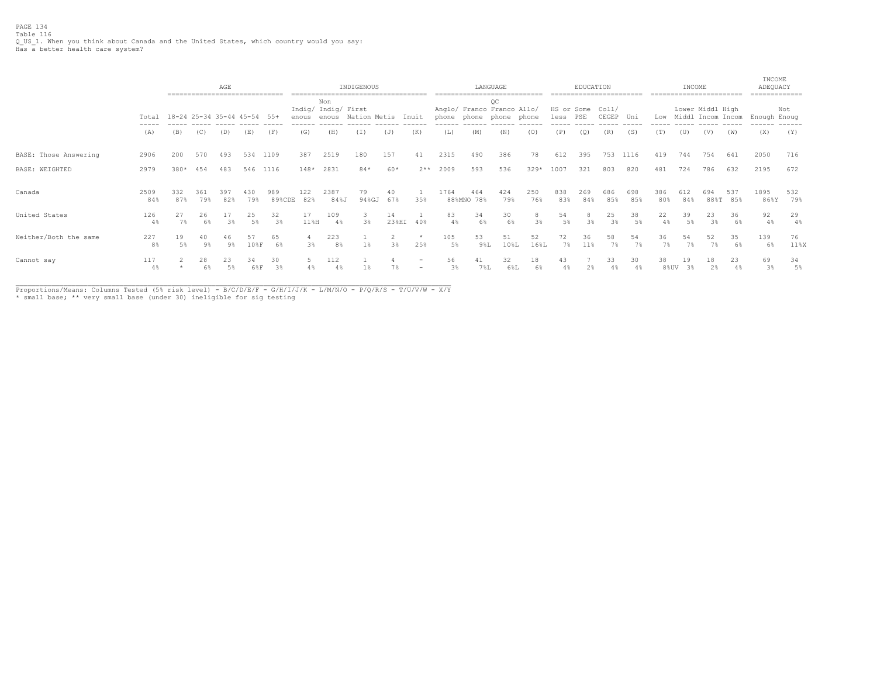PAGE 134
Table 116
Q_US_1. When you think about Canada and the United States, which country would you say:
Has a better health care system?

| | | AGE | | | | | INDIGENOUS | | | | | LANGUAGE | | | | EDUCATION | | | | INCOME | | | | INCOME ADEQUACY | |
|---|---|---|---|---|---|---|---|---|---|---|---|---|---|---|---|---|---|---|---|---|---|---|---|---|---|
| | Total | 18-24 | 25-34 | 35-44 | 45-54 | 55+ | Indig/ enous | Non Indig/ enous | First Nation | Metis | Inuit | Anglo/ phone | Franco phone | QC Franco phone | Allo/ phone | HS or less | Some PSE | Coll/ CEGEP | Uni | Low | Lower Middl | Middl Incom | High Incom | Enough | Not Enoug |
| | (A) | (B) | (C) | (D) | (E) | (F) | (G) | (H) | (I) | (J) | (K) | (L) | (M) | (N) | (O) | (P) | (Q) | (R) | (S) | (T) | (U) | (V) | (W) | (X) | (Y) |
| BASE: Those Answering | 2906 | 200 | 570 | 493 | 534 | 1109 | 387 | 2519 | 180 | 157 | 41 | 2315 | 490 | 386 | 78 | 612 | 395 | 753 | 1116 | 419 | 744 | 754 | 641 | 2050 | 716 |
| BASE: WEIGHTED | 2979 | 380* | 454 | 483 | 546 | 1116 | 148* | 2831 | 84* | 60* | 2** | 2009 | 593 | 536 | 329* | 1007 | 321 | 803 | 820 | 481 | 724 | 786 | 632 | 2195 | 672 |
| Canada | 2509 | 332 | 361 | 397 | 430 | 989 | 122 | 2387 | 79 | 40 | 1 | 1764 | 464 | 424 | 250 | 838 | 269 | 686 | 698 | 386 | 612 | 694 | 537 | 1895 | 532 |
| | 84% | 87% | 79% | 82% | 79% | 89%CDE | 82% | 84%J | 94%GJ | 67% | 35% | 88% | MNO 78% | 79% | 76% | 83% | 84% | 85% | 85% | 80% | 84% | 88%T | 85% | 86%Y | 79% |
| United States | 126 | 27 | 26 | 17 | 25 | 32 | 17 | 109 | 3 | 14 | 1 | 83 | 34 | 30 | 8 | 54 | 8 | 25 | 38 | 22 | 39 | 23 | 36 | 92 | 29 |
| | 4% | 7% | 6% | 3% | 5% | 3% | 11%H | 4% | 3% | 23%HI | 40% | 4% | 6% | 6% | 3% | 5% | 3% | 3% | 5% | 4% | 5% | 3% | 6% | 4% | 4% |
| Neither/Both the same | 227 | 19 | 40 | 46 | 57 | 65 | 4 | 223 | 1 | 2 | * | 105 | 53 | 51 | 52 | 72 | 36 | 58 | 54 | 36 | 54 | 52 | 35 | 139 | 76 |
| | 8% | 5% | 9% | 9% | 10%F | 6% | 3% | 8% | 1% | 3% | 25% | 5% | 9%L | 10%L | 16%L | 7% | 11% | 7% | 7% | 7% | 7% | 7% | 6% | 6% | 11%X |
| Cannot say | 117 | 2 | 28 | 23 | 34 | 30 | 5 | 112 | 1 | 4 | - | 56 | 41 | 32 | 18 | 43 | 7 | 33 | 30 | 38 | 19 | 18 | 23 | 69 | 34 |
| | 4% | * | 6% | 5% | 6%F | 3% | 4% | 4% | 1% | 7% | - | 3% | 7%L | 6%L | 6% | 4% | 2% | 4% | 4% | 8%UV | 3% | 2% | 4% | 3% | 5% |

Proportions/Means: Columns Tested (5% risk level) - B/C/D/E/F - G/H/I/J/K - L/M/N/O - P/Q/R/S - T/U/V/W - X/Y
* small base; ** very small base (under 30) ineligible for sig testing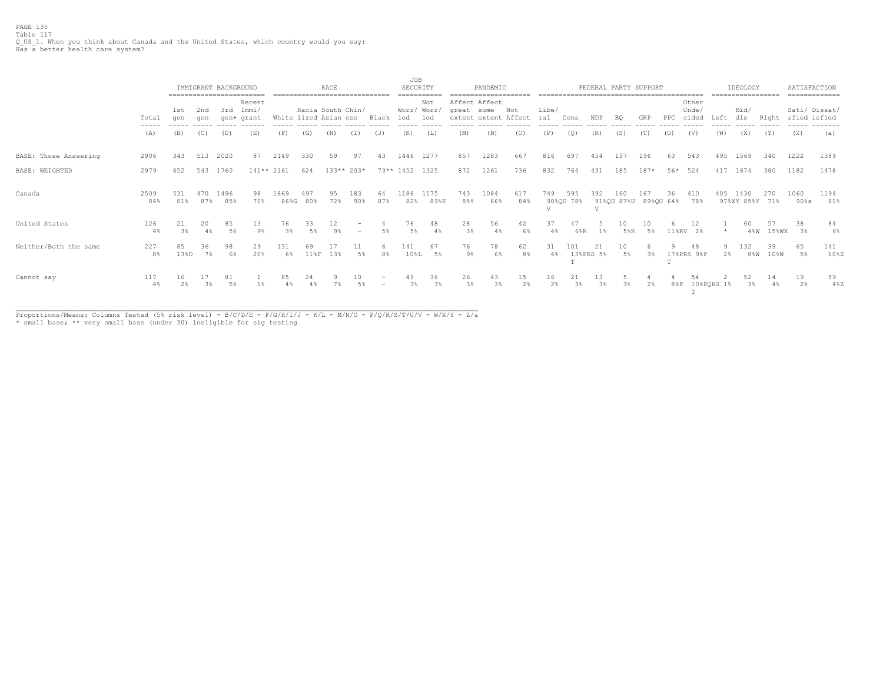PAGE 135
Table 117
Q_US_1. When you think about Canada and the United States, which country would you say:
Has a better health care system?

| | | IMMIGRANT BACKGROUND | | | | RACE | | | | | JOB SECURITY | | PANDEMIC | | | FEDERAL PARTY SUPPORT | | | | | | | IDEOLOGY | | | SATISFACTION | |
|---|---|---|---|---|---|---|---|---|---|---|---|---|---|---|---|---|---|---|---|---|---|---|---|---|---|---|---|
| | Total | 1st gen | 2nd gen | 3rd gen+ | Recent Immi/ grant | White | Racia lized | South Asian | Chin/ ese | Black | Worr/ ied | Not Worr/ ied | Affect great extent | Affect some extent | Not Affect | Libe/ ral | Cons | NDP | BQ | GRP | PPC | Other Unde/ cided | Left | Mid/ dle | Right | Sati/ sfied | Dissat/ isfied |
| | (A) | (B) | (C) | (D) | (E) | (F) | (G) | (H) | (I) | (J) | (K) | (L) | (M) | (N) | (O) | (P) | (Q) | (R) | (S) | (T) | (U) | (V) | (W) | (X) | (Y) | (Z) | (a) |
| BASE: Those Answering | 2906 | 343 | 513 | 2020 | 87 | 2149 | 330 | 59 | 97 | 43 | 1446 | 1277 | 857 | 1283 | 667 | 816 | 697 | 454 | 137 | 196 | 63 | 543 | 495 | 1569 | 340 | 1222 | 1389 |
| BASE: WEIGHTED | 2979 | 652 | 543 | 1760 | 141** | 2161 | 624 | 133** | 203* | 73** | 1452 | 1325 | 872 | 1261 | 736 | 832 | 764 | 431 | 185 | 187* | 56* | 524 | 417 | 1674 | 380 | 1182 | 1478 |
| Canada | 2509 | 531 | 470 | 1496 | 98 | 1869 | 497 | 95 | 183 | 64 | 1186 | 1175 | 743 | 1084 | 617 | 749 | 595 | 392 | 160 | 167 | 36 | 410 | 405 | 1430 | 270 | 1060 | 1194 |
| | 84% | 81% | 87% | 85% | 70% | 86%G | 80% | 72% | 90% | 87% | 82% | 89%K | 85% | 86% | 84% | 90%QU V | 78% | 91%QU V | 87%U | 89%QU | 64% | 78% | 97%XY | 85%Y | 71% | 90%a | 81% |
| United States | 126 | 21 | 20 | 85 | 13 | 76 | 33 | 12 | - | 4 | 76 | 48 | 28 | 56 | 42 | 37 | 47 | 5 | 10 | 10 | 6 | 12 | 1 | 60 | 57 | 38 | 84 |
| | 4% | 3% | 4% | 5% | 9% | 3% | 5% | 9% | - | 5% | 5% | 4% | 3% | 4% | 6% | 4% | 6%R | 1% | 5%R | 5% | 11%RV | 2% | * | 4%W | 15%WX | 3% | 6% |
| Neither/Both the same | 227 | 85 | 36 | 98 | 29 | 131 | 69 | 17 | 11 | 6 | 141 | 67 | 76 | 78 | 62 | 31 | 101 | 21 | 10 | 6 | 9 | 48 | 9 | 132 | 39 | 65 | 141 |
| | 8% | 13%D | 7% | 6% | 20% | 6% | 11%F | 13% | 5% | 8% | 10%L | 5% | 9% | 6% | 8% | 4% | 13%PRS T | 5% | 5% | 3% | 17%PRS T | 9%P | 2% | 8%W | 10%W | 5% | 10%Z |
| Cannot say | 117 | 16 | 17 | 81 | 1 | 85 | 24 | 9 | 10 | - | 49 | 36 | 26 | 43 | 15 | 16 | 21 | 13 | 5 | 4 | 4 | 54 | 2 | 52 | 14 | 19 | 59 |
| | 4% | 2% | 3% | 5% | 1% | 4% | 4% | 7% | 5% | - | 3% | 3% | 3% | 3% | 2% | 2% | 3% | 3% | 3% | 2% | 8%P | 10%PQRS T | 1% | 3% | 4% | 2% | 4%Z |

Proportions/Means: Columns Tested (5% risk level) - B/C/D/E - F/G/H/I/J - K/L - M/N/O - P/Q/R/S/T/U/V - W/X/Y - Z/a
* small base; ** very small base (under 30) ineligible for sig testing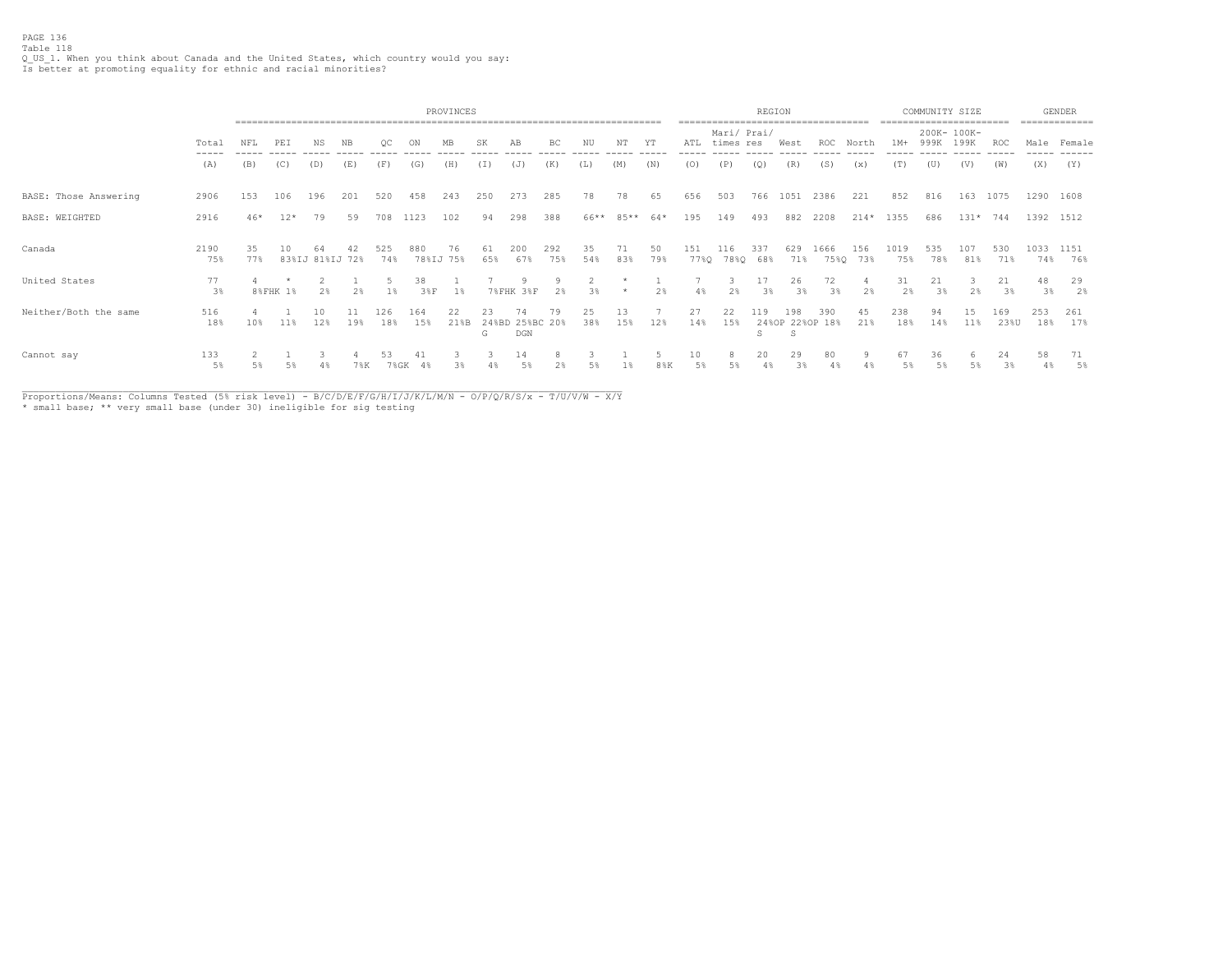PAGE 136
Table 118
Q_US_1. When you think about Canada and the United States, which country would you say:
Is better at promoting equality for ethnic and racial minorities?

| | Total | PROVINCES | | | | | | | | | | | | | REGION | | | | | | COMMUNITY SIZE | | | | GENDER | |
|---|---|---|---|---|---|---|---|---|---|---|---|---|---|---|---|---|---|---|---|---|---|---|---|---|---|---|
| | Total | NFL | PEI | NS | NB | QC | ON | MB | SK | AB | BC | NU | NT | YT | ATL | Mari/ times | Prai/ res | West | ROC | North | 1M+ | 200K- 999K | 100K- 199K | ROC | Male | Female |
| | (A) | (B) | (C) | (D) | (E) | (F) | (G) | (H) | (I) | (J) | (K) | (L) | (M) | (N) | (O) | (P) | (Q) | (R) | (S) | (x) | (T) | (U) | (V) | (W) | (X) | (Y) |
| BASE: Those Answering | 2906 | 153 | 106 | 196 | 201 | 520 | 458 | 243 | 250 | 273 | 285 | 78 | 78 | 65 | 656 | 503 | 766 | 1051 | 2386 | 221 | 852 | 816 | 163 | 1075 | 1290 | 1608 |
| BASE: WEIGHTED | 2916 | 46* | 12* | 79 | 59 | 708 | 1123 | 102 | 94 | 298 | 388 | 66** | 85** | 64* | 195 | 149 | 493 | 882 | 2208 | 214* | 1355 | 686 | 131* | 744 | 1392 | 1512 |
| Canada | 2190 | 35 | 10 | 64 | 42 | 525 | 880 | 76 | 61 | 200 | 292 | 35 | 71 | 50 | 151 | 116 | 337 | 629 | 1666 | 156 | 1019 | 535 | 107 | 530 | 1033 | 1151 |
| | 75% | 77% | 83%IJ | 81%IJ | 72% | 74% | 78%IJ | 75% | 65% | 67% | 75% | 54% | 83% | 79% | 77%Q | 78%Q | 68% | 71% | 75%Q | 73% | 75% | 78% | 81% | 71% | 74% | 76% |
| United States | 77 | 4 | * | 2 | 1 | 5 | 38 | 1 | 7 | 9 | 9 | 2 | * | 1 | 7 | 3 | 17 | 26 | 72 | 4 | 31 | 21 | 3 | 21 | 48 | 29 |
| | 3% | 8%FHK | 1% | 2% | 2% | 1% | 3%F | 1% | 7%FHK | 3%F | 2% | 3% | * | 2% | 4% | 2% | 3% | 3% | 3% | 2% | 2% | 3% | 2% | 3% | 3% | 2% |
| Neither/Both the same | 516 | 4 | 1 | 10 | 11 | 126 | 164 | 22 | 23 | 74 | 79 | 25 | 13 | 7 | 27 | 22 | 119 | 198 | 390 | 45 | 238 | 94 | 15 | 169 | 253 | 261 |
| | 18% | 10% | 11% | 12% | 19% | 18% | 15% | 21%B | 24%BD G | 25%BC DGN | 20% | 38% | 15% | 12% | 14% | 15% | 24%OP S | 22%OP S | 18% | 21% | 18% | 14% | 11% | 23%U | 18% | 17% |
| Cannot say | 133 | 2 | 1 | 3 | 4 | 53 | 41 | 3 | 3 | 14 | 8 | 3 | 1 | 5 | 10 | 8 | 20 | 29 | 80 | 9 | 67 | 36 | 6 | 24 | 58 | 71 |
| | 5% | 5% | 5% | 4% | 7%K | 7%GK | 4% | 3% | 4% | 5% | 2% | 5% | 1% | 8%K | 5% | 5% | 4% | 3% | 4% | 4% | 5% | 5% | 5% | 3% | 4% | 5% |

Proportions/Means: Columns Tested (5% risk level) - B/C/D/E/F/G/H/I/J/K/L/M/N - O/P/Q/R/S/x - T/U/V/W - X/Y
* small base; ** very small base (under 30) ineligible for sig testing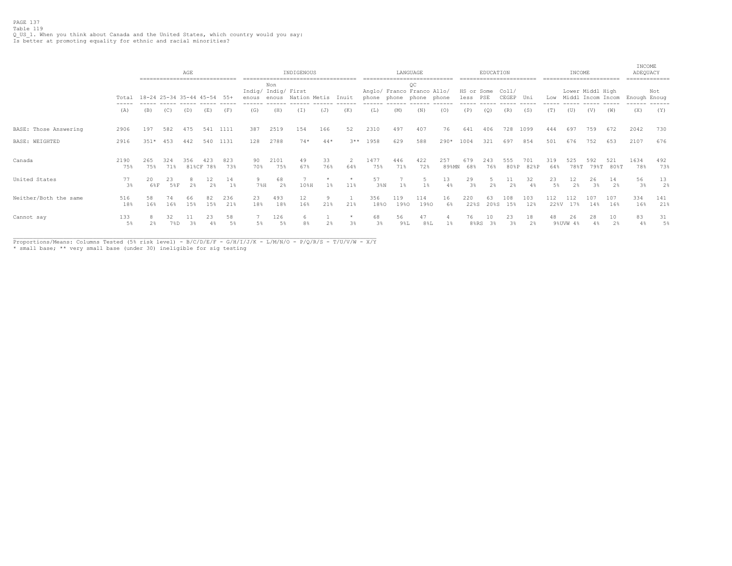PAGE 137
Table 119
Q_US_1. When you think about Canada and the United States, which country would you say:
Is better at promoting equality for ethnic and racial minorities?

| | | AGE | | | | | INDIGENOUS | | | | | LANGUAGE | | | | EDUCATION | | | | INCOME | | | | INCOME ADEQUACY | |
|---|---|---|---|---|---|---|---|---|---|---|---|---|---|---|---|---|---|---|---|---|---|---|---|---|---|
| | Total | 18-24 | 25-34 | 35-44 | 45-54 | 55+ | Indig/ enous | Non Indig/ enous | First Nation | Metis | Inuit | Anglo/ phone | Franco phone | QC Franco phone | Allo/ phone | HS or less | Some PSE | Coll/ CEGEP | Uni | Low | Lower Middl | Middl Incom | High Incom | Enough | Not Enoug |
| | (A) | (B) | (C) | (D) | (E) | (F) | (G) | (H) | (I) | (J) | (K) | (L) | (M) | (N) | (O) | (P) | (Q) | (R) | (S) | (T) | (U) | (V) | (W) | (X) | (Y) |
| BASE: Those Answering | 2906 | 197 | 582 | 475 | 541 | 1111 | 387 | 2519 | 154 | 166 | 52 | 2310 | 497 | 407 | 76 | 641 | 406 | 728 | 1099 | 444 | 697 | 759 | 672 | 2042 | 730 |
| BASE: WEIGHTED | 2916 | 351* | 453 | 442 | 540 | 1131 | 128 | 2788 | 74* | 44* | 3** | 1958 | 629 | 588 | 290* | 1004 | 321 | 697 | 854 | 501 | 676 | 752 | 653 | 2107 | 676 |
| Canada | 2190 | 265 | 324 | 356 | 423 | 823 | 90 | 2101 | 49 | 33 | 2 | 1477 | 446 | 422 | 257 | 679 | 243 | 555 | 701 | 319 | 525 | 592 | 521 | 1634 | 492 |
| | 75% | 75% | 71% | 81%CF | 78% | 73% | 70% | 75% | 67% | 76% | 64% | 75% | 71% | 72% | 89%MN | 68% | 76% | 80%P | 82%P | 64% | 78%T | 79%T | 80%T | 78% | 73% |
| United States | 77 | 20 | 23 | 8 | 12 | 14 | 9 | 68 | 7 | * | * | 57 | 7 | 5 | 13 | 29 | 5 | 11 | 32 | 23 | 12 | 26 | 14 | 56 | 13 |
| | 3% | 6%F | 5%F | 2% | 2% | 1% | 7%H | 2% | 10%H | 1% | 11% | 3%N | 1% | 1% | 4% | 3% | 2% | 2% | 4% | 5% | 2% | 3% | 2% | 3% | 2% |
| Neither/Both the same | 516 | 58 | 74 | 66 | 82 | 236 | 23 | 493 | 12 | 9 | 1 | 356 | 119 | 114 | 16 | 220 | 63 | 108 | 103 | 112 | 112 | 107 | 107 | 334 | 141 |
| | 18% | 16% | 16% | 15% | 15% | 21% | 18% | 18% | 16% | 21% | 21% | 18%O | 19%O | 19%O | 6% | 22%S | 20%S | 15% | 12% | 22%V | 17% | 14% | 16% | 16% | 21% |
| Cannot say | 133 | 8 | 32 | 11 | 23 | 58 | 7 | 126 | 6 | 1 | * | 68 | 56 | 47 | 4 | 76 | 10 | 23 | 18 | 48 | 26 | 28 | 10 | 83 | 31 |
| | 5% | 2% | 7%D | 3% | 4% | 5% | 5% | 5% | 8% | 2% | 3% | 3% | 9%L | 8%L | 1% | 8%RS | 3% | 3% | 2% | 9%UVW | 4% | 4% | 2% | 4% | 5% |

Proportions/Means: Columns Tested (5% risk level) - B/C/D/E/F - G/H/I/J/K - L/M/N/O - P/Q/R/S - T/U/V/W - X/Y
* small base; ** very small base (under 30) ineligible for sig testing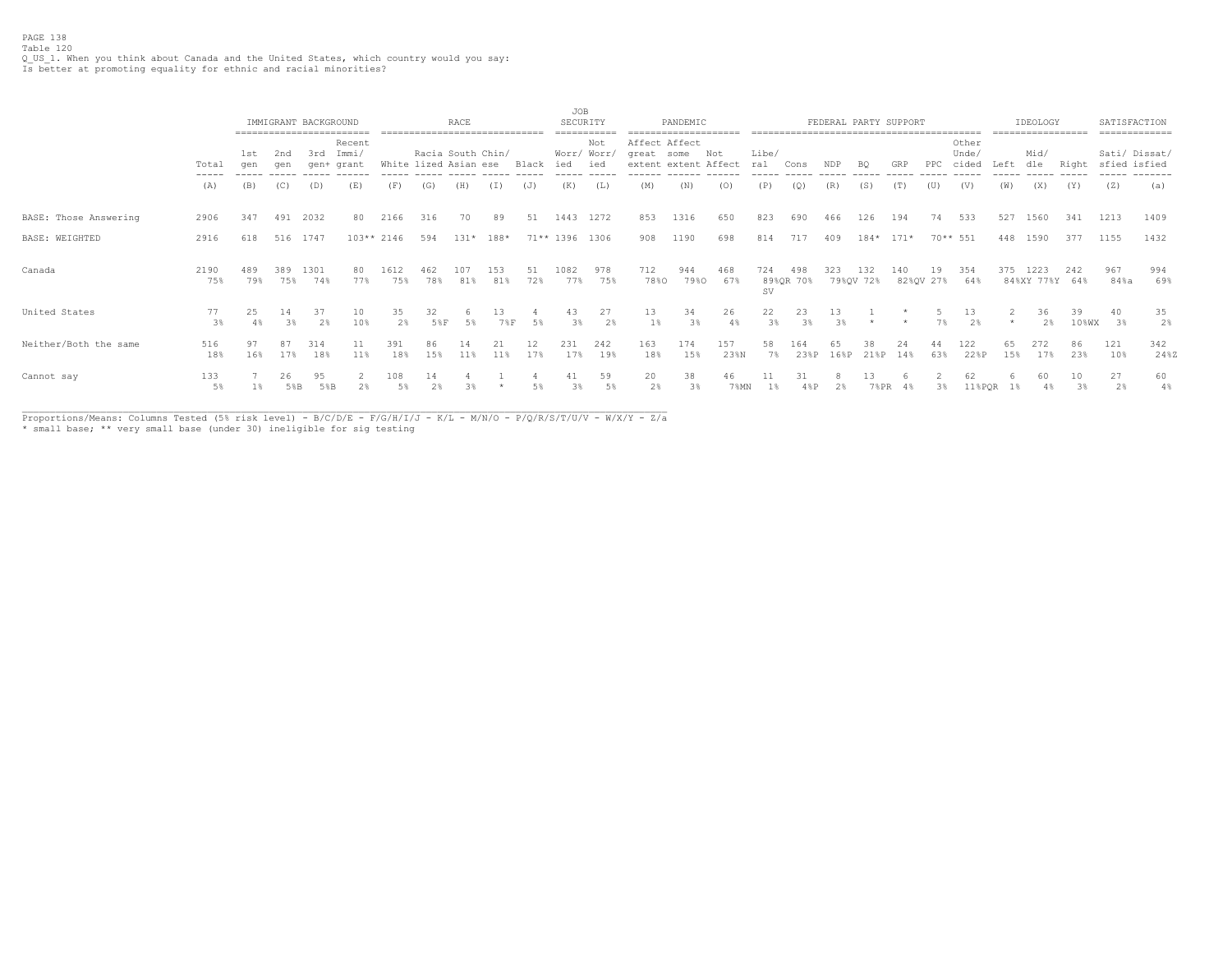PAGE 138
Table 120
Q_US_1. When you think about Canada and the United States, which country would you say:
Is better at promoting equality for ethnic and racial minorities?

| | | IMMIGRANT BACKGROUND | | | | RACE | | | | | JOB SECURITY | | PANDEMIC | | | FEDERAL PARTY SUPPORT | | | | | | | IDEOLOGY | | | SATISFACTION | |
|---|---|---|---|---|---|---|---|---|---|---|---|---|---|---|---|---|---|---|---|---|---|---|---|---|---|---|---|
| | Total | 1st gen | 2nd gen | 3rd gen+ | Recent Immi/ grant | White | Racia lized | South Asian | Chin/ ese | Black | Worr/ ied | Not Worr/ ied | Affect great extent | Affect some extent | Not Affect | Libe/ ral | Cons | NDP | BQ | GRP | PPC | Other Unde/ cided | Left | Mid/ dle | Right | Sati/ sfied | Dissat/ isfied |
| | (A) | (B) | (C) | (D) | (E) | (F) | (G) | (H) | (I) | (J) | (K) | (L) | (M) | (N) | (O) | (P) | (Q) | (R) | (S) | (T) | (U) | (V) | (W) | (X) | (Y) | (Z) | (a) |
| BASE: Those Answering | 2906 | 347 | 491 | 2032 | 80 | 2166 | 316 | 70 | 89 | 51 | 1443 | 1272 | 853 | 1316 | 650 | 823 | 690 | 466 | 126 | 194 | 74 | 533 | 527 | 1560 | 341 | 1213 | 1409 |
| BASE: WEIGHTED | 2916 | 618 | 516 | 1747 | 103** | 2146 | 594 | 131* | 188* | 71** | 1396 | 1306 | 908 | 1190 | 698 | 814 | 717 | 409 | 184* | 171* | 70** | 551 | 448 | 1590 | 377 | 1155 | 1432 |
| Canada | 2190 | 489 | 389 | 1301 | 80 | 1612 | 462 | 107 | 153 | 51 | 1082 | 978 | 712 | 944 | 468 | 724 | 498 | 323 | 132 | 140 | 19 | 354 | 375 | 1223 | 242 | 967 | 994 |
| | 75% | 79% | 75% | 74% | 77% | 75% | 78% | 81% | 81% | 72% | 77% | 75% | 78%O | 79%O | 67% | 89%QR SV | 70% | 79%QV | 72% | 82%QV | 27% | 64% | 84%XY | 77%Y | 64% | 84%a | 69% |
| United States | 77 | 25 | 14 | 37 | 10 | 35 | 32 | 6 | 13 | 4 | 43 | 27 | 13 | 34 | 26 | 22 | 23 | 13 | 1 | * | 5 | 13 | 2 | 36 | 39 | 40 | 35 |
| | 3% | 4% | 3% | 2% | 10% | 2% | 5%F | 5% | 7%F | 5% | 3% | 2% | 1% | 3% | 4% | 3% | 3% | 3% | * | * | 7% | 2% | * | 2% | 10%WX | 3% | 2% |
| Neither/Both the same | 516 | 97 | 87 | 314 | 11 | 391 | 86 | 14 | 21 | 12 | 231 | 242 | 163 | 174 | 157 | 58 | 164 | 65 | 38 | 24 | 44 | 122 | 65 | 272 | 86 | 121 | 342 |
| | 18% | 16% | 17% | 18% | 11% | 18% | 15% | 11% | 11% | 17% | 17% | 19% | 18% | 15% | 23%N | 7% | 23%P | 16%P | 21%P | 14% | 63% | 22%P | 15% | 17% | 23% | 10% | 24%Z |
| Cannot say | 133 | 7 | 26 | 95 | 2 | 108 | 14 | 4 | 1 | 4 | 41 | 59 | 20 | 38 | 46 | 11 | 31 | 8 | 13 | 6 | 2 | 62 | 6 | 60 | 10 | 27 | 60 |
| | 5% | 1% | 5%B | 5%B | 2% | 5% | 2% | 3% | * | 5% | 3% | 5% | 2% | 3% | 7%MN | 1% | 4%P | 2% | 7%PR | 4% | 3% | 11%PQR | 1% | 4% | 3% | 2% | 4% |

Proportions/Means: Columns Tested (5% risk level) - B/C/D/E - F/G/H/I/J - K/L - M/N/O - P/Q/R/S/T/U/V - W/X/Y - Z/a
* small base; ** very small base (under 30) ineligible for sig testing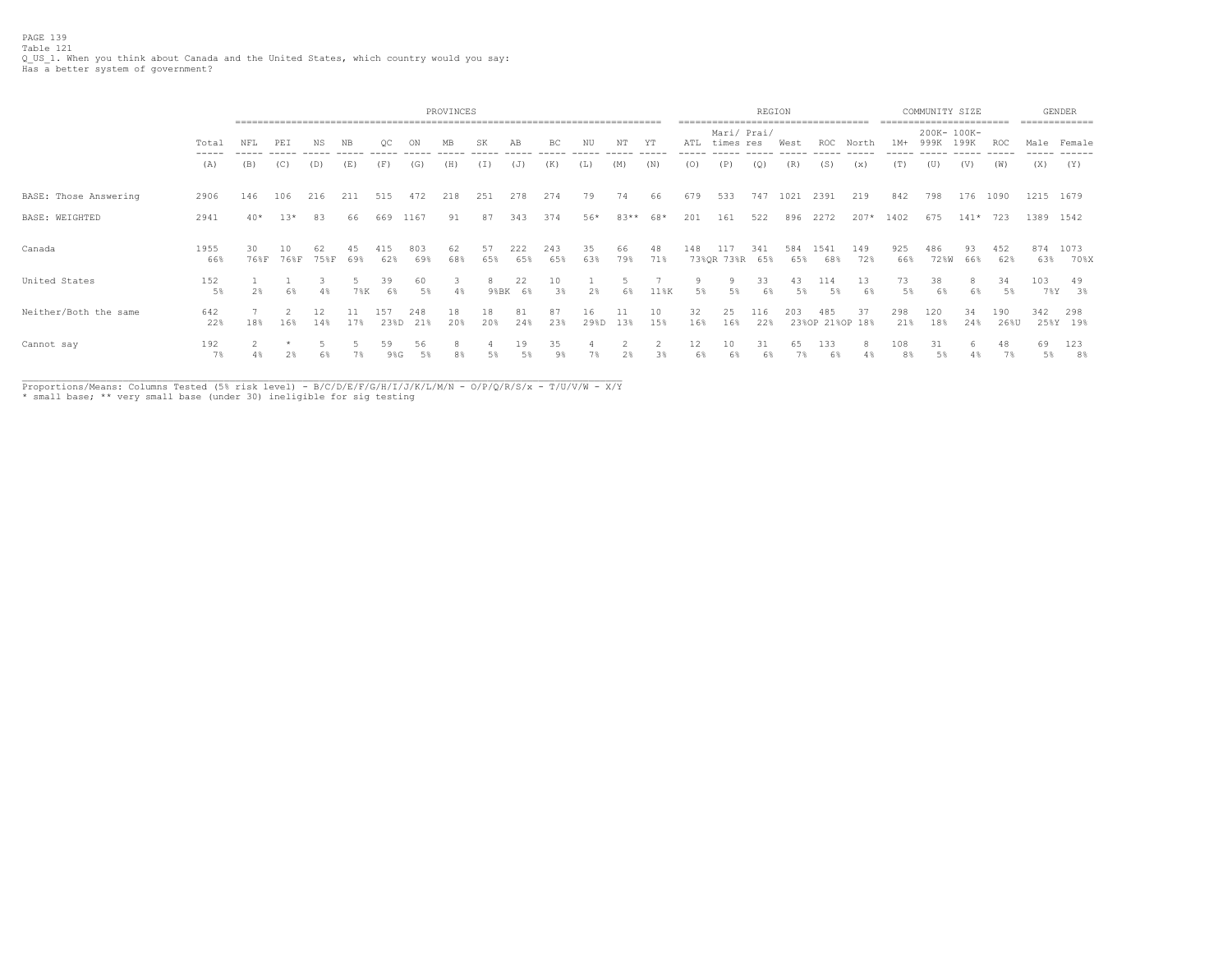PAGE 139
Table 121
Q_US_1. When you think about Canada and the United States, which country would you say:
Has a better system of government?

| | | PROVINCES | | | | | | | | | | | | | REGION | | | | | | COMMUNITY SIZE | | | | GENDER | |
|---|---|---|---|---|---|---|---|---|---|---|---|---|---|---|---|---|---|---|---|---|---|---|---|---|---|---|
| | Total | NFL | PEI | NS | NB | QC | ON | MB | SK | AB | BC | NU | NT | YT | ATL | Mari/ times | Prai/ res | West | ROC | North | 1M+ | 200K- 999K | 100K- 199K | ROC | Male | Female |
| | (A) | (B) | (C) | (D) | (E) | (F) | (G) | (H) | (I) | (J) | (K) | (L) | (M) | (N) | (O) | (P) | (Q) | (R) | (S) | (x) | (T) | (U) | (V) | (W) | (X) | (Y) |
| BASE: Those Answering | 2906 | 146 | 106 | 216 | 211 | 515 | 472 | 218 | 251 | 278 | 274 | 79 | 74 | 66 | 679 | 533 | 747 | 1021 | 2391 | 219 | 842 | 798 | 176 | 1090 | 1215 | 1679 |
| BASE: WEIGHTED | 2941 | 40* | 13* | 83 | 66 | 669 | 1167 | 91 | 87 | 343 | 374 | 56* | 83** | 68* | 201 | 161 | 522 | 896 | 2272 | 207* | 1402 | 675 | 141* | 723 | 1389 | 1542 |
| Canada | 1955 | 30 | 10 | 62 | 45 | 415 | 803 | 62 | 57 | 222 | 243 | 35 | 66 | 48 | 148 | 117 | 341 | 584 | 1541 | 149 | 925 | 486 | 93 | 452 | 874 | 1073 |
| | 66% | 76%F | 76%F | 75%F | 69% | 62% | 69% | 68% | 65% | 65% | 65% | 63% | 79% | 71% | 73%QR | 73%R | 65% | 65% | 68% | 72% | 66% | 72%W | 66% | 62% | 63% | 70%X |
| United States | 152 | 1 | 1 | 3 | 5 | 39 | 60 | 3 | 8 | 22 | 10 | 1 | 5 | 7 | 9 | 9 | 33 | 43 | 114 | 13 | 73 | 38 | 8 | 34 | 103 | 49 |
| | 5% | 2% | 6% | 4% | 7%K | 6% | 5% | 4% | 9%BK | 6% | 3% | 2% | 6% | 11%K | 5% | 5% | 6% | 5% | 5% | 6% | 5% | 6% | 6% | 5% | 7%Y | 3% |
| Neither/Both the same | 642 | 7 | 2 | 12 | 11 | 157 | 248 | 18 | 18 | 81 | 87 | 16 | 11 | 10 | 32 | 25 | 116 | 203 | 485 | 37 | 298 | 120 | 34 | 190 | 342 | 298 |
| | 22% | 18% | 16% | 14% | 17% | 23%D | 21% | 20% | 20% | 24% | 23% | 29%D | 13% | 15% | 16% | 16% | 22% | 23%OP | 21%OP | 18% | 21% | 18% | 24% | 26%U | 25%Y | 19% |
| Cannot say | 192 | 2 | * | 5 | 5 | 59 | 56 | 8 | 4 | 19 | 35 | 4 | 2 | 2 | 12 | 10 | 31 | 65 | 133 | 8 | 108 | 31 | 6 | 48 | 69 | 123 |
| | 7% | 4% | 2% | 6% | 7% | 9%G | 5% | 8% | 5% | 5% | 9% | 7% | 2% | 3% | 6% | 6% | 6% | 7% | 6% | 4% | 8% | 5% | 4% | 7% | 5% | 8% |

Proportions/Means: Columns Tested (5% risk level) - B/C/D/E/F/G/H/I/J/K/L/M/N - O/P/Q/R/S/x - T/U/V/W - X/Y
* small base; ** very small base (under 30) ineligible for sig testing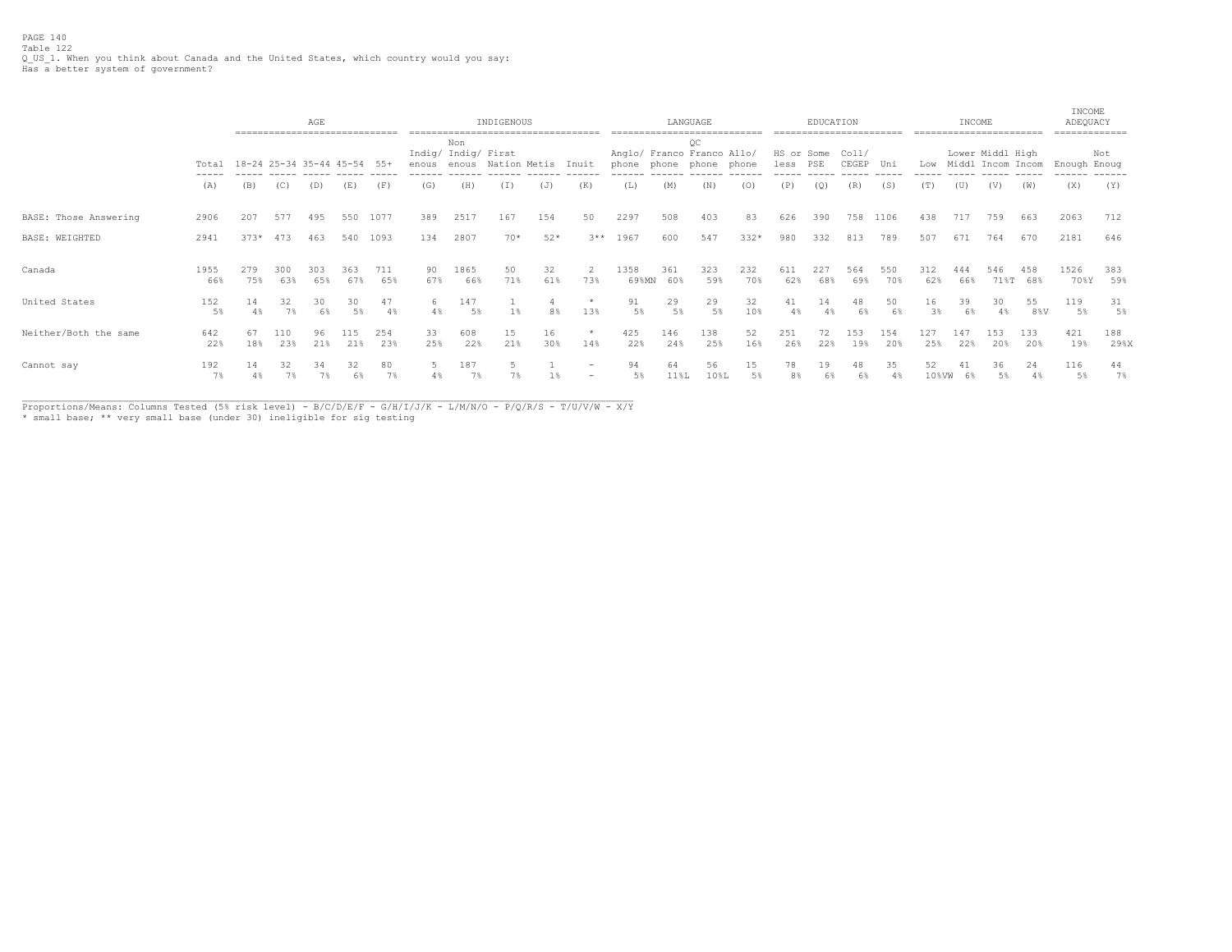PAGE 140
Table 122
Q_US_1. When you think about Canada and the United States, which country would you say:
Has a better system of government?

| | Total | AGE | | | | | INDIGENOUS | | | | | LANGUAGE | | | | EDUCATION | | | | INCOME | | | | INCOME ADEQUACY | |
|---|---|---|---|---|---|---|---|---|---|---|---|---|---|---|---|---|---|---|---|---|---|---|---|---|---|
| | Total | 18-24 | 25-34 | 35-44 | 45-54 | 55+ | Indig/ enous | Non Indig/ enous | First Nation | Metis | Inuit | Anglo/ phone | Franco phone | QC Franco phone | Allo/ phone | HS or less | Some PSE | Coll/ CEGEP | Uni | Low | Lower Middl | Middl Incom | High Incom | Enough | Not Enoug |
| | (A) | (B) | (C) | (D) | (E) | (F) | (G) | (H) | (I) | (J) | (K) | (L) | (M) | (N) | (O) | (P) | (Q) | (R) | (S) | (T) | (U) | (V) | (W) | (X) | (Y) |
| BASE: Those Answering | 2906 | 207 | 577 | 495 | 550 | 1077 | 389 | 2517 | 167 | 154 | 50 | 2297 | 508 | 403 | 83 | 626 | 390 | 758 | 1106 | 438 | 717 | 759 | 663 | 2063 | 712 |
| BASE: WEIGHTED | 2941 | 373* | 473 | 463 | 540 | 1093 | 134 | 2807 | 70* | 52* | 3** | 1967 | 600 | 547 | 332* | 980 | 332 | 813 | 789 | 507 | 671 | 764 | 670 | 2181 | 646 |
| Canada | 1955 | 279 | 300 | 303 | 363 | 711 | 90 | 1865 | 50 | 32 | 2 | 1358 | 361 | 323 | 232 | 611 | 227 | 564 | 550 | 312 | 444 | 546 | 458 | 1526 | 383 |
| | 66% | 75% | 63% | 65% | 67% | 65% | 67% | 66% | 71% | 61% | 73% | 69%MN | 60% | 59% | 70% | 62% | 68% | 69% | 70% | 62% | 66% | 71%T | 68% | 70%Y | 59% |
| United States | 152 | 14 | 32 | 30 | 30 | 47 | 6 | 147 | 1 | 4 | * | 91 | 29 | 29 | 32 | 41 | 14 | 48 | 50 | 16 | 39 | 30 | 55 | 119 | 31 |
| | 5% | 4% | 7% | 6% | 5% | 4% | 4% | 5% | 1% | 8% | 13% | 5% | 5% | 5% | 10% | 4% | 4% | 6% | 6% | 3% | 6% | 4% | 8%V | 5% | 5% |
| Neither/Both the same | 642 | 67 | 110 | 96 | 115 | 254 | 33 | 608 | 15 | 16 | * | 425 | 146 | 138 | 52 | 251 | 72 | 153 | 154 | 127 | 147 | 153 | 133 | 421 | 188 |
| | 22% | 18% | 23% | 21% | 21% | 23% | 25% | 22% | 21% | 30% | 14% | 22% | 24% | 25% | 16% | 26% | 22% | 19% | 20% | 25% | 22% | 20% | 20% | 19% | 29%X |
| Cannot say | 192 | 14 | 32 | 34 | 32 | 80 | 5 | 187 | 5 | 1 | - | 94 | 64 | 56 | 15 | 78 | 19 | 48 | 35 | 52 | 41 | 36 | 24 | 116 | 44 |
| | 7% | 4% | 7% | 7% | 6% | 7% | 4% | 7% | 7% | 1% | - | 5% | 11%L | 10%L | 5% | 8% | 6% | 6% | 4% | 10%VW | 6% | 5% | 4% | 5% | 7% |

Proportions/Means: Columns Tested (5% risk level) - B/C/D/E/F - G/H/I/J/K - L/M/N/O - P/Q/R/S - T/U/V/W - X/Y
* small base; ** very small base (under 30) ineligible for sig testing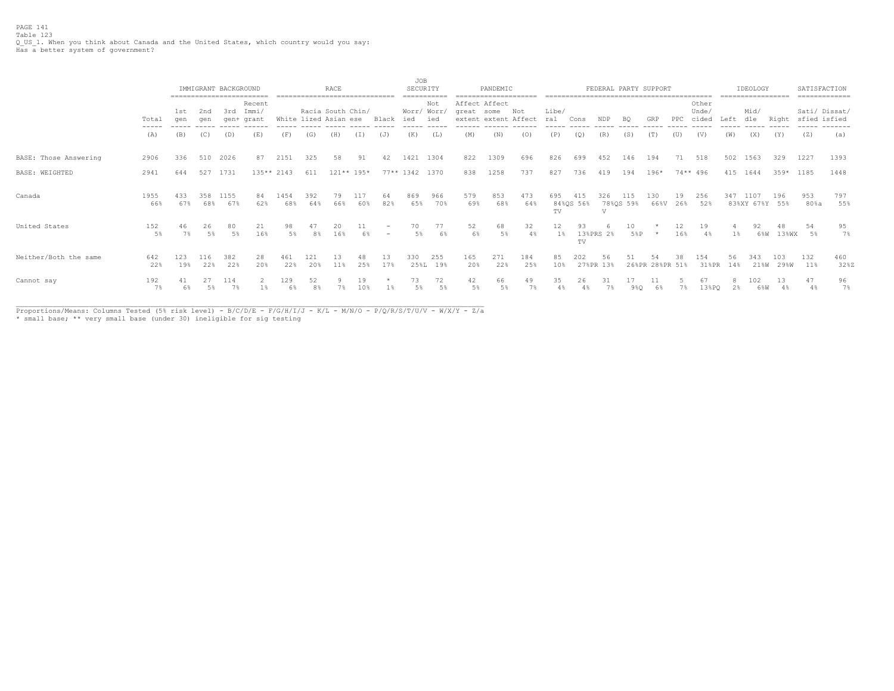PAGE 141
Table 123
Q_US_1. When you think about Canada and the United States, which country would you say:
Has a better system of government?

| | Total | 1st gen | 2nd gen | 3rd gen+ | Recent Immi/ grant | White | Racia lized | South Asian | Chin/ ese | Black | Worr/ ied | Not Worr/ ied | Affect great extent | Affect some extent | Not Affect | Libe/ ral | Cons | NDP | BQ | GRP | PPC | Other Unde/ cided | Left | Mid/ dle | Right | Sati/ sfied | Dissat/ isfied |
|---|---|---|---|---|---|---|---|---|---|---|---|---|---|---|---|---|---|---|---|---|---|---|---|---|---|---|---|
| | | IMMIGRANT BACKGROUND | | | | RACE | | | | | JOB SECURITY | | PANDEMIC | | | FEDERAL PARTY SUPPORT | | | | | | | IDEOLOGY | | | SATISFACTION | |
| | (A) | (B) | (C) | (D) | (E) | (F) | (G) | (H) | (I) | (J) | (K) | (L) | (M) | (N) | (O) | (P) | (Q) | (R) | (S) | (T) | (U) | (V) | (W) | (X) | (Y) | (Z) | (a) |
| BASE: Those Answering | 2906 | 336 | 510 | 2026 | 87 | 2151 | 325 | 58 | 91 | 42 | 1421 | 1304 | 822 | 1309 | 696 | 826 | 699 | 452 | 146 | 194 | 71 | 518 | 502 | 1563 | 329 | 1227 | 1393 |
| BASE: WEIGHTED | 2941 | 644 | 527 | 1731 | 135** | 2143 | 611 | 121** | 195* | 77** | 1342 | 1370 | 838 | 1258 | 737 | 827 | 736 | 419 | 194 | 196* | 74** | 496 | 415 | 1644 | 359* | 1185 | 1448 |
| Canada | 1955 | 433 | 358 | 1155 | 84 | 1454 | 392 | 79 | 117 | 64 | 869 | 966 | 579 | 853 | 473 | 695 | 415 | 326 | 115 | 130 | 19 | 256 | 347 | 1107 | 196 | 953 | 797 |
| | 66% | 67% | 68% | 67% | 62% | 68% | 64% | 66% | 60% | 82% | 65% | 70% | 69% | 68% | 64% | 84%QS TV | 56% | 78%QS V | 59% | 66%V | 26% | 52% | 83%XY | 67%Y | 55% | 80%a | 55% |
| United States | 152 | 46 | 26 | 80 | 21 | 98 | 47 | 20 | 11 | - | 70 | 77 | 52 | 68 | 32 | 12 | 93 | 6 | 10 | * | 12 | 19 | 4 | 92 | 48 | 54 | 95 |
| | 5% | 7% | 5% | 5% | 16% | 5% | 8% | 16% | 6% | - | 5% | 6% | 6% | 5% | 4% | 1% | 13%PRS TV | 2% | 5%P | * | 16% | 4% | 1% | 6%W | 13%WX | 5% | 7% |
| Neither/Both the same | 642 | 123 | 116 | 382 | 28 | 461 | 121 | 13 | 48 | 13 | 330 | 255 | 165 | 271 | 184 | 85 | 202 | 56 | 51 | 54 | 38 | 154 | 56 | 343 | 103 | 132 | 460 |
| | 22% | 19% | 22% | 22% | 20% | 22% | 20% | 11% | 25% | 17% | 25%L | 19% | 20% | 22% | 25% | 10% | 27%PR | 13% | 26%PR | 28%PR | 51% | 31%PR | 14% | 21%W | 29%W | 11% | 32%Z |
| Cannot say | 192 | 41 | 27 | 114 | 2 | 129 | 52 | 9 | 19 | * | 73 | 72 | 42 | 66 | 49 | 35 | 26 | 31 | 17 | 11 | 5 | 67 | 8 | 102 | 13 | 47 | 96 |
| | 7% | 6% | 5% | 7% | 1% | 6% | 8% | 7% | 10% | 1% | 5% | 5% | 5% | 5% | 7% | 4% | 4% | 7% | 9%Q | 6% | 7% | 13%PQ | 2% | 6%W | 4% | 4% | 7% |

Proportions/Means: Columns Tested (5% risk level) - B/C/D/E - F/G/H/I/J - K/L - M/N/O - P/Q/R/S/T/U/V - W/X/Y - Z/a
* small base; ** very small base (under 30) ineligible for sig testing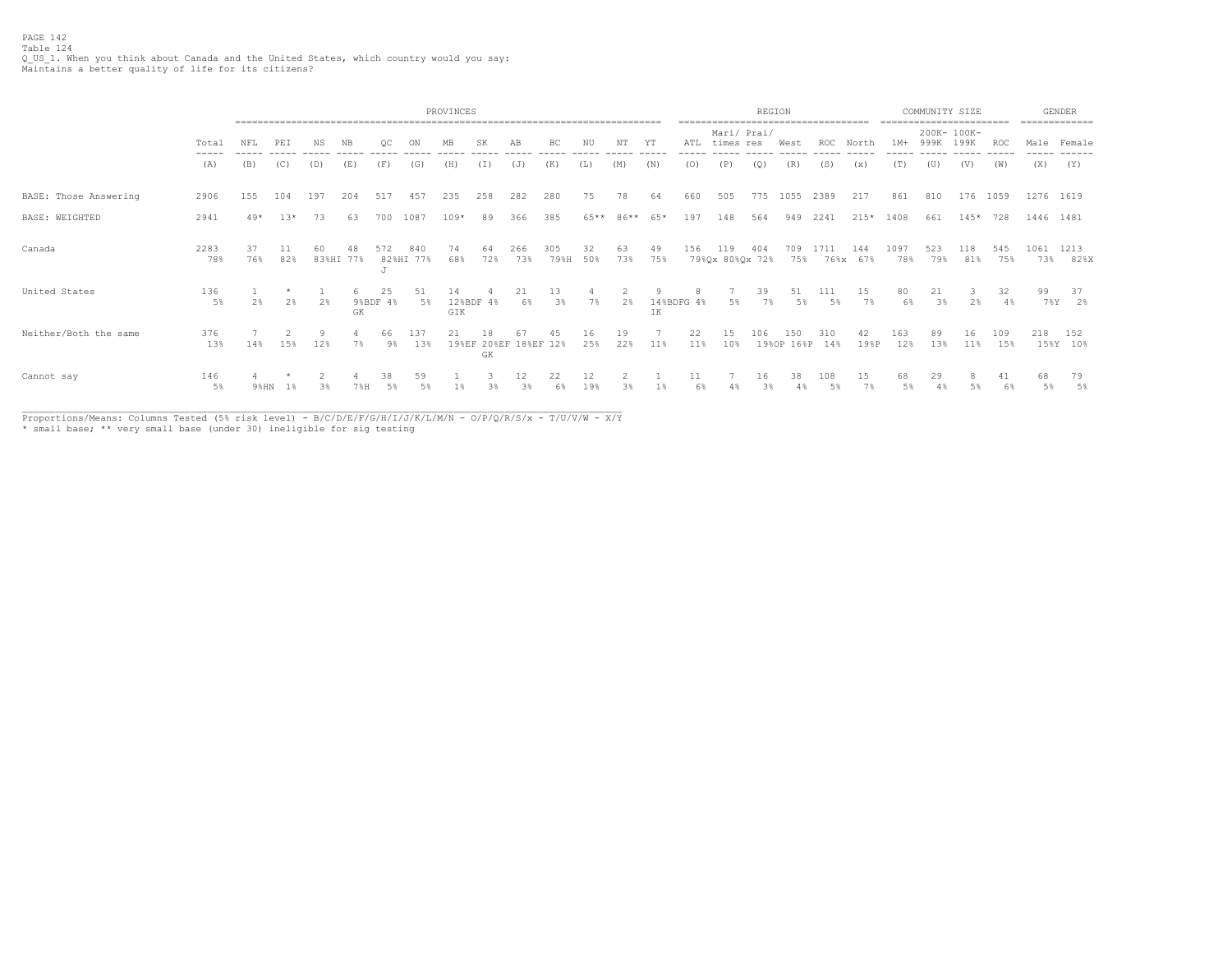PAGE 142
Table 124
Q_US_1. When you think about Canada and the United States, which country would you say:
Maintains a better quality of life for its citizens?

| | | PROVINCES | | | | | | | | | | | | | REGION | | | | | | COMMUNITY SIZE | | | | GENDER | |
|---|---|---|---|---|---|---|---|---|---|---|---|---|---|---|---|---|---|---|---|---|---|---|---|---|---|---|
| | Total | NFL | PEI | NS | NB | QC | ON | MB | SK | AB | BC | NU | NT | YT | ATL | Mari/ times | Prai/ res | West | ROC | North | 1M+ | 200K- 999K | 100K- 199K | ROC | Male | Female |
| | (A) | (B) | (C) | (D) | (E) | (F) | (G) | (H) | (I) | (J) | (K) | (L) | (M) | (N) | (O) | (P) | (Q) | (R) | (S) | (x) | (T) | (U) | (V) | (W) | (X) | (Y) |
| BASE: Those Answering | 2906 | 155 | 104 | 197 | 204 | 517 | 457 | 235 | 258 | 282 | 280 | 75 | 78 | 64 | 660 | 505 | 775 | 1055 | 2389 | 217 | 861 | 810 | 176 | 1059 | 1276 | 1619 |
| BASE: WEIGHTED | 2941 | 49* | 13* | 73 | 63 | 700 | 1087 | 109* | 89 | 366 | 385 | 65** | 86** | 65* | 197 | 148 | 564 | 949 | 2241 | 215* | 1408 | 661 | 145* | 728 | 1446 | 1481 |
| Canada | 2283 | 37 | 11 | 60 | 48 | 572 | 840 | 74 | 64 | 266 | 305 | 32 | 63 | 49 | 156 | 119 | 404 | 709 | 1711 | 144 | 1097 | 523 | 118 | 545 | 1061 | 1213 |
| | 78% | 76% | 82% | 83%HI | 77% | 82%HI J | 77% | 68% | 72% | 73% | 79%H | 50% | 73% | 75% | 79%Qx | 80%Qx | 72% | 75% | 76%x | 67% | 78% | 79% | 81% | 75% | 73% | 82%X |
| United States | 136 | 1 | * | 1 | 6 | 25 | 51 | 14 | 4 | 21 | 13 | 4 | 2 | 9 | 8 | 7 | 39 | 51 | 111 | 15 | 80 | 21 | 3 | 32 | 99 | 37 |
| | 5% | 2% | 2% | 2% | 9%BDF GK | 4% | 5% | 12%BDF GIK | 4% | 6% | 3% | 7% | 2% | 14%BDFG IK | 4% | 5% | 7% | 5% | 5% | 7% | 6% | 3% | 2% | 4% | 7%Y | 2% |
| Neither/Both the same | 376 | 7 | 2 | 9 | 4 | 66 | 137 | 21 | 18 | 67 | 45 | 16 | 19 | 7 | 22 | 15 | 106 | 150 | 310 | 42 | 163 | 89 | 16 | 109 | 218 | 152 |
| | 13% | 14% | 15% | 12% | 7% | 9% | 13% | 19%EF | 20%EF GK | 18%EF | 12% | 25% | 22% | 11% | 11% | 10% | 19%OP | 16%P | 14% | 19%P | 12% | 13% | 11% | 15% | 15%Y | 10% |
| Cannot say | 146 | 4 | * | 2 | 4 | 38 | 59 | 1 | 3 | 12 | 22 | 12 | 2 | 1 | 11 | 7 | 16 | 38 | 108 | 15 | 68 | 29 | 8 | 41 | 68 | 79 |
| | 5% | 9%HN | 1% | 3% | 7%H | 5% | 5% | 1% | 3% | 3% | 6% | 19% | 3% | 1% | 6% | 4% | 3% | 4% | 5% | 7% | 5% | 4% | 5% | 6% | 5% | 5% |

Proportions/Means: Columns Tested (5% risk level) - B/C/D/E/F/G/H/I/J/K/L/M/N - O/P/Q/R/S/x - T/U/V/W - X/Y
* small base; ** very small base (under 30) ineligible for sig testing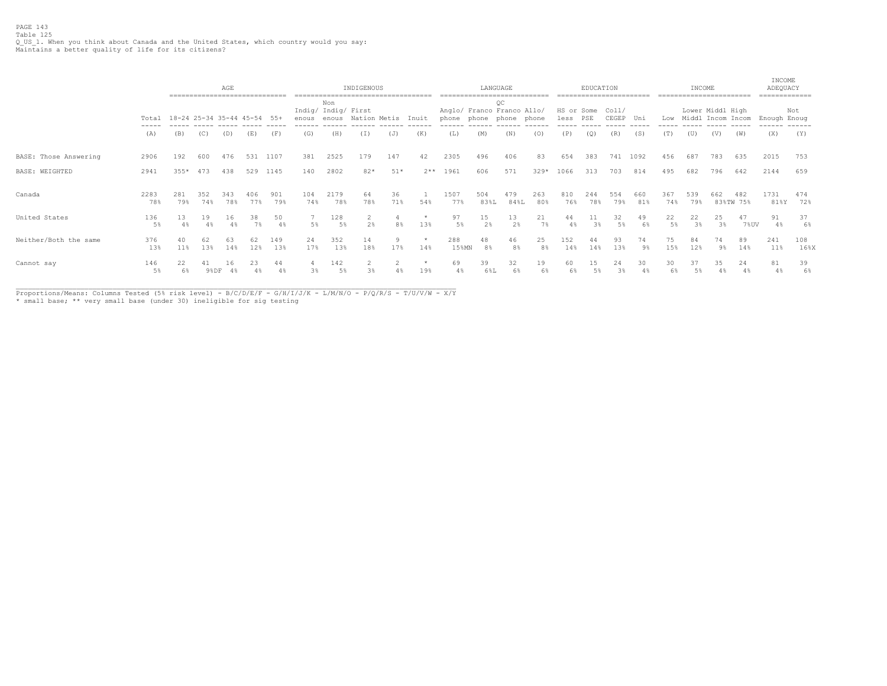PAGE 143
Table 125
Q_US_1. When you think about Canada and the United States, which country would you say:
Maintains a better quality of life for its citizens?

| | Total | AGE | | | | | INDIGENOUS | | | | | LANGUAGE | | | | EDUCATION | | | | INCOME | | | | INCOME ADEQUACY | |
|---|---|---|---|---|---|---|---|---|---|---|---|---|---|---|---|---|---|---|---|---|---|---|---|---|---|
| | Total | 18-24 | 25-34 | 35-44 | 45-54 | 55+ | Indig/ enous | Non Indig/ enous | First Nation | Metis | Inuit | Anglo/ phone | Franco phone | QC Franco phone | Allo/ phone | HS or less | Some PSE | Coll/ CEGEP | Uni | Low | Lower Middl | Middl Incom | High Incom | Enough | Not Enoug |
| | (A) | (B) | (C) | (D) | (E) | (F) | (G) | (H) | (I) | (J) | (K) | (L) | (M) | (N) | (O) | (P) | (Q) | (R) | (S) | (T) | (U) | (V) | (W) | (X) | (Y) |
| BASE: Those Answering | 2906 | 192 | 600 | 476 | 531 | 1107 | 381 | 2525 | 179 | 147 | 42 | 2305 | 496 | 406 | 83 | 654 | 383 | 741 | 1092 | 456 | 687 | 783 | 635 | 2015 | 753 |
| BASE: WEIGHTED | 2941 | 355* | 473 | 438 | 529 | 1145 | 140 | 2802 | 82* | 51* | 2** | 1961 | 606 | 571 | 329* | 1066 | 313 | 703 | 814 | 495 | 682 | 796 | 642 | 2144 | 659 |
| Canada | 2283 | 281 | 352 | 343 | 406 | 901 | 104 | 2179 | 64 | 36 | 1 | 1507 | 504 | 479 | 263 | 810 | 244 | 554 | 660 | 367 | 539 | 662 | 482 | 1731 | 474 |
| | 78% | 79% | 74% | 78% | 77% | 79% | 74% | 78% | 78% | 71% | 54% | 77% | 83%L | 84%L | 80% | 76% | 78% | 79% | 81% | 74% | 79% | 83%TW | 75% | 81%Y | 72% |
| United States | 136 | 13 | 19 | 16 | 38 | 50 | 7 | 128 | 2 | 4 | * | 97 | 15 | 13 | 21 | 44 | 11 | 32 | 49 | 22 | 22 | 25 | 47 | 91 | 37 |
| | 5% | 4% | 4% | 4% | 7% | 4% | 5% | 5% | 2% | 8% | 13% | 5% | 2% | 2% | 7% | 4% | 3% | 5% | 6% | 5% | 3% | 3% | 7%UV | 4% | 6% |
| Neither/Both the same | 376 | 40 | 62 | 63 | 62 | 149 | 24 | 352 | 14 | 9 | * | 288 | 48 | 46 | 25 | 152 | 44 | 93 | 74 | 75 | 84 | 74 | 89 | 241 | 108 |
| | 13% | 11% | 13% | 14% | 12% | 13% | 17% | 13% | 18% | 17% | 14% | 15%MN | 8% | 8% | 8% | 14% | 14% | 13% | 9% | 15% | 12% | 9% | 14% | 11% | 16%X |
| Cannot say | 146 | 22 | 41 | 16 | 23 | 44 | 4 | 142 | 2 | 2 | * | 69 | 39 | 32 | 19 | 60 | 15 | 24 | 30 | 30 | 37 | 35 | 24 | 81 | 39 |
| | 5% | 6% | 9%DF | 4% | 4% | 4% | 3% | 5% | 3% | 4% | 19% | 4% | 6%L | 6% | 6% | 6% | 5% | 3% | 4% | 6% | 5% | 4% | 4% | 4% | 6% |

Proportions/Means: Columns Tested (5% risk level) - B/C/D/E/F - G/H/I/J/K - L/M/N/O - P/Q/R/S - T/U/V/W - X/Y
* small base; ** very small base (under 30) ineligible for sig testing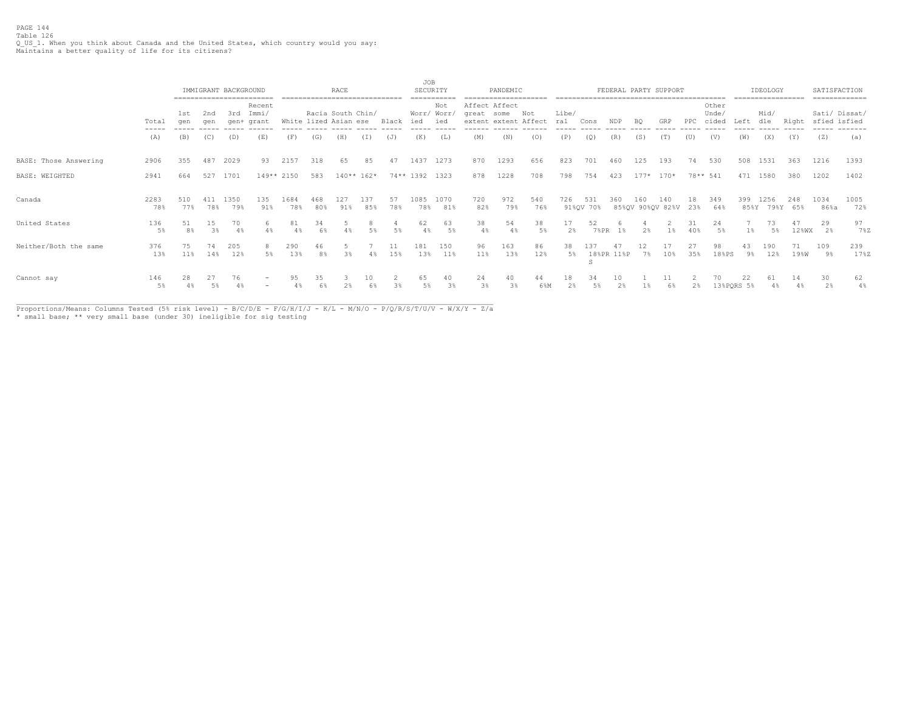PAGE 144
Table 126
Q_US_1. When you think about Canada and the United States, which country would you say:
Maintains a better quality of life for its citizens?

| | Total | IMMIGRANT BACKGROUND | | | | RACE | | | | | JOB SECURITY | | PANDEMIC | | | FEDERAL PARTY SUPPORT | | | | | | | IDEOLOGY | | | SATISFACTION | |
|---|---|---|---|---|---|---|---|---|---|---|---|---|---|---|---|---|---|---|---|---|---|---|---|---|---|---|---|
| | Total | 1st gen | 2nd gen | 3rd gen+ | Recent Immi/ grant | White | Racia lized | South Asian | Chin/ ese | Black | Worr/ ied | Not Worr/ ied | Affect great extent | Affect some extent | Not Affect | Libe/ ral | Cons | NDP | BQ | GRP | PPC | Other Unde/ cided | Left | Mid/ dle | Right | Sati/ sfied | Dissat/ isfied |
| | (A) | (B) | (C) | (D) | (E) | (F) | (G) | (H) | (I) | (J) | (K) | (L) | (M) | (N) | (O) | (P) | (Q) | (R) | (S) | (T) | (U) | (V) | (W) | (X) | (Y) | (Z) | (a) |
| BASE: Those Answering | 2906 | 355 | 487 | 2029 | 93 | 2157 | 318 | 65 | 85 | 47 | 1437 | 1273 | 870 | 1293 | 656 | 823 | 701 | 460 | 125 | 193 | 74 | 530 | 508 | 1531 | 363 | 1216 | 1393 |
| BASE: WEIGHTED | 2941 | 664 | 527 | 1701 | 149** | 2150 | 583 | 140** | 162* | 74** | 1392 | 1323 | 878 | 1228 | 708 | 798 | 754 | 423 | 177* | 170* | 78** | 541 | 471 | 1580 | 380 | 1202 | 1402 |
| Canada | 2283 | 510 | 411 | 1350 | 135 | 1684 | 468 | 127 | 137 | 57 | 1085 | 1070 | 720 | 972 | 540 | 726 | 531 | 360 | 160 | 140 | 18 | 349 | 399 | 1256 | 248 | 1034 | 1005 |
| | 78% | 77% | 78% | 79% | 91% | 78% | 80% | 91% | 85% | 78% | 78% | 81% | 82% | 79% | 76% | 91%QV | 70% | 85%QV | 90%QV | 82%V | 23% | 64% | 85%Y | 79%Y | 65% | 86%a | 72% |
| United States | 136 | 51 | 15 | 70 | 6 | 81 | 34 | 5 | 8 | 4 | 62 | 63 | 38 | 54 | 38 | 17 | 52 | 6 | 4 | 2 | 31 | 24 | 7 | 73 | 47 | 29 | 97 |
| | 5% | 8% | 3% | 4% | 4% | 4% | 6% | 4% | 5% | 5% | 4% | 5% | 4% | 4% | 5% | 2% | 7%PR | 1% | 2% | 1% | 40% | 5% | 1% | 5% | 12%WX | 2% | 7%Z |
| Neither/Both the same | 376 | 75 | 74 | 205 | 8 | 290 | 46 | 5 | 7 | 11 | 181 | 150 | 96 | 163 | 86 | 38 | 137 | 47 | 12 | 17 | 27 | 98 | 43 | 190 | 71 | 109 | 239 |
| | 13% | 11% | 14% | 12% | 5% | 13% | 8% | 3% | 4% | 15% | 13% | 11% | 11% | 13% | 12% | 5% | 18%PR S | 11%P | 7% | 10% | 35% | 18%PS | 9% | 12% | 19%W | 9% | 17%Z |
| Cannot say | 146 | 28 | 27 | 76 | - | 95 | 35 | 3 | 10 | 2 | 65 | 40 | 24 | 40 | 44 | 18 | 34 | 10 | 1 | 11 | 2 | 70 | 22 | 61 | 14 | 30 | 62 |
| | 5% | 4% | 5% | 4% | - | 4% | 6% | 2% | 6% | 3% | 5% | 3% | 3% | 3% | 6%M | 2% | 5% | 2% | 1% | 6% | 2% | 13%PQRS | 5% | 4% | 4% | 2% | 4% |

Proportions/Means: Columns Tested (5% risk level) - B/C/D/E - F/G/H/I/J - K/L - M/N/O - P/Q/R/S/T/U/V - W/X/Y - Z/a
* small base; ** very small base (under 30) ineligible for sig testing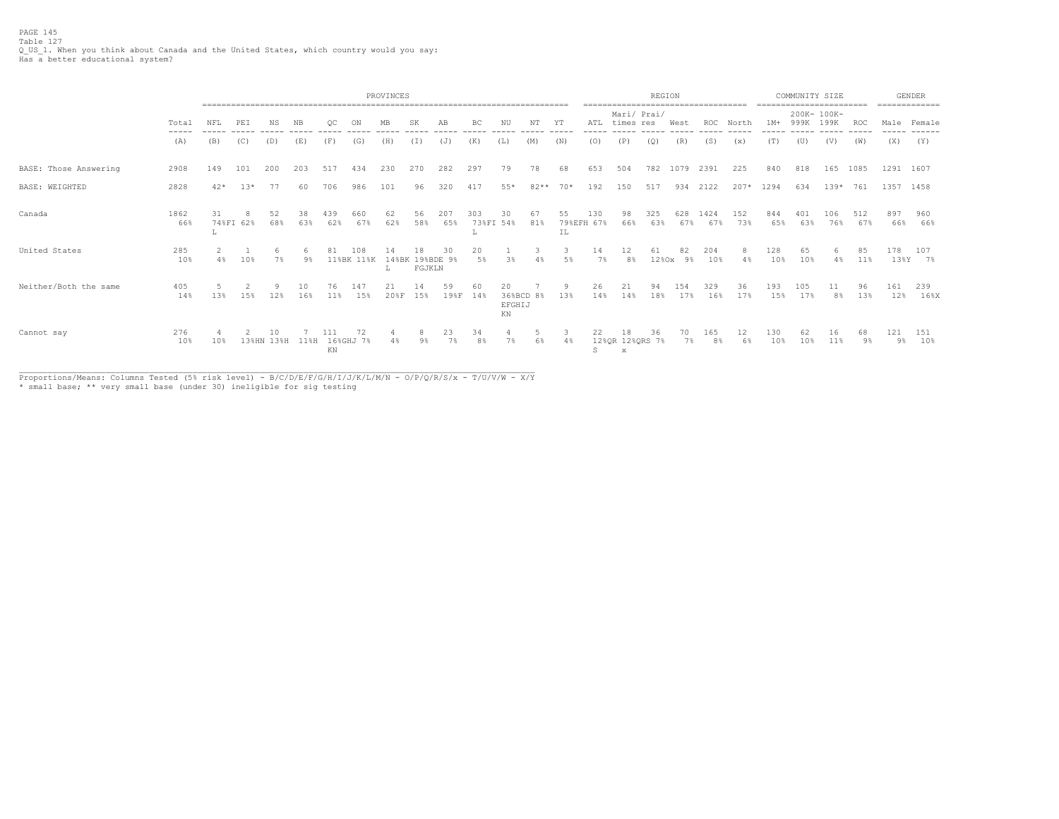PAGE 145
Table 127
Q_US_1. When you think about Canada and the United States, which country would you say:
Has a better educational system?

| | | PROVINCES | | | | | | | | | | | | | REGION | | | | | | COMMUNITY SIZE | | | | GENDER | |
|---|---|---|---|---|---|---|---|---|---|---|---|---|---|---|---|---|---|---|---|---|---|---|---|---|---|---|
| | Total | NFL | PEI | NS | NB | QC | ON | MB | SK | AB | BC | NU | NT | YT | ATL | Mari/ times | Prai/ res | West | ROC | North | 1M+ | 200K- 999K | 100K- 199K | ROC | Male | Female |
| | (A) | (B) | (C) | (D) | (E) | (F) | (G) | (H) | (I) | (J) | (K) | (L) | (M) | (N) | (O) | (P) | (Q) | (R) | (S) | (x) | (T) | (U) | (V) | (W) | (X) | (Y) |
| BASE: Those Answering | 2908 | 149 | 101 | 200 | 203 | 517 | 434 | 230 | 270 | 282 | 297 | 79 | 78 | 68 | 653 | 504 | 782 | 1079 | 2391 | 225 | 840 | 818 | 165 | 1085 | 1291 | 1607 |
| BASE: WEIGHTED | 2828 | 42* | 13* | 77 | 60 | 706 | 986 | 101 | 96 | 320 | 417 | 55* | 82** | 70* | 192 | 150 | 517 | 934 | 2122 | 207* | 1294 | 634 | 139* | 761 | 1357 | 1458 |
| Canada | 1862 | 31 | 8 | 52 | 38 | 439 | 660 | 62 | 56 | 207 | 303 | 30 | 67 | 55 | 130 | 98 | 325 | 628 | 1424 | 152 | 844 | 401 | 106 | 512 | 897 | 960 |
| | 66% | 74%FI L | 62% | 68% | 63% | 62% | 67% | 62% | 58% | 65% | 73%FI L | 54% | 81% | 79%EFH IL | 67% | 66% | 63% | 67% | 67% | 73% | 65% | 63% | 76% | 67% | 66% | 66% |
| United States | 285 | 2 | 1 | 6 | 6 | 81 | 108 | 14 | 18 | 30 | 20 | 1 | 3 | 3 | 14 | 12 | 61 | 82 | 204 | 8 | 128 | 65 | 6 | 85 | 178 | 107 |
| | 10% | 4% | 10% | 7% | 9% | 11%BK | 11%K | 14%BK L | 19%BDE FGJKLN | 9% | 5% | 3% | 4% | 5% | 7% | 8% | 12%Ox | 9% | 10% | 4% | 10% | 10% | 4% | 11% | 13%Y | 7% |
| Neither/Both the same | 405 | 5 | 2 | 9 | 10 | 76 | 147 | 21 | 14 | 59 | 60 | 20 | 7 | 9 | 26 | 21 | 94 | 154 | 329 | 36 | 193 | 105 | 11 | 96 | 161 | 239 |
| | 14% | 13% | 15% | 12% | 16% | 11% | 15% | 20%F | 15% | 19%F | 14% | 36%BCD EFGHIJ KN | 8% | 13% | 14% | 14% | 18% | 17% | 16% | 17% | 15% | 17% | 8% | 13% | 12% | 16%X |
| Cannot say | 276 | 4 | 2 | 10 | 7 | 111 | 72 | 4 | 8 | 23 | 34 | 4 | 5 | 3 | 22 | 18 | 36 | 70 | 165 | 12 | 130 | 62 | 16 | 68 | 121 | 151 |
| | 10% | 10% | 13%HN | 13%H | 11%H | 16%GHJ KN | 7% | 4% | 9% | 7% | 8% | 7% | 6% | 4% | 12%QR S | 12%QRS x | 7% | 7% | 8% | 6% | 10% | 10% | 11% | 9% | 9% | 10% |

Proportions/Means: Columns Tested (5% risk level) - B/C/D/E/F/G/H/I/J/K/L/M/N - O/P/Q/R/S/x - T/U/V/W - X/Y
* small base; ** very small base (under 30) ineligible for sig testing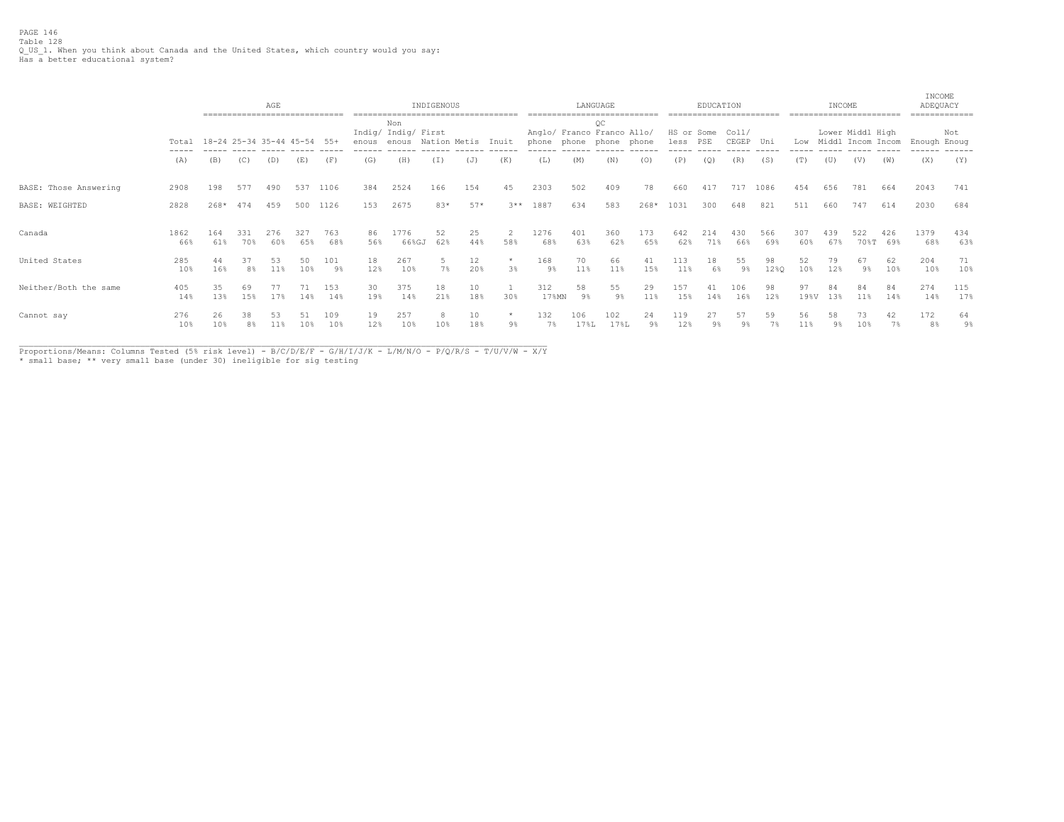PAGE 146
Table 128
Q_US_1. When you think about Canada and the United States, which country would you say:
Has a better educational system?

| | | AGE | | | | | INDIGENOUS | | | | | LANGUAGE | | | | EDUCATION | | | | INCOME | | | | INCOME ADEQUACY | |
|---|---|---|---|---|---|---|---|---|---|---|---|---|---|---|---|---|---|---|---|---|---|---|---|---|---|
| | Total | 18-24 | 25-34 | 35-44 | 45-54 | 55+ | Indig/ enous | Non Indig/ enous | First Nation | Metis | Inuit | Anglo/ phone | Franco phone | QC Franco phone | Allo/ phone | HS or less | Some PSE | Coll/ CEGEP | Uni | Low | Lower Middl | Middl Incom | High Incom | Enough | Not Enoug |
| | (A) | (B) | (C) | (D) | (E) | (F) | (G) | (H) | (I) | (J) | (K) | (L) | (M) | (N) | (O) | (P) | (Q) | (R) | (S) | (T) | (U) | (V) | (W) | (X) | (Y) |
| BASE: Those Answering | 2908 | 198 | 577 | 490 | 537 | 1106 | 384 | 2524 | 166 | 154 | 45 | 2303 | 502 | 409 | 78 | 660 | 417 | 717 | 1086 | 454 | 656 | 781 | 664 | 2043 | 741 |
| BASE: WEIGHTED | 2828 | 268* | 474 | 459 | 500 | 1126 | 153 | 2675 | 83* | 57* | 3** | 1887 | 634 | 583 | 268* | 1031 | 300 | 648 | 821 | 511 | 660 | 747 | 614 | 2030 | 684 |
| Canada | 1862 | 164 | 331 | 276 | 327 | 763 | 86 | 1776 | 52 | 25 | 2 | 1276 | 401 | 360 | 173 | 642 | 214 | 430 | 566 | 307 | 439 | 522 | 426 | 1379 | 434 |
| | 66% | 61% | 70% | 60% | 65% | 68% | 56% | 66%GJ | 62% | 44% | 58% | 68% | 63% | 62% | 65% | 62% | 71% | 66% | 69% | 60% | 67% | 70%T | 69% | 68% | 63% |
| United States | 285 | 44 | 37 | 53 | 50 | 101 | 18 | 267 | 5 | 12 | * | 168 | 70 | 66 | 41 | 113 | 18 | 55 | 98 | 52 | 79 | 67 | 62 | 204 | 71 |
| | 10% | 16% | 8% | 11% | 10% | 9% | 12% | 10% | 7% | 20% | 3% | 9% | 11% | 11% | 15% | 11% | 6% | 9% | 12%Q | 10% | 12% | 9% | 10% | 10% | 10% |
| Neither/Both the same | 405 | 35 | 69 | 77 | 71 | 153 | 30 | 375 | 18 | 10 | 1 | 312 | 58 | 55 | 29 | 157 | 41 | 106 | 98 | 97 | 84 | 84 | 84 | 274 | 115 |
| | 14% | 13% | 15% | 17% | 14% | 14% | 19% | 14% | 21% | 18% | 30% | 17%MN | 9% | 9% | 11% | 15% | 14% | 16% | 12% | 19%V | 13% | 11% | 14% | 14% | 17% |
| Cannot say | 276 | 26 | 38 | 53 | 51 | 109 | 19 | 257 | 8 | 10 | * | 132 | 106 | 102 | 24 | 119 | 27 | 57 | 59 | 56 | 58 | 73 | 42 | 172 | 64 |
| | 10% | 10% | 8% | 11% | 10% | 10% | 12% | 10% | 10% | 18% | 9% | 7% | 17%L | 17%L | 9% | 12% | 9% | 9% | 7% | 11% | 9% | 10% | 7% | 8% | 9% |

Proportions/Means: Columns Tested (5% risk level) - B/C/D/E/F - G/H/I/J/K - L/M/N/O - P/Q/R/S - T/U/V/W - X/Y
* small base; ** very small base (under 30) ineligible for sig testing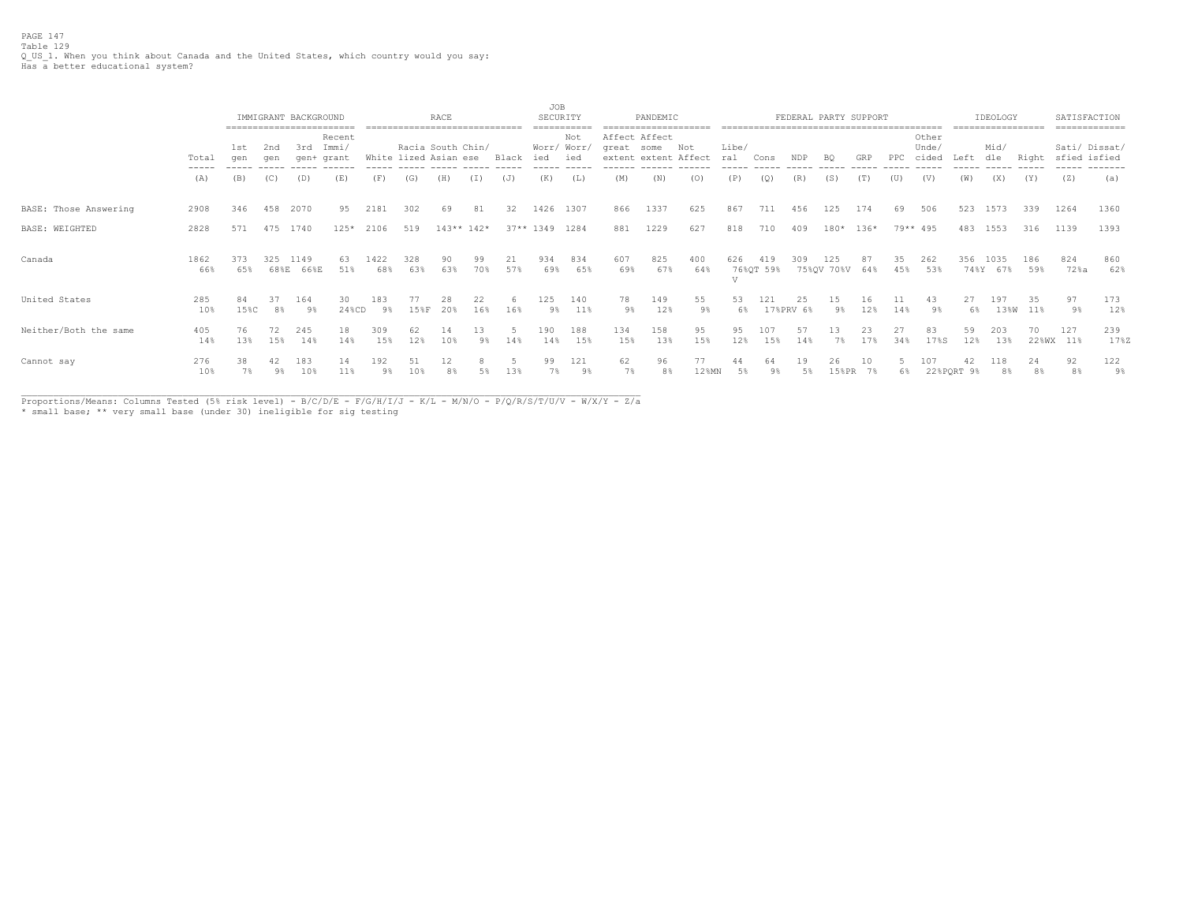PAGE 147
Table 129
Q_US_1. When you think about Canada and the United States, which country would you say:
Has a better educational system?

| | | IMMIGRANT BACKGROUND | | | | RACE | | | | | JOB SECURITY | | PANDEMIC | | | FEDERAL PARTY SUPPORT | | | | | | | IDEOLOGY | | | SATISFACTION | |
|---|---|---|---|---|---|---|---|---|---|---|---|---|---|---|---|---|---|---|---|---|---|---|---|---|---|---|---|
| | Total | 1st gen | 2nd gen | 3rd gen+ | Recent Immi/ grant | White | Racia lized | South Asian | Chin/ ese | Black | Worr/ ied | Not Worr/ ied | Affect great extent | Affect some extent | Not Affect | Libe/ ral | Cons | NDP | BQ | GRP | PPC | Other Unde/ cided | Left | Mid/ dle | Right | Sati/ sfied | Dissat/ isfied |
| | (A) | (B) | (C) | (D) | (E) | (F) | (G) | (H) | (I) | (J) | (K) | (L) | (M) | (N) | (O) | (P) | (Q) | (R) | (S) | (T) | (U) | (V) | (W) | (X) | (Y) | (Z) | (a) |
| BASE: Those Answering | 2908 | 346 | 458 | 2070 | 95 | 2181 | 302 | 69 | 81 | 32 | 1426 | 1307 | 866 | 1337 | 625 | 867 | 711 | 456 | 125 | 174 | 69 | 506 | 523 | 1573 | 339 | 1264 | 1360 |
| BASE: WEIGHTED | 2828 | 571 | 475 | 1740 | 125* | 2106 | 519 | 143** | 142* | 37** | 1349 | 1284 | 881 | 1229 | 627 | 818 | 710 | 409 | 180* | 136* | 79** | 495 | 483 | 1553 | 316 | 1139 | 1393 |
| Canada | 1862 | 373 | 325 | 1149 | 63 | 1422 | 328 | 90 | 99 | 21 | 934 | 834 | 607 | 825 | 400 | 626 | 419 | 309 | 125 | 87 | 35 | 262 | 356 | 1035 | 186 | 824 | 860 |
| | 66% | 65% | 68%E | 66%E | 51% | 68% | 63% | 63% | 70% | 57% | 69% | 65% | 69% | 67% | 64% | 76%QT V | 59% | 75%QV | 70%V | 64% | 45% | 53% | 74%Y | 67% | 59% | 72%a | 62% |
| United States | 285 | 84 | 37 | 164 | 30 | 183 | 77 | 28 | 22 | 6 | 125 | 140 | 78 | 149 | 55 | 53 | 121 | 25 | 15 | 16 | 11 | 43 | 27 | 197 | 35 | 97 | 173 |
| | 10% | 15%C | 8% | 9% | 24%CD | 9% | 15%F | 20% | 16% | 16% | 9% | 11% | 9% | 12% | 9% | 6% | 17%PRV | 6% | 9% | 12% | 14% | 9% | 6% | 13%W | 11% | 9% | 12% |
| Neither/Both the same | 405 | 76 | 72 | 245 | 18 | 309 | 62 | 14 | 13 | 5 | 190 | 188 | 134 | 158 | 95 | 95 | 107 | 57 | 13 | 23 | 27 | 83 | 59 | 203 | 70 | 127 | 239 |
| | 14% | 13% | 15% | 14% | 14% | 15% | 12% | 10% | 9% | 14% | 14% | 15% | 15% | 13% | 15% | 12% | 15% | 14% | 7% | 17% | 34% | 17%S | 12% | 13% | 22%WX | 11% | 17%Z |
| Cannot say | 276 | 38 | 42 | 183 | 14 | 192 | 51 | 12 | 8 | 5 | 99 | 121 | 62 | 96 | 77 | 44 | 64 | 19 | 26 | 10 | 5 | 107 | 42 | 118 | 24 | 92 | 122 |
| | 10% | 7% | 9% | 10% | 11% | 9% | 10% | 8% | 5% | 13% | 7% | 9% | 7% | 8% | 12%MN | 5% | 9% | 5% | 15%PR | 7% | 6% | 22%PQRT | 9% | 8% | 8% | 8% | 9% |

Proportions/Means: Columns Tested (5% risk level) - B/C/D/E - F/G/H/I/J - K/L - M/N/O - P/Q/R/S/T/U/V - W/X/Y - Z/a
* small base; ** very small base (under 30) ineligible for sig testing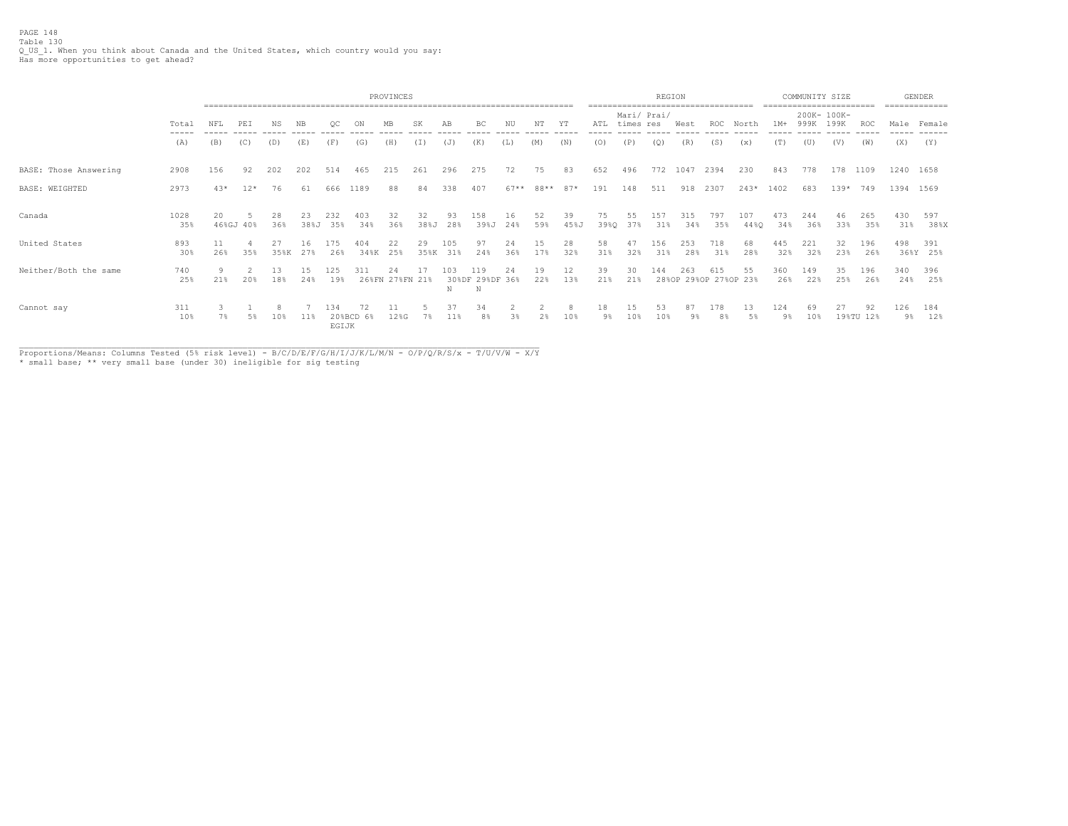PAGE 148
Table 130
Q_US_1. When you think about Canada and the United States, which country would you say:
Has more opportunities to get ahead?

| | | PROVINCES | | | | | | | | | | | | | REGION | | | | | | COMMUNITY SIZE | | | | GENDER | |
|---|---|---|---|---|---|---|---|---|---|---|---|---|---|---|---|---|---|---|---|---|---|---|---|---|---|---|
| | Total | NFL | PEI | NS | NB | QC | ON | MB | SK | AB | BC | NU | NT | YT | ATL | Mari/ times | Prai/ res | West | ROC | North | 1M+ | 200K- 999K | 100K- 199K | ROC | Male | Female |
| | (A) | (B) | (C) | (D) | (E) | (F) | (G) | (H) | (I) | (J) | (K) | (L) | (M) | (N) | (O) | (P) | (Q) | (R) | (S) | (x) | (T) | (U) | (V) | (W) | (X) | (Y) |
| BASE: Those Answering | 2908 | 156 | 92 | 202 | 202 | 514 | 465 | 215 | 261 | 296 | 275 | 72 | 75 | 83 | 652 | 496 | 772 | 1047 | 2394 | 230 | 843 | 778 | 178 | 1109 | 1240 | 1658 |
| BASE: WEIGHTED | 2973 | 43* | 12* | 76 | 61 | 666 | 1189 | 88 | 84 | 338 | 407 | 67** | 88** | 87* | 191 | 148 | 511 | 918 | 2307 | 243* | 1402 | 683 | 139* | 749 | 1394 | 1569 |
| Canada | 1028 | 20 | 5 | 28 | 23 | 232 | 403 | 32 | 32 | 93 | 158 | 16 | 52 | 39 | 75 | 55 | 157 | 315 | 797 | 107 | 473 | 244 | 46 | 265 | 430 | 597 |
| | 35% | 46%GJ | 40% | 36% | 38%J | 35% | 34% | 36% | 38%J | 28% | 39%J | 24% | 59% | 45%J | 39%Q | 37% | 31% | 34% | 35% | 44%Q | 34% | 36% | 33% | 35% | 31% | 38%X |
| United States | 893 | 11 | 4 | 27 | 16 | 175 | 404 | 22 | 29 | 105 | 97 | 24 | 15 | 28 | 58 | 47 | 156 | 253 | 718 | 68 | 445 | 221 | 32 | 196 | 498 | 391 |
| | 30% | 26% | 35% | 35%K | 27% | 26% | 34%K | 25% | 35%K | 31% | 24% | 36% | 17% | 32% | 31% | 32% | 31% | 28% | 31% | 28% | 32% | 32% | 23% | 26% | 36%Y | 25% |
| Neither/Both the same | 740 | 9 | 2 | 13 | 15 | 125 | 311 | 24 | 17 | 103 | 119 | 24 | 19 | 12 | 39 | 30 | 144 | 263 | 615 | 55 | 360 | 149 | 35 | 196 | 340 | 396 |
| | 25% | 21% | 20% | 18% | 24% | 19% | 26%FN | 27%FN | 21% | 30%DF N | 29%DF N | 36% | 22% | 13% | 21% | 21% | 28%OP | 29%OP | 27%OP | 23% | 26% | 22% | 25% | 26% | 24% | 25% |
| Cannot say | 311 | 3 | 1 | 8 | 7 | 134 | 72 | 11 | 5 | 37 | 34 | 2 | 2 | 8 | 18 | 15 | 53 | 87 | 178 | 13 | 124 | 69 | 27 | 92 | 126 | 184 |
| | 10% | 7% | 5% | 10% | 11% | 20%BCD EGIJK | 6% | 12%G | 7% | 11% | 8% | 3% | 2% | 10% | 9% | 10% | 10% | 9% | 8% | 5% | 9% | 10% | 19%TU | 12% | 9% | 12% |

Proportions/Means: Columns Tested (5% risk level) - B/C/D/E/F/G/H/I/J/K/L/M/N - O/P/Q/R/S/x - T/U/V/W - X/Y
* small base; ** very small base (under 30) ineligible for sig testing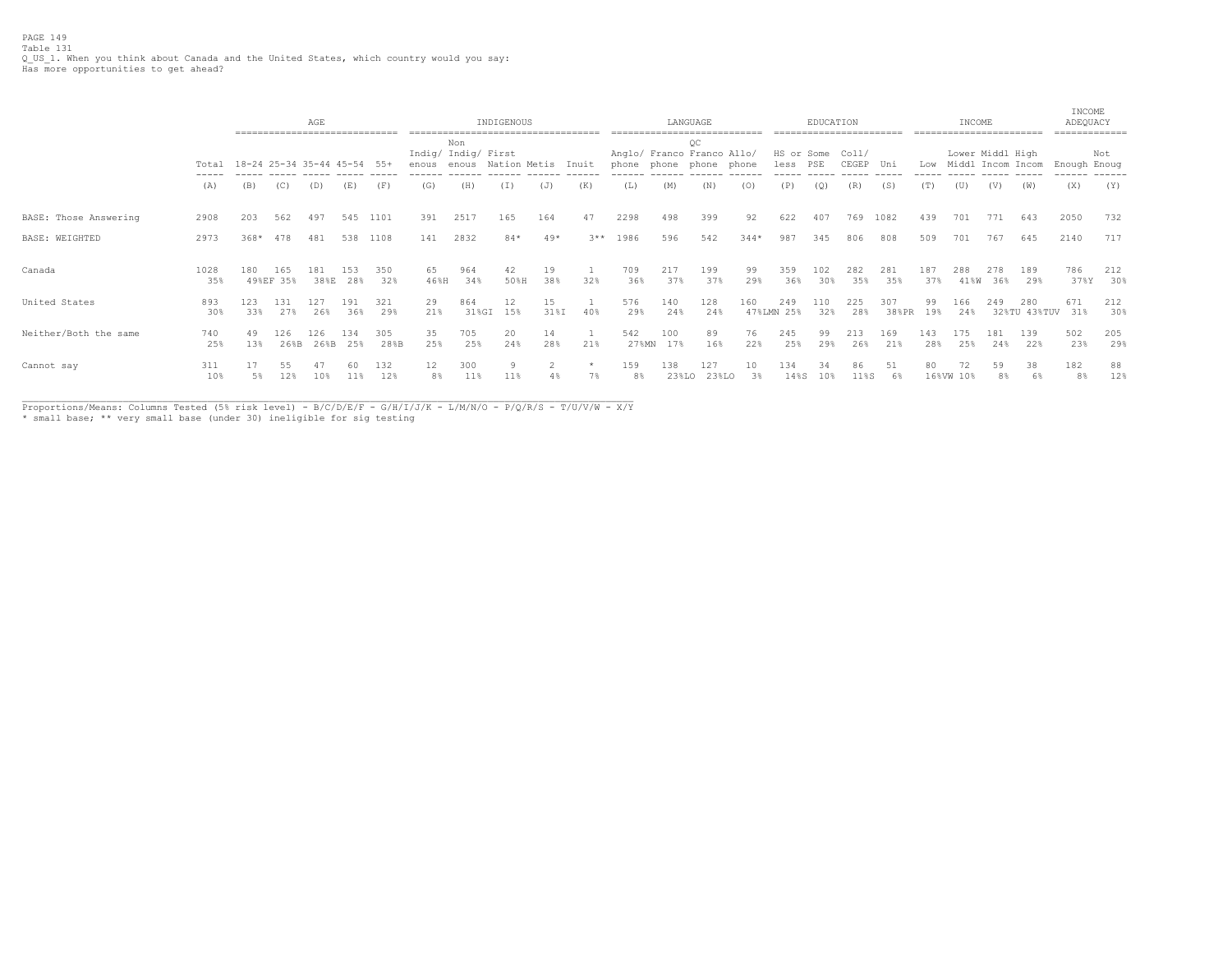PAGE 149
Table 131
Q_US_1. When you think about Canada and the United States, which country would you say:
Has more opportunities to get ahead?

| | Total | AGE | | | | | INDIGENOUS | | | | | LANGUAGE | | | | EDUCATION | | | | INCOME | | | | INCOME ADEQUACY | |
|---|---|---|---|---|---|---|---|---|---|---|---|---|---|---|---|---|---|---|---|---|---|---|---|---|---|
| | Total | 18-24 | 25-34 | 35-44 | 45-54 | 55+ | Indig/ enous | Non Indig/ enous | First Nation | Metis | Inuit | Anglo/ phone | Franco phone | QC Franco phone | Allo/ phone | HS or less | Some PSE | Coll/ CEGEP | Uni | Low | Lower Middl | Middl Incom | High Incom | Enough | Not Enoug |
| | (A) | (B) | (C) | (D) | (E) | (F) | (G) | (H) | (I) | (J) | (K) | (L) | (M) | (N) | (O) | (P) | (Q) | (R) | (S) | (T) | (U) | (V) | (W) | (X) | (Y) |
| BASE: Those Answering | 2908 | 203 | 562 | 497 | 545 | 1101 | 391 | 2517 | 165 | 164 | 47 | 2298 | 498 | 399 | 92 | 622 | 407 | 769 | 1082 | 439 | 701 | 771 | 643 | 2050 | 732 |
| BASE: WEIGHTED | 2973 | 368* | 478 | 481 | 538 | 1108 | 141 | 2832 | 84* | 49* | 3** | 1986 | 596 | 542 | 344* | 987 | 345 | 806 | 808 | 509 | 701 | 767 | 645 | 2140 | 717 |
| Canada | 1028 | 180 | 165 | 181 | 153 | 350 | 65 | 964 | 42 | 19 | 1 | 709 | 217 | 199 | 99 | 359 | 102 | 282 | 281 | 187 | 288 | 278 | 189 | 786 | 212 |
| | 35% | 49%EF | 35% | 38%E | 28% | 32% | 46%H | 34% | 50%H | 38% | 32% | 36% | 37% | 37% | 29% | 36% | 30% | 35% | 35% | 37% | 41%W | 36% | 29% | 37%Y | 30% |
| United States | 893 | 123 | 131 | 127 | 191 | 321 | 29 | 864 | 12 | 15 | 1 | 576 | 140 | 128 | 160 | 249 | 110 | 225 | 307 | 99 | 166 | 249 | 280 | 671 | 212 |
| | 30% | 33% | 27% | 26% | 36% | 29% | 21% | 31%GI | 15% | 31%I | 40% | 29% | 24% | 24% | 47%LMN | 25% | 32% | 28% | 38%PR | 19% | 24% | 32%TU | 43%TUV | 31% | 30% |
| Neither/Both the same | 740 | 49 | 126 | 126 | 134 | 305 | 35 | 705 | 20 | 14 | 1 | 542 | 100 | 89 | 76 | 245 | 99 | 213 | 169 | 143 | 175 | 181 | 139 | 502 | 205 |
| | 25% | 13% | 26%B | 26%B | 25% | 28%B | 25% | 25% | 24% | 28% | 21% | 27%MN | 17% | 16% | 22% | 25% | 29% | 26% | 21% | 28% | 25% | 24% | 22% | 23% | 29% |
| Cannot say | 311 | 17 | 55 | 47 | 60 | 132 | 12 | 300 | 9 | 2 | * | 159 | 138 | 127 | 10 | 134 | 34 | 86 | 51 | 80 | 72 | 59 | 38 | 182 | 88 |
| | 10% | 5% | 12% | 10% | 11% | 12% | 8% | 11% | 11% | 4% | 7% | 8% | 23%LO | 23%LO | 3% | 14%S | 10% | 11%S | 6% | 16%VW | 10% | 8% | 6% | 8% | 12% |

Proportions/Means: Columns Tested (5% risk level) - B/C/D/E/F - G/H/I/J/K - L/M/N/O - P/Q/R/S - T/U/V/W - X/Y
* small base; ** very small base (under 30) ineligible for sig testing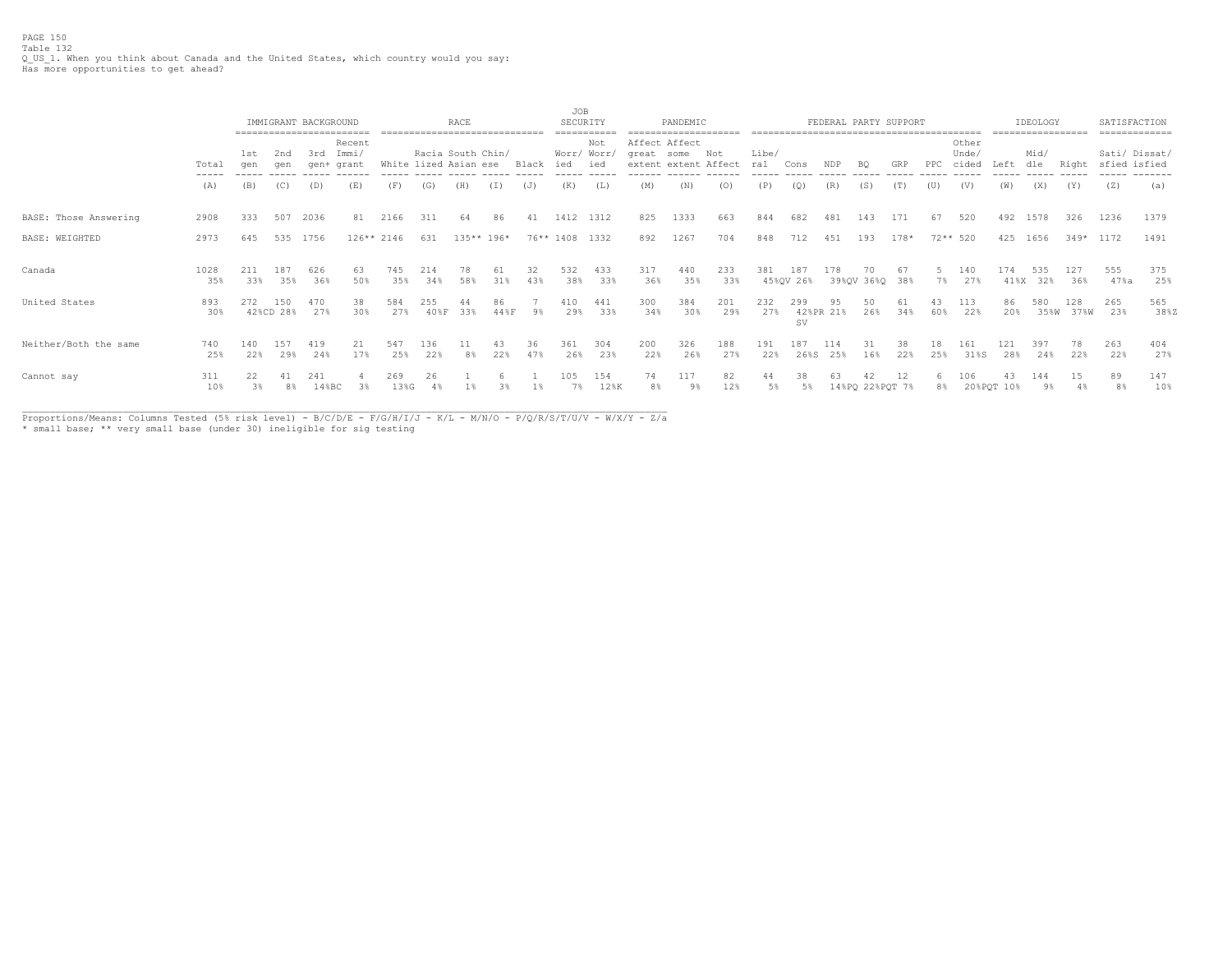Table 132
Q_US_1. When you think about Canada and the United States, which country would you say:
Has more opportunities to get ahead?

| | | IMMIGRANT BACKGROUND | | | | RACE | | | | | JOB SECURITY | | PANDEMIC | | | FEDERAL PARTY SUPPORT | | | | | | | IDEOLOGY | | | SATISFACTION | |
|---|---|---|---|---|---|---|---|---|---|---|---|---|---|---|---|---|---|---|---|---|---|---|---|---|---|---|---|
| | Total | 1st gen | 2nd gen | 3rd gen+ | Recent Immi/ grant | White | Racia lized | South Asian | Chin/ ese | Black | Worr/ ied | Not Worr/ ied | Affect great extent | Affect some extent | Not Affect | Libe/ ral | Cons | NDP | BQ | GRP | PPC | Other Unde/ cided | Left | Mid/ dle | Right | Sati/ sfied | Dissat/ isfied |
| | (A) | (B) | (C) | (D) | (E) | (F) | (G) | (H) | (I) | (J) | (K) | (L) | (M) | (N) | (O) | (P) | (Q) | (R) | (S) | (T) | (U) | (V) | (W) | (X) | (Y) | (Z) | (a) |
| BASE: Those Answering | 2908 | 333 | 507 | 2036 | 81 | 2166 | 311 | 64 | 86 | 41 | 1412 | 1312 | 825 | 1333 | 663 | 844 | 682 | 481 | 143 | 171 | 67 | 520 | 492 | 1578 | 326 | 1236 | 1379 |
| BASE: WEIGHTED | 2973 | 645 | 535 | 1756 | 126** | 2146 | 631 | 135** | 196* | 76** | 1408 | 1332 | 892 | 1267 | 704 | 848 | 712 | 451 | 193 | 178* | 72** | 520 | 425 | 1656 | 349* | 1172 | 1491 |
| Canada | 1028 | 211 | 187 | 626 | 63 | 745 | 214 | 78 | 61 | 32 | 532 | 433 | 317 | 440 | 233 | 381 | 187 | 178 | 70 | 67 | 5 | 140 | 174 | 535 | 127 | 555 | 375 |
| | 35% | 33% | 35% | 36% | 50% | 35% | 34% | 58% | 31% | 43% | 38% | 33% | 36% | 35% | 33% | 45%QV | 26% | 39%QV | 36%Q | 38% | 7% | 27% | 41%X | 32% | 36% | 47%a | 25% |
| United States | 893 | 272 | 150 | 470 | 38 | 584 | 255 | 44 | 86 | 7 | 410 | 441 | 300 | 384 | 201 | 232 | 299 | 95 | 50 | 61 | 43 | 113 | 86 | 580 | 128 | 265 | 565 |
| | 30% | 42%CD | 28% | 27% | 30% | 27% | 40%F | 33% | 44%F | 9% | 29% | 33% | 34% | 30% | 29% | 27% | 42%PRSV | 21% | 26% | 34% | 60% | 22% | 20% | 35%W | 37%W | 23% | 38%Z |
| Neither/Both the same | 740 | 140 | 157 | 419 | 21 | 547 | 136 | 11 | 43 | 36 | 361 | 304 | 200 | 326 | 188 | 191 | 187 | 114 | 31 | 38 | 18 | 161 | 121 | 397 | 78 | 263 | 404 |
| | 25% | 22% | 29% | 24% | 17% | 25% | 22% | 8% | 22% | 47% | 26% | 23% | 22% | 26% | 27% | 22% | 26%S | 25% | 16% | 22% | 25% | 31%S | 28% | 24% | 22% | 22% | 27% |
| Cannot say | 311 | 22 | 41 | 241 | 4 | 269 | 26 | 1 | 6 | 1 | 105 | 154 | 74 | 117 | 82 | 44 | 38 | 63 | 42 | 12 | 6 | 106 | 43 | 144 | 15 | 89 | 147 |
| | 10% | 3% | 8% | 14%BC | 3% | 13%G | 4% | 1% | 3% | 1% | 7% | 12%K | 8% | 9% | 12% | 5% | 5% | 14%PQ | 22%PQT | 7% | 8% | 20%PQT | 10% | 9% | 4% | 8% | 10% |

Proportions/Means: Columns Tested (5% risk level) - B/C/D/E - F/G/H/I/J - K/L - M/N/O - P/Q/R/S/T/U/V - W/X/Y - Z/a
* small base; ** very small base (under 30) ineligible for sig testing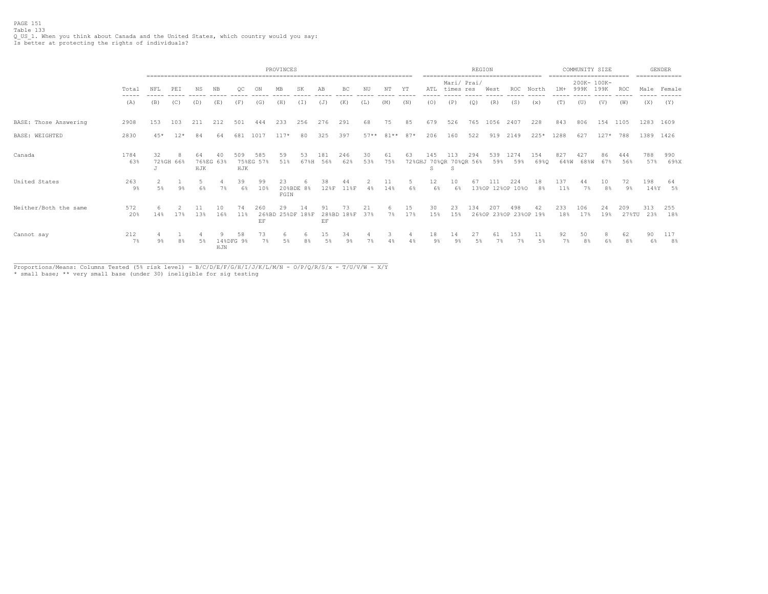Table 133

Q_US_1. When you think about Canada and the United States, which country would you say:
Is better at protecting the rights of individuals?

| | Total | PROVINCES | | | | | | | | | | | | | REGION | | | | | | COMMUNITY SIZE | | | | GENDER | |
|---|---|---|---|---|---|---|---|---|---|---|---|---|---|---|---|---|---|---|---|---|---|---|---|---|---|---|
| | Total | NFL | PEI | NS | NB | QC | ON | MB | SK | AB | BC | NU | NT | YT | ATL | Mari/ times | Prai/ res | West | ROC | North | 1M+ | 200K- 999K | 100K- 199K | ROC | Male | Female |
| | (A) | (B) | (C) | (D) | (E) | (F) | (G) | (H) | (I) | (J) | (K) | (L) | (M) | (N) | (O) | (P) | (Q) | (R) | (S) | (x) | (T) | (U) | (V) | (W) | (X) | (Y) |
| BASE: Those Answering | 2908 | 153 | 103 | 211 | 212 | 501 | 444 | 233 | 256 | 276 | 291 | 68 | 75 | 85 | 679 | 526 | 765 | 1056 | 2407 | 228 | 843 | 806 | 154 | 1105 | 1283 | 1609 |
| BASE: WEIGHTED | 2830 | 45* | 12* | 84 | 64 | 681 | 1017 | 117* | 80 | 325 | 397 | 57** | 81** | 87* | 206 | 160 | 522 | 919 | 2149 | 225* | 1288 | 627 | 127* | 788 | 1389 | 1426 |
| Canada | 1784 | 32 | 8 | 64 | 40 | 509 | 585 | 59 | 53 | 181 | 246 | 30 | 61 | 63 | 145 | 113 | 294 | 539 | 1274 | 154 | 827 | 427 | 86 | 444 | 788 | 990 |
| | 63% | 72%GH J | 66% | 76%EG HJK | 63% | 75%EG HJK | 57% | 51% | 67%H | 56% | 62% | 53% | 75% | 72%GHJ | 70%QR S | 70%QR S | 56% | 59% | 59% | 69%Q | 64%W | 68%W | 67% | 56% | 57% | 69%X |
| United States | 263 | 2 | 1 | 5 | 4 | 39 | 99 | 23 | 6 | 38 | 44 | 2 | 11 | 5 | 12 | 10 | 67 | 111 | 224 | 18 | 137 | 44 | 10 | 72 | 198 | 64 |
| | 9% | 5% | 9% | 6% | 7% | 6% | 10% | 20%BDE FGIN | 8% | 12%F | 11%F | 4% | 14% | 6% | 6% | 6% | 13%OP | 12%OP | 10%O | 8% | 11% | 7% | 8% | 9% | 14%Y | 5% |
| Neither/Both the same | 572 | 6 | 2 | 11 | 10 | 74 | 260 | 29 | 14 | 91 | 73 | 21 | 6 | 15 | 30 | 23 | 134 | 207 | 498 | 42 | 233 | 106 | 24 | 209 | 313 | 255 |
| | 20% | 14% | 17% | 13% | 16% | 11% | 26%BD EF | 25%DF | 18%F | 28%BD EF | 18%F | 37% | 7% | 17% | 15% | 15% | 26%OP | 23%OP | 23%OP | 19% | 18% | 17% | 19% | 27%TU | 23% | 18% |
| Cannot say | 212 | 4 | 1 | 4 | 9 | 58 | 73 | 6 | 6 | 15 | 34 | 4 | 3 | 4 | 18 | 14 | 27 | 61 | 153 | 11 | 92 | 50 | 8 | 62 | 90 | 117 |
| | 7% | 9% | 8% | 5% | 14%DFG HJN | 9% | 7% | 5% | 8% | 5% | 9% | 7% | 4% | 4% | 9% | 9% | 5% | 7% | 7% | 5% | 7% | 8% | 6% | 8% | 6% | 8% |

Proportions/Means: Columns Tested (5% risk level) - B/C/D/E/F/G/H/I/J/K/L/M/N - O/P/Q/R/S/x - T/U/V/W - X/Y
* small base; ** very small base (under 30) ineligible for sig testing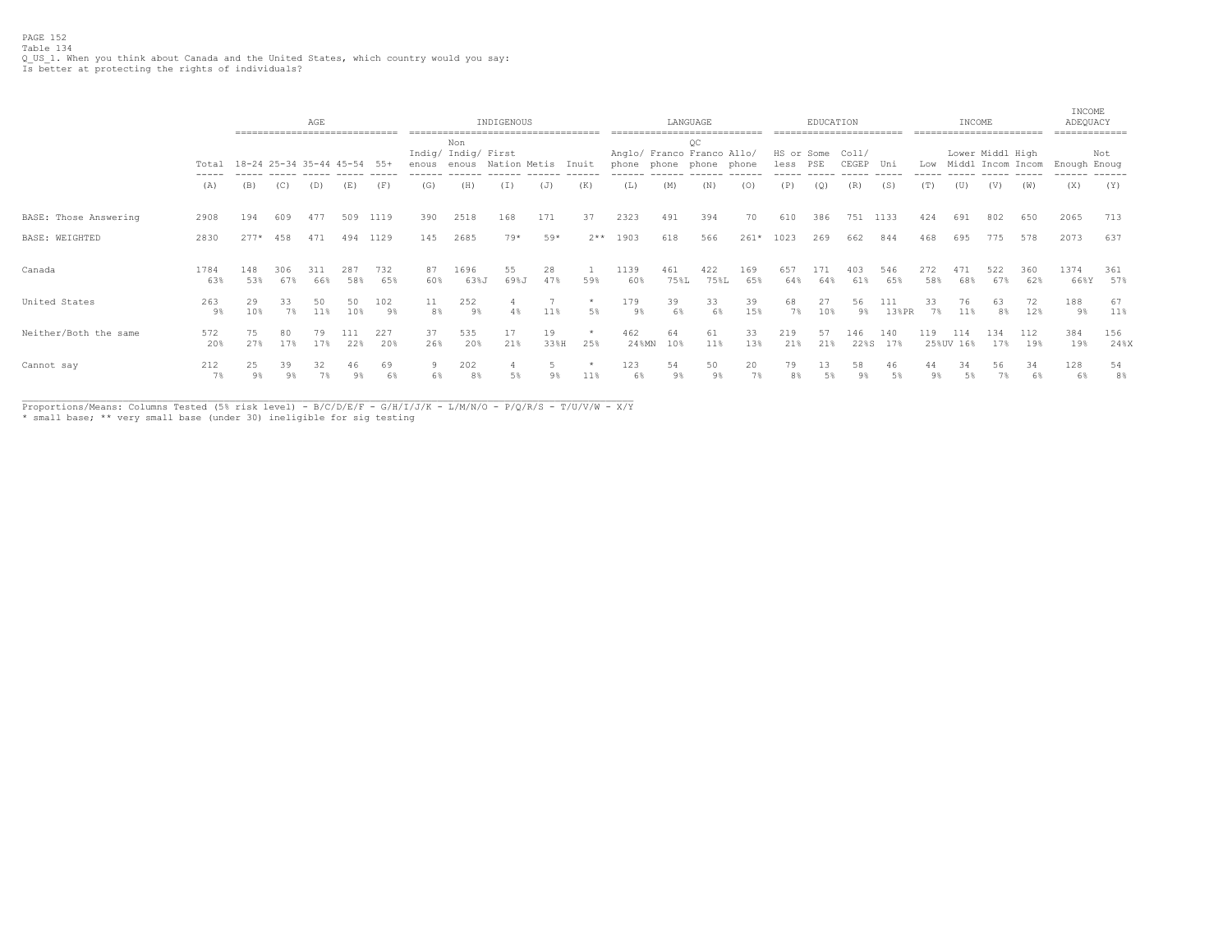PAGE 152
Table 134
Q_US_1. When you think about Canada and the United States, which country would you say:
Is better at protecting the rights of individuals?

| | Total | AGE | | | | | INDIGENOUS | | | | | LANGUAGE | | | | EDUCATION | | | | INCOME | | | | INCOME ADEQUACY | |
|---|---|---|---|---|---|---|---|---|---|---|---|---|---|---|---|---|---|---|---|---|---|---|---|---|---|
| | | 18-24 | 25-34 | 35-44 | 45-54 | 55+ | Indig/ enous | Non Indig/ enous | First Nation | Metis | Inuit | Anglo/ phone | Franco phone | QC Franco phone | Allo/ phone | HS or less | Some PSE | Coll/ CEGEP | Uni | Low | Lower Middl | Middl Incom | High Incom | Enough | Not Enoug |
| | (A) | (B) | (C) | (D) | (E) | (F) | (G) | (H) | (I) | (J) | (K) | (L) | (M) | (N) | (O) | (P) | (Q) | (R) | (S) | (T) | (U) | (V) | (W) | (X) | (Y) |
| BASE: Those Answering | 2908 | 194 | 609 | 477 | 509 | 1119 | 390 | 2518 | 168 | 171 | 37 | 2323 | 491 | 394 | 70 | 610 | 386 | 751 | 1133 | 424 | 691 | 802 | 650 | 2065 | 713 |
| BASE: WEIGHTED | 2830 | 277* | 458 | 471 | 494 | 1129 | 145 | 2685 | 79* | 59* | 2** | 1903 | 618 | 566 | 261* | 1023 | 269 | 662 | 844 | 468 | 695 | 775 | 578 | 2073 | 637 |
| Canada | 1784 | 148 | 306 | 311 | 287 | 732 | 87 | 1696 | 55 | 28 | 1 | 1139 | 461 | 422 | 169 | 657 | 171 | 403 | 546 | 272 | 471 | 522 | 360 | 1374 | 361 |
| | 63% | 53% | 67% | 66% | 58% | 65% | 60% | 63%J | 69%J | 47% | 59% | 60% | 75%L | 75%L | 65% | 64% | 64% | 61% | 65% | 58% | 68% | 67% | 62% | 66%Y | 57% |
| United States | 263 | 29 | 33 | 50 | 50 | 102 | 11 | 252 | 4 | 7 | * | 179 | 39 | 33 | 39 | 68 | 27 | 56 | 111 | 33 | 76 | 63 | 72 | 188 | 67 |
| | 9% | 10% | 7% | 11% | 10% | 9% | 8% | 9% | 4% | 11% | 5% | 9% | 6% | 6% | 15% | 7% | 10% | 9% | 13%PR | 7% | 11% | 8% | 12% | 9% | 11% |
| Neither/Both the same | 572 | 75 | 80 | 79 | 111 | 227 | 37 | 535 | 17 | 19 | * | 462 | 64 | 61 | 33 | 219 | 57 | 146 | 140 | 119 | 114 | 134 | 112 | 384 | 156 |
| | 20% | 27% | 17% | 17% | 22% | 20% | 26% | 20% | 21% | 33%H | 25% | 24%MN | 10% | 11% | 13% | 21% | 21% | 22%S | 17% | 25%UV | 16% | 17% | 19% | 19% | 24%X |
| Cannot say | 212 | 25 | 39 | 32 | 46 | 69 | 9 | 202 | 4 | 5 | * | 123 | 54 | 50 | 20 | 79 | 13 | 58 | 46 | 44 | 34 | 56 | 34 | 128 | 54 |
| | 7% | 9% | 9% | 7% | 9% | 6% | 6% | 8% | 5% | 9% | 11% | 6% | 9% | 9% | 7% | 8% | 5% | 9% | 5% | 9% | 5% | 7% | 6% | 6% | 8% |

Proportions/Means: Columns Tested (5% risk level) - B/C/D/E/F - G/H/I/J/K - L/M/N/O - P/Q/R/S - T/U/V/W - X/Y
* small base; ** very small base (under 30) ineligible for sig testing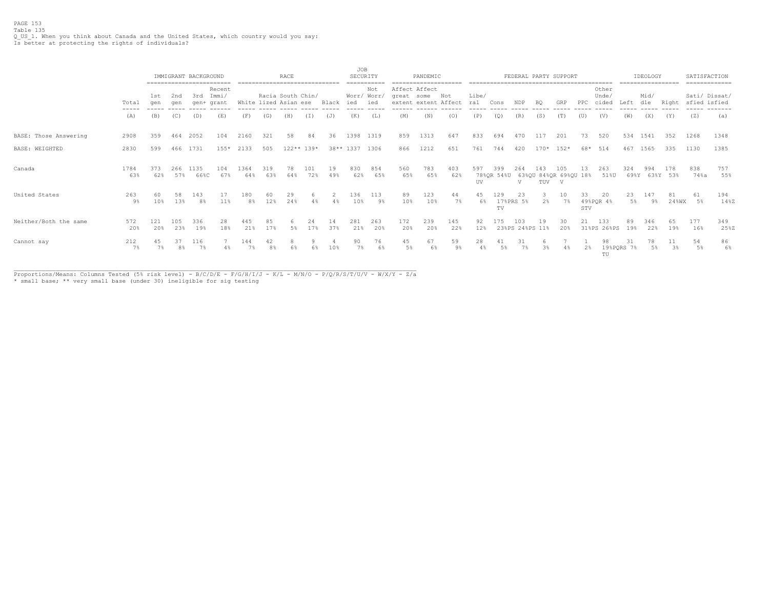PAGE 153
Table 135
Q_US_1. When you think about Canada and the United States, which country would you say:
Is better at protecting the rights of individuals?

| | | IMMIGRANT BACKGROUND | | | | RACE | | | | | JOB SECURITY | | PANDEMIC | | | FEDERAL PARTY SUPPORT | | | | | | | | IDEOLOGY | | | SATISFACTION | |
|---|---|---|---|---|---|---|---|---|---|---|---|---|---|---|---|---|---|---|---|---|---|---|---|---|---|---|---|---|
| | Total | 1st gen | 2nd gen | 3rd gen+ | Recent Immi/ grant | White | Racia lized | South Asian | Chin/ ese | Black | Worr/ ied | Not Worr/ ied | Affect great extent | Affect some extent | Not Affect | Libe/ ral | Cons | NDP | BQ | GRP | PPC | Other Unde/ cided | Left | Mid/ dle | Right | Sati/ sfied | Dissat/ isfied |
| | (A) | (B) | (C) | (D) | (E) | (F) | (G) | (H) | (I) | (J) | (K) | (L) | (M) | (N) | (O) | (P) | (Q) | (R) | (S) | (T) | (U) | (V) | (W) | (X) | (Y) | (Z) | (a) |
| BASE: Those Answering | 2908 | 359 | 464 | 2052 | 104 | 2160 | 321 | 58 | 84 | 36 | 1398 | 1319 | 859 | 1313 | 647 | 833 | 694 | 470 | 117 | 201 | 73 | 520 | 534 | 1541 | 352 | 1268 | 1348 |
| BASE: WEIGHTED | 2830 | 599 | 466 | 1731 | 155* | 2133 | 505 | 122** | 139* | 38** | 1337 | 1306 | 866 | 1212 | 651 | 761 | 744 | 420 | 170* | 152* | 68* | 514 | 467 | 1565 | 335 | 1130 | 1385 |
| Canada | 1784 | 373 | 266 | 1135 | 104 | 1364 | 319 | 78 | 101 | 19 | 830 | 854 | 560 | 783 | 403 | 597 | 399 | 264 | 143 | 105 | 13 | 263 | 324 | 994 | 178 | 838 | 757 |
| | 63% | 62% | 57% | 66%C | 67% | 64% | 63% | 64% | 72% | 49% | 62% | 65% | 65% | 65% | 62% | 78%QR UV | 54%U | 63%QU V | 84%QR TUV | 69%QU V | 18% | 51%U | 69%Y | 63%Y | 53% | 74%a | 55% |
| United States | 263 | 60 | 58 | 143 | 17 | 180 | 60 | 29 | 6 | 2 | 136 | 113 | 89 | 123 | 44 | 45 | 129 | 23 | 3 | 10 | 33 | 20 | 23 | 147 | 81 | 61 | 194 |
| | 9% | 10% | 13% | 8% | 11% | 8% | 12% | 24% | 4% | 4% | 10% | 9% | 10% | 10% | 7% | 6% | 17%PRS TV | 5% | 2% | 7% | 49%PQR STV | 4% | 5% | 9% | 24%WX | 5% | 14%Z |
| Neither/Both the same | 572 | 121 | 105 | 336 | 28 | 445 | 85 | 6 | 24 | 14 | 281 | 263 | 172 | 239 | 145 | 92 | 175 | 103 | 19 | 30 | 21 | 133 | 89 | 346 | 65 | 177 | 349 |
| | 20% | 20% | 23% | 19% | 18% | 21% | 17% | 5% | 17% | 37% | 21% | 20% | 20% | 20% | 22% | 12% | 23%PS | 24%PS | 11% | 20% | 31%PS | 26%PS | 19% | 22% | 19% | 16% | 25%Z |
| Cannot say | 212 | 45 | 37 | 116 | 7 | 144 | 42 | 8 | 9 | 4 | 90 | 76 | 45 | 67 | 59 | 28 | 41 | 31 | 6 | 7 | 1 | 98 | 31 | 78 | 11 | 54 | 86 |
| | 7% | 7% | 8% | 7% | 4% | 7% | 8% | 6% | 6% | 10% | 7% | 6% | 5% | 6% | 9% | 4% | 5% | 7% | 3% | 4% | 2% | 19%PQRS TU | 7% | 5% | 3% | 5% | 6% |

Proportions/Means: Columns Tested (5% risk level) - B/C/D/E - F/G/H/I/J - K/L - M/N/O - P/Q/R/S/T/U/V - W/X/Y - Z/a
* small base; ** very small base (under 30) ineligible for sig testing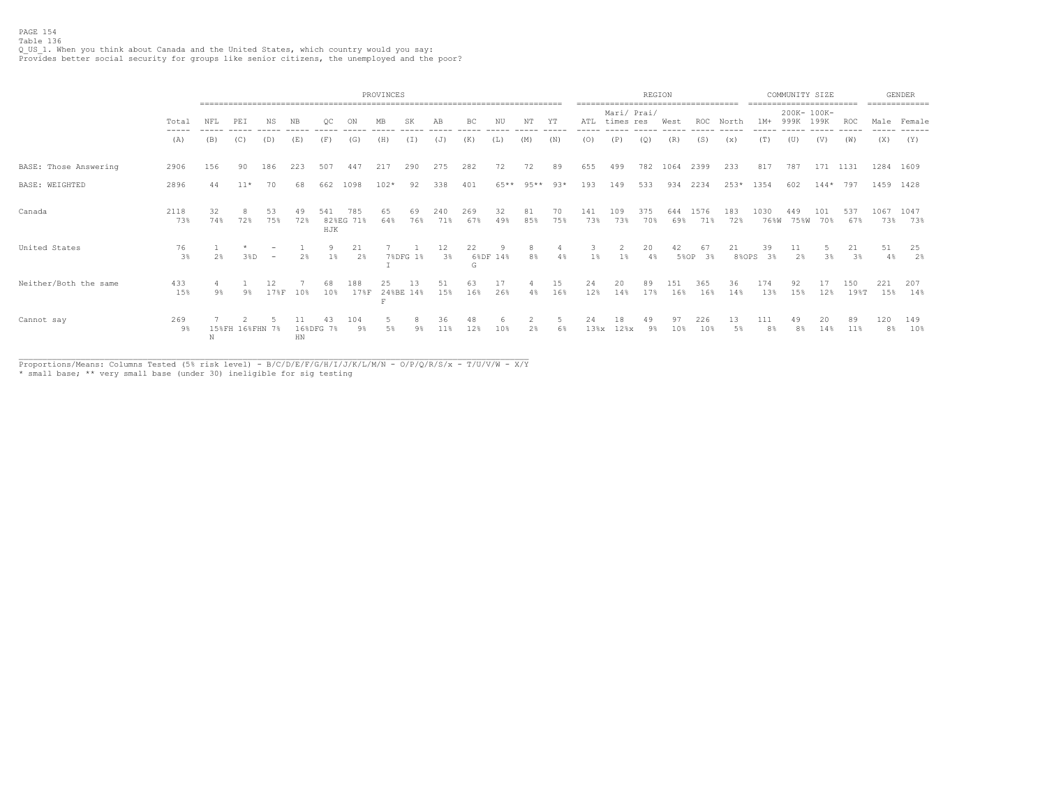Table 136

Q_US_1. When you think about Canada and the United States, which country would you say:
Provides better social security for groups like senior citizens, the unemployed and the poor?

| | Total | PROVINCES | | | | | | | | | | | | | REGION | | | | | | COMMUNITY SIZE | | | | GENDER | |
|---|---|---|---|---|---|---|---|---|---|---|---|---|---|---|---|---|---|---|---|---|---|---|---|---|---|---|
| | Total | NFL | PEI | NS | NB | QC | ON | MB | SK | AB | BC | NU | NT | YT | ATL | Mari/ times | Prai/ res | West | ROC | North | 1M+ | 200K-999K | 100K-199K | ROC | Male | Female |
| | (A) | (B) | (C) | (D) | (E) | (F) | (G) | (H) | (I) | (J) | (K) | (L) | (M) | (N) | (O) | (P) | (Q) | (R) | (S) | (x) | (T) | (U) | (V) | (W) | (X) | (Y) |
| BASE: Those Answering | 2906 | 156 | 90 | 186 | 223 | 507 | 447 | 217 | 290 | 275 | 282 | 72 | 72 | 89 | 655 | 499 | 782 | 1064 | 2399 | 233 | 817 | 787 | 171 | 1131 | 1284 | 1609 |
| BASE: WEIGHTED | 2896 | 44 | 11* | 70 | 68 | 662 | 1098 | 102* | 92 | 338 | 401 | 65** | 95** | 93* | 193 | 149 | 533 | 934 | 2234 | 253* | 1354 | 602 | 144* | 797 | 1459 | 1428 |
| Canada | 2118 | 32 | 8 | 53 | 49 | 541 | 785 | 65 | 69 | 240 | 269 | 32 | 81 | 70 | 141 | 109 | 375 | 644 | 1576 | 183 | 1030 | 449 | 101 | 537 | 1067 | 1047 |
| | 73% | 74% | 72% | 75% | 72% | 82%EG HJK | 71% | 64% | 76% | 71% | 67% | 49% | 85% | 75% | 73% | 73% | 70% | 69% | 71% | 72% | 76%W | 75%W | 70% | 67% | 73% | 73% |
| United States | 76 | 1 | * | - | 1 | 9 | 21 | 7 | 1 | 12 | 22 | 9 | 8 | 4 | 3 | 2 | 20 | 42 | 67 | 21 | 39 | 11 | 5 | 21 | 51 | 25 |
| | 3% | 2% | 3%D | - | 2% | 1% | 2% | 7%DFG I | 1% | 3% | 6%DF G | 14% | 8% | 4% | 1% | 1% | 4% | 5%OP | 3% | 8%OPS | 3% | 2% | 3% | 3% | 4% | 2% |
| Neither/Both the same | 433 | 4 | 1 | 12 | 7 | 68 | 188 | 25 | 13 | 51 | 63 | 17 | 4 | 15 | 24 | 20 | 89 | 151 | 365 | 36 | 174 | 92 | 17 | 150 | 221 | 207 |
| | 15% | 9% | 9% | 17%F | 10% | 10% | 17%F | 24%BE F | 14% | 15% | 16% | 26% | 4% | 16% | 12% | 14% | 17% | 16% | 16% | 14% | 13% | 15% | 12% | 19%T | 15% | 14% |
| Cannot say | 269 | 7 | 2 | 5 | 11 | 43 | 104 | 5 | 8 | 36 | 48 | 6 | 2 | 5 | 24 | 18 | 49 | 97 | 226 | 13 | 111 | 49 | 20 | 89 | 120 | 149 |
| | 9% | 15%FH N | 16%FHN | 7% | 16%DFG HN | 7% | 9% | 5% | 9% | 11% | 12% | 10% | 2% | 6% | 13%x | 12%x | 9% | 10% | 10% | 5% | 8% | 8% | 14% | 11% | 8% | 10% |

Proportions/Means: Columns Tested (5% risk level) - B/C/D/E/F/G/H/I/J/K/L/M/N - O/P/Q/R/S/x - T/U/V/W - X/Y
* small base; ** very small base (under 30) ineligible for sig testing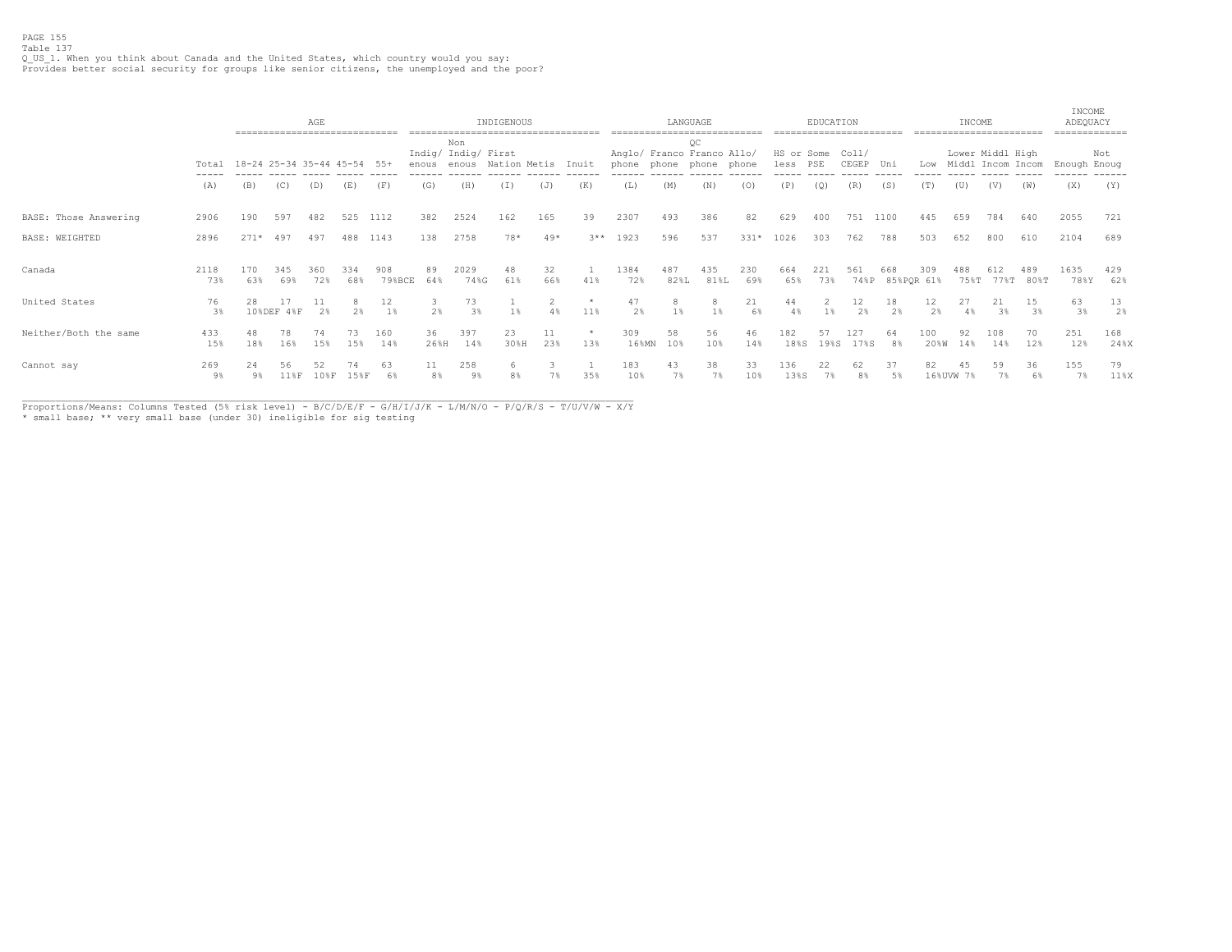PAGE 155
Table 137
Q_US_1. When you think about Canada and the United States, which country would you say:
Provides better social security for groups like senior citizens, the unemployed and the poor?

| | | AGE | | | | | INDIGENOUS | | | | | LANGUAGE | | | | EDUCATION | | | | INCOME | | | | INCOME ADEQUACY | |
|---|---|---|---|---|---|---|---|---|---|---|---|---|---|---|---|---|---|---|---|---|---|---|---|---|---|
| | Total | 18-24 | 25-34 | 35-44 | 45-54 | 55+ | Indig/ enous | Non Indig/ enous | First Nation | Metis | Inuit | Anglo/ phone | Franco phone | QC Franco phone | Allo/ phone | HS or less | Some PSE | Coll/ CEGEP | Uni | Low | Lower Middl | Middl Incom | High Incom | Enough | Not Enoug |
| | (A) | (B) | (C) | (D) | (E) | (F) | (G) | (H) | (I) | (J) | (K) | (L) | (M) | (N) | (O) | (P) | (Q) | (R) | (S) | (T) | (U) | (V) | (W) | (X) | (Y) |
| BASE: Those Answering | 2906 | 190 | 597 | 482 | 525 | 1112 | 382 | 2524 | 162 | 165 | 39 | 2307 | 493 | 386 | 82 | 629 | 400 | 751 | 1100 | 445 | 659 | 784 | 640 | 2055 | 721 |
| BASE: WEIGHTED | 2896 | 271* | 497 | 497 | 488 | 1143 | 138 | 2758 | 78* | 49* | 3** | 1923 | 596 | 537 | 331* | 1026 | 303 | 762 | 788 | 503 | 652 | 800 | 610 | 2104 | 689 |
| Canada | 2118 | 170 | 345 | 360 | 334 | 908 | 89 | 2029 | 48 | 32 | 1 | 1384 | 487 | 435 | 230 | 664 | 221 | 561 | 668 | 309 | 488 | 612 | 489 | 1635 | 429 |
| | 73% | 63% | 69% | 72% | 68% | 79%BCE | 64% | 74%G | 61% | 66% | 41% | 72% | 82%L | 81%L | 69% | 65% | 73% | 74%P | 85%PQR | 61% | 75%T | 77%T | 80%T | 78%Y | 62% |
| United States | 76 | 28 | 17 | 11 | 8 | 12 | 3 | 73 | 1 | 2 | * | 47 | 8 | 8 | 21 | 44 | 2 | 12 | 18 | 12 | 27 | 21 | 15 | 63 | 13 |
| | 3% | 10%DEF | 4%F | 2% | 2% | 1% | 2% | 3% | 1% | 4% | 11% | 2% | 1% | 1% | 6% | 4% | 1% | 2% | 2% | 2% | 4% | 3% | 3% | 3% | 2% |
| Neither/Both the same | 433 | 48 | 78 | 74 | 73 | 160 | 36 | 397 | 23 | 11 | * | 309 | 58 | 56 | 46 | 182 | 57 | 127 | 64 | 100 | 92 | 108 | 70 | 251 | 168 |
| | 15% | 18% | 16% | 15% | 15% | 14% | 26%H | 14% | 30%H | 23% | 13% | 16%MN | 10% | 10% | 14% | 18%S | 19%S | 17%S | 8% | 20%W | 14% | 14% | 12% | 12% | 24%X |
| Cannot say | 269 | 24 | 56 | 52 | 74 | 63 | 11 | 258 | 6 | 3 | 1 | 183 | 43 | 38 | 33 | 136 | 22 | 62 | 37 | 82 | 45 | 59 | 36 | 155 | 79 |
| | 9% | 9% | 11%F | 10%F | 15%F | 6% | 8% | 9% | 8% | 7% | 35% | 10% | 7% | 7% | 10% | 13%S | 7% | 8% | 5% | 16%UVW | 7% | 7% | 6% | 7% | 11%X |

Proportions/Means: Columns Tested (5% risk level) - B/C/D/E/F - G/H/I/J/K - L/M/N/O - P/Q/R/S - T/U/V/W - X/Y
* small base; ** very small base (under 30) ineligible for sig testing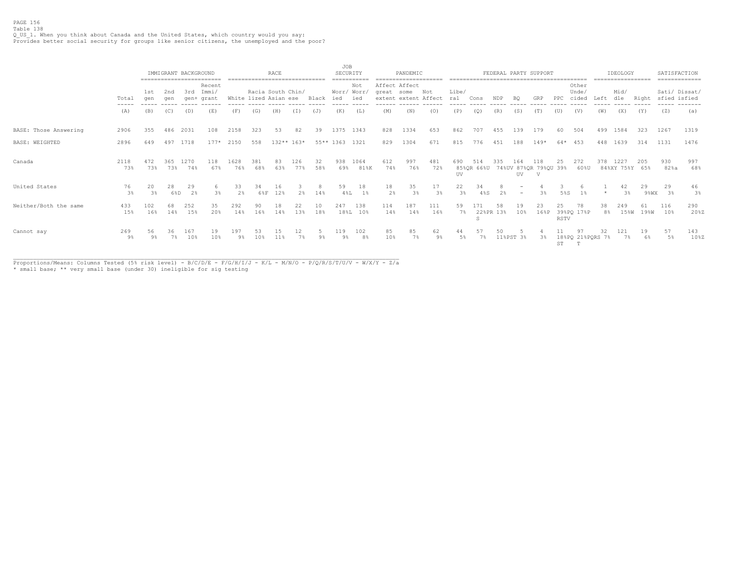PAGE 156
Table 138
Q_US_1. When you think about Canada and the United States, which country would you say:
Provides better social security for groups like senior citizens, the unemployed and the poor?

| | | IMMIGRANT BACKGROUND | | | | RACE | | | | | JOB SECURITY | | PANDEMIC | | | FEDERAL PARTY SUPPORT | | | | | | | IDEOLOGY | | | SATISFACTION | |
|---|---|---|---|---|---|---|---|---|---|---|---|---|---|---|---|---|---|---|---|---|---|---|---|---|---|---|---|
| | Total | 1st gen | 2nd gen | 3rd gen+ | Recent Immi/ grant | White | Racia lized | South Asian | Chin/ ese | Black | Worr/ ied | Not Worr/ ied | Affect great extent | Affect some extent | Not Affect | Libe/ ral | Cons | NDP | BQ | GRP | PPC | Other Unde/ cided | Left | Mid/ dle | Right | Sati/ sfied | Dissat/ isfied |
| | (A) | (B) | (C) | (D) | (E) | (F) | (G) | (H) | (I) | (J) | (K) | (L) | (M) | (N) | (O) | (P) | (Q) | (R) | (S) | (T) | (U) | (V) | (W) | (X) | (Y) | (Z) | (a) |
| BASE: Those Answering | 2906 | 355 | 486 | 2031 | 108 | 2158 | 323 | 53 | 82 | 39 | 1375 | 1343 | 828 | 1334 | 653 | 862 | 707 | 455 | 139 | 179 | 60 | 504 | 499 | 1584 | 323 | 1267 | 1319 |
| BASE: WEIGHTED | 2896 | 649 | 497 | 1718 | 177* | 2150 | 558 | 132** | 163* | 55** | 1363 | 1321 | 829 | 1304 | 671 | 815 | 776 | 451 | 188 | 149* | 64* | 453 | 448 | 1639 | 314 | 1131 | 1476 |
| Canada | 2118 | 472 | 365 | 1270 | 118 | 1628 | 381 | 83 | 126 | 32 | 938 | 1064 | 612 | 997 | 481 | 690 | 514 | 335 | 164 | 118 | 25 | 272 | 378 | 1227 | 205 | 930 | 997 |
| | 73% | 73% | 73% | 74% | 67% | 76% | 68% | 63% | 77% | 58% | 69% | 81%K | 74% | 76% | 72% | 85%QR UV | 66%U | 74%UV | 87%QR UV | 79%QU V | 39% | 60%U | 84%XY | 75%Y | 65% | 82%a | 68% |
| United States | 76 | 20 | 28 | 29 | 6 | 33 | 34 | 16 | 3 | 8 | 59 | 18 | 18 | 35 | 17 | 22 | 34 | 8 | - | 4 | 3 | 6 | 1 | 42 | 29 | 29 | 46 |
| | 3% | 3% | 6%D | 2% | 3% | 2% | 6%F | 12% | 2% | 14% | 4%L | 1% | 2% | 3% | 3% | 3% | 4%S | 2% | - | 3% | 5%S | 1% | * | 3% | 9%WX | 3% | 3% |
| Neither/Both the same | 433 | 102 | 68 | 252 | 35 | 292 | 90 | 18 | 22 | 10 | 247 | 138 | 114 | 187 | 111 | 59 | 171 | 58 | 19 | 23 | 25 | 78 | 38 | 249 | 61 | 116 | 290 |
| | 15% | 16% | 14% | 15% | 20% | 14% | 16% | 14% | 13% | 18% | 18%L | 10% | 14% | 14% | 16% | 7% | 22%PR S | 13% | 10% | 16%P | 39%PQ RSTV | 17%P | 8% | 15%W | 19%W | 10% | 20%Z |
| Cannot say | 269 | 56 | 36 | 167 | 19 | 197 | 53 | 15 | 12 | 5 | 119 | 102 | 85 | 85 | 62 | 44 | 57 | 50 | 5 | 4 | 11 | 97 | 32 | 121 | 19 | 57 | 143 |
| | 9% | 9% | 7% | 10% | 10% | 9% | 10% | 11% | 7% | 9% | 9% | 8% | 10% | 7% | 9% | 5% | 7% | 11%PST | 3% | 3% | 18%PQ ST | 21%PQRS T | 7% | 7% | 6% | 5% | 10%Z |

Proportions/Means: Columns Tested (5% risk level) - B/C/D/E - F/G/H/I/J - K/L - M/N/O - P/Q/R/S/T/U/V - W/X/Y - Z/a
* small base; ** very small base (under 30) ineligible for sig testing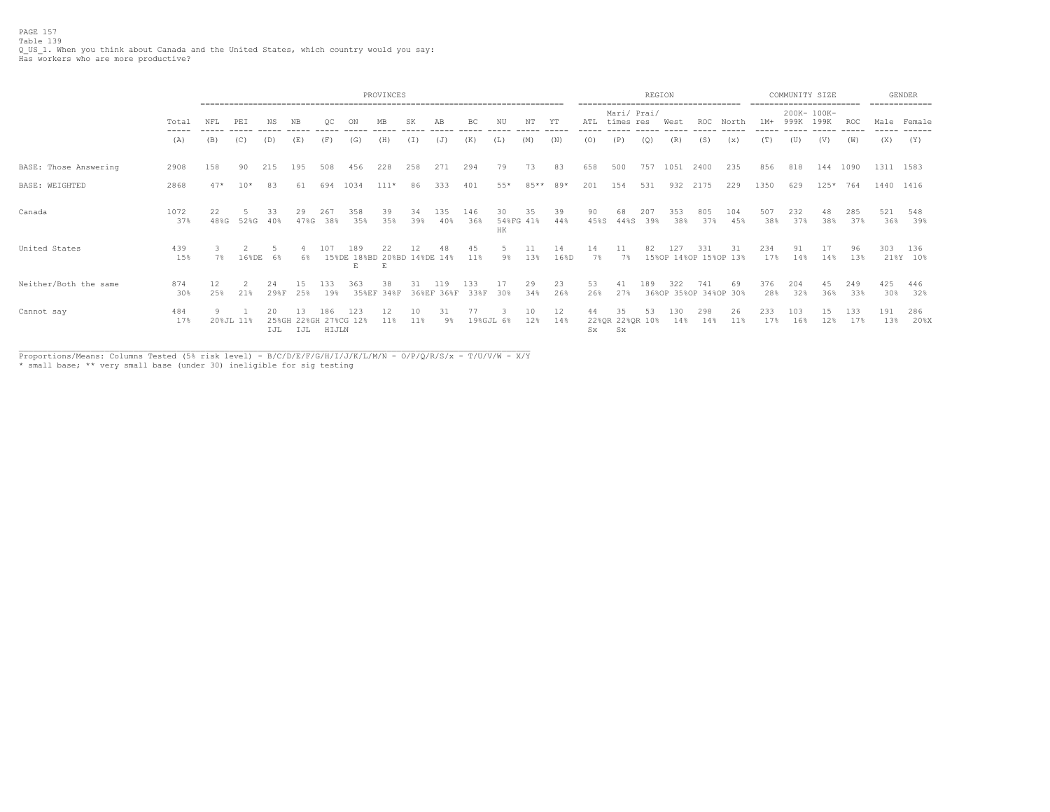PAGE 157
Table 139
Q_US_1. When you think about Canada and the United States, which country would you say:
Has workers who are more productive?

| | Total | NFL | PEI | NS | NB | QC | ON | MB | SK | AB | BC | NU | NT | YT | ATL | Mari/times | Prai/res | West | ROC | North | 1M+ | 200K-999K | 100K-199K | ROC | Male | Female |
|---|---|---|---|---|---|---|---|---|---|---|---|---|---|---|---|---|---|---|---|---|---|---|---|---|---|---|
| | | PROVINCES | | | | | | | | | | | | | REGION | | | | | | COMMUNITY SIZE | | | | GENDER | |
| | (A) | (B) | (C) | (D) | (E) | (F) | (G) | (H) | (I) | (J) | (K) | (L) | (M) | (N) | (O) | (P) | (Q) | (R) | (S) | (x) | (T) | (U) | (V) | (W) | (X) | (Y) |
| BASE: Those Answering | 2908 | 158 | 90 | 215 | 195 | 508 | 456 | 228 | 258 | 271 | 294 | 79 | 73 | 83 | 658 | 500 | 757 | 1051 | 2400 | 235 | 856 | 818 | 144 | 1090 | 1311 | 1583 |
| BASE: WEIGHTED | 2868 | 47* | 10* | 83 | 61 | 694 | 1034 | 111* | 86 | 333 | 401 | 55* | 85** | 89* | 201 | 154 | 531 | 932 | 2175 | 229 | 1350 | 629 | 125* | 764 | 1440 | 1416 |
| Canada | 1072 | 22 | 5 | 33 | 29 | 267 | 358 | 39 | 34 | 135 | 146 | 30 | 35 | 39 | 90 | 68 | 207 | 353 | 805 | 104 | 507 | 232 | 48 | 285 | 521 | 548 |
| | 37% | 48%G | 52%G | 40% | 47%G | 38% | 35% | 35% | 39% | 40% | 36% | 54%FG HK | 41% | 44% | 45%S | 44%S | 39% | 38% | 37% | 45% | 38% | 37% | 38% | 37% | 36% | 39% |
| United States | 439 | 3 | 2 | 5 | 4 | 107 | 189 | 22 | 12 | 48 | 45 | 5 | 11 | 14 | 14 | 11 | 82 | 127 | 331 | 31 | 234 | 91 | 17 | 96 | 303 | 136 |
| | 15% | 7% | 16%DE | 6% | 6% | 15%DE | 18%BD E | 20%BD E | 14%DE | 14% | 11% | 9% | 13% | 16%D | 7% | 7% | 15%OP | 14%OP | 15%OP | 13% | 17% | 14% | 14% | 13% | 21%Y | 10% |
| Neither/Both the same | 874 | 12 | 2 | 24 | 15 | 133 | 363 | 38 | 31 | 119 | 133 | 17 | 29 | 23 | 53 | 41 | 189 | 322 | 741 | 69 | 376 | 204 | 45 | 249 | 425 | 446 |
| | 30% | 25% | 21% | 29%F | 25% | 19% | 35%EF | 34%F | 36%EF | 36%F | 33%F | 30% | 34% | 26% | 26% | 27% | 36%OP | 35%OP | 34%OP | 30% | 28% | 32% | 36% | 33% | 30% | 32% |
| Cannot say | 484 | 9 | 1 | 20 | 13 | 186 | 123 | 12 | 10 | 31 | 77 | 3 | 10 | 12 | 44 | 35 | 53 | 130 | 298 | 26 | 233 | 103 | 15 | 133 | 191 | 286 |
| | 17% | 20%JL | 11% | 25%GH IJL | 22%GH IJL | 27%CG HIJLN | 12% | 11% | 11% | 9% | 19%GJL | 6% | 12% | 14% | 22%QR Sx | 22%QR Sx | 10% | 14% | 14% | 11% | 17% | 16% | 12% | 17% | 13% | 20%X |

Proportions/Means: Columns Tested (5% risk level) - B/C/D/E/F/G/H/I/J/K/L/M/N - O/P/Q/R/S/x - T/U/V/W - X/Y
* small base; ** very small base (under 30) ineligible for sig testing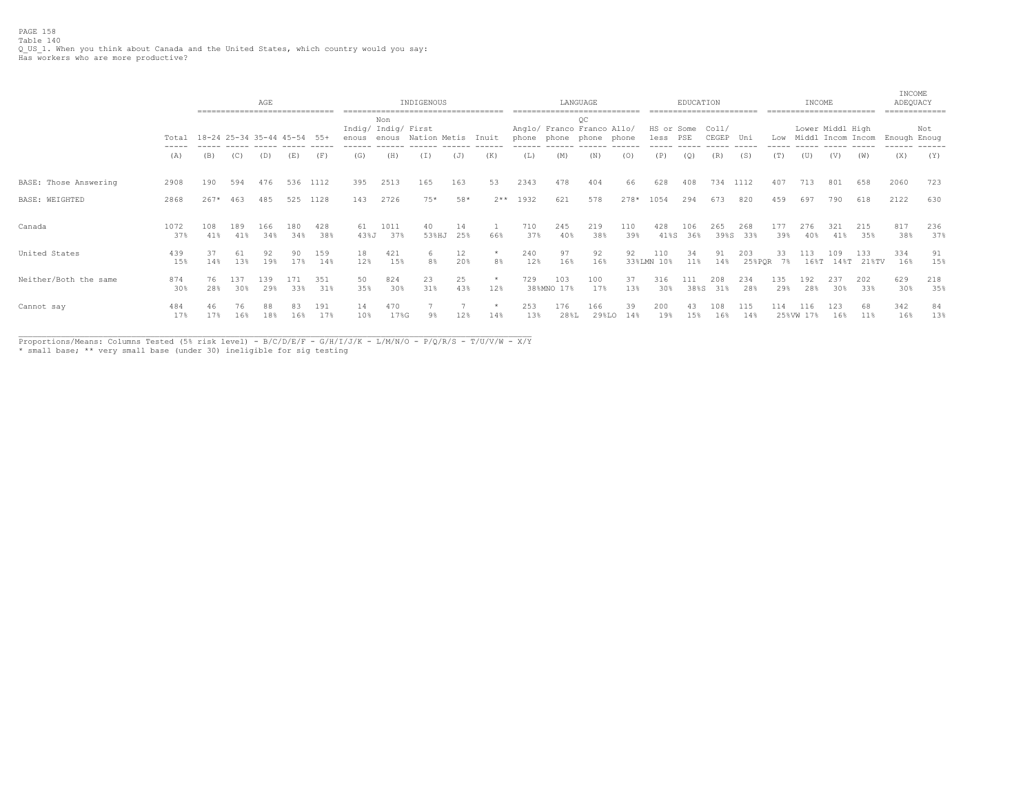PAGE 158
Table 140
Q_US_1. When you think about Canada and the United States, which country would you say:
Has workers who are more productive?

| | Total | AGE | | | | | INDIGENOUS | | | | | LANGUAGE | | | | EDUCATION | | | | INCOME | | | | INCOME ADEQUACY | |
|---|---|---|---|---|---|---|---|---|---|---|---|---|---|---|---|---|---|---|---|---|---|---|---|---|---|
| | | 18-24 | 25-34 | 35-44 | 45-54 | 55+ | Indig/ enous | Non Indig/ enous | First Nation | Metis | Inuit | Anglo/ phone | Franco phone | QC Franco phone | Allo/ phone | HS or less | Some PSE | Coll/ CEGEP | Uni | Low | Lower Middl | Middl Incom | High Incom | Enough | Not Enoug |
| | (A) | (B) | (C) | (D) | (E) | (F) | (G) | (H) | (I) | (J) | (K) | (L) | (M) | (N) | (O) | (P) | (Q) | (R) | (S) | (T) | (U) | (V) | (W) | (X) | (Y) |
| BASE: Those Answering | 2908 | 190 | 594 | 476 | 536 | 1112 | 395 | 2513 | 165 | 163 | 53 | 2343 | 478 | 404 | 66 | 628 | 408 | 734 | 1112 | 407 | 713 | 801 | 658 | 2060 | 723 |
| BASE: WEIGHTED | 2868 | 267* | 463 | 485 | 525 | 1128 | 143 | 2726 | 75* | 58* | 2** | 1932 | 621 | 578 | 278* | 1054 | 294 | 673 | 820 | 459 | 697 | 790 | 618 | 2122 | 630 |
| Canada | 1072 | 108 | 189 | 166 | 180 | 428 | 61 | 1011 | 40 | 14 | 1 | 710 | 245 | 219 | 110 | 428 | 106 | 265 | 268 | 177 | 276 | 321 | 215 | 817 | 236 |
| | 37% | 41% | 41% | 34% | 34% | 38% | 43%J | 37% | 53%HJ | 25% | 66% | 37% | 40% | 38% | 39% | 41%S | 36% | 39%S | 33% | 39% | 40% | 41% | 35% | 38% | 37% |
| United States | 439 | 37 | 61 | 92 | 90 | 159 | 18 | 421 | 6 | 12 | * | 240 | 97 | 92 | 92 | 110 | 34 | 91 | 203 | 33 | 113 | 109 | 133 | 334 | 91 |
| | 15% | 14% | 13% | 19% | 17% | 14% | 12% | 15% | 8% | 20% | 8% | 12% | 16% | 16% | 33%LMN | 10% | 11% | 14% | 25%PQR | 7% | 16%T | 14%T | 21%TV | 16% | 15% |
| Neither/Both the same | 874 | 76 | 137 | 139 | 171 | 351 | 50 | 824 | 23 | 25 | * | 729 | 103 | 100 | 37 | 316 | 111 | 208 | 234 | 135 | 192 | 237 | 202 | 629 | 218 |
| | 30% | 28% | 30% | 29% | 33% | 31% | 35% | 30% | 31% | 43% | 12% | 38%MNO | 17% | 17% | 13% | 30% | 38%S | 31% | 28% | 29% | 28% | 30% | 33% | 30% | 35% |
| Cannot say | 484 | 46 | 76 | 88 | 83 | 191 | 14 | 470 | 7 | 7 | * | 253 | 176 | 166 | 39 | 200 | 43 | 108 | 115 | 114 | 116 | 123 | 68 | 342 | 84 |
| | 17% | 17% | 16% | 18% | 16% | 17% | 10% | 17%G | 9% | 12% | 14% | 13% | 28%L | 29%LO | 14% | 19% | 15% | 16% | 14% | 25%VW | 17% | 16% | 11% | 16% | 13% |

Proportions/Means: Columns Tested (5% risk level) - B/C/D/E/F - G/H/I/J/K - L/M/N/O - P/Q/R/S - T/U/V/W - X/Y
* small base; ** very small base (under 30) ineligible for sig testing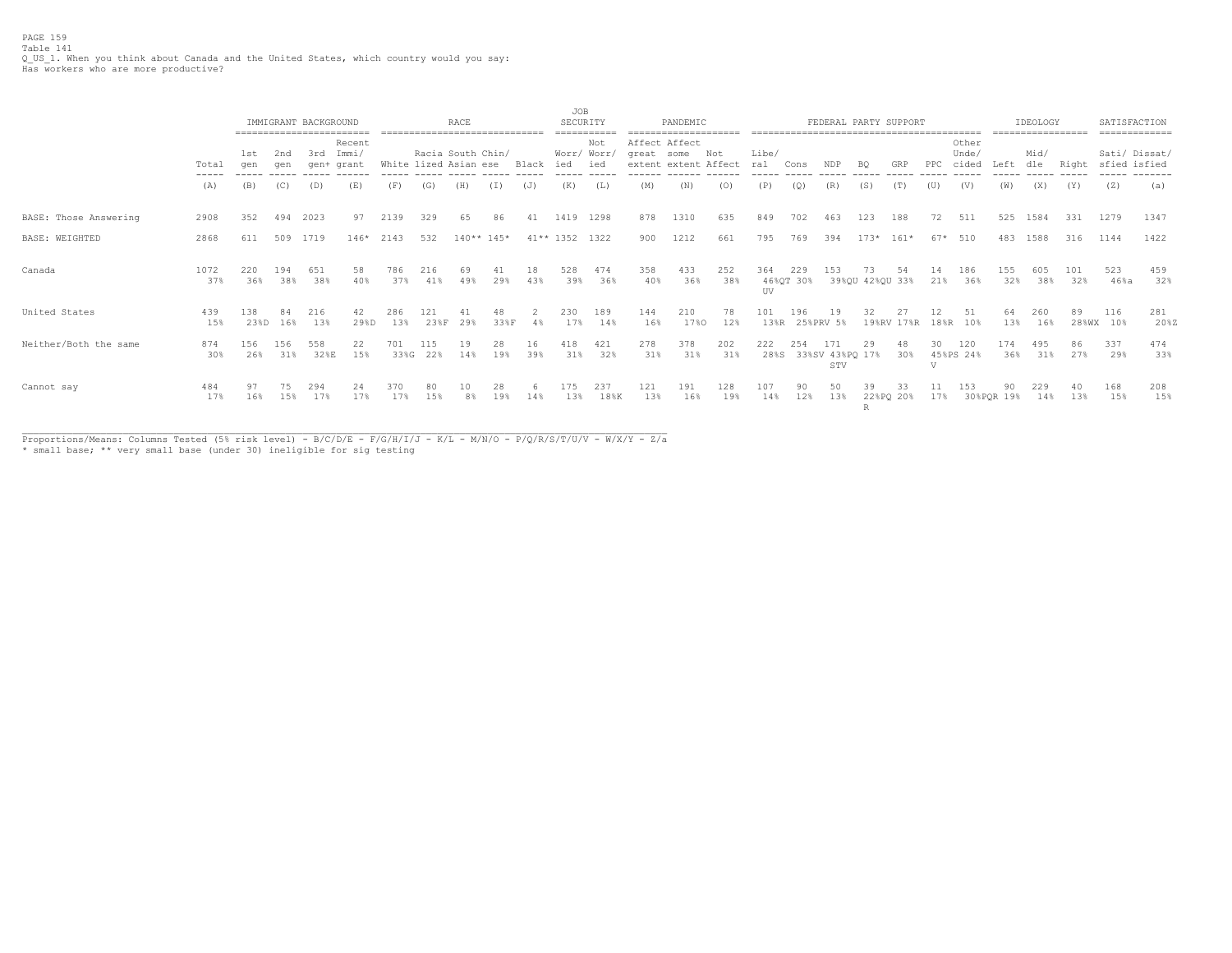PAGE 159
Table 141
Q_US_1. When you think about Canada and the United States, which country would you say:
Has workers who are more productive?

| | | IMMIGRANT BACKGROUND | | | | RACE | | | | | JOB SECURITY | | PANDEMIC | | | FEDERAL PARTY SUPPORT | | | | | | | | IDEOLOGY | | | SATISFACTION | |
|---|---|---|---|---|---|---|---|---|---|---|---|---|---|---|---|---|---|---|---|---|---|---|---|---|---|---|---|---|
| | Total | 1st gen | 2nd gen | 3rd gen+ | Recent Immi/ grant | White | Racia lized | South Asian | Chin/ ese | Black | Worr/ ied | Not Worr/ ied | Affect great extent | Affect some extent | Not Affect | Libe/ ral | Cons | NDP | BQ | GRP | PPC | Other Unde/ cided | Left | Mid/ dle | Right | Sati/ sfied | Dissat/ isfied |
| | (A) | (B) | (C) | (D) | (E) | (F) | (G) | (H) | (I) | (J) | (K) | (L) | (M) | (N) | (O) | (P) | (Q) | (R) | (S) | (T) | (U) | (V) | (W) | (X) | (Y) | (Z) | (a) |
| BASE: Those Answering | 2908 | 352 | 494 | 2023 | 97 | 2139 | 329 | 65 | 86 | 41 | 1419 | 1298 | 878 | 1310 | 635 | 849 | 702 | 463 | 123 | 188 | 72 | 511 | 525 | 1584 | 331 | 1279 | 1347 |
| BASE: WEIGHTED | 2868 | 611 | 509 | 1719 | 146* | 2143 | 532 | 140** | 145* | 41** | 1352 | 1322 | 900 | 1212 | 661 | 795 | 769 | 394 | 173* | 161* | 67* | 510 | 483 | 1588 | 316 | 1144 | 1422 |
| Canada | 1072<br>37% | 220<br>36% | 194<br>38% | 651<br>38% | 58<br>40% | 786<br>37% | 216<br>41% | 69<br>49% | 41<br>29% | 18<br>43% | 528<br>39% | 474<br>36% | 358<br>40% | 433<br>36% | 252<br>38% | 364<br>46%QT UV | 229<br>30% | 153<br>39%QU | 73<br>42%QU | 54<br>33% | 14<br>21% | 186<br>36% | 155<br>32% | 605<br>38% | 101<br>32% | 523<br>46%a | 459<br>32% |
| United States | 439<br>15% | 138<br>23%D | 84<br>16% | 216<br>13% | 42<br>29%D | 286<br>13% | 121<br>23%F | 41<br>29% | 48<br>33%F | 2<br>4% | 230<br>17% | 189<br>14% | 144<br>16% | 210<br>17%O | 78<br>12% | 101<br>13%R | 196<br>25%PRV | 19<br>5% | 32<br>19%RV | 27<br>17%R | 12<br>18%R | 51<br>10% | 64<br>13% | 260<br>16% | 89<br>28%WX | 116<br>10% | 281<br>20%Z |
| Neither/Both the same | 874<br>30% | 156<br>26% | 156<br>31% | 558<br>32%E | 22<br>15% | 701<br>33%G | 115<br>22% | 19<br>14% | 28<br>19% | 16<br>39% | 418<br>31% | 421<br>32% | 278<br>31% | 378<br>31% | 202<br>31% | 222<br>28%S | 254<br>33%SV | 171<br>43%PQ STV | 29<br>17% | 48<br>30% | 30<br>45%PS V | 120<br>24% | 174<br>36% | 495<br>31% | 86<br>27% | 337<br>29% | 474<br>33% |
| Cannot say | 484<br>17% | 97<br>16% | 75<br>15% | 294<br>17% | 24<br>17% | 370<br>17% | 80<br>15% | 10<br>8% | 28<br>19% | 6<br>14% | 175<br>13% | 237<br>18%K | 121<br>13% | 191<br>16% | 128<br>19% | 107<br>14% | 90<br>12% | 50<br>13% | 39<br>22%PQ R | 33<br>20% | 11<br>17% | 153<br>30%PQR | 90<br>19% | 229<br>14% | 40<br>13% | 168<br>15% | 208<br>15% |

Proportions/Means: Columns Tested (5% risk level) - B/C/D/E - F/G/H/I/J - K/L - M/N/O - P/Q/R/S/T/U/V - W/X/Y - Z/a
* small base; ** very small base (under 30) ineligible for sig testing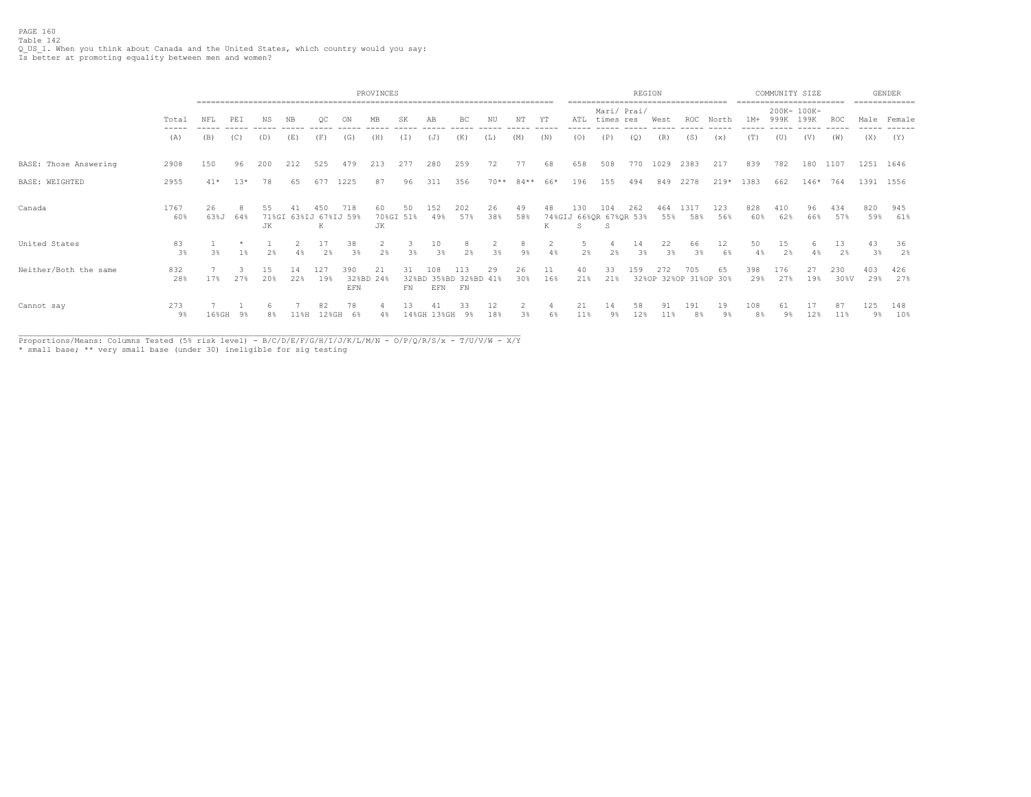PAGE 160
Table 142
Q_US_1. When you think about Canada and the United States, which country would you say:
Is better at promoting equality between men and women?

| | | PROVINCES | | | | | | | | | | | | | REGION | | | | | | COMMUNITY SIZE | | | | GENDER | |
|---|---|---|---|---|---|---|---|---|---|---|---|---|---|---|---|---|---|---|---|---|---|---|---|---|---|---|
| | Total | NFL | PEI | NS | NB | QC | ON | MB | SK | AB | BC | NU | NT | YT | ATL | Mari/times | Prai/res | West | ROC | North | 1M+ | 200K-999K | 100K-199K | ROC | Male | Female |
| | (A) | (B) | (C) | (D) | (E) | (F) | (G) | (H) | (I) | (J) | (K) | (L) | (M) | (N) | (O) | (P) | (Q) | (R) | (S) | (x) | (T) | (U) | (V) | (W) | (X) | (Y) |
| BASE: Those Answering | 2908 | 150 | 96 | 200 | 212 | 525 | 479 | 213 | 277 | 280 | 259 | 72 | 77 | 68 | 658 | 508 | 770 | 1029 | 2383 | 217 | 839 | 782 | 180 | 1107 | 1251 | 1646 |
| BASE: WEIGHTED | 2955 | 41* | 13* | 78 | 65 | 677 | 1225 | 87 | 96 | 311 | 356 | 70** | 84** | 66* | 196 | 155 | 494 | 849 | 2278 | 219* | 1383 | 662 | 146* | 764 | 1391 | 1556 |
| Canada | 1767 | 26 | 8 | 55 | 41 | 450 | 718 | 60 | 50 | 152 | 202 | 26 | 49 | 48 | 130 | 104 | 262 | 464 | 1317 | 123 | 828 | 410 | 96 | 434 | 820 | 945 |
| | 60% | 63%J | 64% | 71%GI JK | 63%IJ | 67%IJ K | 59% | 70%GI JK | 51% | 49% | 57% | 38% | 58% | 74%GIJ K | 66%QR S | 67%QR S | 53% | 55% | 58% | 56% | 60% | 62% | 66% | 57% | 59% | 61% |
| United States | 83 | 1 | * | 1 | 2 | 17 | 38 | 2 | 3 | 10 | 8 | 2 | 8 | 2 | 5 | 4 | 14 | 22 | 66 | 12 | 50 | 15 | 6 | 13 | 43 | 36 |
| | 3% | 3% | 1% | 2% | 4% | 2% | 3% | 2% | 3% | 3% | 2% | 3% | 9% | 4% | 2% | 2% | 3% | 3% | 3% | 6% | 4% | 2% | 4% | 2% | 3% | 2% |
| Neither/Both the same | 832 | 7 | 3 | 15 | 14 | 127 | 390 | 21 | 31 | 108 | 113 | 29 | 26 | 11 | 40 | 33 | 159 | 272 | 705 | 65 | 398 | 176 | 27 | 230 | 403 | 426 |
| | 28% | 17% | 27% | 20% | 22% | 19% | 32%BD EFN | 24% | 32%BD FN | 35%BD EFN | 32%BD FN | 41% | 30% | 16% | 21% | 21% | 32%OP | 32%OP | 31%OP | 30% | 29% | 27% | 19% | 30%V | 29% | 27% |
| Cannot say | 273 | 7 | 1 | 6 | 7 | 82 | 78 | 4 | 13 | 41 | 33 | 12 | 2 | 4 | 21 | 14 | 58 | 91 | 191 | 19 | 108 | 61 | 17 | 87 | 125 | 148 |
| | 9% | 16%GH | 9% | 8% | 11%H | 12%GH | 6% | 4% | 14%GH | 13%GH | 9% | 18% | 3% | 6% | 11% | 9% | 12% | 11% | 8% | 9% | 8% | 9% | 12% | 11% | 9% | 10% |

Proportions/Means: Columns Tested (5% risk level) - B/C/D/E/F/G/H/I/J/K/L/M/N - O/P/Q/R/S/x - T/U/V/W - X/Y
* small base; ** very small base (under 30) ineligible for sig testing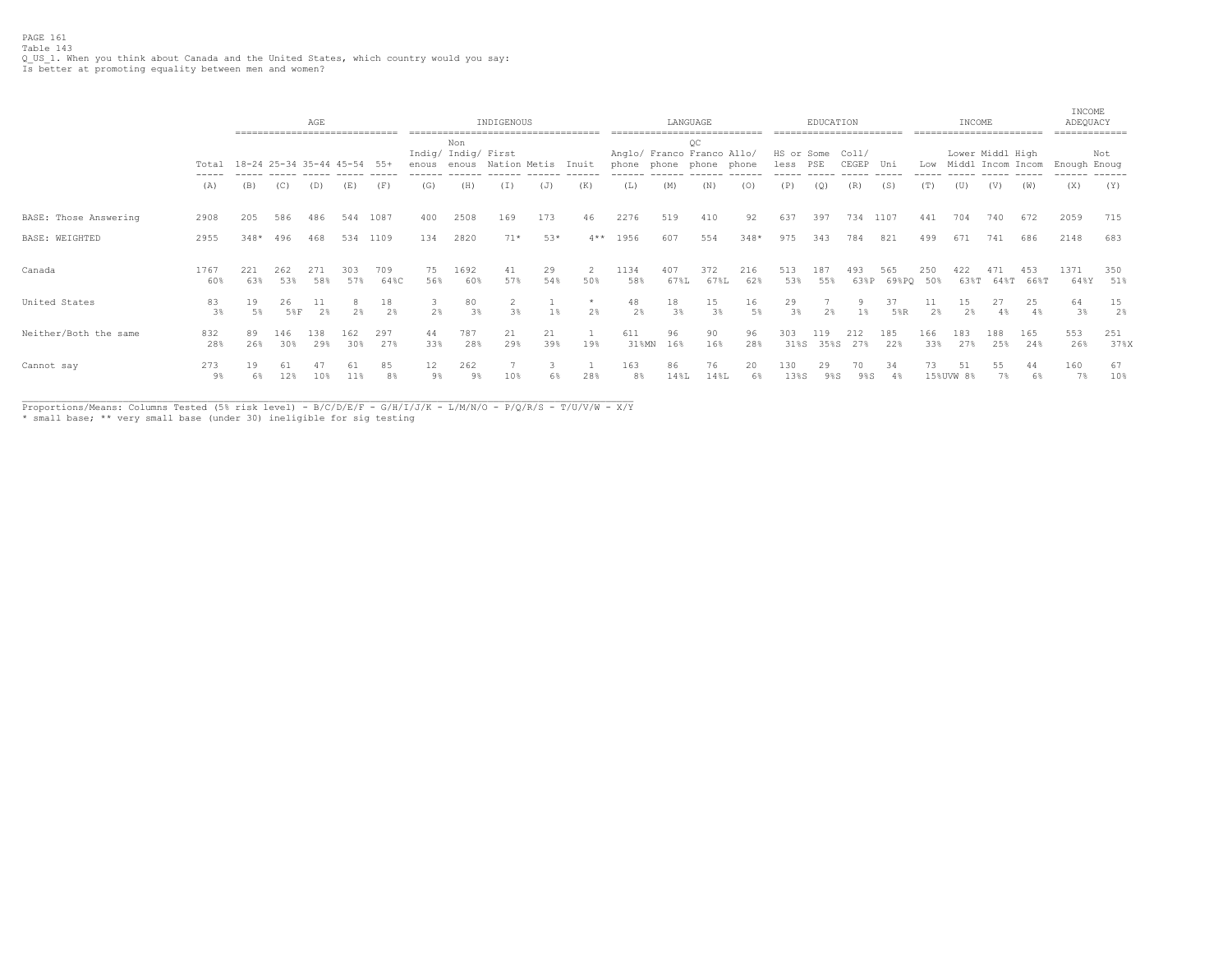PAGE 161
Table 143
Q_US_1. When you think about Canada and the United States, which country would you say:
Is better at promoting equality between men and women?

| | | AGE | | | | | INDIGENOUS | | | | | LANGUAGE | | | | EDUCATION | | | | INCOME | | | | INCOME ADEQUACY | |
|---|---|---|---|---|---|---|---|---|---|---|---|---|---|---|---|---|---|---|---|---|---|---|---|---|---|
| | Total | 18-24 | 25-34 | 35-44 | 45-54 | 55+ | Indig/ enous | Non Indig/ enous | First Nation | Metis | Inuit | Anglo/ phone | Franco phone | QC Franco phone | Allo/ phone | HS or less | Some PSE | Coll/ CEGEP | Uni | Low | Lower Middl | Middl Incom | High Incom | Enough | Not Enoug |
| | (A) | (B) | (C) | (D) | (E) | (F) | (G) | (H) | (I) | (J) | (K) | (L) | (M) | (N) | (O) | (P) | (Q) | (R) | (S) | (T) | (U) | (V) | (W) | (X) | (Y) |
| BASE: Those Answering | 2908 | 205 | 586 | 486 | 544 | 1087 | 400 | 2508 | 169 | 173 | 46 | 2276 | 519 | 410 | 92 | 637 | 397 | 734 | 1107 | 441 | 704 | 740 | 672 | 2059 | 715 |
| BASE: WEIGHTED | 2955 | 348* | 496 | 468 | 534 | 1109 | 134 | 2820 | 71* | 53* | 4** | 1956 | 607 | 554 | 348* | 975 | 343 | 784 | 821 | 499 | 671 | 741 | 686 | 2148 | 683 |
| Canada | 1767 | 221 | 262 | 271 | 303 | 709 | 75 | 1692 | 41 | 29 | 2 | 1134 | 407 | 372 | 216 | 513 | 187 | 493 | 565 | 250 | 422 | 471 | 453 | 1371 | 350 |
| | 60% | 63% | 53% | 58% | 57% | 64%C | 56% | 60% | 57% | 54% | 50% | 58% | 67%L | 67%L | 62% | 53% | 55% | 63%P | 69%PQ | 50% | 63%T | 64%T | 66%T | 64%Y | 51% |
| United States | 83 | 19 | 26 | 11 | 8 | 18 | 3 | 80 | 2 | 1 | * | 48 | 18 | 15 | 16 | 29 | 7 | 9 | 37 | 11 | 15 | 27 | 25 | 64 | 15 |
| | 3% | 5% | 5%F | 2% | 2% | 2% | 2% | 3% | 3% | 1% | 2% | 2% | 3% | 3% | 5% | 3% | 2% | 1% | 5%R | 2% | 2% | 4% | 4% | 3% | 2% |
| Neither/Both the same | 832 | 89 | 146 | 138 | 162 | 297 | 44 | 787 | 21 | 21 | 1 | 611 | 96 | 90 | 96 | 303 | 119 | 212 | 185 | 166 | 183 | 188 | 165 | 553 | 251 |
| | 28% | 26% | 30% | 29% | 30% | 27% | 33% | 28% | 29% | 39% | 19% | 31%MN | 16% | 16% | 28% | 31%S | 35%S | 27% | 22% | 33% | 27% | 25% | 24% | 26% | 37%X |
| Cannot say | 273 | 19 | 61 | 47 | 61 | 85 | 12 | 262 | 7 | 3 | 1 | 163 | 86 | 76 | 20 | 130 | 29 | 70 | 34 | 73 | 51 | 55 | 44 | 160 | 67 |
| | 9% | 6% | 12% | 10% | 11% | 8% | 9% | 9% | 10% | 6% | 28% | 8% | 14%L | 14%L | 6% | 13%S | 9%S | 9%S | 4% | 15%UVW | 8% | 7% | 6% | 7% | 10% |

Proportions/Means: Columns Tested (5% risk level) - B/C/D/E/F - G/H/I/J/K - L/M/N/O - P/Q/R/S - T/U/V/W - X/Y
* small base; ** very small base (under 30) ineligible for sig testing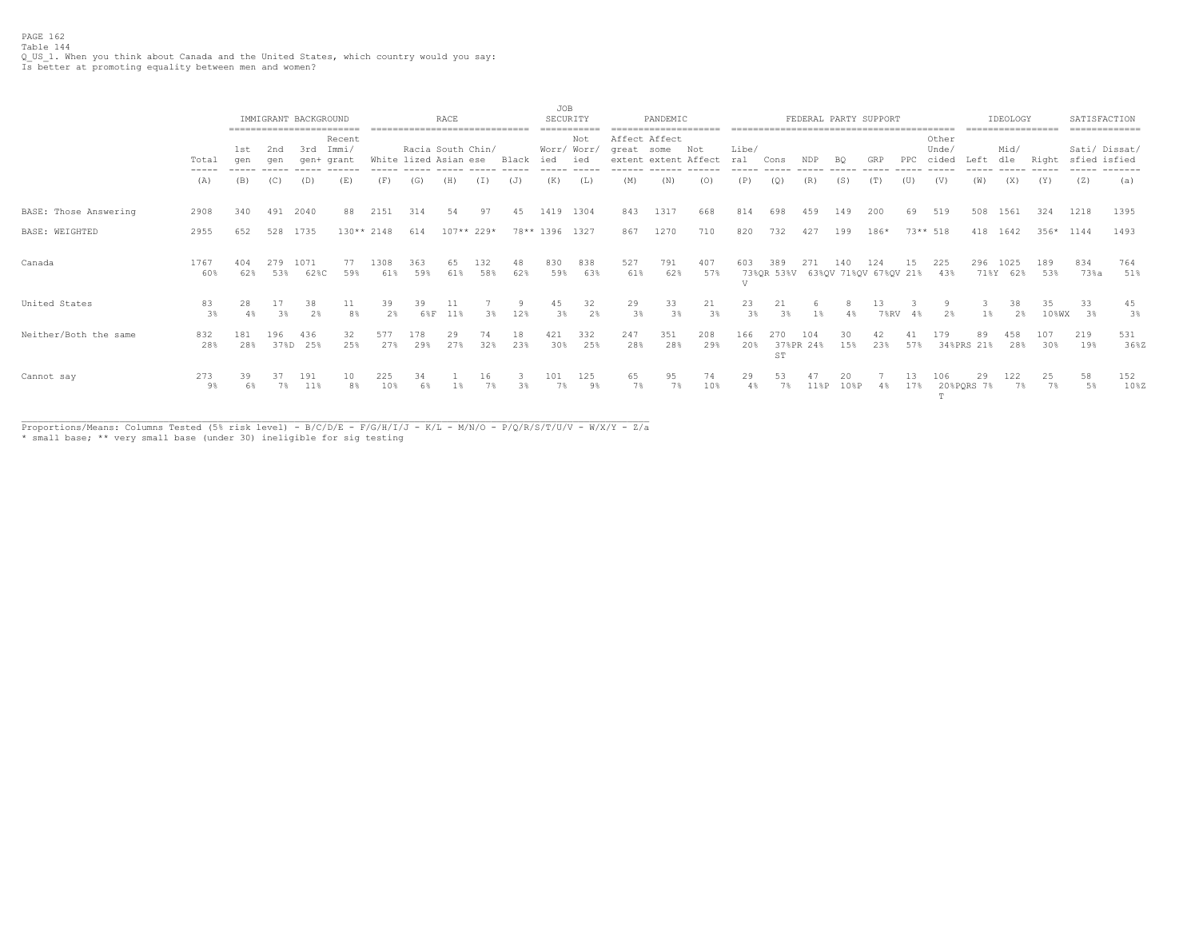PAGE 162
Table 144
Q_US_1. When you think about Canada and the United States, which country would you say:
Is better at promoting equality between men and women?

| | | IMMIGRANT BACKGROUND | | | | RACE | | | | | JOB SECURITY | | PANDEMIC | | | FEDERAL PARTY SUPPORT | | | | | | | IDEOLOGY | | | SATISFACTION | |
|---|---|---|---|---|---|---|---|---|---|---|---|---|---|---|---|---|---|---|---|---|---|---|---|---|---|---|---|
| | Total | 1st gen | 2nd gen | 3rd gen+ | Recent Immi/ grant | White | Racia lized | South Asian | Chin/ ese | Black | Worr/ ied | Not Worr/ ied | Affect great extent | Affect some extent | Not Affect | Libe/ ral | Cons | NDP | BQ | GRP | PPC | Other Unde/ cided | Left | Mid/ dle | Right | Sati/ sfied | Dissat/ isfied |
| | (A) | (B) | (C) | (D) | (E) | (F) | (G) | (H) | (I) | (J) | (K) | (L) | (M) | (N) | (O) | (P) | (Q) | (R) | (S) | (T) | (U) | (V) | (W) | (X) | (Y) | (Z) | (a) |
| BASE: Those Answering | 2908 | 340 | 491 | 2040 | 88 | 2151 | 314 | 54 | 97 | 45 | 1419 | 1304 | 843 | 1317 | 668 | 814 | 698 | 459 | 149 | 200 | 69 | 519 | 508 | 1561 | 324 | 1218 | 1395 |
| BASE: WEIGHTED | 2955 | 652 | 528 | 1735 | 130** | 2148 | 614 | 107** | 229* | 78** | 1396 | 1327 | 867 | 1270 | 710 | 820 | 732 | 427 | 199 | 186* | 73** | 518 | 418 | 1642 | 356* | 1144 | 1493 |
| Canada | 1767 | 404 | 279 | 1071 | 77 | 1308 | 363 | 65 | 132 | 48 | 830 | 838 | 527 | 791 | 407 | 603 | 389 | 271 | 140 | 124 | 15 | 225 | 296 | 1025 | 189 | 834 | 764 |
| | 60% | 62% | 53% | 62%C | 59% | 61% | 59% | 61% | 58% | 62% | 59% | 63% | 61% | 62% | 57% | 73%QR V | 53%V | 63%QV | 71%QV | 67%QV | 21% | 43% | 71%Y | 62% | 53% | 73%a | 51% |
| United States | 83 | 28 | 17 | 38 | 11 | 39 | 39 | 11 | 7 | 9 | 45 | 32 | 29 | 33 | 21 | 23 | 21 | 6 | 8 | 13 | 3 | 9 | 3 | 38 | 35 | 33 | 45 |
| | 3% | 4% | 3% | 2% | 8% | 2% | 6%F | 11% | 3% | 12% | 3% | 2% | 3% | 3% | 3% | 3% | 3% | 1% | 4% | 7%RV | 4% | 2% | 1% | 2% | 10%WX | 3% | 3% |
| Neither/Both the same | 832 | 181 | 196 | 436 | 32 | 577 | 178 | 29 | 74 | 18 | 421 | 332 | 247 | 351 | 208 | 166 | 270 | 104 | 30 | 42 | 41 | 179 | 89 | 458 | 107 | 219 | 531 |
| | 28% | 28% | 37%D | 25% | 25% | 27% | 29% | 27% | 32% | 23% | 30% | 25% | 28% | 28% | 29% | 20% | 37%PR ST | 24% | 15% | 23% | 57% | 34%PRS | 21% | 28% | 30% | 19% | 36%Z |
| Cannot say | 273 | 39 | 37 | 191 | 10 | 225 | 34 | 1 | 16 | 3 | 101 | 125 | 65 | 95 | 74 | 29 | 53 | 47 | 20 | 7 | 13 | 106 | 29 | 122 | 25 | 58 | 152 |
| | 9% | 6% | 7% | 11% | 8% | 10% | 6% | 1% | 7% | 3% | 7% | 9% | 7% | 7% | 10% | 4% | 7% | 11%P | 10%P | 4% | 17% | 20%PQRS T | 7% | 7% | 7% | 5% | 10%Z |

Proportions/Means: Columns Tested (5% risk level) - B/C/D/E - F/G/H/I/J - K/L - M/N/O - P/Q/R/S/T/U/V - W/X/Y - Z/a
* small base; ** very small base (under 30) ineligible for sig testing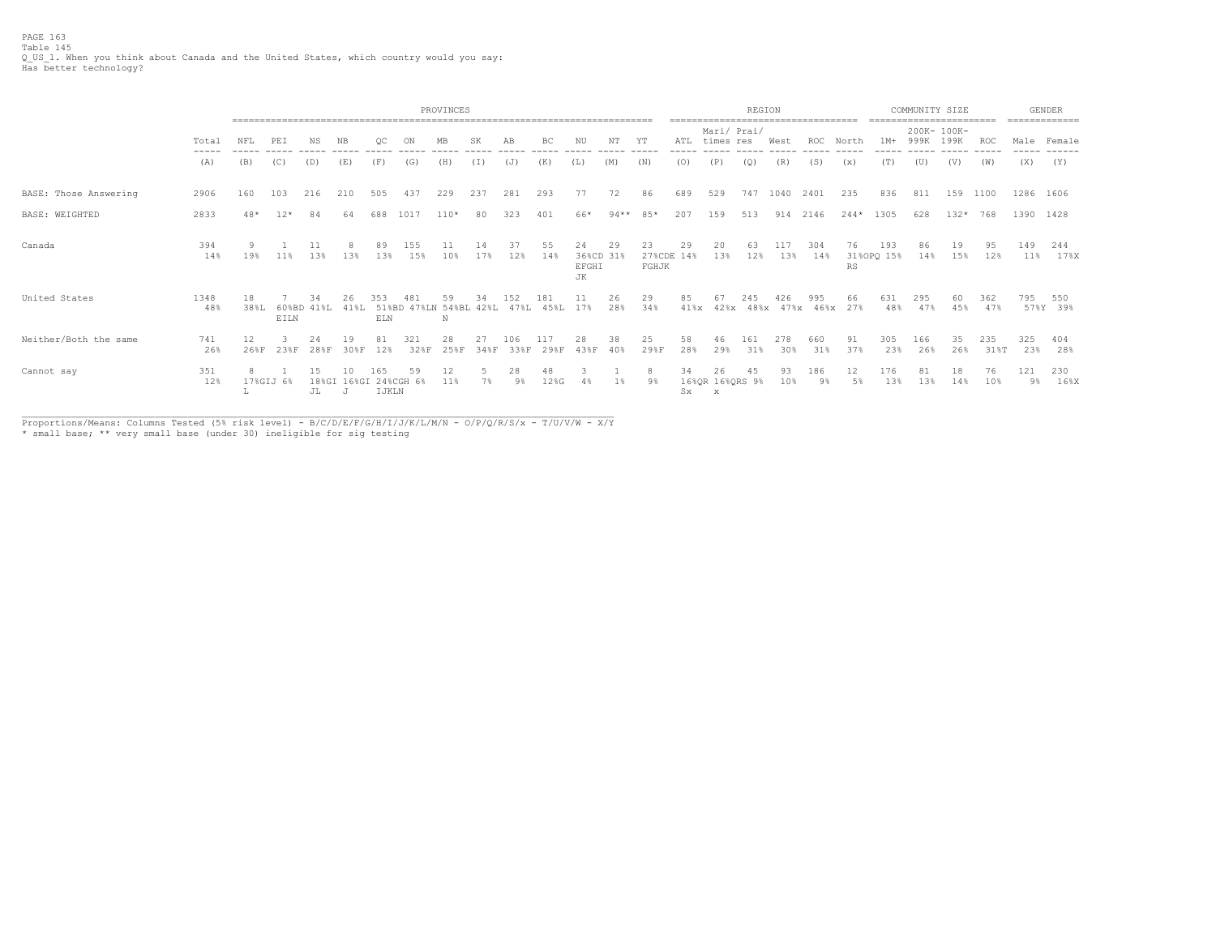PAGE 163
Table 145
Q_US_1. When you think about Canada and the United States, which country would you say:
Has better technology?

| | Total | PROVINCES | | | | | | | | | | | | | REGION | | | | | | COMMUNITY SIZE | | | | GENDER | |
|---|---|---|---|---|---|---|---|---|---|---|---|---|---|---|---|---|---|---|---|---|---|---|---|---|---|---|
| | Total | NFL | PEI | NS | NB | QC | ON | MB | SK | AB | BC | NU | NT | YT | ATL | Mari/ times | Prai/ res | West | ROC | North | 1M+ | 200K- 999K | 100K- 199K | ROC | Male | Female |
| | (A) | (B) | (C) | (D) | (E) | (F) | (G) | (H) | (I) | (J) | (K) | (L) | (M) | (N) | (O) | (P) | (Q) | (R) | (S) | (x) | (T) | (U) | (V) | (W) | (X) | (Y) |
| BASE: Those Answering | 2906 | 160 | 103 | 216 | 210 | 505 | 437 | 229 | 237 | 281 | 293 | 77 | 72 | 86 | 689 | 529 | 747 | 1040 | 2401 | 235 | 836 | 811 | 159 | 1100 | 1286 | 1606 |
| BASE: WEIGHTED | 2833 | 48* | 12* | 84 | 64 | 688 | 1017 | 110* | 80 | 323 | 401 | 66* | 94** | 85* | 207 | 159 | 513 | 914 | 2146 | 244* | 1305 | 628 | 132* | 768 | 1390 | 1428 |
| Canada | 394<br>14% | 9<br>19% | 1<br>11% | 11<br>13% | 8<br>13% | 89<br>13% | 155<br>15% | 11<br>10% | 14<br>17% | 37<br>12% | 55<br>14% | 24<br>36%CD EFGHI JK | 29<br>31% | 23<br>27%CDE FGHJK | 29<br>14% | 20<br>13% | 63<br>12% | 117<br>13% | 304<br>14% | 76<br>31%OPQ RS | 193<br>15% | 86<br>14% | 19<br>15% | 95<br>12% | 149<br>11% | 244<br>17%X |
| United States | 1348<br>48% | 18<br>38%L | 7<br>60%BD EILN | 34<br>41%L | 26<br>41%L | 353<br>51%BD ELN | 481<br>47%LN | 59<br>54%BL N | 34<br>42%L | 152<br>47%L | 181<br>45%L | 11<br>17% | 26<br>28% | 29<br>34% | 85<br>41%x | 67<br>42%x | 245<br>48%x | 426<br>47%x | 995<br>46%x | 66<br>27% | 631<br>48% | 295<br>47% | 60<br>45% | 362<br>47% | 795<br>57%Y | 550<br>39% |
| Neither/Both the same | 741<br>26% | 12<br>26%F | 3<br>23%F | 24<br>28%F | 19<br>30%F | 81<br>12% | 321<br>32%F | 28<br>25%F | 27<br>34%F | 106<br>33%F | 117<br>29%F | 28<br>43%F | 38<br>40% | 25<br>29%F | 58<br>28% | 46<br>29% | 161<br>31% | 278<br>30% | 660<br>31% | 91<br>37% | 305<br>23% | 166<br>26% | 35<br>26% | 235<br>31%T | 325<br>23% | 404<br>28% |
| Cannot say | 351<br>12% | 8<br>17%GIJ L | 1<br>6% | 15<br>18%GI JL | 10<br>16%GI J | 165<br>24%CGH IJKLN | 59<br>6% | 12<br>11% | 5<br>7% | 28<br>9% | 48<br>12%G | 3<br>4% | 1<br>1% | 8<br>9% | 34<br>16%QR Sx | 26<br>16%QRS x | 45<br>9% | 93<br>10% | 186<br>9% | 12<br>5% | 176<br>13% | 81<br>13% | 18<br>14% | 76<br>10% | 121<br>9% | 230<br>16%X |

Proportions/Means: Columns Tested (5% risk level) - B/C/D/E/F/G/H/I/J/K/L/M/N - O/P/Q/R/S/x - T/U/V/W - X/Y
* small base; ** very small base (under 30) ineligible for sig testing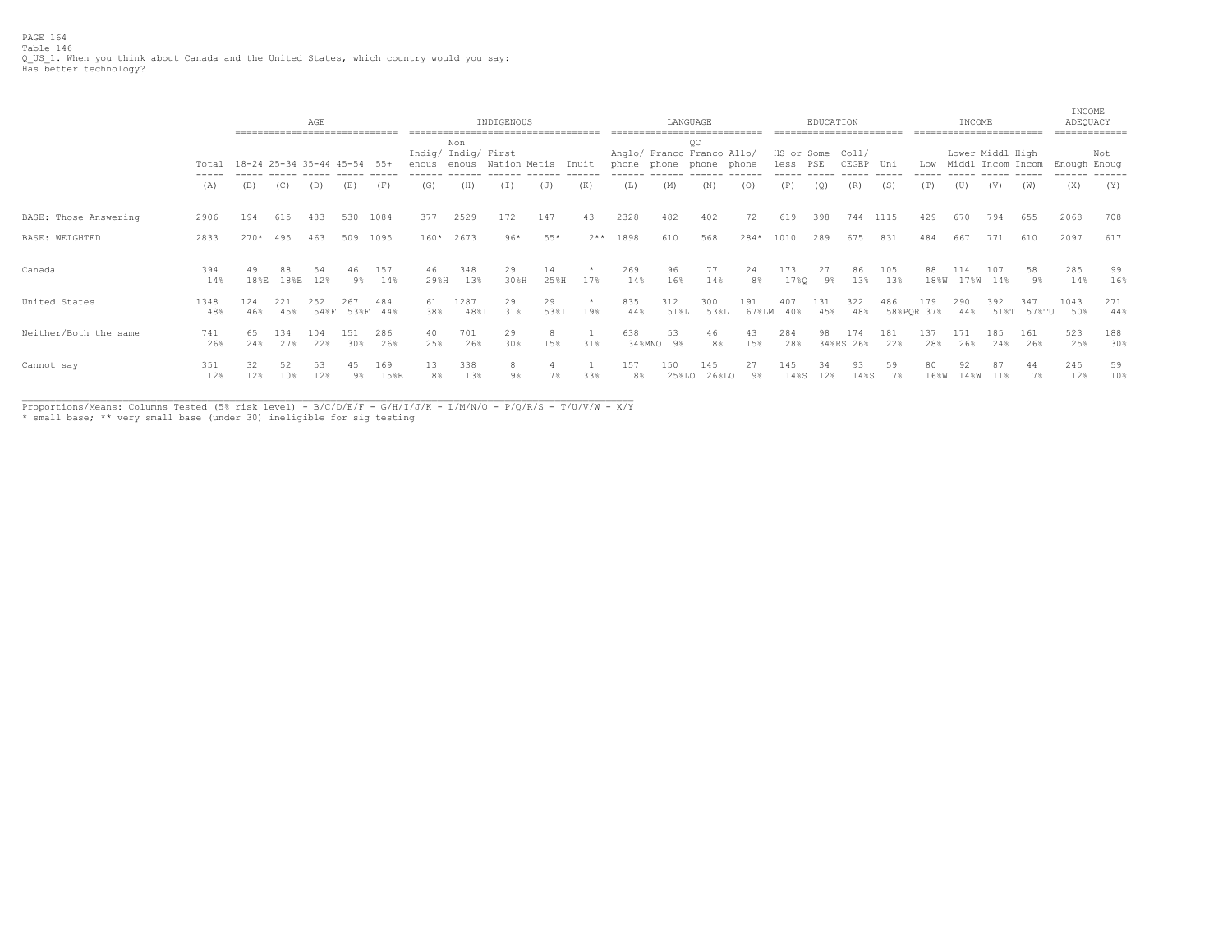PAGE 164
Table 146
Q_US_1. When you think about Canada and the United States, which country would you say:
Has better technology?

| | | AGE | | | | | INDIGENOUS | | | | | LANGUAGE | | | | EDUCATION | | | | INCOME | | | | INCOME ADEQUACY | |
|---|---|---|---|---|---|---|---|---|---|---|---|---|---|---|---|---|---|---|---|---|---|---|---|---|---|
| | Total | 18-24 | 25-34 | 35-44 | 45-54 | 55+ | Indig/ enous | Non Indig/ enous | First Nation | Metis | Inuit | Anglo/ phone | Franco phone | QC Franco phone | Allo/ phone | HS or less | Some PSE | Coll/ CEGEP | Uni | Low | Lower Middl | Middl Incom | High Incom | Enough | Not Enoug |
| | (A) | (B) | (C) | (D) | (E) | (F) | (G) | (H) | (I) | (J) | (K) | (L) | (M) | (N) | (O) | (P) | (Q) | (R) | (S) | (T) | (U) | (V) | (W) | (X) | (Y) |
| BASE: Those Answering | 2906 | 194 | 615 | 483 | 530 | 1084 | 377 | 2529 | 172 | 147 | 43 | 2328 | 482 | 402 | 72 | 619 | 398 | 744 | 1115 | 429 | 670 | 794 | 655 | 2068 | 708 |
| BASE: WEIGHTED | 2833 | 270* | 495 | 463 | 509 | 1095 | 160* | 2673 | 96* | 55* | 2** | 1898 | 610 | 568 | 284* | 1010 | 289 | 675 | 831 | 484 | 667 | 771 | 610 | 2097 | 617 |
| Canada | 394 | 49 | 88 | 54 | 46 | 157 | 46 | 348 | 29 | 14 | * | 269 | 96 | 77 | 24 | 173 | 27 | 86 | 105 | 88 | 114 | 107 | 58 | 285 | 99 |
| | 14% | 18%E | 18%E | 12% | 9% | 14% | 29%H | 13% | 30%H | 25%H | 17% | 14% | 16% | 14% | 8% | 17%Q | 9% | 13% | 13% | 18%W | 17%W | 14% | 9% | 14% | 16% |
| United States | 1348 | 124 | 221 | 252 | 267 | 484 | 61 | 1287 | 29 | 29 | * | 835 | 312 | 300 | 191 | 407 | 131 | 322 | 486 | 179 | 290 | 392 | 347 | 1043 | 271 |
| | 48% | 46% | 45% | 54%F | 53%F | 44% | 38% | 48%I | 31% | 53%I | 19% | 44% | 51%L | 53%L | 67%LM | 40% | 45% | 48% | 58%PQR | 37% | 44% | 51%T | 57%TU | 50% | 44% |
| Neither/Both the same | 741 | 65 | 134 | 104 | 151 | 286 | 40 | 701 | 29 | 8 | 1 | 638 | 53 | 46 | 43 | 284 | 98 | 174 | 181 | 137 | 171 | 185 | 161 | 523 | 188 |
| | 26% | 24% | 27% | 22% | 30% | 26% | 25% | 26% | 30% | 15% | 31% | 34%MNO | 9% | 8% | 15% | 28% | 34%RS | 26% | 22% | 28% | 26% | 24% | 26% | 25% | 30% |
| Cannot say | 351 | 32 | 52 | 53 | 45 | 169 | 13 | 338 | 8 | 4 | 1 | 157 | 150 | 145 | 27 | 145 | 34 | 93 | 59 | 80 | 92 | 87 | 44 | 245 | 59 |
| | 12% | 12% | 10% | 12% | 9% | 15%E | 8% | 13% | 9% | 7% | 33% | 8% | 25%LO | 26%LO | 9% | 14%S | 12% | 14%S | 7% | 16%W | 14%W | 11% | 7% | 12% | 10% |

Proportions/Means: Columns Tested (5% risk level) - B/C/D/E/F - G/H/I/J/K - L/M/N/O - P/Q/R/S - T/U/V/W - X/Y
* small base; ** very small base (under 30) ineligible for sig testing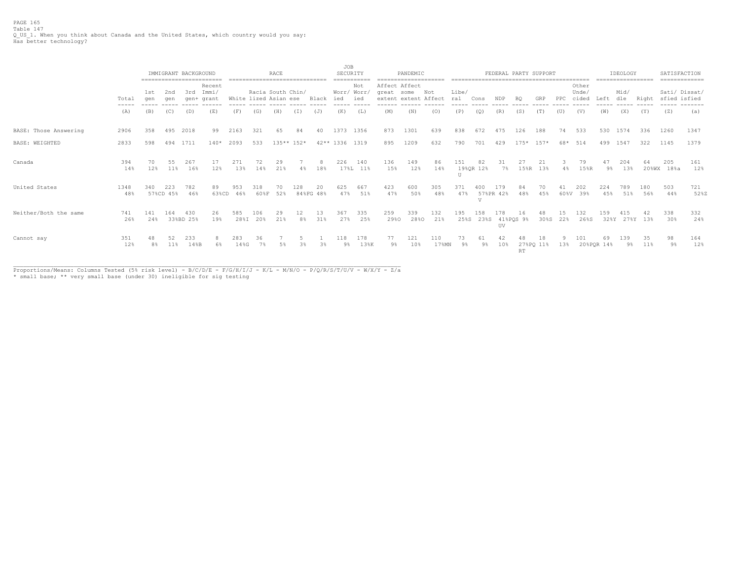PAGE 165
Table 147
Q_US_1. When you think about Canada and the United States, which country would you say:
Has better technology?

| | | IMMIGRANT BACKGROUND | | | | RACE | | | | | JOB SECURITY | | PANDEMIC | | | FEDERAL PARTY SUPPORT | | | | | | | | IDEOLOGY | | | SATISFACTION | |
|---|---|---|---|---|---|---|---|---|---|---|---|---|---|---|---|---|---|---|---|---|---|---|---|---|---|---|---|---|
| | Total | 1st gen | 2nd gen | 3rd gen+ | Recent Immi/ grant | White | Racia lized | South Asian | Chin/ ese | Black | Worr/ ied | Not Worr/ ied | Affect great extent | Affect some extent | Not Affect | Libe/ ral | Cons | NDP | BQ | GRP | PPC | Other Unde/ cided | Left | Mid/ dle | Right | Sati/ sfied | Dissat/ isfied |
| | (A) | (B) | (C) | (D) | (E) | (F) | (G) | (H) | (I) | (J) | (K) | (L) | (M) | (N) | (O) | (P) | (Q) | (R) | (S) | (T) | (U) | (V) | (W) | (X) | (Y) | (Z) | (a) |
| BASE: Those Answering | 2906 | 358 | 495 | 2018 | 99 | 2163 | 321 | 65 | 84 | 40 | 1373 | 1356 | 873 | 1301 | 639 | 838 | 672 | 475 | 126 | 188 | 74 | 533 | 530 | 1574 | 336 | 1260 | 1347 |
| BASE: WEIGHTED | 2833 | 598 | 494 | 1711 | 140* | 2093 | 533 | 135** | 152* | 42** | 1336 | 1319 | 895 | 1209 | 632 | 790 | 701 | 429 | 175* | 157* | 68* | 514 | 499 | 1547 | 322 | 1145 | 1379 |
| Canada | 394 | 70 | 55 | 267 | 17 | 271 | 72 | 29 | 7 | 8 | 226 | 140 | 136 | 149 | 86 | 151 | 82 | 31 | 27 | 21 | 3 | 79 | 47 | 204 | 64 | 205 | 161 |
| | 14% | 12% | 11% | 16% | 12% | 13% | 14% | 21% | 4% | 18% | 17%L | 11% | 15% | 12% | 14% | 19%QR U | 12% | 7% | 15%R | 13% | 4% | 15%R | 9% | 13% | 20%WX | 18%a | 12% |
| United States | 1348 | 340 | 223 | 782 | 89 | 953 | 318 | 70 | 128 | 20 | 625 | 667 | 423 | 600 | 305 | 371 | 400 | 179 | 84 | 70 | 41 | 202 | 224 | 789 | 180 | 503 | 721 |
| | 48% | 57%CD | 45% | 46% | 63%CD | 46% | 60%F | 52% | 84%FG | 48% | 47% | 51% | 47% | 50% | 48% | 47% | 57%PR V | 42% | 48% | 45% | 60%V | 39% | 45% | 51% | 56% | 44% | 52%Z |
| Neither/Both the same | 741 | 141 | 164 | 430 | 26 | 585 | 106 | 29 | 12 | 13 | 367 | 335 | 259 | 339 | 132 | 195 | 158 | 178 | 16 | 48 | 15 | 132 | 159 | 415 | 42 | 338 | 332 |
| | 26% | 24% | 33%BD | 25% | 19% | 28%I | 20% | 21% | 8% | 31% | 27% | 25% | 29%O | 28%O | 21% | 25%S | 23%S | 41%PQS UV | 9% | 30%S | 22% | 26%S | 32%Y | 27%Y | 13% | 30% | 24% |
| Cannot say | 351 | 48 | 52 | 233 | 8 | 283 | 36 | 7 | 5 | 1 | 118 | 178 | 77 | 121 | 110 | 73 | 61 | 42 | 48 | 18 | 9 | 101 | 69 | 139 | 35 | 98 | 164 |
| | 12% | 8% | 11% | 14%B | 6% | 14%G | 7% | 5% | 3% | 3% | 9% | 13%K | 9% | 10% | 17%MN | 9% | 9% | 10% | 27%PQ RT | 11% | 13% | 20%PQR | 14% | 9% | 11% | 9% | 12% |

Proportions/Means: Columns Tested (5% risk level) - B/C/D/E - F/G/H/I/J - K/L - M/N/O - P/Q/R/S/T/U/V - W/X/Y - Z/a
* small base; ** very small base (under 30) ineligible for sig testing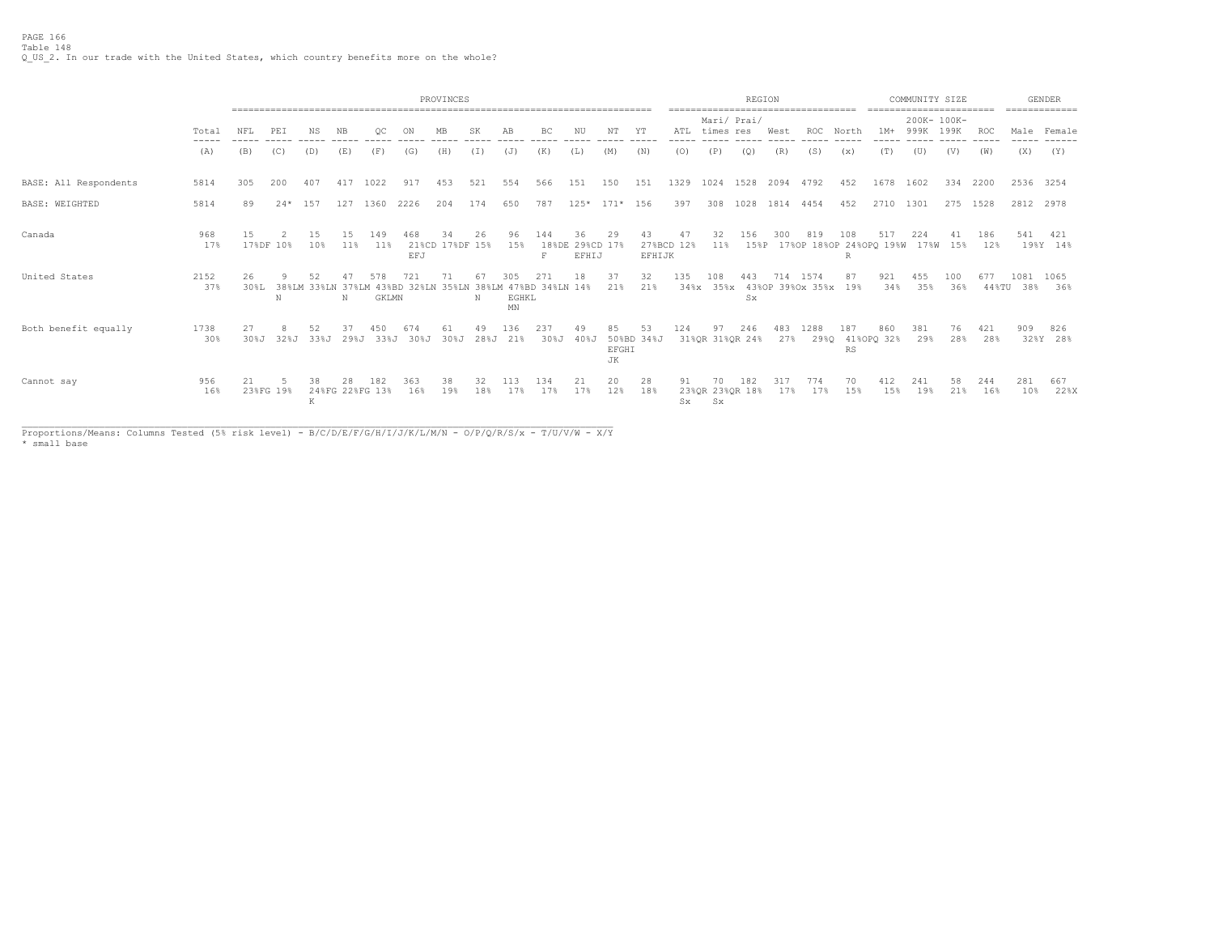Table 148
Q_US_2. In our trade with the United States, which country benefits more on the whole?

| | Total | PROVINCES | | | | | | | | | | | | | REGION | | | | | | COMMUNITY SIZE | | | | GENDER | |
|---|---|---|---|---|---|---|---|---|---|---|---|---|---|---|---|---|---|---|---|---|---|---|---|---|---|---|
| | Total | NFL | PEI | NS | NB | QC | ON | MB | SK | AB | BC | NU | NT | YT | ATL | Mari/ times | Prai/ res | West | ROC | North | 1M+ | 200K- 999K | 100K- 199K | ROC | Male | Female |
| | (A) | (B) | (C) | (D) | (E) | (F) | (G) | (H) | (I) | (J) | (K) | (L) | (M) | (N) | (O) | (P) | (Q) | (R) | (S) | (x) | (T) | (U) | (V) | (W) | (X) | (Y) |
| BASE: All Respondents | 5814 | 305 | 200 | 407 | 417 | 1022 | 917 | 453 | 521 | 554 | 566 | 151 | 150 | 151 | 1329 | 1024 | 1528 | 2094 | 4792 | 452 | 1678 | 1602 | 334 | 2200 | 2536 | 3254 |
| BASE: WEIGHTED | 5814 | 89 | 24* | 157 | 127 | 1360 | 2226 | 204 | 174 | 650 | 787 | 125* | 171* | 156 | 397 | 308 | 1028 | 1814 | 4454 | 452 | 2710 | 1301 | 275 | 1528 | 2812 | 2978 |
| Canada | 968 17% | 15 17%DF | 2 10% | 15 10% | 15 11% | 149 11% | 468 21%CD EFJ | 34 17%DF | 26 15% | 96 15% | 144 18%DE F | 36 29%CD EFHIJ | 29 17% | 43 27%BCD EFHIJK | 47 12% | 32 11% | 156 15%P | 300 17%OP | 819 18%OP | 108 24%OPQ R | 517 19%W | 224 17%W | 41 15% | 186 12% | 541 19%Y | 421 14% |
| United States | 2152 37% | 26 30%L | 9 38%LM N | 52 33%LN | 47 37%LM N | 578 43%BD GKLMN | 721 32%LN | 71 35%LN | 67 38%LM N | 305 47%BD EGHKL MN | 271 34%LN | 18 14% | 37 21% | 32 21% | 135 34%x | 108 35%x | 443 43%OP Sx | 714 39%Ox | 1574 35%x | 87 19% | 921 34% | 455 35% | 100 36% | 677 44%TU | 1081 38% | 1065 36% |
| Both benefit equally | 1738 30% | 27 30%J | 8 32%J | 52 33%J | 37 29%J | 450 33%J | 674 30%J | 61 30%J | 49 28%J | 136 21% | 237 30%J | 49 40%J | 85 50%BD EFGHI JK | 53 34%J | 124 31%QR | 97 31%QR | 246 24% | 483 27% | 1288 29%Q | 187 41%OPQ RS | 860 32% | 381 29% | 76 28% | 421 28% | 909 32%Y | 826 28% |
| Cannot say | 956 16% | 21 23%FG | 5 19% | 38 24%FG K | 28 22%FG | 182 13% | 363 16% | 38 19% | 32 18% | 113 17% | 134 17% | 21 17% | 20 12% | 28 18% | 91 23%QR Sx | 70 23%QR Sx | 182 18% | 317 17% | 774 17% | 70 15% | 412 15% | 241 19% | 58 21% | 244 16% | 281 10% | 667 22%X |

Proportions/Means: Columns Tested (5% risk level) - B/C/D/E/F/G/H/I/J/K/L/M/N - O/P/Q/R/S/x - T/U/V/W - X/Y
* small base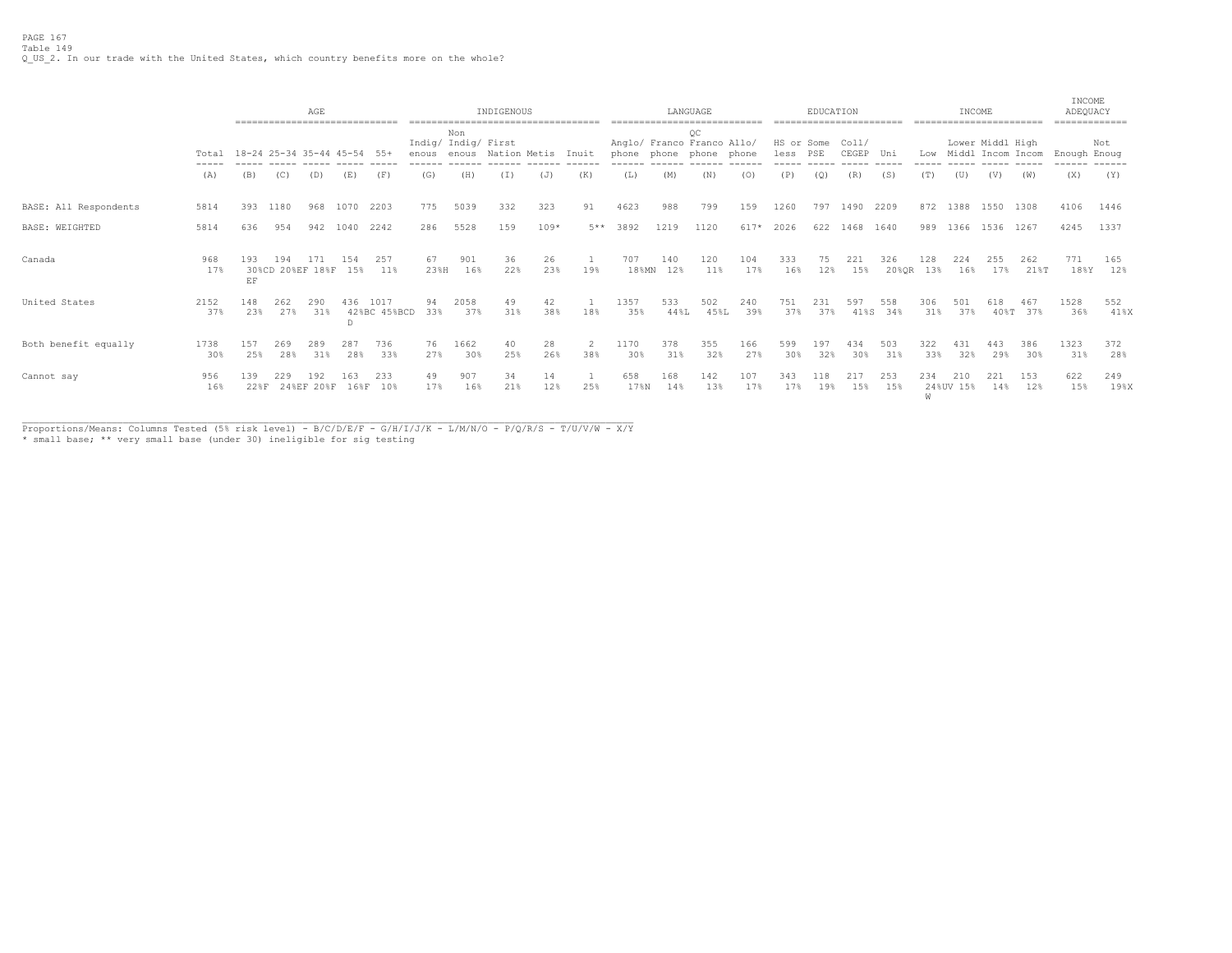PAGE 167
Table 149
Q_US_2. In our trade with the United States, which country benefits more on the whole?

| | Total | AGE | | | | | INDIGENOUS | | | | | LANGUAGE | | | | EDUCATION | | | | INCOME | | | | INCOME ADEQUACY | |
|---|---|---|---|---|---|---|---|---|---|---|---|---|---|---|---|---|---|---|---|---|---|---|---|---|---|
| | Total | 18-24 | 25-34 | 35-44 | 45-54 | 55+ | Indig/ enous | Non Indig/ enous | First Nation | Metis | Inuit | Anglo/ phone | Franco phone | QC Franco phone | Allo/ phone | HS or less | Some PSE | Coll/ CEGEP | Uni | Low | Lower Middl | Middl Incom | High Incom | Enough | Not Enoug |
| | (A) | (B) | (C) | (D) | (E) | (F) | (G) | (H) | (I) | (J) | (K) | (L) | (M) | (N) | (O) | (P) | (Q) | (R) | (S) | (T) | (U) | (V) | (W) | (X) | (Y) |
| BASE: All Respondents | 5814 | 393 | 1180 | 968 | 1070 | 2203 | 775 | 5039 | 332 | 323 | 91 | 4623 | 988 | 799 | 159 | 1260 | 797 | 1490 | 2209 | 872 | 1388 | 1550 | 1308 | 4106 | 1446 |
| BASE: WEIGHTED | 5814 | 636 | 954 | 942 | 1040 | 2242 | 286 | 5528 | 159 | 109* | 5** | 3892 | 1219 | 1120 | 617* | 2026 | 622 | 1468 | 1640 | 989 | 1366 | 1536 | 1267 | 4245 | 1337 |
| Canada | 968 | 193 | 194 | 171 | 154 | 257 | 67 | 901 | 36 | 26 | 1 | 707 | 140 | 120 | 104 | 333 | 75 | 221 | 326 | 128 | 224 | 255 | 262 | 771 | 165 |
| | 17% | 30%CD EF | 20%EF | 18%F | 15% | 11% | 23%H | 16% | 22% | 23% | 19% | 18%MN | 12% | 11% | 17% | 16% | 12% | 15% | 20%QR | 13% | 16% | 17% | 21%T | 18%Y | 12% |
| United States | 2152 | 148 | 262 | 290 | 436 | 1017 | 94 | 2058 | 49 | 42 | 1 | 1357 | 533 | 502 | 240 | 751 | 231 | 597 | 558 | 306 | 501 | 618 | 467 | 1528 | 552 |
| | 37% | 23% | 27% | 31% | 42%BC D | 45%BCD | 33% | 37% | 31% | 38% | 18% | 35% | 44%L | 45%L | 39% | 37% | 37% | 41%S | 34% | 31% | 37% | 40%T | 37% | 36% | 41%X |
| Both benefit equally | 1738 | 157 | 269 | 289 | 287 | 736 | 76 | 1662 | 40 | 28 | 2 | 1170 | 378 | 355 | 166 | 599 | 197 | 434 | 503 | 322 | 431 | 443 | 386 | 1323 | 372 |
| | 30% | 25% | 28% | 31% | 28% | 33% | 27% | 30% | 25% | 26% | 38% | 30% | 31% | 32% | 27% | 30% | 32% | 30% | 31% | 33% | 32% | 29% | 30% | 31% | 28% |
| Cannot say | 956 | 139 | 229 | 192 | 163 | 233 | 49 | 907 | 34 | 14 | 1 | 658 | 168 | 142 | 107 | 343 | 118 | 217 | 253 | 234 | 210 | 221 | 153 | 622 | 249 |
| | 16% | 22%F | 24%EF | 20%F | 16%F | 10% | 17% | 16% | 21% | 12% | 25% | 17%N | 14% | 13% | 17% | 17% | 19% | 15% | 15% | 24%UV W | 15% | 14% | 12% | 15% | 19%X |

Proportions/Means: Columns Tested (5% risk level) - B/C/D/E/F - G/H/I/J/K - L/M/N/O - P/Q/R/S - T/U/V/W - X/Y
* small base; ** very small base (under 30) ineligible for sig testing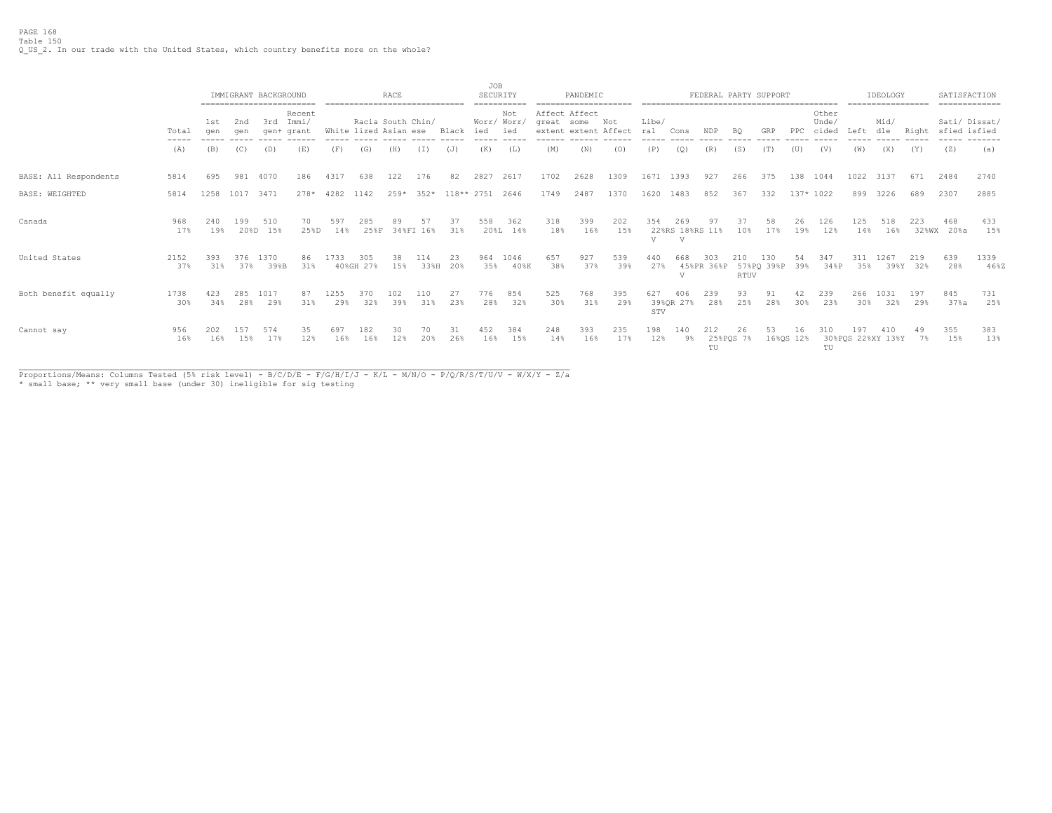PAGE 168
Table 150
Q_US_2. In our trade with the United States, which country benefits more on the whole?

| | Total | IMMIGRANT BACKGROUND | | | | RACE | | | | | JOB SECURITY | | PANDEMIC | | | FEDERAL PARTY SUPPORT | | | | | | | IDEOLOGY | | | SATISFACTION | |
|---|---|---|---|---|---|---|---|---|---|---|---|---|---|---|---|---|---|---|---|---|---|---|---|---|---|---|---|
| | Total | 1st gen | 2nd gen | 3rd gen+ | Recent Immi/ grant | White | Racia lized | South Asian | Chin/ ese | Black | Worr/ ied | Not Worr/ ied | Affect great extent | Affect some extent | Not Affect | Libe/ ral | Cons | NDP | BQ | GRP | PPC | Other Unde/ cided | Left | Mid/ dle | Right | Sati/ sfied | Dissat/ isfied |
| | (A) | (B) | (C) | (D) | (E) | (F) | (G) | (H) | (I) | (J) | (K) | (L) | (M) | (N) | (O) | (P) | (Q) | (R) | (S) | (T) | (U) | (V) | (W) | (X) | (Y) | (Z) | (a) |
| BASE: All Respondents | 5814 | 695 | 981 | 4070 | 186 | 4317 | 638 | 122 | 176 | 82 | 2827 | 2617 | 1702 | 2628 | 1309 | 1671 | 1393 | 927 | 266 | 375 | 138 | 1044 | 1022 | 3137 | 671 | 2484 | 2740 |
| BASE: WEIGHTED | 5814 | 1258 | 1017 | 3471 | 278* | 4282 | 1142 | 259* | 352* | 118** | 2751 | 2646 | 1749 | 2487 | 1370 | 1620 | 1483 | 852 | 367 | 332 | 137* | 1022 | 899 | 3226 | 689 | 2307 | 2885 |
| Canada | 968 | 240 | 199 | 510 | 70 | 597 | 285 | 89 | 57 | 37 | 558 | 362 | 318 | 399 | 202 | 354 | 269 | 97 | 37 | 58 | 26 | 126 | 125 | 518 | 223 | 468 | 433 |
| | 17% | 19% | 20%D | 15% | 25%D | 14% | 25%F | 34%FI | 16% | 31% | 20%L | 14% | 18% | 16% | 15% | 22%RS V | 18%RS V | 11% | 10% | 17% | 19% | 12% | 14% | 16% | 32%WX | 20%a | 15% |
| United States | 2152 | 393 | 376 | 1370 | 86 | 1733 | 305 | 38 | 114 | 23 | 964 | 1046 | 657 | 927 | 539 | 440 | 668 | 303 | 210 | 130 | 54 | 347 | 311 | 1267 | 219 | 639 | 1339 |
| | 37% | 31% | 37% | 39%B | 31% | 40%GH | 27% | 15% | 33%H | 20% | 35% | 40%K | 38% | 37% | 39% | 27% | 45%PR V | 36%P | 57%PQ RTUV | 39%P | 39% | 34%P | 35% | 39%Y | 32% | 28% | 46%Z |
| Both benefit equally | 1738 | 423 | 285 | 1017 | 87 | 1255 | 370 | 102 | 110 | 27 | 776 | 854 | 525 | 768 | 395 | 627 | 406 | 239 | 93 | 91 | 42 | 239 | 266 | 1031 | 197 | 845 | 731 |
| | 30% | 34% | 28% | 29% | 31% | 29% | 32% | 39% | 31% | 23% | 28% | 32% | 30% | 31% | 29% | 39%QR STV | 27% | 28% | 25% | 28% | 30% | 23% | 30% | 32% | 29% | 37%a | 25% |
| Cannot say | 956 | 202 | 157 | 574 | 35 | 697 | 182 | 30 | 70 | 31 | 452 | 384 | 248 | 393 | 235 | 198 | 140 | 212 | 26 | 53 | 16 | 310 | 197 | 410 | 49 | 355 | 383 |
| | 16% | 16% | 15% | 17% | 12% | 16% | 16% | 12% | 20% | 26% | 16% | 15% | 14% | 16% | 17% | 12% | 9% | 25%PQS TU | 7% | 16%QS | 12% | 30%PQS TU | 22%XY | 13%Y | 7% | 15% | 13% |

Proportions/Means: Columns Tested (5% risk level) - B/C/D/E - F/G/H/I/J - K/L - M/N/O - P/Q/R/S/T/U/V - W/X/Y - Z/a
* small base; ** very small base (under 30) ineligible for sig testing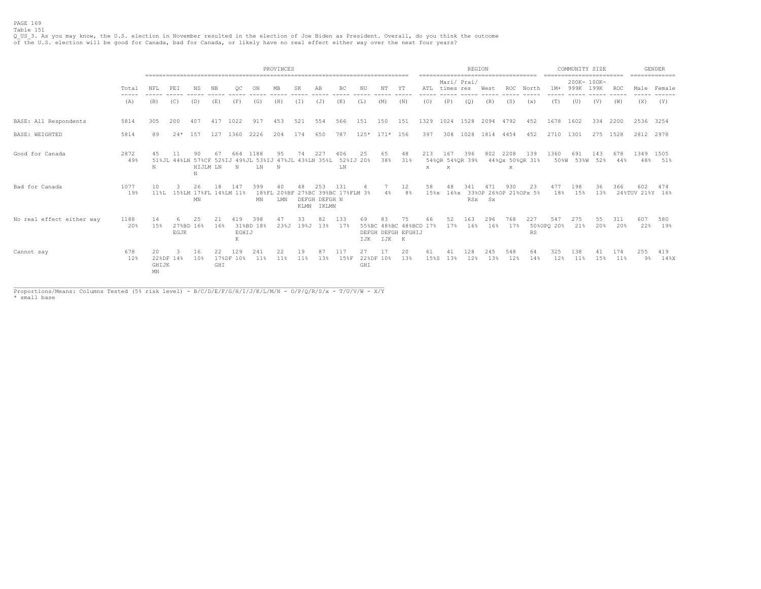PAGE 169
Table 151
Q_US_3. As you may know, the U.S. election in November resulted in the election of Joe Biden as President. Overall, do you think the outcome of the U.S. election will be good for Canada, bad for Canada, or likely have no real effect either way over the next four years?

| | Total | PROVINCES | | | | | | | | | | | | | REGION | | | | | | COMMUNITY SIZE | | | | GENDER | |
|---|---|---|---|---|---|---|---|---|---|---|---|---|---|---|---|---|---|---|---|---|---|---|---|---|---|---|
| | Total | NFL | PEI | NS | NB | QC | ON | MB | SK | AB | BC | NU | NT | YT | ATL | Mari/ times | Prai/ res | West | ROC | North | 1M+ | 200K- 999K | 100K- 199K | ROC | Male | Female |
| | (A) | (B) | (C) | (D) | (E) | (F) | (G) | (H) | (I) | (J) | (K) | (L) | (M) | (N) | (O) | (P) | (Q) | (R) | (S) | (x) | (T) | (U) | (V) | (W) | (X) | (Y) |
| BASE: All Respondents | 5814 | 305 | 200 | 407 | 417 | 1022 | 917 | 453 | 521 | 554 | 566 | 151 | 150 | 151 | 1329 | 1024 | 1528 | 2094 | 4792 | 452 | 1678 | 1602 | 334 | 2200 | 2536 | 3254 |
| BASE: WEIGHTED | 5814 | 89 | 24* | 157 | 127 | 1360 | 2226 | 204 | 174 | 650 | 787 | 125* | 171* | 156 | 397 | 308 | 1028 | 1814 | 4454 | 452 | 2710 | 1301 | 275 | 1528 | 2812 | 2978 |
| Good for Canada | 2872 49% | 45 51%JL N | 11 44%LN | 90 57%CF HIJLM N | 67 52%IJ LN | 664 49%JL N | 1188 53%IJ LN | 95 47%JL N | 74 43%LN | 227 35%L | 406 52%IJ LN | 25 20% | 65 38% | 48 31% | 213 54%QR x | 167 54%QR x | 396 39% | 802 44%Qx | 2208 50%QR x | 139 31% | 1360 50%W | 691 53%W | 143 52% | 678 44% | 1349 48% | 1505 51% |
| Bad for Canada | 1077 19% | 10 11%L | 3 15%LM | 26 17%FL MN | 18 14%LM | 147 11% | 399 18%FL MN | 40 20%BF LMN | 48 27%BC DEFGH KLMN | 253 39%BC DEFGH IKLMN | 131 17%FLM N | 4 3% | 7 4% | 12 8% | 58 15%x | 48 16%x | 341 33%OP RSx | 471 26%OP Sx | 930 21%OPx | 23 5% | 477 18% | 198 15% | 36 13% | 366 24%TUV | 602 21%Y | 474 16% |
| No real effect either way | 1188 20% | 14 15% | 6 27%BD EGJK | 25 16% | 21 16% | 419 31%BD EGHIJ K | 398 18% | 47 23%J | 33 19%J | 82 13% | 133 17% | 69 55%BC DEFGH IJK | 83 48%BC DEFGH IJK | 75 48%BCD EFGHIJ K | 66 17% | 52 17% | 163 16% | 296 16% | 768 17% | 227 50%OPQ RS | 547 20% | 275 21% | 55 20% | 311 20% | 607 22% | 580 19% |
| Cannot say | 678 12% | 20 22%DF GHIJK MN | 3 14% | 16 10% | 22 17%DF GHI | 129 10% | 241 11% | 22 11% | 19 11% | 87 13% | 117 15%F | 27 22%DF GHI | 17 10% | 20 13% | 61 15%S | 41 13% | 128 12% | 245 13% | 548 12% | 64 14% | 325 12% | 138 11% | 41 15% | 174 11% | 255 9% | 419 14%X |

Proportions/Means: Columns Tested (5% risk level) - B/C/D/E/F/G/H/I/J/K/L/M/N - O/P/Q/R/S/x - T/U/V/W - X/Y
* small base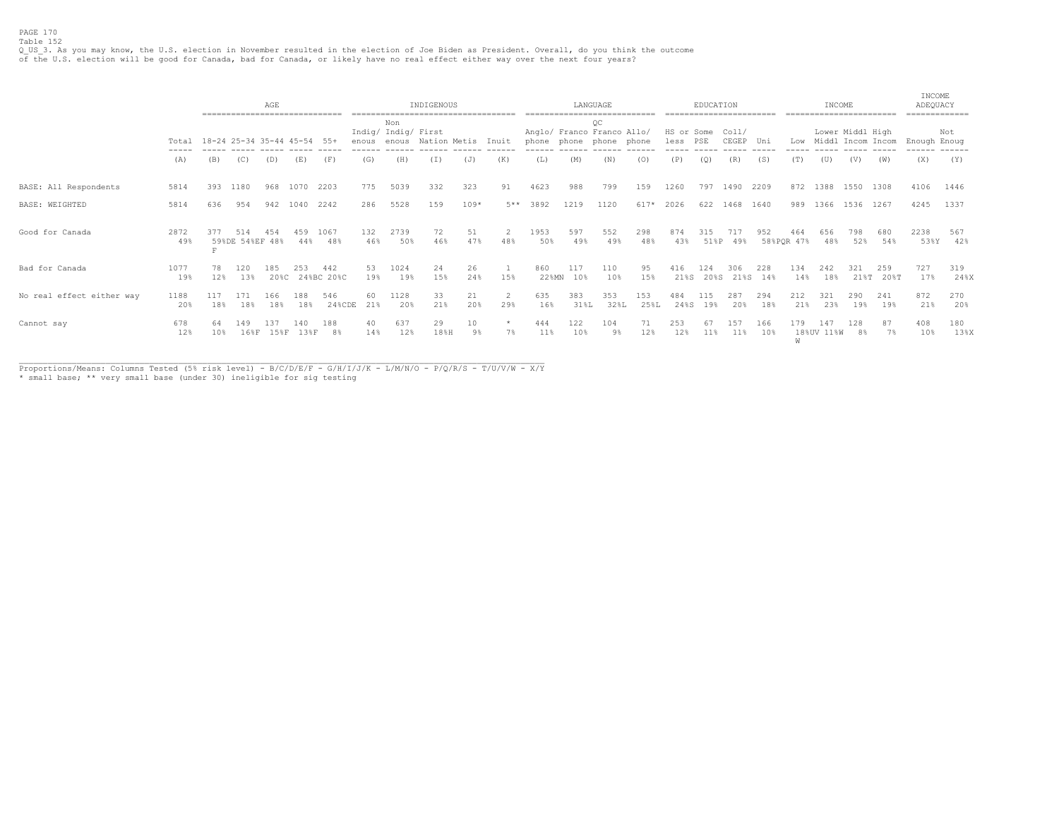PAGE 170
Table 152
Q_US_3. As you may know, the U.S. election in November resulted in the election of Joe Biden as President. Overall, do you think the outcome of the U.S. election will be good for Canada, bad for Canada, or likely have no real effect either way over the next four years?

| | Total | AGE | | | | | INDIGENOUS | | | | | LANGUAGE | | | | EDUCATION | | | | INCOME | | | | INCOME ADEQUACY | |
|---|---|---|---|---|---|---|---|---|---|---|---|---|---|---|---|---|---|---|---|---|---|---|---|---|---|
| | Total | 18-24 | 25-34 | 35-44 | 45-54 | 55+ | Indig/ enous | Non Indig/ enous | First Nation | Metis | Inuit | Anglo/ phone | Franco phone | QC Franco phone | Allo/ phone | HS or less | Some PSE | Coll/ CEGEP | Uni | Low | Lower Middl | Middl Incom | High Incom | Enough | Not Enoug |
| | (A) | (B) | (C) | (D) | (E) | (F) | (G) | (H) | (I) | (J) | (K) | (L) | (M) | (N) | (O) | (P) | (Q) | (R) | (S) | (T) | (U) | (V) | (W) | (X) | (Y) |
| BASE: All Respondents | 5814 | 393 | 1180 | 968 | 1070 | 2203 | 775 | 5039 | 332 | 323 | 91 | 4623 | 988 | 799 | 159 | 1260 | 797 | 1490 | 2209 | 872 | 1388 | 1550 | 1308 | 4106 | 1446 |
| BASE: WEIGHTED | 5814 | 636 | 954 | 942 | 1040 | 2242 | 286 | 5528 | 159 | 109* | 5** | 3892 | 1219 | 1120 | 617* | 2026 | 622 | 1468 | 1640 | 989 | 1366 | 1536 | 1267 | 4245 | 1337 |
| Good for Canada | 2872 | 377 | 514 | 454 | 459 | 1067 | 132 | 2739 | 72 | 51 | 2 | 1953 | 597 | 552 | 298 | 874 | 315 | 717 | 952 | 464 | 656 | 798 | 680 | 2238 | 567 |
| | 49% | 59%DE F | 54%EF | 48% | 44% | 48% | 46% | 50% | 46% | 47% | 48% | 50% | 49% | 49% | 48% | 43% | 51%P | 49% | 58%PQR | 47% | 48% | 52% | 54% | 53%Y | 42% |
| Bad for Canada | 1077 | 78 | 120 | 185 | 253 | 442 | 53 | 1024 | 24 | 26 | 1 | 860 | 117 | 110 | 95 | 416 | 124 | 306 | 228 | 134 | 242 | 321 | 259 | 727 | 319 |
| | 19% | 12% | 13% | 20%C | 24%BC | 20%C | 19% | 19% | 15% | 24% | 15% | 22%MN | 10% | 10% | 15% | 21%S | 20%S | 21%S | 14% | 14% | 18% | 21%T | 20%T | 17% | 24%X |
| No real effect either way | 1188 | 117 | 171 | 166 | 188 | 546 | 60 | 1128 | 33 | 21 | 2 | 635 | 383 | 353 | 153 | 484 | 115 | 287 | 294 | 212 | 321 | 290 | 241 | 872 | 270 |
| | 20% | 18% | 18% | 18% | 18% | 24%CDE | 21% | 20% | 21% | 20% | 29% | 16% | 31%L | 32%L | 25%L | 24%S | 19% | 20% | 18% | 21% | 23% | 19% | 19% | 21% | 20% |
| Cannot say | 678 | 64 | 149 | 137 | 140 | 188 | 40 | 637 | 29 | 10 | * | 444 | 122 | 104 | 71 | 253 | 67 | 157 | 166 | 179 | 147 | 128 | 87 | 408 | 180 |
| | 12% | 10% | 16%F | 15%F | 13%F | 8% | 14% | 12% | 18%H | 9% | 7% | 11% | 10% | 9% | 12% | 12% | 11% | 11% | 10% | 18%UV W | 11%W | 8% | 7% | 10% | 13%X |

Proportions/Means: Columns Tested (5% risk level) - B/C/D/E/F - G/H/I/J/K - L/M/N/O - P/Q/R/S - T/U/V/W - X/Y
* small base; ** very small base (under 30) ineligible for sig testing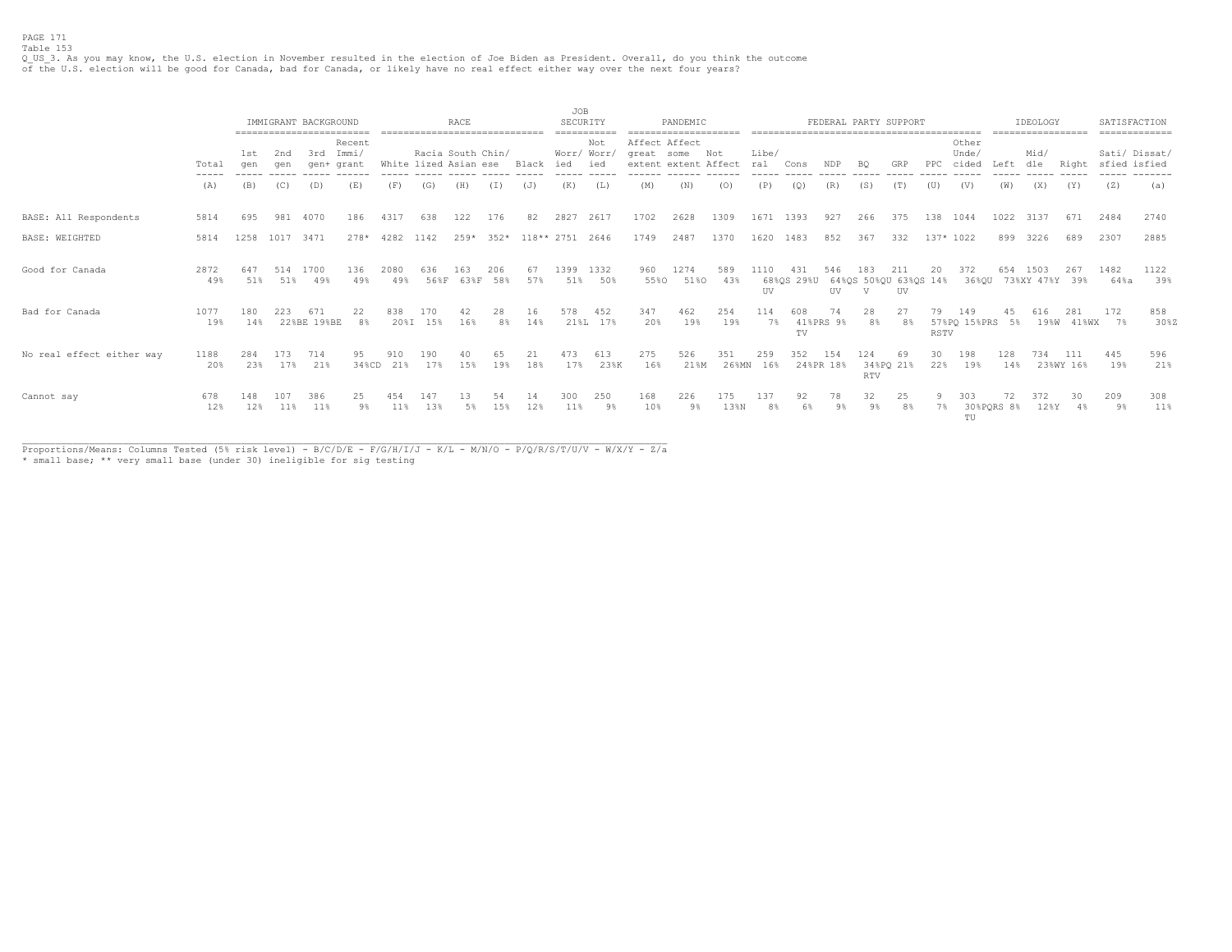PAGE 171
Table 153
Q_US_3. As you may know, the U.S. election in November resulted in the election of Joe Biden as President. Overall, do you think the outcome of the U.S. election will be good for Canada, bad for Canada, or likely have no real effect either way over the next four years?

| | Total | IMMIGRANT BACKGROUND | | | | RACE | | | | | JOB SECURITY | | PANDEMIC | | | FEDERAL PARTY SUPPORT | | | | | | | | IDEOLOGY | | | SATISFACTION | |
|---|---|---|---|---|---|---|---|---|---|---|---|---|---|---|---|---|---|---|---|---|---|---|---|---|---|---|---|---|
| | Total | 1st gen | 2nd gen | 3rd gen+ | Recent Immi/ grant | White | Racia lized | South Asian | Chin/ ese | Black | Worr/ ied | Not Worr/ ied | Affect great extent | Affect some extent | Not Affect | Libe/ ral | Cons | NDP | BQ | GRP | PPC | Other Unde/ cided | Left | Mid/ dle | Right | Sati/ sfied | Dissat/ isfied |
| | (A) | (B) | (C) | (D) | (E) | (F) | (G) | (H) | (I) | (J) | (K) | (L) | (M) | (N) | (O) | (P) | (Q) | (R) | (S) | (T) | (U) | (V) | (W) | (X) | (Y) | (Z) | (a) |
| BASE: All Respondents | 5814 | 695 | 981 | 4070 | 186 | 4317 | 638 | 122 | 176 | 82 | 2827 | 2617 | 1702 | 2628 | 1309 | 1671 | 1393 | 927 | 266 | 375 | 138 | 1044 | 1022 | 3137 | 671 | 2484 | 2740 |
| BASE: WEIGHTED | 5814 | 1258 | 1017 | 3471 | 278* | 4282 | 1142 | 259* | 352* | 118** | 2751 | 2646 | 1749 | 2487 | 1370 | 1620 | 1483 | 852 | 367 | 332 | 137* | 1022 | 899 | 3226 | 689 | 2307 | 2885 |
| Good for Canada | 2872 | 647 | 514 | 1700 | 136 | 2080 | 636 | 163 | 206 | 67 | 1399 | 1332 | 960 | 1274 | 589 | 1110 | 431 | 546 | 183 | 211 | 20 | 372 | 654 | 1503 | 267 | 1482 | 1122 |
| | 49% | 51% | 51% | 49% | 49% | 49% | 56%F | 63%F | 58% | 57% | 51% | 50% | 55%O | 51%O | 43% | 68%QS UV | 29%U | 64%QS UV | 50%QU V | 63%QS UV | 14% | 36%QU | 73%XY | 47%Y | 39% | 64%a | 39% |
| Bad for Canada | 1077 | 180 | 223 | 671 | 22 | 838 | 170 | 42 | 28 | 16 | 578 | 452 | 347 | 462 | 254 | 114 | 608 | 74 | 28 | 27 | 79 | 149 | 45 | 616 | 281 | 172 | 858 |
| | 19% | 14% | 22%BE | 19%BE | 8% | 20%I | 15% | 16% | 8% | 14% | 21%L | 17% | 20% | 19% | 19% | 7% | 41%PRS TV | 9% | 8% | 8% | 57%PQ RSTV | 15%PRS | 5% | 19%W | 41%WX | 7% | 30%Z |
| No real effect either way | 1188 | 284 | 173 | 714 | 95 | 910 | 190 | 40 | 65 | 21 | 473 | 613 | 275 | 526 | 351 | 259 | 352 | 154 | 124 | 69 | 30 | 198 | 128 | 734 | 111 | 445 | 596 |
| | 20% | 23% | 17% | 21% | 34%CD | 21% | 17% | 15% | 19% | 18% | 17% | 23%K | 16% | 21%M | 26%MN | 16% | 24%PR | 18% | 34%PQ RTV | 21% | 22% | 19% | 14% | 23%WY | 16% | 19% | 21% |
| Cannot say | 678 | 148 | 107 | 386 | 25 | 454 | 147 | 13 | 54 | 14 | 300 | 250 | 168 | 226 | 175 | 137 | 92 | 78 | 32 | 25 | 9 | 303 | 72 | 372 | 30 | 209 | 308 |
| | 12% | 12% | 11% | 11% | 9% | 11% | 13% | 5% | 15% | 12% | 11% | 9% | 10% | 9% | 13%N | 8% | 6% | 9% | 9% | 8% | 7% | 30%PQRS TU | 8% | 12%Y | 4% | 9% | 11% |

Proportions/Means: Columns Tested (5% risk level) - B/C/D/E - F/G/H/I/J - K/L - M/N/O - P/Q/R/S/T/U/V - W/X/Y - Z/a
* small base; ** very small base (under 30) ineligible for sig testing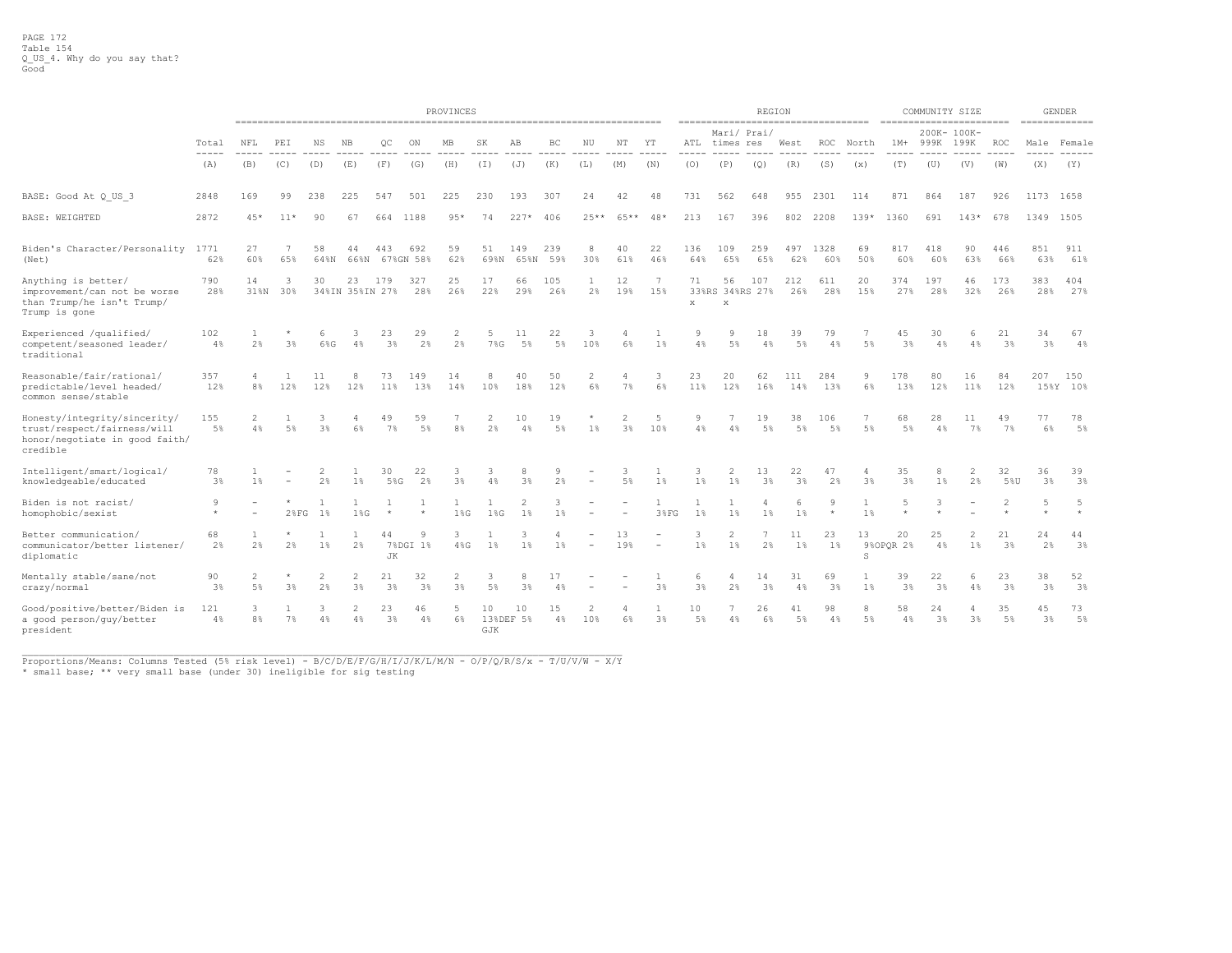PAGE 172
Table 154
Q_US_4. Why do you say that?
Good

| | Total | NFL | PEI | NS | NB | QC | ON | MB | SK | AB | BC | NU | NT | YT | ATL | Mari/ times | Prai/ res | West | ROC | North | 1M+ | 200K-999K | 100K-199K | ROC | Male | Female |
|---|---|---|---|---|---|---|---|---|---|---|---|---|---|---|---|---|---|---|---|---|---|---|---|---|---|---|
| | | PROVINCES | | | | | | | | | | | | | REGION | | | | | | COMMUNITY SIZE | | | | GENDER | |
| | (A) | (B) | (C) | (D) | (E) | (F) | (G) | (H) | (I) | (J) | (K) | (L) | (M) | (N) | (O) | (P) | (Q) | (R) | (S) | (x) | (T) | (U) | (V) | (W) | (X) | (Y) |
| BASE: Good At Q_US_3 | 2848 | 169 | 99 | 238 | 225 | 547 | 501 | 225 | 230 | 193 | 307 | 24 | 42 | 48 | 731 | 562 | 648 | 955 | 2301 | 114 | 871 | 864 | 187 | 926 | 1173 | 1658 |
| BASE: WEIGHTED | 2872 | 45* | 11* | 90 | 67 | 664 | 1188 | 95* | 74 | 227* | 406 | 25** | 65** | 48* | 213 | 167 | 396 | 802 | 2208 | 139* | 1360 | 691 | 143* | 678 | 1349 | 1505 |
| Biden's Character/Personality (Net) | 1771<br>62% | 27<br>60% | 7<br>65% | 58<br>64%N | 44<br>66%N | 443<br>67%GN | 692<br>58% | 59<br>62% | 51<br>69%N | 149<br>65%N | 239<br>59% | 8<br>30% | 40<br>61% | 22<br>46% | 136<br>64% | 109<br>65% | 259<br>65% | 497<br>62% | 1328<br>60% | 69<br>50% | 817<br>60% | 418<br>60% | 90<br>63% | 446<br>66% | 851<br>63% | 911<br>61% |
| Anything is better/ improvement/can not be worse than Trump/he isn't Trump/ Trump is gone | 790<br>28% | 14<br>31%N | 3<br>30% | 30<br>34%IN | 23<br>35%IN | 179<br>27% | 327<br>28% | 25<br>26% | 17<br>22% | 66<br>29% | 105<br>26% | 1<br>2% | 12<br>19% | 7<br>15% | 71<br>33%RS x | 56<br>34%RS x | 107<br>27% | 212<br>26% | 611<br>28% | 20<br>15% | 374<br>27% | 197<br>28% | 46<br>32% | 173<br>26% | 383<br>28% | 404<br>27% |
| Experienced /qualified/ competent/seasoned leader/ traditional | 102<br>4% | 1<br>2% | *<br>3% | 6<br>6%G | 3<br>4% | 23<br>3% | 29<br>2% | 2<br>2% | 5<br>7%G | 11<br>5% | 22<br>5% | 3<br>10% | 4<br>6% | 1<br>1% | 9<br>4% | 9<br>5% | 18<br>4% | 39<br>5% | 79<br>4% | 7<br>5% | 45<br>3% | 30<br>4% | 6<br>4% | 21<br>3% | 34<br>3% | 67<br>4% |
| Reasonable/fair/rational/ predictable/level headed/ common sense/stable | 357<br>12% | 4<br>8% | 1<br>12% | 11<br>12% | 8<br>12% | 73<br>11% | 149<br>13% | 14<br>14% | 8<br>10% | 40<br>18% | 50<br>12% | 2<br>6% | 4<br>7% | 3<br>6% | 23<br>11% | 20<br>12% | 62<br>16% | 111<br>14% | 284<br>13% | 9<br>6% | 178<br>13% | 80<br>12% | 16<br>11% | 84<br>12% | 207<br>15%Y | 150<br>10% |
| Honesty/integrity/sincerity/ trust/respect/fairness/will honor/negotiate in good faith/ credible | 155<br>5% | 2<br>4% | 1<br>5% | 3<br>3% | 4<br>6% | 49<br>7% | 59<br>5% | 7<br>8% | 2<br>2% | 10<br>4% | 19<br>5% | *<br>1% | 2<br>3% | 5<br>10% | 9<br>4% | 7<br>4% | 19<br>5% | 38<br>5% | 106<br>5% | 7<br>5% | 68<br>5% | 28<br>4% | 11<br>7% | 49<br>7% | 77<br>6% | 78<br>5% |
| Intelligent/smart/logical/ knowledgeable/educated | 78<br>3% | 1<br>1% | -<br>- | 2<br>2% | 1<br>1% | 30<br>5%G | 22<br>2% | 3<br>3% | 3<br>4% | 8<br>3% | 9<br>2% | -<br>- | 3<br>5% | 1<br>1% | 3<br>1% | 2<br>1% | 13<br>3% | 22<br>3% | 47<br>2% | 4<br>3% | 35<br>3% | 8<br>1% | 2<br>2% | 32<br>5%U | 36<br>3% | 39<br>3% |
| Biden is not racist/ homophobic/sexist | 9<br>* | -<br>- | *<br>2%FG | 1<br>1% | 1<br>1%G | 1<br>* | 1<br>* | 1<br>1%G | 1<br>1%G | 2<br>1% | 3<br>1% | -<br>- | -<br>- | 1<br>3%FG | 1<br>1% | 1<br>1% | 4<br>1% | 6<br>1% | 9<br>* | 1<br>1% | 5<br>* | 3<br>* | -<br>- | 2<br>* | 5<br>* | 5<br>* |
| Better communication/ communicator/better listener/ diplomatic | 68<br>2% | 1<br>2% | *<br>2% | 1<br>1% | 1<br>2% | 44<br>7%DGI JK | 9<br>1% | 3<br>4%G | 1<br>1% | 3<br>1% | 4<br>1% | -<br>- | 13<br>19% | -<br>- | 3<br>1% | 2<br>1% | 7<br>2% | 11<br>1% | 23<br>1% | 13<br>9%OPQR S | 20<br>2% | 25<br>4% | 2<br>1% | 21<br>3% | 24<br>2% | 44<br>3% |
| Mentally stable/sane/not crazy/normal | 90<br>3% | 2<br>5% | *<br>3% | 2<br>2% | 2<br>3% | 21<br>3% | 32<br>3% | 2<br>3% | 3<br>5% | 8<br>3% | 17<br>4% | -<br>- | -<br>- | 1<br>3% | 6<br>3% | 4<br>2% | 14<br>3% | 31<br>4% | 69<br>3% | 1<br>1% | 39<br>3% | 22<br>3% | 6<br>4% | 23<br>3% | 38<br>3% | 52<br>3% |
| Good/positive/better/Biden is a good person/guy/better president | 121<br>4% | 3<br>8% | 1<br>7% | 3<br>4% | 2<br>4% | 23<br>3% | 46<br>4% | 5<br>6% | 10<br>13%DEF GJK | 10<br>5% | 15<br>4% | 2<br>10% | 4<br>6% | 1<br>3% | 10<br>5% | 7<br>4% | 26<br>6% | 41<br>5% | 98<br>4% | 8<br>5% | 58<br>4% | 24<br>3% | 4<br>3% | 35<br>5% | 45<br>3% | 73<br>5% |

Proportions/Means: Columns Tested (5% risk level) - B/C/D/E/F/G/H/I/J/K/L/M/N - O/P/Q/R/S/x - T/U/V/W - X/Y
* small base; ** very small base (under 30) ineligible for sig testing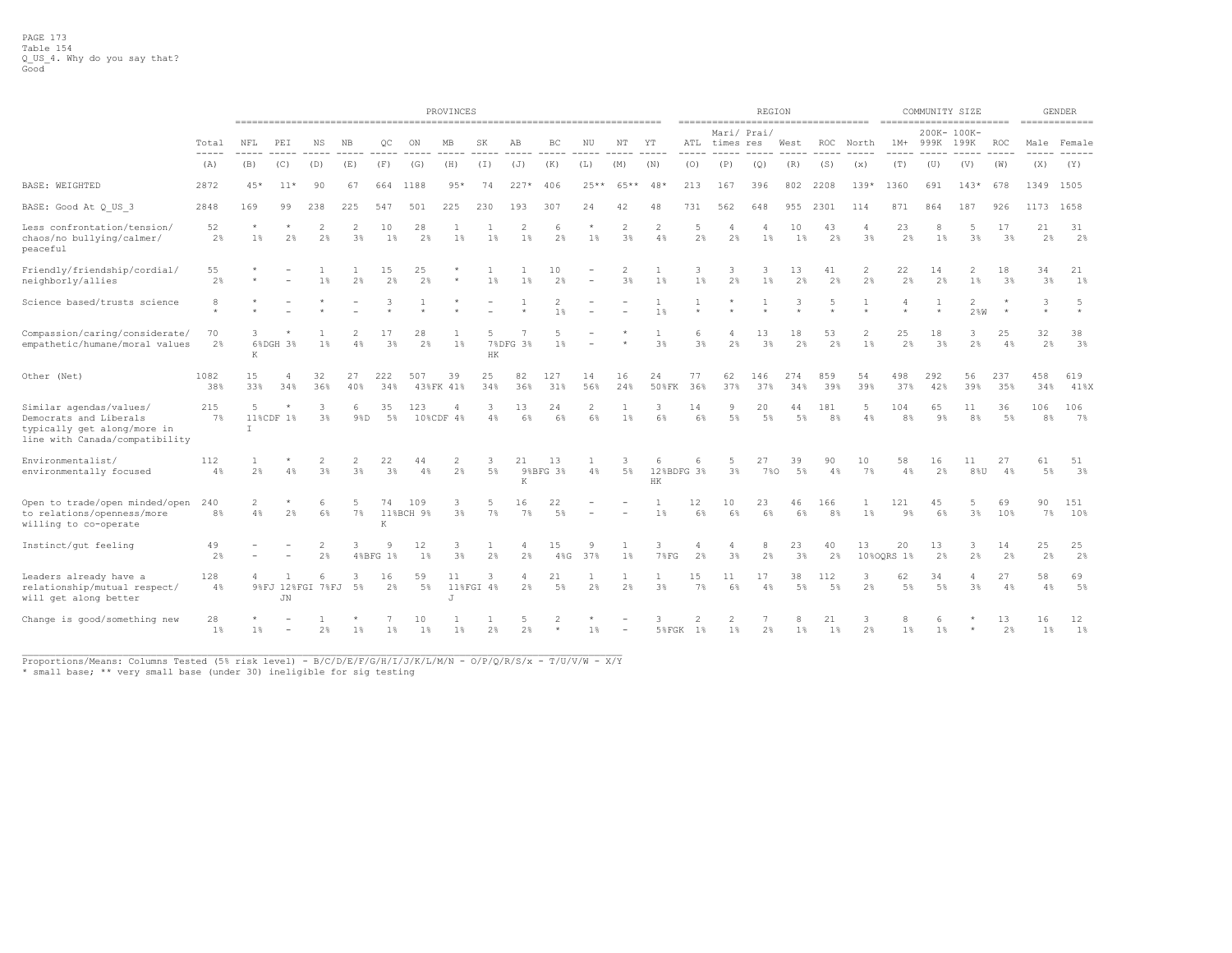PAGE 173
Table 154
Q_US_4. Why do you say that?
Good

| | | PROVINCES | | | | | | | | | | | | | REGION | | | | | | COMMUNITY SIZE | | | | GENDER | |
|---|---|---|---|---|---|---|---|---|---|---|---|---|---|---|---|---|---|---|---|---|---|---|---|---|---|---|
| | Total | NFL | PEI | NS | NB | QC | ON | MB | SK | AB | BC | NU | NT | YT | ATL | Mari/ times | Prai/ res | West | ROC | North | 1M+ | 200K- 999K | 100K- 199K | ROC | Male | Female |
| | (A) | (B) | (C) | (D) | (E) | (F) | (G) | (H) | (I) | (J) | (K) | (L) | (M) | (N) | (O) | (P) | (Q) | (R) | (S) | (x) | (T) | (U) | (V) | (W) | (X) | (Y) |
| BASE: WEIGHTED | 2872 | 45* | 11* | 90 | 67 | 664 | 1188 | 95* | 74 | 227* | 406 | 25** | 65** | 48* | 213 | 167 | 396 | 802 | 2208 | 139* | 1360 | 691 | 143* | 678 | 1349 | 1505 |
| BASE: Good At Q_US_3 | 2848 | 169 | 99 | 238 | 225 | 547 | 501 | 225 | 230 | 193 | 307 | 24 | 42 | 48 | 731 | 562 | 648 | 955 | 2301 | 114 | 871 | 864 | 187 | 926 | 1173 | 1658 |
| Less confrontation/tension/ chaos/no bullying/calmer/ peaceful | 52<br>2% | *<br>1% | *<br>2% | 2<br>2% | 2<br>3% | 10<br>1% | 28<br>2% | 1<br>1% | 1<br>1% | 2<br>1% | 6<br>2% | *<br>1% | 2<br>3% | 2<br>4% | 5<br>2% | 4<br>2% | 4<br>1% | 10<br>1% | 43<br>2% | 4<br>3% | 23<br>2% | 8<br>1% | 5<br>3% | 17<br>3% | 21<br>2% | 31<br>2% |
| Friendly/friendship/cordial/ neighborly/allies | 55<br>2% | *<br>* | -<br>- | 1<br>1% | 1<br>2% | 15<br>2% | 25<br>2% | *<br>* | 1<br>1% | 1<br>1% | 10<br>2% | -<br>- | 2<br>3% | 1<br>1% | 3<br>1% | 3<br>2% | 3<br>1% | 13<br>2% | 41<br>2% | 2<br>2% | 22<br>2% | 14<br>2% | 2<br>1% | 18<br>3% | 34<br>3% | 21<br>1% |
| Science based/trusts science | 8<br>* | *<br>* | -<br>- | *<br>* | -<br>- | 3<br>* | 1<br>* | *<br>* | -<br>- | 1<br>* | 2<br>1% | -<br>- | -<br>- | 1<br>1% | 1<br>* | *<br>* | 1<br>* | 3<br>* | 5<br>* | 1<br>* | 4<br>* | 1<br>* | 2<br>2%W | *<br>* | 3<br>* | 5<br>* |
| Compassion/caring/considerate/ empathetic/humane/moral values | 70<br>2% | 3<br>6%DGH K | *<br>3% | 1<br>1% | 2<br>4% | 17<br>3% | 28<br>2% | 1<br>1% | 5<br>7%DFG HK | 7<br>3% | 5<br>1% | -<br>- | *<br>* | 1<br>3% | 6<br>3% | 4<br>2% | 13<br>3% | 18<br>2% | 53<br>2% | 2<br>1% | 25<br>2% | 18<br>3% | 3<br>2% | 25<br>4% | 32<br>2% | 38<br>3% |
| Other (Net) | 1082<br>38% | 15<br>33% | 4<br>34% | 32<br>36% | 27<br>40% | 222<br>34% | 507<br>43%FK | 39<br>41% | 25<br>34% | 82<br>36% | 127<br>31% | 14<br>56% | 16<br>24% | 24<br>50%FK | 77<br>36% | 62<br>37% | 146<br>37% | 274<br>34% | 859<br>39% | 54<br>39% | 498<br>37% | 292<br>42% | 56<br>39% | 237<br>35% | 458<br>34% | 619<br>41%X |
| Similar agendas/values/ Democrats and Liberals typically get along/more in line with Canada/compatibility | 215<br>7% | 5<br>11%CDF I | *<br>1% | 3<br>3% | 6<br>9%D | 35<br>5% | 123<br>10%CDF | 4<br>4% | 3<br>4% | 13<br>6% | 24<br>6% | 2<br>6% | 1<br>1% | 3<br>6% | 14<br>6% | 9<br>5% | 20<br>5% | 44<br>5% | 181<br>8% | 5<br>4% | 104<br>8% | 65<br>9% | 11<br>8% | 36<br>5% | 106<br>8% | 106<br>7% |
| Environmentalist/ environmentally focused | 112<br>4% | 1<br>2% | *<br>4% | 2<br>3% | 2<br>3% | 22<br>3% | 44<br>4% | 2<br>2% | 3<br>5% | 21<br>9%BFG K | 13<br>3% | 1<br>4% | 3<br>5% | 6<br>12%BDFG HK | 6<br>3% | 5<br>3% | 27<br>7%O | 39<br>5% | 90<br>4% | 10<br>7% | 58<br>4% | 16<br>2% | 11<br>8%U | 27<br>4% | 61<br>5% | 51<br>3% |
| Open to trade/open minded/open to relations/openness/more willing to co-operate | 240<br>8% | 2<br>4% | *<br>2% | 6<br>6% | 5<br>7% | 74<br>11%BCH K | 109<br>9% | 3<br>3% | 5<br>7% | 16<br>7% | 22<br>5% | -<br>- | -<br>- | 1<br>1% | 12<br>6% | 10<br>6% | 23<br>6% | 46<br>6% | 166<br>8% | 1<br>1% | 121<br>9% | 45<br>6% | 5<br>3% | 69<br>10% | 90<br>7% | 151<br>10% |
| Instinct/gut feeling | 49<br>2% | -<br>- | -<br>- | 2<br>2% | 3<br>4%BFG | 9<br>1% | 12<br>1% | 3<br>3% | 1<br>2% | 4<br>2% | 15<br>4%G | 9<br>37% | 1<br>1% | 3<br>7%FG | 4<br>2% | 4<br>3% | 8<br>2% | 23<br>3% | 40<br>2% | 13<br>10%OQRS | 20<br>1% | 13<br>2% | 3<br>2% | 14<br>2% | 25<br>2% | 25<br>2% |
| Leaders already have a relationship/mutual respect/ will get along better | 128<br>4% | 4<br>9%FJ | 1<br>12%FGI JN | 6<br>7%FJ | 3<br>5% | 16<br>2% | 59<br>5% | 11<br>11%FGI J | 3<br>4% | 4<br>2% | 21<br>5% | 1<br>2% | 1<br>2% | 1<br>3% | 15<br>7% | 11<br>6% | 17<br>4% | 38<br>5% | 112<br>5% | 3<br>2% | 62<br>5% | 34<br>5% | 4<br>3% | 27<br>4% | 58<br>4% | 69<br>5% |
| Change is good/something new | 28<br>1% | *<br>1% | -<br>- | 1<br>2% | *<br>1% | 7<br>1% | 10<br>1% | 1<br>1% | 1<br>2% | 5<br>2% | 2<br>* | *<br>1% | -<br>- | 3<br>5%FGK | 2<br>1% | 2<br>1% | 7<br>2% | 8<br>1% | 21<br>1% | 3<br>2% | 8<br>1% | 6<br>1% | *<br>* | 13<br>2% | 16<br>1% | 12<br>1% |

Proportions/Means: Columns Tested (5% risk level) - B/C/D/E/F/G/H/I/J/K/L/M/N - O/P/Q/R/S/x - T/U/V/W - X/Y
* small base; ** very small base (under 30) ineligible for sig testing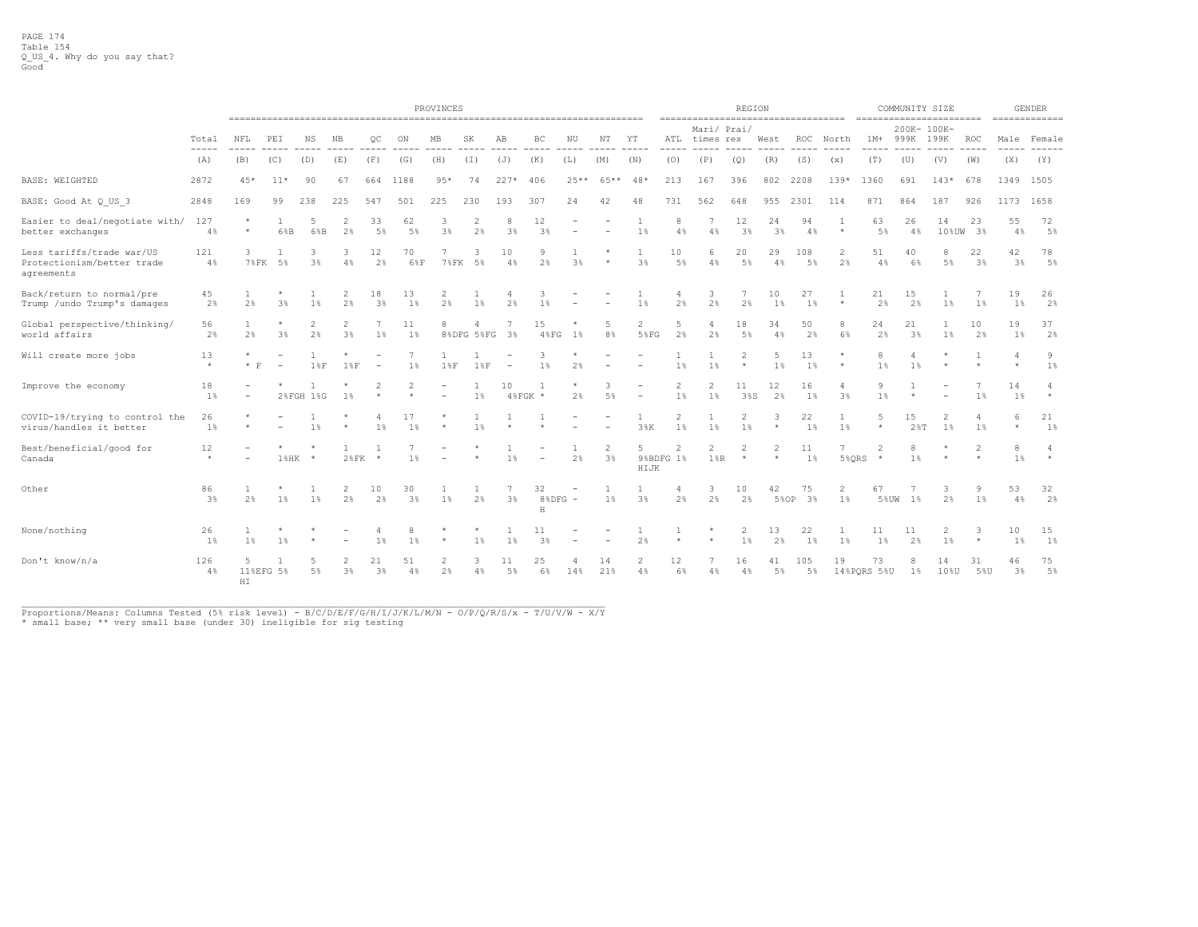PAGE 174
Table 154
Q_US_4. Why do you say that?
Good

| | Total | PROVINCES | | | | | | | | | | | | | REGION | | | | | | COMMUNITY SIZE | | | | GENDER | |
|---|---|---|---|---|---|---|---|---|---|---|---|---|---|---|---|---|---|---|---|---|---|---|---|---|---|---|
| | Total | NFL | PEI | NS | NB | QC | ON | MB | SK | AB | BC | NU | NT | YT | ATL | Mari/ times | Prai/ res | West | ROC | North | 1M+ | 200K- 999K | 100K- 199K | ROC | Male | Female |
| | (A) | (B) | (C) | (D) | (E) | (F) | (G) | (H) | (I) | (J) | (K) | (L) | (M) | (N) | (O) | (P) | (Q) | (R) | (S) | (x) | (T) | (U) | (V) | (W) | (X) | (Y) |
| BASE: WEIGHTED | 2872 | 45* | 11* | 90 | 67 | 664 | 1188 | 95* | 74 | 227* | 406 | 25** | 65** | 48* | 213 | 167 | 396 | 802 | 2208 | 139* | 1360 | 691 | 143* | 678 | 1349 | 1505 |
| BASE: Good At Q_US_3 | 2848 | 169 | 99 | 238 | 225 | 547 | 501 | 225 | 230 | 193 | 307 | 24 | 42 | 48 | 731 | 562 | 648 | 955 | 2301 | 114 | 871 | 864 | 187 | 926 | 1173 | 1658 |
| Easier to deal/negotiate with/ better exchanges | 127 | * | 1 | 5 | 2 | 33 | 62 | 3 | 2 | 8 | 12 | - | - | 1 | 8 | 7 | 12 | 24 | 94 | 1 | 63 | 26 | 14 | 23 | 55 | 72 |
| | 4% | * | 6%B | 6%B | 2% | 5% | 5% | 3% | 2% | 3% | 3% | - | - | 1% | 4% | 4% | 3% | 3% | 4% | * | 5% | 4% | 10%UW | 3% | 4% | 5% |
| Less tariffs/trade war/US Protectionism/better trade agreements | 121 | 3 | 1 | 3 | 3 | 12 | 70 | 7 | 3 | 10 | 9 | 1 | * | 1 | 10 | 6 | 20 | 29 | 108 | 2 | 51 | 40 | 8 | 22 | 42 | 78 |
| | 4% | 7%FK | 5% | 3% | 4% | 2% | 6%F | 7%FK | 5% | 4% | 2% | 3% | * | 3% | 5% | 4% | 5% | 4% | 5% | 2% | 4% | 6% | 5% | 3% | 3% | 5% |
| Back/return to normal/pre Trump /undo Trump's damages | 45 | 1 | * | 1 | 2 | 18 | 13 | 2 | 1 | 4 | 3 | - | - | 1 | 4 | 3 | 7 | 10 | 27 | 1 | 21 | 15 | 1 | 7 | 19 | 26 |
| | 2% | 2% | 3% | 1% | 2% | 3% | 1% | 2% | 1% | 2% | 1% | - | - | 1% | 2% | 2% | 2% | 1% | 1% | * | 2% | 2% | 1% | 1% | 1% | 2% |
| Global perspective/thinking/ world affairs | 56 | 1 | * | 2 | 2 | 7 | 11 | 8 | 4 | 7 | 15 | * | 5 | 2 | 5 | 4 | 18 | 34 | 50 | 8 | 24 | 21 | 1 | 10 | 19 | 37 |
| | 2% | 2% | 3% | 2% | 3% | 1% | 1% | 8%DFG | 5%FG | 3% | 4%FG | 1% | 8% | 5%FG | 2% | 2% | 5% | 4% | 2% | 6% | 2% | 3% | 1% | 2% | 1% | 2% |
| Will create more jobs | 13 | * | - | 1 | * | - | 7 | 1 | 1 | - | 3 | * | - | - | 1 | 1 | 2 | 5 | 13 | * | 8 | 4 | * | 1 | 4 | 9 |
| | * | * F | - | 1%F | 1%F | - | 1% | 1%F | 1%F | - | 1% | 2% | - | - | 1% | 1% | * | 1% | 1% | * | 1% | 1% | * | * | * | 1% |
| Improve the economy | 18 | - | * | 1 | * | 2 | 2 | - | 1 | 10 | 1 | * | 3 | - | 2 | 2 | 11 | 12 | 16 | 4 | 9 | 1 | - | 7 | 14 | 4 |
| | 1% | - | 2%FGH | 1%G | 1% | * | * | - | 1% | 4%FGK | * | 2% | 5% | - | 1% | 1% | 3%S | 2% | 1% | 3% | 1% | * | - | 1% | 1% | * |
| COVID-19/trying to control the virus/handles it better | 26 | * | - | 1 | * | 4 | 17 | * | 1 | 1 | 1 | - | - | 1 | 2 | 1 | 2 | 3 | 22 | 1 | 5 | 15 | 2 | 4 | 6 | 21 |
| | 1% | * | - | 1% | * | 1% | 1% | * | 1% | * | * | - | - | 3%K | 1% | 1% | 1% | * | 1% | 1% | * | 2%T | 1% | 1% | * | 1% |
| Best/beneficial/good for Canada | 12 | - | * | * | 1 | 1 | 7 | - | * | 1 | - | 1 | 2 | 5 | 2 | 2 | 2 | 2 | 11 | 7 | 2 | 8 | * | 2 | 8 | 4 |
| | * | - | 1%HK | * | 2%FK | * | 1% | - | * | 1% | - | 2% | 3% | 9%BDFG HIJK | 1% | 1%R | * | * | 1% | 5%QRS | * | 1% | * | * | 1% | * |
| Other | 86 | 1 | * | 1 | 2 | 10 | 30 | 1 | 1 | 7 | 32 | - | 1 | 1 | 4 | 3 | 10 | 42 | 75 | 2 | 67 | 7 | 3 | 9 | 53 | 32 |
| | 3% | 2% | 1% | 1% | 2% | 2% | 3% | 1% | 2% | 3% | 8%DFG H | - | 1% | 3% | 2% | 2% | 2% | 5%OP | 3% | 1% | 5%UW | 1% | 2% | 1% | 4% | 2% |
| None/nothing | 26 | 1 | * | * | - | 4 | 8 | * | * | 1 | 11 | - | - | 1 | 1 | * | 2 | 13 | 22 | 1 | 11 | 11 | 2 | 3 | 10 | 15 |
| | 1% | 1% | 1% | * | - | 1% | 1% | * | 1% | 1% | 3% | - | - | 2% | * | * | 1% | 2% | 1% | 1% | 1% | 2% | 1% | * | 1% | 1% |
| Don't know/n/a | 126 | 5 | 1 | 5 | 2 | 21 | 51 | 2 | 3 | 11 | 25 | 4 | 14 | 2 | 12 | 7 | 16 | 41 | 105 | 19 | 73 | 8 | 14 | 31 | 46 | 75 |
| | 4% | 11%EFG HI | 5% | 5% | 3% | 3% | 4% | 2% | 4% | 5% | 6% | 14% | 21% | 4% | 6% | 4% | 4% | 5% | 5% | 14%PQRS | 5%U | 1% | 10%U | 5%U | 3% | 5% |

Proportions/Means: Columns Tested (5% risk level) - B/C/D/E/F/G/H/I/J/K/L/M/N - O/P/Q/R/S/x - T/U/V/W - X/Y
* small base; ** very small base (under 30) ineligible for sig testing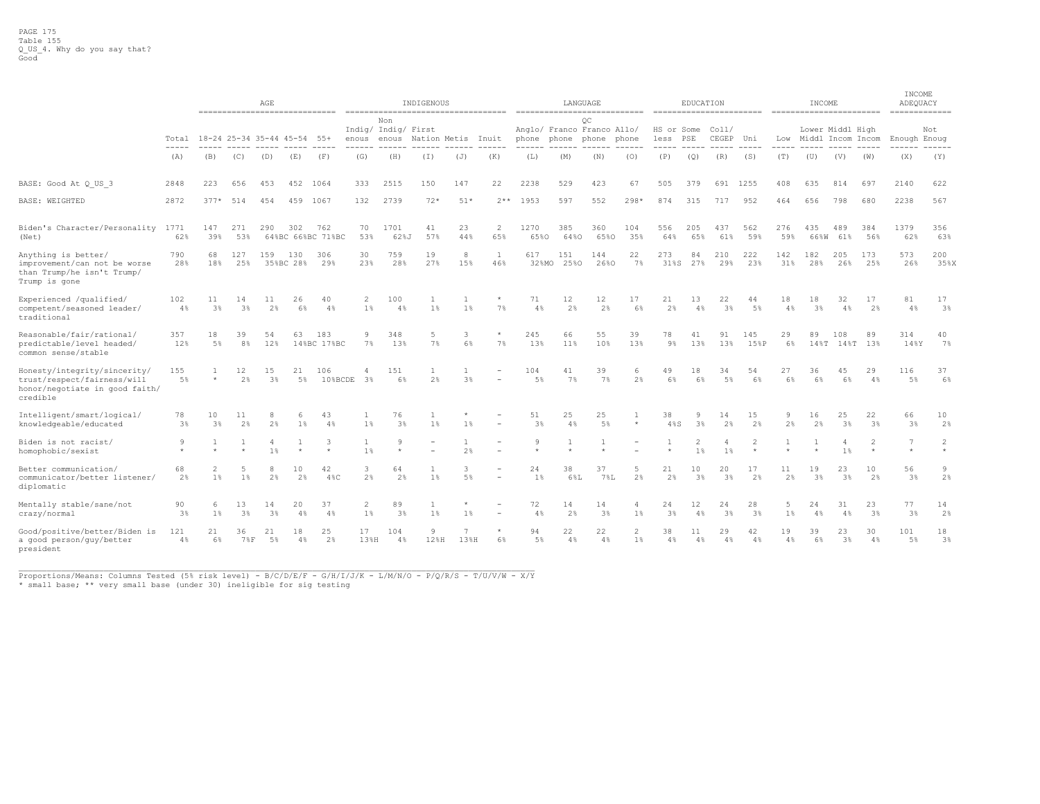PAGE 175
Table 155
Q_US_4. Why do you say that?
Good

| | Total | AGE | | | | | INDIGENOUS | | | | | LANGUAGE | | | | EDUCATION | | | | INCOME | | | | INCOME ADEQUACY | |
|---|---|---|---|---|---|---|---|---|---|---|---|---|---|---|---|---|---|---|---|---|---|---|---|---|---|
| | | 18-24 | 25-34 | 35-44 | 45-54 | 55+ | Indigenous | Non Indigenous | First Nation | Metis | Inuit | Anglophone | Francophone | QC Franco phone | Allophone | HS or less | Some PSE | Coll/CEGEP | Uni | Low | Lower Middl | Middl Incom | High Incom | Enough | Not Enoug |
| | (A) | (B) | (C) | (D) | (E) | (F) | (G) | (H) | (I) | (J) | (K) | (L) | (M) | (N) | (O) | (P) | (Q) | (R) | (S) | (T) | (U) | (V) | (W) | (X) | (Y) |
| BASE: Good At Q_US_3 | 2848 | 223 | 656 | 453 | 452 | 1064 | 333 | 2515 | 150 | 147 | 22 | 2238 | 529 | 423 | 67 | 505 | 379 | 691 | 1255 | 408 | 635 | 814 | 697 | 2140 | 622 |
| BASE: WEIGHTED | 2872 | 377* | 514 | 454 | 459 | 1067 | 132 | 2739 | 72* | 51* | 2** | 1953 | 597 | 552 | 298* | 874 | 315 | 717 | 952 | 464 | 656 | 798 | 680 | 2238 | 567 |
| Biden's Character/Personality (Net) | 1771<br>62% | 147<br>39% | 271<br>53% | 290<br>64%BC | 302<br>66%BC | 762<br>71%BC | 70<br>53% | 1701<br>62%J | 41<br>57% | 23<br>44% | 2<br>65% | 1270<br>65%O | 385<br>64%O | 360<br>65%O | 104<br>35% | 556<br>64% | 205<br>65% | 437<br>61% | 562<br>59% | 276<br>59% | 435<br>66%W | 489<br>61% | 384<br>56% | 1379<br>62% | 356<br>63% |
| Anything is better/ improvement/can not be worse than Trump/he isn't Trump/ Trump is gone | 790<br>28% | 68<br>18% | 127<br>25% | 159<br>35%BC | 130<br>28% | 306<br>29% | 30<br>23% | 759<br>28% | 19<br>27% | 8<br>15% | 1<br>46% | 617<br>32%MO | 151<br>25%O | 144<br>26%O | 22<br>7% | 273<br>31%S | 84<br>27% | 210<br>29% | 222<br>23% | 142<br>31% | 182<br>28% | 205<br>26% | 173<br>25% | 573<br>26% | 200<br>35%X |
| Experienced /qualified/ competent/seasoned leader/ traditional | 102<br>4% | 11<br>3% | 14<br>3% | 11<br>2% | 26<br>6% | 40<br>4% | 2<br>1% | 100<br>4% | 1<br>1% | 1<br>1% | *<br>7% | 71<br>4% | 12<br>2% | 12<br>2% | 17<br>6% | 21<br>2% | 13<br>4% | 22<br>3% | 44<br>5% | 18<br>4% | 18<br>3% | 32<br>4% | 17<br>2% | 81<br>4% | 17<br>3% |
| Reasonable/fair/rational/ predictable/level headed/ common sense/stable | 357<br>12% | 18<br>5% | 39<br>8% | 54<br>12% | 63<br>14%BC | 183<br>17%BC | 9<br>7% | 348<br>13% | 5<br>7% | 3<br>6% | *<br>7% | 245<br>13% | 66<br>11% | 55<br>10% | 39<br>13% | 78<br>9% | 41<br>13% | 91<br>13% | 145<br>15%P | 29<br>6% | 89<br>14%T | 108<br>14%T | 89<br>13% | 314<br>14%Y | 40<br>7% |
| Honesty/integrity/sincerity/ trust/respect/fairness/will honor/negotiate in good faith/ credible | 155<br>5% | 1<br>* | 12<br>2% | 15<br>3% | 21<br>5% | 106<br>10%BCDE | 4<br>3% | 151<br>6% | 1<br>2% | 1<br>3% | -<br>- | 104<br>5% | 41<br>7% | 39<br>7% | 6<br>2% | 49<br>6% | 18<br>6% | 34<br>5% | 54<br>6% | 27<br>6% | 36<br>6% | 45<br>6% | 29<br>4% | 116<br>5% | 37<br>6% |
| Intelligent/smart/logical/ knowledgeable/educated | 78<br>3% | 10<br>3% | 11<br>2% | 8<br>2% | 6<br>1% | 43<br>4% | 1<br>1% | 76<br>3% | 1<br>1% | *<br>1% | -<br>- | 51<br>3% | 25<br>4% | 25<br>5% | 1<br>* | 38<br>4%S | 9<br>3% | 14<br>2% | 15<br>2% | 9<br>2% | 16<br>2% | 25<br>3% | 22<br>3% | 66<br>3% | 10<br>2% |
| Biden is not racist/ homophobic/sexist | 9<br>* | 1<br>* | 1<br>* | 4<br>1% | 1<br>* | 3<br>* | 1<br>1% | 9<br>* | -<br>- | 1<br>2% | -<br>- | 9<br>* | 1<br>* | 1<br>* | -<br>- | 1<br>* | 2<br>1% | 4<br>1% | 2<br>* | 1<br>* | 1<br>* | 4<br>1% | 2<br>* | 7<br>* | 2<br>* |
| Better communication/ communicator/better listener/ diplomatic | 68<br>2% | 2<br>1% | 5<br>1% | 8<br>2% | 10<br>2% | 42<br>4%C | 3<br>2% | 64<br>2% | 1<br>1% | 3<br>5% | -<br>- | 24<br>1% | 38<br>6%L | 37<br>7%L | 5<br>2% | 21<br>2% | 10<br>3% | 20<br>3% | 17<br>2% | 11<br>2% | 19<br>3% | 23<br>3% | 10<br>2% | 56<br>3% | 9<br>2% |
| Mentally stable/sane/not crazy/normal | 90<br>3% | 6<br>1% | 13<br>3% | 14<br>3% | 20<br>4% | 37<br>4% | 2<br>1% | 89<br>3% | 1<br>1% | *<br>1% | -<br>- | 72<br>4% | 14<br>2% | 14<br>3% | 4<br>1% | 24<br>3% | 12<br>4% | 24<br>3% | 28<br>3% | 5<br>1% | 24<br>4% | 31<br>4% | 23<br>3% | 77<br>3% | 14<br>2% |
| Good/positive/better/Biden is a good person/guy/better president | 121<br>4% | 21<br>6% | 36<br>7%F | 21<br>5% | 18<br>4% | 25<br>2% | 17<br>13%H | 104<br>4% | 9<br>12%H | 7<br>13%H | *<br>6% | 94<br>5% | 22<br>4% | 22<br>4% | 2<br>1% | 38<br>4% | 11<br>4% | 29<br>4% | 42<br>4% | 19<br>4% | 39<br>6% | 23<br>3% | 30<br>4% | 101<br>5% | 18<br>3% |

Proportions/Means: Columns Tested (5% risk level) - B/C/D/E/F - G/H/I/J/K - L/M/N/O - P/Q/R/S - T/U/V/W - X/Y
* small base; ** very small base (under 30) ineligible for sig testing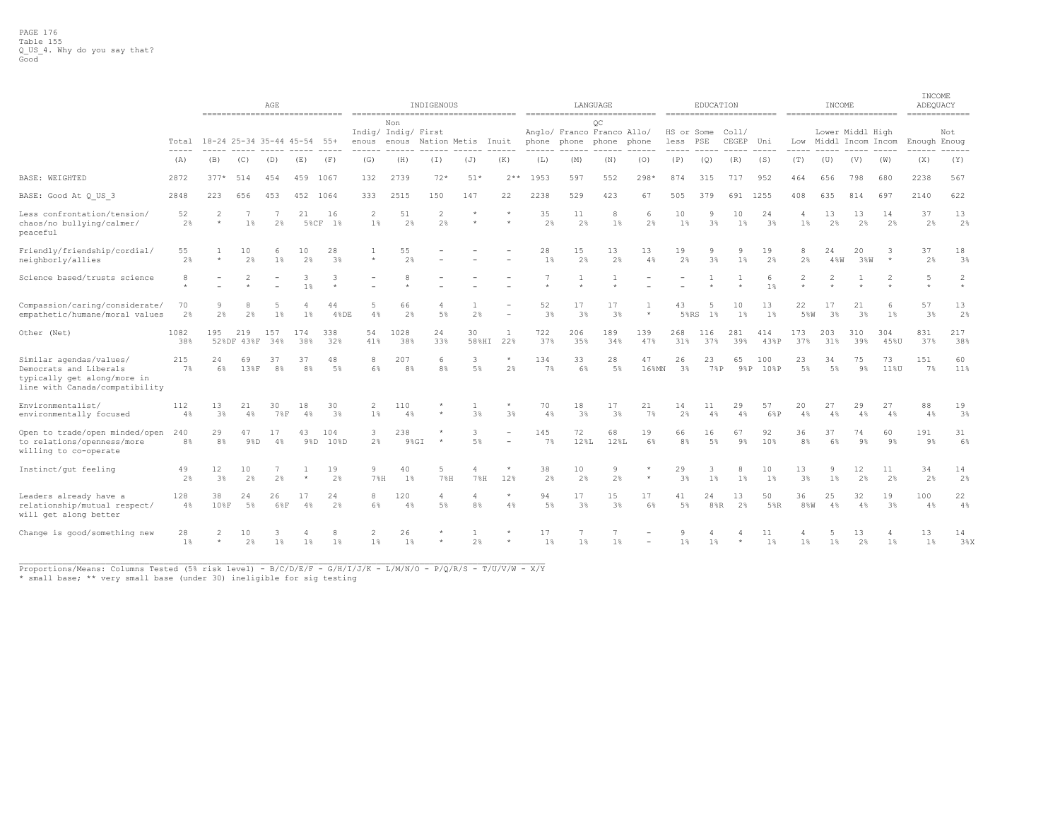Table 155
Q_US_4. Why do you say that?
Good

| | Total | AGE | | | | | INDIGENOUS | | | | | LANGUAGE | | | | EDUCATION | | | | INCOME | | | | INCOME ADEQUACY | |
|---|---|---|---|---|---|---|---|---|---|---|---|---|---|---|---|---|---|---|---|---|---|---|---|---|---|
| | Total | 18-24 | 25-34 | 35-44 | 45-54 | 55+ | Indigenous | Non Indigenous | First Nation | Metis | Inuit | Anglophone | Francophone | QC Francophone | Allophone | HS or less | Some PSE | Coll/CEGEP | Uni | Low | Lower Middl | Middl Incom | High Incom | Enough | Not Enoug |
| | (A) | (B) | (C) | (D) | (E) | (F) | (G) | (H) | (I) | (J) | (K) | (L) | (M) | (N) | (O) | (P) | (Q) | (R) | (S) | (T) | (U) | (V) | (W) | (X) | (Y) |
| BASE: WEIGHTED | 2872 | 377* | 514 | 454 | 459 | 1067 | 132 | 2739 | 72* | 51* | 2** | 1953 | 597 | 552 | 298* | 874 | 315 | 717 | 952 | 464 | 656 | 798 | 680 | 2238 | 567 |
| BASE: Good At Q_US_3 | 2848 | 223 | 656 | 453 | 452 | 1064 | 333 | 2515 | 150 | 147 | 22 | 2238 | 529 | 423 | 67 | 505 | 379 | 691 | 1255 | 408 | 635 | 814 | 697 | 2140 | 622 |
| Less confrontation/tension/chaos/no bullying/calmer/peaceful | 52 | 2 | 7 | 7 | 21 | 16 | 2 | 51 | 2 | * | * | 35 | 11 | 8 | 6 | 10 | 9 | 10 | 24 | 4 | 13 | 13 | 14 | 37 | 13 |
| | 2% | * | 1% | 2% | 5%CF | 1% | 1% | 2% | 2% | * | * | 2% | 2% | 1% | 2% | 1% | 3% | 1% | 3% | 1% | 2% | 2% | 2% | 2% | 2% |
| Friendly/friendship/cordial/neighborly/allies | 55 | 1 | 10 | 6 | 10 | 28 | 1 | 55 | - | - | - | 28 | 15 | 13 | 13 | 19 | 9 | 9 | 19 | 8 | 24 | 20 | 3 | 37 | 18 |
| | 2% | * | 2% | 1% | 2% | 3% | * | 2% | - | - | - | 1% | 2% | 2% | 4% | 2% | 3% | 1% | 2% | 2% | 4%W | 3%W | * | 2% | 3% |
| Science based/trusts science | 8 | - | 2 | - | 3 | 3 | - | 8 | - | - | - | 7 | 1 | 1 | - | - | 1 | 1 | 6 | 2 | 2 | 1 | 2 | 5 | 2 |
| | * | - | * | - | 1% | * | - | * | - | - | - | * | * | * | - | - | * | * | 1% | * | * | * | * | * | * |
| Compassion/caring/considerate/empathetic/humane/moral values | 70 | 9 | 8 | 5 | 4 | 44 | 5 | 66 | 4 | 1 | - | 52 | 17 | 17 | 1 | 43 | 5 | 10 | 13 | 22 | 17 | 21 | 6 | 57 | 13 |
| | 2% | 2% | 2% | 1% | 1% | 4%DE | 4% | 2% | 5% | 2% | - | 3% | 3% | 3% | * | 5%RS | 1% | 1% | 1% | 5%W | 3% | 3% | 1% | 3% | 2% |
| Other (Net) | 1082 | 195 | 219 | 157 | 174 | 338 | 54 | 1028 | 24 | 30 | 1 | 722 | 206 | 189 | 139 | 268 | 116 | 281 | 414 | 173 | 203 | 310 | 304 | 831 | 217 |
| | 38% | 52%DF | 43%F | 34% | 38% | 32% | 41% | 38% | 33% | 58%HI | 22% | 37% | 35% | 34% | 47% | 31% | 37% | 39% | 43%P | 37% | 31% | 39% | 45%U | 37% | 38% |
| Similar agendas/values/Democrats and Liberals typically get along/more in line with Canada/compatibility | 215 | 24 | 69 | 37 | 37 | 48 | 8 | 207 | 6 | 3 | * | 134 | 33 | 28 | 47 | 26 | 23 | 65 | 100 | 23 | 34 | 75 | 73 | 151 | 60 |
| | 7% | 6% | 13%F | 8% | 8% | 5% | 6% | 8% | 8% | 5% | 2% | 7% | 6% | 5% | 16%MN | 3% | 7%P | 9%P | 10%P | 5% | 5% | 9% | 11%U | 7% | 11% |
| Environmentalist/environmentally focused | 112 | 13 | 21 | 30 | 18 | 30 | 2 | 110 | * | 1 | * | 70 | 18 | 17 | 21 | 14 | 11 | 29 | 57 | 20 | 27 | 29 | 27 | 88 | 19 |
| | 4% | 3% | 4% | 7%F | 4% | 3% | 1% | 4% | * | 3% | 3% | 4% | 3% | 3% | 7% | 2% | 4% | 4% | 6%P | 4% | 4% | 4% | 4% | 4% | 3% |
| Open to trade/open minded/open to relations/openness/more willing to co-operate | 240 | 29 | 47 | 17 | 43 | 104 | 3 | 238 | * | 3 | - | 145 | 72 | 68 | 19 | 66 | 16 | 67 | 92 | 36 | 37 | 74 | 60 | 191 | 31 |
| | 8% | 8% | 9%D | 4% | 9%D | 10%D | 2% | 9%GI | * | 5% | - | 7% | 12%L | 12%L | 6% | 8% | 5% | 9% | 10% | 8% | 6% | 9% | 9% | 9% | 6% |
| Instinct/gut feeling | 49 | 12 | 10 | 7 | 1 | 19 | 9 | 40 | 5 | 4 | * | 38 | 10 | 9 | * | 29 | 3 | 8 | 10 | 13 | 9 | 12 | 11 | 34 | 14 |
| | 2% | 3% | 2% | 2% | * | 2% | 7%H | 1% | 7%H | 7%H | 12% | 2% | 2% | 2% | * | 3% | 1% | 1% | 1% | 3% | 1% | 2% | 2% | 2% | 2% |
| Leaders already have a relationship/mutual respect/will get along better | 128 | 38 | 24 | 26 | 17 | 24 | 8 | 120 | 4 | 4 | * | 94 | 17 | 15 | 17 | 41 | 24 | 13 | 50 | 36 | 25 | 32 | 19 | 100 | 22 |
| | 4% | 10%F | 5% | 6%F | 4% | 2% | 6% | 4% | 5% | 8% | 4% | 5% | 3% | 3% | 6% | 5% | 8%R | 2% | 5%R | 8%W | 4% | 4% | 3% | 4% | 4% |
| Change is good/something new | 28 | 2 | 10 | 3 | 4 | 8 | 2 | 26 | * | 1 | * | 17 | 7 | 7 | - | 9 | 4 | 4 | 11 | 4 | 5 | 13 | 4 | 13 | 14 |
| | 1% | * | 2% | 1% | 1% | 1% | 1% | 1% | * | 2% | * | 1% | 1% | 1% | - | 1% | 1% | * | 1% | 1% | 1% | 2% | 1% | 1% | 3%X |

Proportions/Means: Columns Tested (5% risk level) - B/C/D/E/F - G/H/I/J/K - L/M/N/O - P/Q/R/S - T/U/V/W - X/Y
* small base; ** very small base (under 30) ineligible for sig testing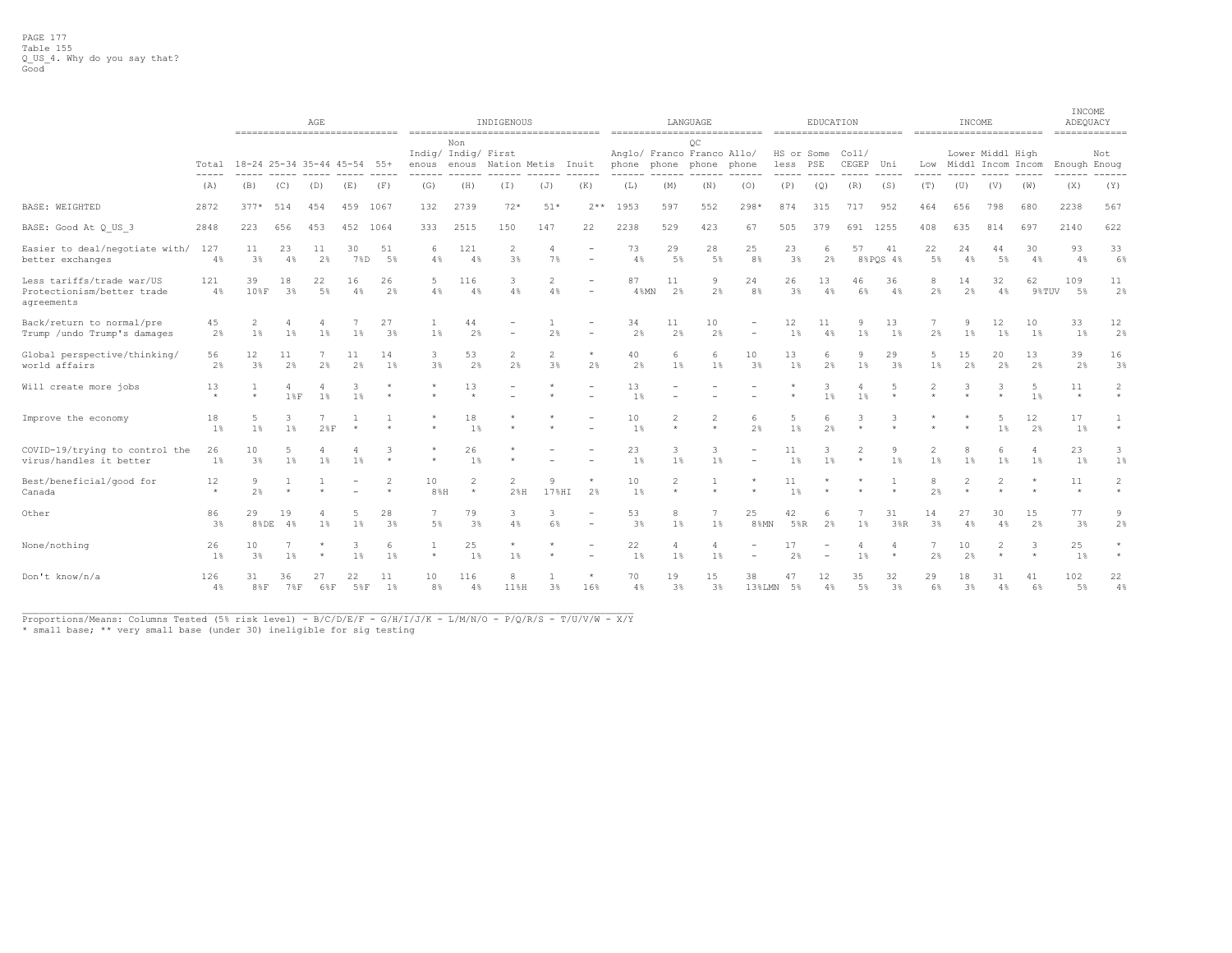PAGE 177
Table 155
Q_US_4. Why do you say that?
Good

| | Total | AGE | | | | | INDIGENOUS | | | | | LANGUAGE | | | | EDUCATION | | | | INCOME | | | | INCOME ADEQUACY | |
|---|---|---|---|---|---|---|---|---|---|---|---|---|---|---|---|---|---|---|---|---|---|---|---|---|---|
| | | 18-24 | 25-34 | 35-44 | 45-54 | 55+ | Indig/ enous | Non Indig/ enous | First Nation | Metis | Inuit | Anglo/ phone | Franco phone | QC Franco phone | Allo/ phone | HS or less | Some PSE | Coll/ CEGEP | Uni | Low | Lower Middl | Middl Incom | High Incom | Enough | Not Enoug |
| | (A) | (B) | (C) | (D) | (E) | (F) | (G) | (H) | (I) | (J) | (K) | (L) | (M) | (N) | (O) | (P) | (Q) | (R) | (S) | (T) | (U) | (V) | (W) | (X) | (Y) |
| BASE: WEIGHTED | 2872 | 377* | 514 | 454 | 459 | 1067 | 132 | 2739 | 72* | 51* | 2** | 1953 | 597 | 552 | 298* | 874 | 315 | 717 | 952 | 464 | 656 | 798 | 680 | 2238 | 567 |
| BASE: Good At Q_US_3 | 2848 | 223 | 656 | 453 | 452 | 1064 | 333 | 2515 | 150 | 147 | 22 | 2238 | 529 | 423 | 67 | 505 | 379 | 691 | 1255 | 408 | 635 | 814 | 697 | 2140 | 622 |
| Easier to deal/negotiate with/ better exchanges | 127 | 11 | 23 | 11 | 30 | 51 | 6 | 121 | 2 | 4 | - | 73 | 29 | 28 | 25 | 23 | 6 | 57 | 41 | 22 | 24 | 44 | 30 | 93 | 33 |
| | 4% | 3% | 4% | 2% | 7%D | 5% | 4% | 4% | 3% | 7% | - | 4% | 5% | 5% | 8% | 3% | 2% | 8%PQS | 4% | 5% | 4% | 5% | 4% | 4% | 6% |
| Less tariffs/trade war/US Protectionism/better trade agreements | 121 | 39 | 18 | 22 | 16 | 26 | 5 | 116 | 3 | 2 | - | 87 | 11 | 9 | 24 | 26 | 13 | 46 | 36 | 8 | 14 | 32 | 62 | 109 | 11 |
| | 4% | 10%F | 3% | 5% | 4% | 2% | 4% | 4% | 4% | 4% | - | 4%MN | 2% | 2% | 8% | 3% | 4% | 6% | 4% | 2% | 2% | 4% | 9%TUV | 5% | 2% |
| Back/return to normal/pre Trump /undo Trump's damages | 45 | 2 | 4 | 4 | 7 | 27 | 1 | 44 | - | 1 | - | 34 | 11 | 10 | - | 12 | 11 | 9 | 13 | 7 | 9 | 12 | 10 | 33 | 12 |
| | 2% | 1% | 1% | 1% | 1% | 3% | 1% | 2% | - | 2% | - | 2% | 2% | 2% | - | 1% | 4% | 1% | 1% | 2% | 1% | 1% | 1% | 1% | 2% |
| Global perspective/thinking/ world affairs | 56 | 12 | 11 | 7 | 11 | 14 | 3 | 53 | 2 | 2 | * | 40 | 6 | 6 | 10 | 13 | 6 | 9 | 29 | 5 | 15 | 20 | 13 | 39 | 16 |
| | 2% | 3% | 2% | 2% | 2% | 1% | 3% | 2% | 2% | 3% | 2% | 2% | 1% | 1% | 3% | 1% | 2% | 1% | 3% | 1% | 2% | 2% | 2% | 2% | 3% |
| Will create more jobs | 13 | 1 | 4 | 4 | 3 | * | * | 13 | - | * | - | 13 | - | - | - | * | 3 | 4 | 5 | 2 | 3 | 3 | 5 | 11 | 2 |
| | * | * | 1%F | 1% | 1% | * | * | * | - | * | - | 1% | - | - | - | * | 1% | 1% | * | * | * | * | 1% | * | * |
| Improve the economy | 18 | 5 | 3 | 7 | 1 | 1 | * | 18 | * | * | - | 10 | 2 | 2 | 6 | 5 | 6 | 3 | 3 | * | * | 5 | 12 | 17 | 1 |
| | 1% | 1% | 1% | 2%F | * | * | * | 1% | * | * | - | 1% | * | * | 2% | 1% | 2% | * | * | * | * | 1% | 2% | 1% | * |
| COVID-19/trying to control the virus/handles it better | 26 | 10 | 5 | 4 | 4 | 3 | * | 26 | * | - | - | 23 | 3 | 3 | - | 11 | 3 | 2 | 9 | 2 | 8 | 6 | 4 | 23 | 3 |
| | 1% | 3% | 1% | 1% | 1% | * | * | 1% | * | - | - | 1% | 1% | 1% | - | 1% | 1% | * | 1% | 1% | 1% | 1% | 1% | 1% | 1% |
| Best/beneficial/good for Canada | 12 | 9 | 1 | 1 | - | 2 | 10 | 2 | 2 | 9 | * | 10 | 2 | 1 | * | 11 | * | * | 1 | 8 | 2 | 2 | * | 11 | 2 |
| | * | 2% | * | * | - | * | 8%H | * | 2%H | 17%HI | 2% | 1% | * | * | * | 1% | * | * | * | 2% | * | * | * | * | * |
| Other | 86 | 29 | 19 | 4 | 5 | 28 | 7 | 79 | 3 | 3 | - | 53 | 8 | 7 | 25 | 42 | 6 | 7 | 31 | 14 | 27 | 30 | 15 | 77 | 9 |
| | 3% | 8%DE | 4% | 1% | 1% | 3% | 5% | 3% | 4% | 6% | - | 3% | 1% | 1% | 8%MN | 5%R | 2% | 1% | 3%R | 3% | 4% | 4% | 2% | 3% | 2% |
| None/nothing | 26 | 10 | 7 | * | 3 | 6 | 1 | 25 | * | * | - | 22 | 4 | 4 | - | 17 | - | 4 | 4 | 7 | 10 | 2 | 3 | 25 | * |
| | 1% | 3% | 1% | * | 1% | 1% | * | 1% | 1% | * | - | 1% | 1% | 1% | - | 2% | - | 1% | * | 2% | 2% | * | * | 1% | * |
| Don't know/n/a | 126 | 31 | 36 | 27 | 22 | 11 | 10 | 116 | 8 | 1 | * | 70 | 19 | 15 | 38 | 47 | 12 | 35 | 32 | 29 | 18 | 31 | 41 | 102 | 22 |
| | 4% | 8%F | 7%F | 6%F | 5%F | 1% | 8% | 4% | 11%H | 3% | 16% | 4% | 3% | 3% | 13%LMN | 5% | 4% | 5% | 3% | 6% | 3% | 4% | 6% | 5% | 4% |

Proportions/Means: Columns Tested (5% risk level) - B/C/D/E/F - G/H/I/J/K - L/M/N/O - P/Q/R/S - T/U/V/W - X/Y
* small base; ** very small base (under 30) ineligible for sig testing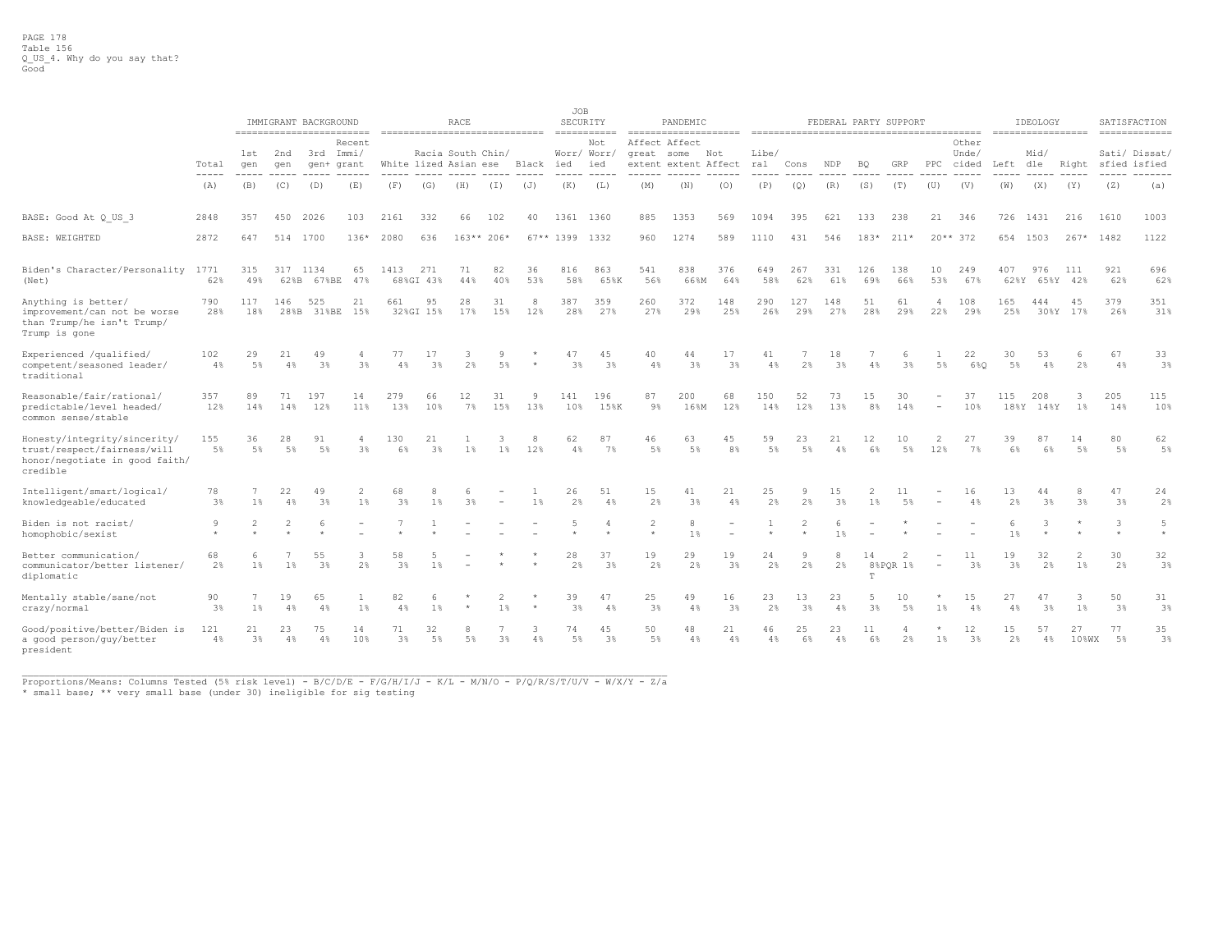PAGE 178
Table 156
Q_US_4. Why do you say that?
Good

| | Total | IMMIGRANT BACKGROUND 1st gen | 2nd gen | 3rd gen+ | Recent Immi/ grant | RACE White | Racia lized | South Asian | Chin/ ese | Black | JOB SECURITY Worr/ ied | Not Worr/ ied | PANDEMIC Affect great extent | Affect some extent | Not Affect | FEDERAL PARTY SUPPORT Libe/ ral | Cons | NDP | BQ | GRP | PPC | Other Unde/ cided | IDEOLOGY Left | Mid/ dle | Right | SATISFACTION Sati/ sfied | Dissat/ isfied |
|---|---|---|---|---|---|---|---|---|---|---|---|---|---|---|---|---|---|---|---|---|---|---|---|---|---|---|---|
| | (A) | (B) | (C) | (D) | (E) | (F) | (G) | (H) | (I) | (J) | (K) | (L) | (M) | (N) | (O) | (P) | (Q) | (R) | (S) | (T) | (U) | (V) | (W) | (X) | (Y) | (Z) | (a) |
| BASE: Good At Q_US_3 | 2848 | 357 | 450 | 2026 | 103 | 2161 | 332 | 66 | 102 | 40 | 1361 | 1360 | 885 | 1353 | 569 | 1094 | 395 | 621 | 133 | 238 | 21 | 346 | 726 | 1431 | 216 | 1610 | 1003 |
| BASE: WEIGHTED | 2872 | 647 | 514 | 1700 | 136* | 2080 | 636 | 163** | 206* | 67** | 1399 | 1332 | 960 | 1274 | 589 | 1110 | 431 | 546 | 183* | 211* | 20** | 372 | 654 | 1503 | 267* | 1482 | 1122 |
| Biden's Character/Personality (Net) | 1771 | 315 | 317 | 1134 | 65 | 1413 | 271 | 71 | 82 | 36 | 816 | 863 | 541 | 838 | 376 | 649 | 267 | 331 | 126 | 138 | 10 | 249 | 407 | 976 | 111 | 921 | 696 |
| | 62% | 49% | 62%B | 67%BE | 47% | 68%GI | 43% | 44% | 40% | 53% | 58% | 65%K | 56% | 66%M | 64% | 58% | 62% | 61% | 69% | 66% | 53% | 67% | 62%Y | 65%Y | 42% | 62% | 62% |
| Anything is better/ improvement/can not be worse than Trump/he isn't Trump/ Trump is gone | 790 | 117 | 146 | 525 | 21 | 661 | 95 | 28 | 31 | 8 | 387 | 359 | 260 | 372 | 148 | 290 | 127 | 148 | 51 | 61 | 4 | 108 | 165 | 444 | 45 | 379 | 351 |
| | 28% | 18% | 28%B | 31%BE | 15% | 32%GI | 15% | 17% | 15% | 12% | 28% | 27% | 27% | 29% | 25% | 26% | 29% | 27% | 28% | 29% | 22% | 29% | 25% | 30%Y | 17% | 26% | 31% |
| Experienced /qualified/ competent/seasoned leader/ traditional | 102 | 29 | 21 | 49 | 4 | 77 | 17 | 3 | 9 | * | 47 | 45 | 40 | 44 | 17 | 41 | 7 | 18 | 7 | 6 | 1 | 22 | 30 | 53 | 6 | 67 | 33 |
| | 4% | 5% | 4% | 3% | 3% | 4% | 3% | 2% | 5% | * | 3% | 3% | 4% | 3% | 3% | 4% | 2% | 3% | 4% | 3% | 5% | 6%Q | 5% | 4% | 2% | 4% | 3% |
| Reasonable/fair/rational/ predictable/level headed/ common sense/stable | 357 | 89 | 71 | 197 | 14 | 279 | 66 | 12 | 31 | 9 | 141 | 196 | 87 | 200 | 68 | 150 | 52 | 73 | 15 | 30 | - | 37 | 115 | 208 | 3 | 205 | 115 |
| | 12% | 14% | 14% | 12% | 11% | 13% | 10% | 7% | 15% | 13% | 10% | 15%K | 9% | 16%M | 12% | 14% | 12% | 13% | 8% | 14% | - | 10% | 18%Y | 14%Y | 1% | 14% | 10% |
| Honesty/integrity/sincerity/ trust/respect/fairness/will honor/negotiate in good faith/ credible | 155 | 36 | 28 | 91 | 4 | 130 | 21 | 1 | 3 | 8 | 62 | 87 | 46 | 63 | 45 | 59 | 23 | 21 | 12 | 10 | 2 | 27 | 39 | 87 | 14 | 80 | 62 |
| | 5% | 5% | 5% | 5% | 3% | 6% | 3% | 1% | 1% | 12% | 4% | 7% | 5% | 5% | 8% | 5% | 5% | 4% | 6% | 5% | 12% | 7% | 6% | 6% | 5% | 5% | 5% |
| Intelligent/smart/logical/ knowledgeable/educated | 78 | 7 | 22 | 49 | 2 | 68 | 8 | 6 | - | 1 | 26 | 51 | 15 | 41 | 21 | 25 | 9 | 15 | 2 | 11 | - | 16 | 13 | 44 | 8 | 47 | 24 |
| | 3% | 1% | 4% | 3% | 1% | 3% | 1% | 3% | - | 1% | 2% | 4% | 2% | 3% | 4% | 2% | 2% | 3% | 1% | 5% | - | 4% | 2% | 3% | 3% | 3% | 2% |
| Biden is not racist/ homophobic/sexist | 9 | 2 | 2 | 6 | - | 7 | 1 | - | - | - | 5 | 4 | 2 | 8 | - | 1 | 2 | 6 | - | * | - | - | 6 | 3 | * | 3 | 5 |
| | * | * | * | * | - | * | * | - | - | - | * | * | * | 1% | - | * | * | 1% | - | * | - | - | 1% | * | * | * | * |
| Better communication/ communicator/better listener/ diplomatic | 68 | 6 | 7 | 55 | 3 | 58 | 5 | - | * | * | 28 | 37 | 19 | 29 | 19 | 24 | 9 | 8 | 14 | 2 | - | 11 | 19 | 32 | 2 | 30 | 32 |
| | 2% | 1% | 1% | 3% | 2% | 3% | 1% | - | * | * | 2% | 3% | 2% | 2% | 3% | 2% | 2% | 2% | 8%PQR T | 1% | - | 3% | 3% | 2% | 1% | 2% | 3% |
| Mentally stable/sane/not crazy/normal | 90 | 7 | 19 | 65 | 1 | 82 | 6 | * | 2 | * | 39 | 47 | 25 | 49 | 16 | 23 | 13 | 23 | 5 | 10 | * | 15 | 27 | 47 | 3 | 50 | 31 |
| | 3% | 1% | 4% | 4% | 1% | 4% | 1% | * | 1% | * | 3% | 4% | 3% | 4% | 3% | 2% | 3% | 4% | 3% | 5% | 1% | 4% | 4% | 3% | 1% | 3% | 3% |
| Good/positive/better/Biden is a good person/guy/better president | 121 | 21 | 23 | 75 | 14 | 71 | 32 | 8 | 7 | 3 | 74 | 45 | 50 | 48 | 21 | 46 | 25 | 23 | 11 | 4 | * | 12 | 15 | 57 | 27 | 77 | 35 |
| | 4% | 3% | 4% | 4% | 10% | 3% | 5% | 5% | 3% | 4% | 5% | 3% | 5% | 4% | 4% | 4% | 6% | 4% | 6% | 2% | 1% | 3% | 2% | 4% | 10%WX | 5% | 3% |

Proportions/Means: Columns Tested (5% risk level) - B/C/D/E - F/G/H/I/J - K/L - M/N/O - P/Q/R/S/T/U/V - W/X/Y - Z/a
* small base; ** very small base (under 30) ineligible for sig testing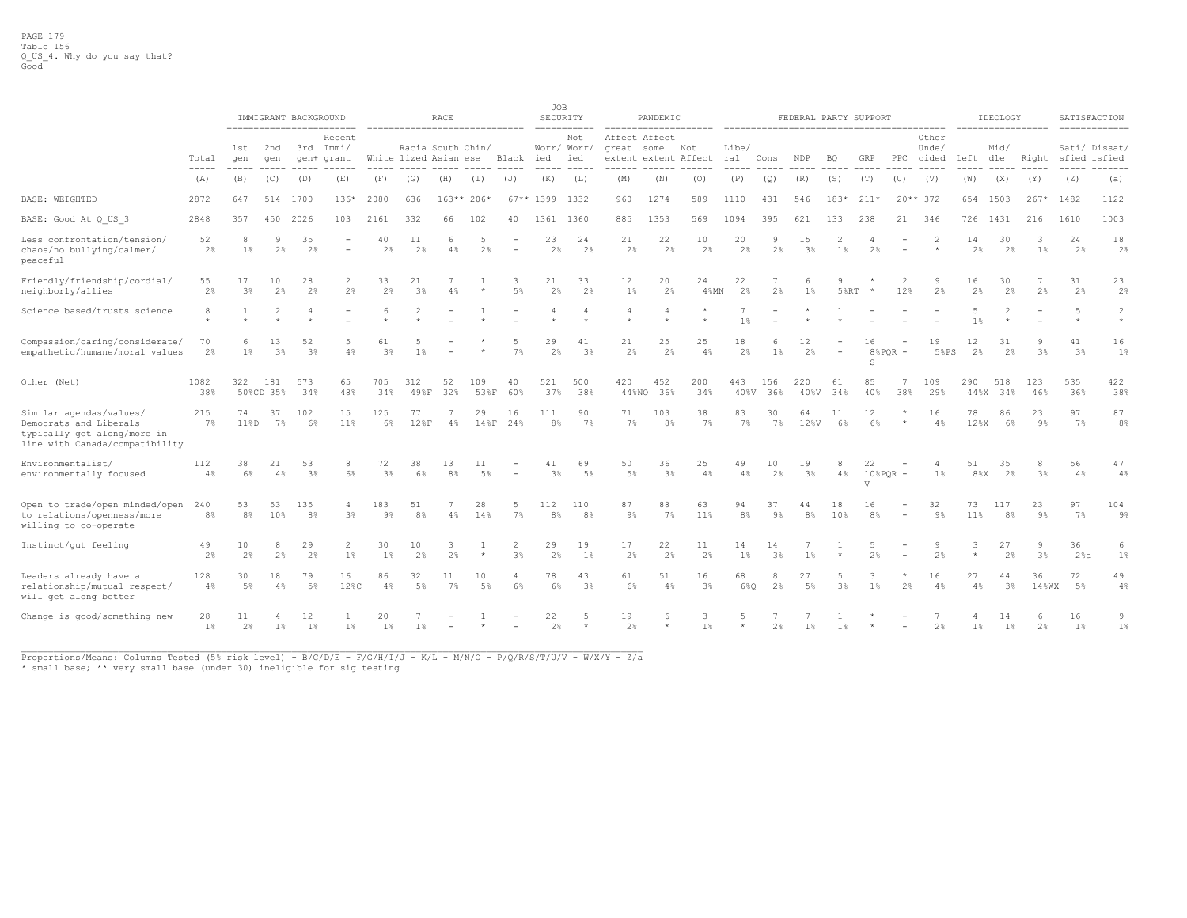PAGE 179
Table 156
Q_US_4. Why do you say that?
Good

| | Total | IMMIGRANT BACKGROUND | | | | RACE | | | | | JOB SECURITY | | PANDEMIC | | | FEDERAL PARTY SUPPORT | | | | | | | IDEOLOGY | | | SATISFACTION | |
|---|---|---|---|---|---|---|---|---|---|---|---|---|---|---|---|---|---|---|---|---|---|---|---|---|---|---|---|
| | | 1st gen | 2nd gen | 3rd gen+ | Recent Immi/ grant | White | Racia lized | South Asian | Chin/ ese | Black | Worr/ ied | Not Worr/ ied | Affect great extent | Affect some extent | Not Affect | Libe/ ral | Cons | NDP | BQ | GRP | PPC | Other Unde/ cided | Left | Mid/ dle | Right | Sati/ sfied | Dissat/ isfied |
| | (A) | (B) | (C) | (D) | (E) | (F) | (G) | (H) | (I) | (J) | (K) | (L) | (M) | (N) | (O) | (P) | (Q) | (R) | (S) | (T) | (U) | (V) | (W) | (X) | (Y) | (Z) | (a) |
| BASE: WEIGHTED | 2872 | 647 | 514 | 1700 | 136* | 2080 | 636 | 163** | 206* | 67** | 1399 | 1332 | 960 | 1274 | 589 | 1110 | 431 | 546 | 183* | 211* | 20** | 372 | 654 | 1503 | 267* | 1482 | 1122 |
| BASE: Good At Q_US_3 | 2848 | 357 | 450 | 2026 | 103 | 2161 | 332 | 66 | 102 | 40 | 1361 | 1360 | 885 | 1353 | 569 | 1094 | 395 | 621 | 133 | 238 | 21 | 346 | 726 | 1431 | 216 | 1610 | 1003 |
| Less confrontation/tension/ chaos/no bullying/calmer/ peaceful | 52 | 8 | 9 | 35 | - | 40 | 11 | 6 | 5 | - | 23 | 24 | 21 | 22 | 10 | 20 | 9 | 15 | 2 | 4 | - | 2 | 14 | 30 | 3 | 24 | 18 |
| | 2% | 1% | 2% | 2% | - | 2% | 2% | 4% | 2% | - | 2% | 2% | 2% | 2% | 2% | 2% | 2% | 3% | 1% | 2% | - | * | 2% | 2% | 1% | 2% | 2% |
| Friendly/friendship/cordial/ neighborly/allies | 55 | 17 | 10 | 28 | 2 | 33 | 21 | 7 | 1 | 3 | 21 | 33 | 12 | 20 | 24 | 22 | 7 | 6 | 9 | * | 2 | 9 | 16 | 30 | 7 | 31 | 23 |
| | 2% | 3% | 2% | 2% | 2% | 2% | 3% | 4% | * | 5% | 2% | 2% | 1% | 2% | 4%MN | 2% | 2% | 1% | 5%RT | * | 12% | 2% | 2% | 2% | 2% | 2% | 2% |
| Science based/trusts science | 8 | 1 | 2 | 4 | - | 6 | 2 | - | 1 | - | 4 | 4 | 4 | 4 | * | 7 | - | * | 1 | - | - | - | 5 | 2 | - | 5 | 2 |
| | * | * | * | * | - | * | * | - | * | - | * | * | * | * | * | 1% | - | * | * | - | - | - | 1% | * | - | * | * |
| Compassion/caring/considerate/ empathetic/humane/moral values | 70 | 6 | 13 | 52 | 5 | 61 | 5 | - | * | 5 | 29 | 41 | 21 | 25 | 25 | 18 | 6 | 12 | - | 16 | - | 19 | 12 | 31 | 9 | 41 | 16 |
| | 2% | 1% | 3% | 3% | 4% | 3% | 1% | - | * | 7% | 2% | 3% | 2% | 2% | 4% | 2% | 1% | 2% | - | 8%PQR S | - | 5%PS | 2% | 2% | 3% | 3% | 1% |
| Other (Net) | 1082 | 322 | 181 | 573 | 65 | 705 | 312 | 52 | 109 | 40 | 521 | 500 | 420 | 452 | 200 | 443 | 156 | 220 | 61 | 85 | 7 | 109 | 290 | 518 | 123 | 535 | 422 |
| | 38% | 50%CD | 35% | 34% | 48% | 34% | 49%F | 32% | 53%F | 60% | 37% | 38% | 44%NO | 36% | 34% | 40%V | 36% | 40%V | 34% | 40% | 38% | 29% | 44%X | 34% | 46% | 36% | 38% |
| Similar agendas/values/ Democrats and Liberals typically get along/more in line with Canada/compatibility | 215 | 74 | 37 | 102 | 15 | 125 | 77 | 7 | 29 | 16 | 111 | 90 | 71 | 103 | 38 | 83 | 30 | 64 | 11 | 12 | * | 16 | 78 | 86 | 23 | 97 | 87 |
| | 7% | 11%D | 7% | 6% | 11% | 6% | 12%F | 4% | 14%F | 24% | 8% | 7% | 7% | 8% | 7% | 7% | 7% | 12%V | 6% | 6% | * | 4% | 12%X | 6% | 9% | 7% | 8% |
| Environmentalist/ environmentally focused | 112 | 38 | 21 | 53 | 8 | 72 | 38 | 13 | 11 | - | 41 | 69 | 50 | 36 | 25 | 49 | 10 | 19 | 8 | 22 | - | 4 | 51 | 35 | 8 | 56 | 47 |
| | 4% | 6% | 4% | 3% | 6% | 3% | 6% | 8% | 5% | - | 3% | 5% | 5% | 3% | 4% | 4% | 2% | 3% | 4% | 10%PQR V | - | 1% | 8%X | 2% | 3% | 4% | 4% |
| Open to trade/open minded/open to relations/openness/more willing to co-operate | 240 | 53 | 53 | 135 | 4 | 183 | 51 | 7 | 28 | 5 | 112 | 110 | 87 | 88 | 63 | 94 | 37 | 44 | 18 | 16 | - | 32 | 73 | 117 | 23 | 97 | 104 |
| | 8% | 8% | 10% | 8% | 3% | 9% | 8% | 4% | 14% | 7% | 8% | 8% | 9% | 7% | 11% | 8% | 9% | 8% | 10% | 8% | - | 9% | 11% | 8% | 9% | 7% | 9% |
| Instinct/gut feeling | 49 | 10 | 8 | 29 | 2 | 30 | 10 | 3 | 1 | 2 | 29 | 19 | 17 | 22 | 11 | 14 | 14 | 7 | 1 | 5 | - | 9 | 3 | 27 | 9 | 36 | 6 |
| | 2% | 2% | 2% | 2% | 1% | 1% | 2% | 2% | * | 3% | 2% | 1% | 2% | 2% | 2% | 1% | 3% | 1% | * | 2% | - | 2% | * | 2% | 3% | 2%a | 1% |
| Leaders already have a relationship/mutual respect/ will get along better | 128 | 30 | 18 | 79 | 16 | 86 | 32 | 11 | 10 | 4 | 78 | 43 | 61 | 51 | 16 | 68 | 8 | 27 | 5 | 3 | * | 16 | 27 | 44 | 36 | 72 | 49 |
| | 4% | 5% | 4% | 5% | 12%C | 4% | 5% | 7% | 5% | 6% | 6% | 3% | 6% | 4% | 3% | 6%Q | 2% | 5% | 3% | 1% | 2% | 4% | 4% | 3% | 14%WX | 5% | 4% |
| Change is good/something new | 28 | 11 | 4 | 12 | 1 | 20 | 7 | - | 1 | - | 22 | 5 | 19 | 6 | 3 | 5 | 7 | 7 | 1 | * | - | 7 | 4 | 14 | 6 | 16 | 9 |
| | 1% | 2% | 1% | 1% | 1% | 1% | 1% | - | * | - | 2% | * | 2% | * | 1% | * | 2% | 1% | 1% | * | - | 2% | 1% | 1% | 2% | 1% | 1% |

Proportions/Means: Columns Tested (5% risk level) - B/C/D/E - F/G/H/I/J - K/L - M/N/O - P/Q/R/S/T/U/V - W/X/Y - Z/a
* small base; ** very small base (under 30) ineligible for sig testing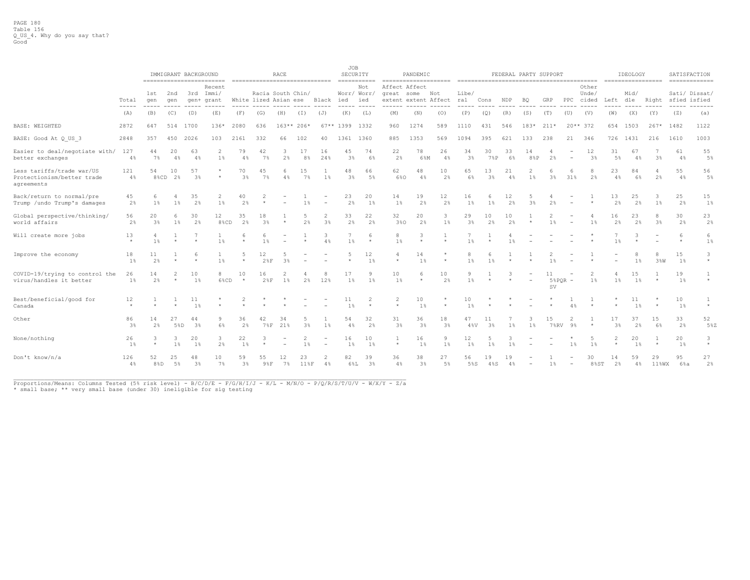PAGE 180
Table 156
Q_US_4. Why do you say that?
Good

| | Total | IMMIGRANT BACKGROUND 1st gen | 2nd gen | 3rd gen+ | Recent Immi/ grant | RACE White | Racia lized | South Asian | Chin/ ese | Black | JOB SECURITY Worr/ ied | Not Worr/ ied | PANDEMIC Affect great extent | Affect some extent | Not Affect | FEDERAL PARTY SUPPORT Libe/ ral | Cons | NDP | BQ | GRP | PPC | Other Unde/ cided | IDEOLOGY Left | Mid/ dle | Right | SATISFACTION Sati/ sfied | Dissat/ isfied |
|---|---|---|---|---|---|---|---|---|---|---|---|---|---|---|---|---|---|---|---|---|---|---|---|---|---|---|---|
| | (A) | (B) | (C) | (D) | (E) | (F) | (G) | (H) | (I) | (J) | (K) | (L) | (M) | (N) | (O) | (P) | (Q) | (R) | (S) | (T) | (U) | (V) | (W) | (X) | (Y) | (Z) | (a) |
| BASE: WEIGHTED | 2872 | 647 | 514 | 1700 | 136* | 2080 | 636 | 163** | 206* | 67** | 1399 | 1332 | 960 | 1274 | 589 | 1110 | 431 | 546 | 183* | 211* | 20** | 372 | 654 | 1503 | 267* | 1482 | 1122 |
| BASE: Good At Q_US_3 | 2848 | 357 | 450 | 2026 | 103 | 2161 | 332 | 66 | 102 | 40 | 1361 | 1360 | 885 | 1353 | 569 | 1094 | 395 | 621 | 133 | 238 | 21 | 346 | 726 | 1431 | 216 | 1610 | 1003 |
| Easier to deal/negotiate with/ better exchanges | 127 | 44 | 20 | 63 | 2 | 79 | 42 | 3 | 17 | 16 | 45 | 74 | 22 | 78 | 26 | 34 | 30 | 33 | 14 | 4 | - | 12 | 31 | 67 | 7 | 61 | 55 |
| | 4% | 7% | 4% | 4% | 1% | 4% | 7% | 2% | 8% | 24% | 3% | 6% | 2% | 6%M | 4% | 3% | 7%P | 6% | 8%P | 2% | - | 3% | 5% | 4% | 3% | 4% | 5% |
| Less tariffs/trade war/US Protectionism/better trade agreements | 121 | 54 | 10 | 57 | * | 70 | 45 | 6 | 15 | 1 | 48 | 66 | 62 | 48 | 10 | 65 | 13 | 21 | 2 | 6 | 6 | 8 | 23 | 84 | 4 | 55 | 56 |
| | 4% | 8%CD | 2% | 3% | * | 3% | 7% | 4% | 7% | 1% | 3% | 5% | 6%O | 4% | 2% | 6% | 3% | 4% | 1% | 3% | 31% | 2% | 4% | 6% | 2% | 4% | 5% |
| Back/return to normal/pre Trump /undo Trump's damages | 45 | 6 | 4 | 35 | 2 | 40 | 2 | - | 1 | - | 23 | 20 | 14 | 19 | 12 | 16 | 6 | 12 | 5 | 4 | - | 1 | 13 | 25 | 3 | 25 | 15 |
| | 2% | 1% | 1% | 2% | 1% | 2% | * | - | 1% | - | 2% | 1% | 1% | 2% | 2% | 1% | 1% | 2% | 3% | 2% | - | * | 2% | 2% | 1% | 2% | 1% |
| Global perspective/thinking/ world affairs | 56 | 20 | 6 | 30 | 12 | 35 | 18 | 1 | 5 | 2 | 33 | 22 | 32 | 20 | 3 | 29 | 10 | 10 | 1 | 2 | - | 4 | 16 | 23 | 8 | 30 | 23 |
| | 2% | 3% | 1% | 2% | 8%CD | 2% | 3% | * | 2% | 3% | 2% | 2% | 3%O | 2% | 1% | 3% | 2% | 2% | * | 1% | - | 1% | 2% | 2% | 3% | 2% | 2% |
| Will create more jobs | 13 | 4 | 1 | 7 | 1 | 6 | 6 | - | 1 | 3 | 7 | 6 | 8 | 3 | 1 | 7 | 1 | 4 | - | - | - | * | 7 | 3 | - | 6 | 6 |
| | * | 1% | * | * | 1% | * | 1% | - | * | 4% | 1% | * | 1% | * | * | 1% | * | 1% | - | - | - | * | 1% | * | - | * | 1% |
| Improve the economy | 18 | 11 | 1 | 6 | 1 | 5 | 12 | 5 | - | - | 5 | 12 | 4 | 14 | * | 8 | 6 | 1 | 1 | 2 | - | 1 | - | 8 | 8 | 15 | 3 |
| | 1% | 2% | * | * | 1% | * | 2%F | 3% | - | - | * | 1% | * | 1% | * | 1% | 1% | * | * | 1% | - | * | - | 1% | 3%W | 1% | * |
| COVID-19/trying to control the virus/handles it better | 26 | 14 | 2 | 10 | 8 | 10 | 16 | 2 | 4 | 8 | 17 | 9 | 10 | 6 | 10 | 9 | 1 | 3 | - | 11 | - | 2 | 4 | 15 | 1 | 19 | 1 |
| | 1% | 2% | * | 1% | 6%CD | * | 2%F | 1% | 2% | 12% | 1% | 1% | 1% | * | 2% | 1% | * | * | - | 5%PQR SV | - | 1% | 1% | 1% | * | 1% | * |
| Best/beneficial/good for Canada | 12 | 1 | 1 | 11 | * | 2 | * | * | - | - | 11 | 2 | 2 | 10 | * | 10 | * | * | - | * | 1 | 1 | * | 11 | * | 10 | 1 |
| | * | * | * | 1% | * | * | * | * | - | - | 1% | * | * | 1% | * | 1% | * | * | - | * | 4% | * | * | 1% | * | 1% | * |
| Other | 86 | 14 | 27 | 44 | 9 | 36 | 42 | 34 | 5 | 1 | 54 | 32 | 31 | 36 | 18 | 47 | 11 | 7 | 3 | 15 | 2 | 1 | 17 | 37 | 15 | 33 | 52 |
| | 3% | 2% | 5%D | 3% | 6% | 2% | 7%F | 21% | 3% | 1% | 4% | 2% | 3% | 3% | 3% | 4%V | 3% | 1% | 1% | 7%RV | 9% | * | 3% | 2% | 6% | 2% | 5%Z |
| None/nothing | 26 | 3 | 3 | 20 | 3 | 22 | 3 | - | 2 | - | 16 | 10 | 1 | 16 | 9 | 12 | 5 | 3 | - | - | * | 5 | 2 | 20 | 1 | 20 | 3 |
| | 1% | * | 1% | 1% | 2% | 1% | * | - | 1% | - | 1% | 1% | * | 1% | 1% | 1% | 1% | 1% | - | - | 1% | 1% | * | 1% | * | 1% | * |
| Don't know/n/a | 126 | 52 | 25 | 48 | 10 | 59 | 55 | 12 | 23 | 2 | 82 | 39 | 36 | 38 | 27 | 56 | 19 | 19 | - | 1 | - | 30 | 14 | 59 | 29 | 95 | 27 |
| | 4% | 8%D | 5% | 3% | 7% | 3% | 9%F | 7% | 11%F | 4% | 6%L | 3% | 4% | 3% | 5% | 5%S | 4%S | 4% | - | 1% | - | 8%ST | 2% | 4% | 11%WX | 6%a | 2% |

Proportions/Means: Columns Tested (5% risk level) - B/C/D/E - F/G/H/I/J - K/L - M/N/O - P/Q/R/S/T/U/V - W/X/Y - Z/a
* small base; ** very small base (under 30) ineligible for sig testing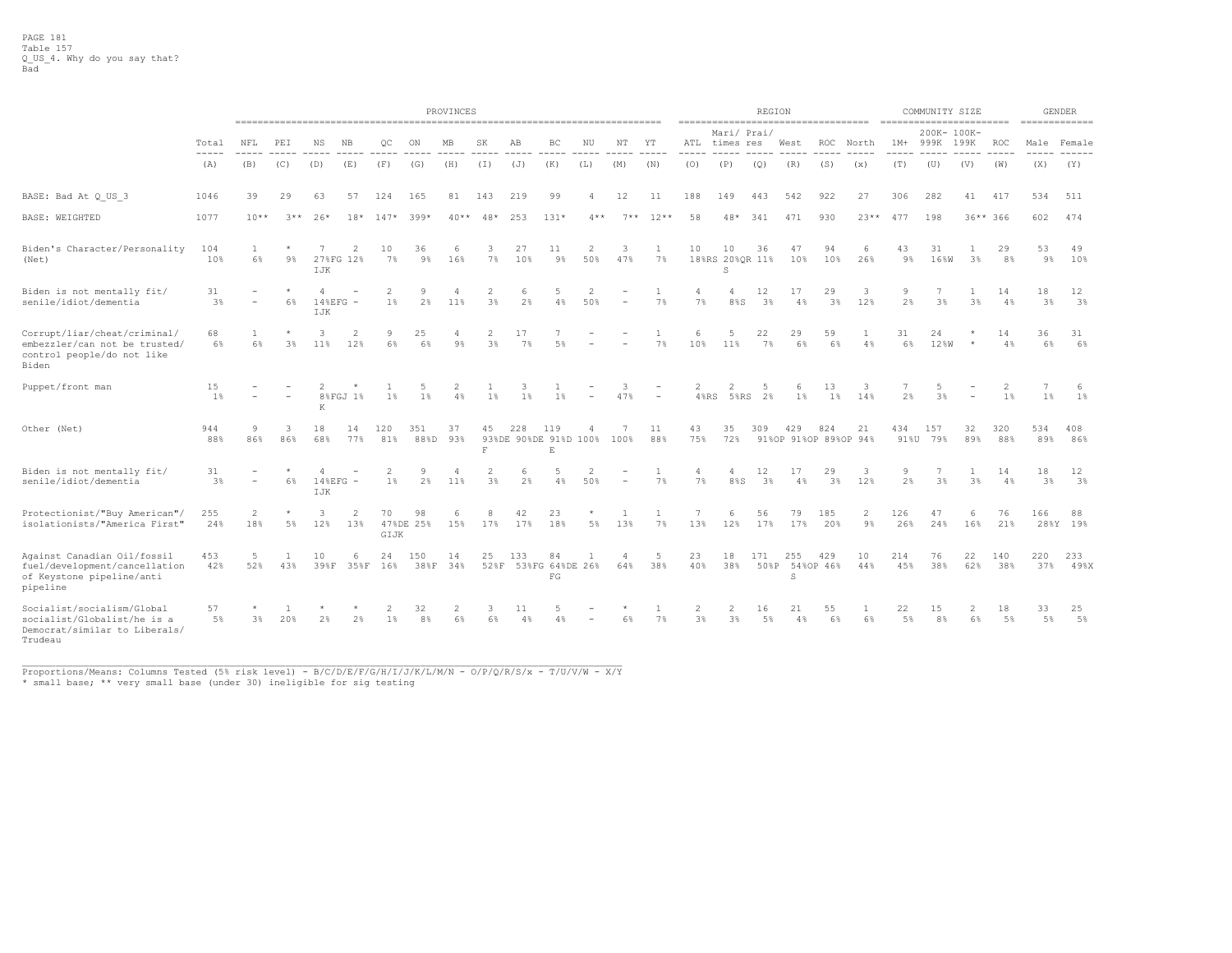PAGE 181
Table 157
Q_US_4. Why do you say that?
Bad

| | Total | PROVINCES | | | | | | | | | | | | | REGION | | | | | | COMMUNITY SIZE | | | | GENDER | |
|---|---|---|---|---|---|---|---|---|---|---|---|---|---|---|---|---|---|---|---|---|---|---|---|---|---|---|
| | Total | NFL | PEI | NS | NB | QC | ON | MB | SK | AB | BC | NU | NT | YT | ATL | Mari/ times | Prai/ res | West | ROC | North | 1M+ | 200K- 999K | 100K- 199K | ROC | Male | Female |
| | (A) | (B) | (C) | (D) | (E) | (F) | (G) | (H) | (I) | (J) | (K) | (L) | (M) | (N) | (O) | (P) | (Q) | (R) | (S) | (x) | (T) | (U) | (V) | (W) | (X) | (Y) |
| BASE: Bad At Q_US_3 | 1046 | 39 | 29 | 63 | 57 | 124 | 165 | 81 | 143 | 219 | 99 | 4 | 12 | 11 | 188 | 149 | 443 | 542 | 922 | 27 | 306 | 282 | 41 | 417 | 534 | 511 |
| BASE: WEIGHTED | 1077 | 10** | 3** | 26* | 18* | 147* | 399* | 40** | 48* | 253 | 131* | 4** | 7** | 12** | 58 | 48* | 341 | 471 | 930 | 23** | 477 | 198 | 36** | 366 | 602 | 474 |
| Biden's Character/Personality (Net) | 104<br>10% | 1<br>6% | *<br>9% | 7<br>27%FG IJK | 2<br>12% | 10<br>7% | 36<br>9% | 6<br>16% | 3<br>7% | 27<br>10% | 11<br>9% | 2<br>50% | 3<br>47% | 1<br>7% | 10<br>18%RS | 10<br>20%QR S | 36<br>11% | 47<br>10% | 94<br>10% | 6<br>26% | 43<br>9% | 31<br>16%W | 1<br>3% | 29<br>8% | 53<br>9% | 49<br>10% |
| Biden is not mentally fit/ senile/idiot/dementia | 31<br>3% | -<br>- | *<br>6% | 4<br>14%EFG IJK | -<br>- | 2<br>1% | 9<br>2% | 4<br>11% | 2<br>3% | 6<br>2% | 5<br>4% | 2<br>50% | -<br>- | 1<br>7% | 4<br>7% | 4<br>8%S | 12<br>3% | 17<br>4% | 29<br>3% | 3<br>12% | 9<br>2% | 7<br>3% | 1<br>3% | 14<br>4% | 18<br>3% | 12<br>3% |
| Corrupt/liar/cheat/criminal/ embezzler/can not be trusted/ control people/do not like Biden | 68<br>6% | 1<br>6% | *<br>3% | 3<br>11% | 2<br>12% | 9<br>6% | 25<br>6% | 4<br>9% | 2<br>3% | 17<br>7% | 7<br>5% | -<br>- | -<br>- | 1<br>7% | 6<br>10% | 5<br>11% | 22<br>7% | 29<br>6% | 59<br>6% | 1<br>4% | 31<br>6% | 24<br>12%W | *<br>* | 14<br>4% | 36<br>6% | 31<br>6% |
| Puppet/front man | 15<br>1% | -<br>- | -<br>- | 2<br>8%FGJ K | *<br>1% | 1<br>1% | 5<br>1% | 2<br>4% | 1<br>1% | 3<br>1% | 1<br>1% | -<br>- | 3<br>47% | -<br>- | 2<br>4%RS | 2<br>5%RS | 5<br>2% | 6<br>1% | 13<br>1% | 3<br>14% | 7<br>2% | 5<br>3% | -<br>- | 2<br>1% | 7<br>1% | 6<br>1% |
| Other (Net) | 944<br>88% | 9<br>86% | 3<br>86% | 18<br>68% | 14<br>77% | 120<br>81% | 351<br>88%D | 37<br>93% | 45<br>93%DE F | 228<br>90%DE | 119<br>91%D E | 4<br>100% | 7<br>100% | 11<br>88% | 43<br>75% | 35<br>72% | 309<br>91%OP | 429<br>91%OP | 824<br>89%OP | 21<br>94% | 434<br>91%U | 157<br>79% | 32<br>89% | 320<br>88% | 534<br>89% | 408<br>86% |
| Biden is not mentally fit/ senile/idiot/dementia | 31<br>3% | -<br>- | *<br>6% | 4<br>14%EFG IJK | -<br>- | 2<br>1% | 9<br>2% | 4<br>11% | 2<br>3% | 6<br>2% | 5<br>4% | 2<br>50% | -<br>- | 1<br>7% | 4<br>7% | 4<br>8%S | 12<br>3% | 17<br>4% | 29<br>3% | 3<br>12% | 9<br>2% | 7<br>3% | 1<br>3% | 14<br>4% | 18<br>3% | 12<br>3% |
| Protectionist/"Buy American"/ isolationists/"America First" | 255<br>24% | 2<br>18% | *<br>5% | 3<br>12% | 2<br>13% | 70<br>47%DE GIJK | 98<br>25% | 6<br>15% | 8<br>17% | 42<br>17% | 23<br>18% | *<br>5% | 1<br>13% | 1<br>7% | 7<br>13% | 6<br>12% | 56<br>17% | 79<br>17% | 185<br>20% | 2<br>9% | 126<br>26% | 47<br>24% | 6<br>16% | 76<br>21% | 166<br>28%Y | 88<br>19% |
| Against Canadian Oil/fossil fuel/development/cancellation of Keystone pipeline/anti pipeline | 453<br>42% | 5<br>52% | 1<br>43% | 10<br>39%F | 6<br>35%F | 24<br>16% | 150<br>38%F | 14<br>34% | 25<br>52%F | 133<br>53%FG | 84<br>64%DE FG | 1<br>26% | 4<br>64% | 5<br>38% | 23<br>40% | 18<br>38% | 171<br>50%P | 255<br>54%OP S | 429<br>46% | 10<br>44% | 214<br>45% | 76<br>38% | 22<br>62% | 140<br>38% | 220<br>37% | 233<br>49%X |
| Socialist/socialism/Global socialist/Globalist/he is a Democrat/similar to Liberals/ Trudeau | 57<br>5% | *<br>3% | 1<br>20% | *<br>2% | *<br>2% | 2<br>1% | 32<br>8% | 2<br>6% | 3<br>6% | 11<br>4% | 5<br>4% | -<br>- | *<br>6% | 1<br>7% | 2<br>3% | 2<br>3% | 16<br>5% | 21<br>4% | 55<br>6% | 1<br>6% | 22<br>5% | 15<br>8% | 2<br>6% | 18<br>5% | 33<br>5% | 25<br>5% |

Proportions/Means: Columns Tested (5% risk level) - B/C/D/E/F/G/H/I/J/K/L/M/N - O/P/Q/R/S/x - T/U/V/W - X/Y
* small base; ** very small base (under 30) ineligible for sig testing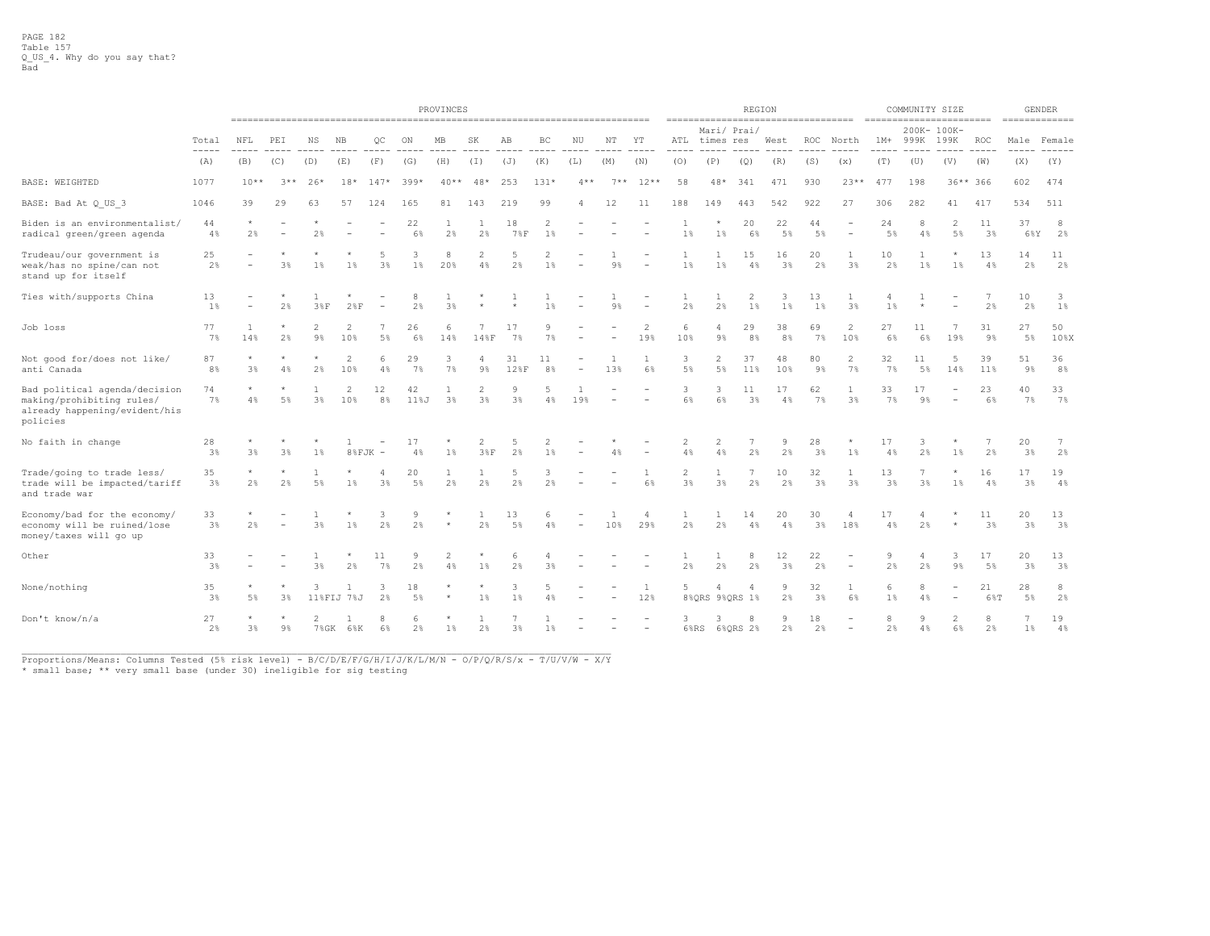PAGE 182
Table 157
Q_US_4. Why do you say that?
Bad

| | Total | PROVINCES | | | | | | | | | | | | | REGION | | | | | | COMMUNITY SIZE | | | | GENDER | |
|---|---|---|---|---|---|---|---|---|---|---|---|---|---|---|---|---|---|---|---|---|---|---|---|---|---|---|
| | Total | NFL | PEI | NS | NB | QC | ON | MB | SK | AB | BC | NU | NT | YT | ATL | Mari/ times | Prai/ res | West | ROC | North | 1M+ | 200K- 999K | 100K- 199K | ROC | Male | Female |
| | (A) | (B) | (C) | (D) | (E) | (F) | (G) | (H) | (I) | (J) | (K) | (L) | (M) | (N) | (O) | (P) | (Q) | (R) | (S) | (x) | (T) | (U) | (V) | (W) | (X) | (Y) |
| BASE: WEIGHTED | 1077 | 10** | 3** | 26* | 18* | 147* | 399* | 40** | 48* | 253 | 131* | 4** | 7** | 12** | 58 | 48* | 341 | 471 | 930 | 23** | 477 | 198 | 36** | 366 | 602 | 474 |
| BASE: Bad At Q_US_3 | 1046 | 39 | 29 | 63 | 57 | 124 | 165 | 81 | 143 | 219 | 99 | 4 | 12 | 11 | 188 | 149 | 443 | 542 | 922 | 27 | 306 | 282 | 41 | 417 | 534 | 511 |
| Biden is an environmentalist/ radical green/green agenda | 44 | * | - | * | - | - | 22 | 1 | 1 | 18 | 2 | - | - | - | 1 | * | 20 | 22 | 44 | - | 24 | 8 | 2 | 11 | 37 | 8 |
| | 4% | 2% | - | 2% | - | - | 6% | 2% | 2% | 7%F | 1% | - | - | - | 1% | 1% | 6% | 5% | 5% | - | 5% | 4% | 5% | 3% | 6%Y | 2% |
| Trudeau/our government is weak/has no spine/can not stand up for itself | 25 | - | * | * | * | 5 | 3 | 8 | 2 | 5 | 2 | - | 1 | - | 1 | 1 | 15 | 16 | 20 | 1 | 10 | 1 | * | 13 | 14 | 11 |
| | 2% | - | 3% | 1% | 1% | 3% | 1% | 20% | 4% | 2% | 1% | - | 9% | - | 1% | 1% | 4% | 3% | 2% | 3% | 2% | 1% | 1% | 4% | 2% | 2% |
| Ties with/supports China | 13 | - | * | 1 | * | - | 8 | 1 | * | 1 | 1 | - | 1 | - | 1 | 1 | 2 | 3 | 13 | 1 | 4 | 1 | - | 7 | 10 | 3 |
| | 1% | - | 2% | 3%F | 2%F | - | 2% | 3% | * | * | 1% | - | 9% | - | 2% | 2% | 1% | 1% | 1% | 3% | 1% | * | - | 2% | 2% | 1% |
| Job loss | 77 | 1 | * | 2 | 2 | 7 | 26 | 6 | 7 | 17 | 9 | - | - | 2 | 6 | 4 | 29 | 38 | 69 | 2 | 27 | 11 | 7 | 31 | 27 | 50 |
| | 7% | 14% | 2% | 9% | 10% | 5% | 6% | 14% | 14%F | 7% | 7% | - | - | 19% | 10% | 9% | 8% | 8% | 7% | 10% | 6% | 6% | 19% | 9% | 5% | 10%X |
| Not good for/does not like/ anti Canada | 87 | * | * | * | 2 | 6 | 29 | 3 | 4 | 31 | 11 | - | 1 | 1 | 3 | 2 | 37 | 48 | 80 | 2 | 32 | 11 | 5 | 39 | 51 | 36 |
| | 8% | 3% | 4% | 2% | 10% | 4% | 7% | 7% | 9% | 12%F | 8% | - | 13% | 6% | 5% | 5% | 11% | 10% | 9% | 7% | 7% | 5% | 14% | 11% | 9% | 8% |
| Bad political agenda/decision making/prohibiting rules/ already happening/evident/his policies | 74 | * | * | 1 | 2 | 12 | 42 | 1 | 2 | 9 | 5 | 1 | - | - | 3 | 3 | 11 | 17 | 62 | 1 | 33 | 17 | - | 23 | 40 | 33 |
| | 7% | 4% | 5% | 3% | 10% | 8% | 11%J | 3% | 3% | 3% | 4% | 19% | - | - | 6% | 6% | 3% | 4% | 7% | 3% | 7% | 9% | - | 6% | 7% | 7% |
| No faith in change | 28 | * | * | * | 1 | - | 17 | * | 2 | 5 | 2 | - | * | - | 2 | 2 | 7 | 9 | 28 | * | 17 | 3 | * | 7 | 20 | 7 |
| | 3% | 3% | 3% | 1% | 8%FJK | - | 4% | 1% | 3%F | 2% | 1% | - | 4% | - | 4% | 4% | 2% | 2% | 3% | 1% | 4% | 2% | 1% | 2% | 3% | 2% |
| Trade/going to trade less/ trade will be impacted/tariff and trade war | 35 | * | * | 1 | * | 4 | 20 | 1 | 1 | 5 | 3 | - | - | 1 | 2 | 1 | 7 | 10 | 32 | 1 | 13 | 7 | * | 16 | 17 | 19 |
| | 3% | 2% | 2% | 5% | 1% | 3% | 5% | 2% | 2% | 2% | 2% | - | - | 6% | 3% | 3% | 2% | 2% | 3% | 3% | 3% | 3% | 1% | 4% | 3% | 4% |
| Economy/bad for the economy/ economy will be ruined/lose money/taxes will go up | 33 | * | - | 1 | * | 3 | 9 | * | 1 | 13 | 6 | - | 1 | 4 | 1 | 1 | 14 | 20 | 30 | 4 | 17 | 4 | * | 11 | 20 | 13 |
| | 3% | 2% | - | 3% | 1% | 2% | 2% | * | 2% | 5% | 4% | - | 10% | 29% | 2% | 2% | 4% | 4% | 3% | 18% | 4% | 2% | * | 3% | 3% | 3% |
| Other | 33 | - | - | 1 | * | 11 | 9 | 2 | * | 6 | 4 | - | - | - | 1 | 1 | 8 | 12 | 22 | - | 9 | 4 | 3 | 17 | 20 | 13 |
| | 3% | - | - | 3% | 2% | 7% | 2% | 4% | 1% | 2% | 3% | - | - | - | 2% | 2% | 2% | 3% | 2% | - | 2% | 2% | 9% | 5% | 3% | 3% |
| None/nothing | 35 | * | * | 3 | 1 | 3 | 18 | * | * | 3 | 5 | - | - | 1 | 5 | 4 | 4 | 9 | 32 | 1 | 6 | 8 | - | 21 | 28 | 8 |
| | 3% | 5% | 3% | 11%FIJ | 7%J | 2% | 5% | * | 1% | 1% | 4% | - | - | 12% | 8%QRS | 9%QRS | 1% | 2% | 3% | 6% | 1% | 4% | - | 6%T | 5% | 2% |
| Don't know/n/a | 27 | * | * | 2 | 1 | 8 | 6 | * | 1 | 7 | 1 | - | - | - | 3 | 3 | 8 | 9 | 18 | - | 8 | 9 | 2 | 8 | 7 | 19 |
| | 2% | 3% | 9% | 7%GK | 6%K | 6% | 2% | 1% | 2% | 3% | 1% | - | - | - | 6%RS | 6%QRS | 2% | 2% | 2% | - | 2% | 4% | 6% | 2% | 1% | 4% |

Proportions/Means: Columns Tested (5% risk level) - B/C/D/E/F/G/H/I/J/K/L/M/N - O/P/Q/R/S/x - T/U/V/W - X/Y
* small base; ** very small base (under 30) ineligible for sig testing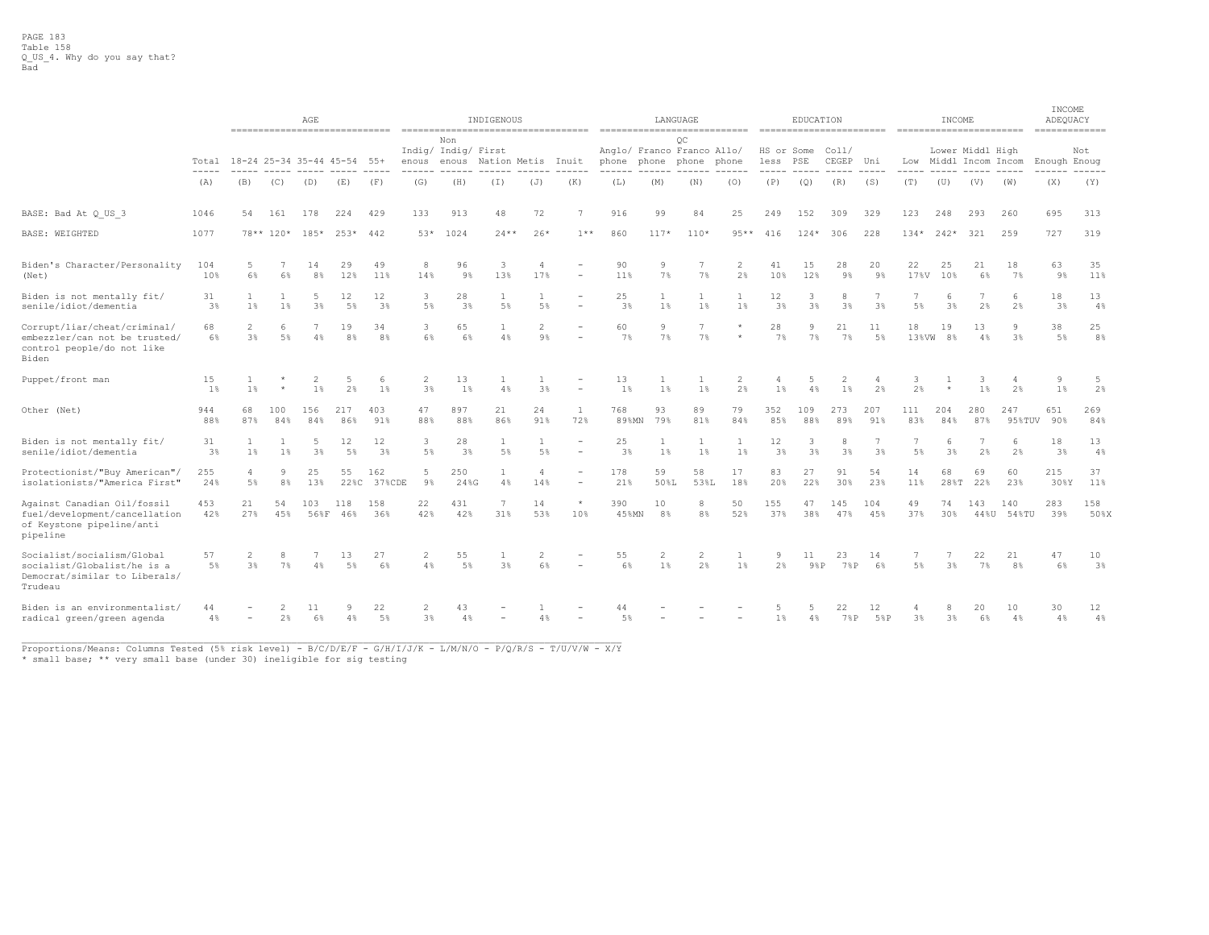PAGE 183
Table 158
Q_US_4. Why do you say that?
Bad

| | Total | AGE | | | | | INDIGENOUS | | | | | LANGUAGE | | | | EDUCATION | | | | INCOME | | | | INCOME ADEQUACY | |
|---|---|---|---|---|---|---|---|---|---|---|---|---|---|---|---|---|---|---|---|---|---|---|---|---|---|
| | Total | 18-24 | 25-34 | 35-44 | 45-54 | 55+ | Indigenous | Non Indigenous | First Nation | Metis | Inuit | Anglophone | Francophone | QC Francophone | Allophone | HS or less | Some PSE | Coll/CEGEP | Uni | Low | Lower Middl | Middl Incom | High Incom | Enough | Not Enoug |
| | (A) | (B) | (C) | (D) | (E) | (F) | (G) | (H) | (I) | (J) | (K) | (L) | (M) | (N) | (O) | (P) | (Q) | (R) | (S) | (T) | (U) | (V) | (W) | (X) | (Y) |
| BASE: Bad At Q_US_3 | 1046 | 54 | 161 | 178 | 224 | 429 | 133 | 913 | 48 | 72 | 7 | 916 | 99 | 84 | 25 | 249 | 152 | 309 | 329 | 123 | 248 | 293 | 260 | 695 | 313 |
| BASE: WEIGHTED | 1077 | 78** | 120* | 185* | 253* | 442 | 53* | 1024 | 24** | 26* | 1** | 860 | 117* | 110* | 95** | 416 | 124* | 306 | 228 | 134* | 242* | 321 | 259 | 727 | 319 |
| Biden's Character/Personality (Net) | 104 | 5 | 7 | 14 | 29 | 49 | 8 | 96 | 3 | 4 | - | 90 | 9 | 7 | 2 | 41 | 15 | 28 | 20 | 22 | 25 | 21 | 18 | 63 | 35 |
| | 10% | 6% | 6% | 8% | 12% | 11% | 14% | 9% | 13% | 17% | - | 11% | 7% | 7% | 2% | 10% | 12% | 9% | 9% | 17%V | 10% | 6% | 7% | 9% | 11% |
| Biden is not mentally fit/ senile/idiot/dementia | 31 | 1 | 1 | 5 | 12 | 12 | 3 | 28 | 1 | 1 | - | 25 | 1 | 1 | 1 | 12 | 3 | 8 | 7 | 7 | 6 | 7 | 6 | 18 | 13 |
| | 3% | 1% | 1% | 3% | 5% | 3% | 5% | 3% | 5% | 5% | - | 3% | 1% | 1% | 1% | 3% | 3% | 3% | 3% | 5% | 3% | 2% | 2% | 3% | 4% |
| Corrupt/liar/cheat/criminal/ embezzler/can not be trusted/ control people/do not like Biden | 68 | 2 | 6 | 7 | 19 | 34 | 3 | 65 | 1 | 2 | - | 60 | 9 | 7 | * | 28 | 9 | 21 | 11 | 18 | 19 | 13 | 9 | 38 | 25 |
| | 6% | 3% | 5% | 4% | 8% | 8% | 6% | 6% | 4% | 9% | - | 7% | 7% | 7% | * | 7% | 7% | 7% | 5% | 13%VW | 8% | 4% | 3% | 5% | 8% |
| Puppet/front man | 15 | 1 | * | 2 | 5 | 6 | 2 | 13 | 1 | 1 | - | 13 | 1 | 1 | 2 | 4 | 5 | 2 | 4 | 3 | 1 | 3 | 4 | 9 | 5 |
| | 1% | 1% | * | 1% | 2% | 1% | 3% | 1% | 4% | 3% | - | 1% | 1% | 1% | 2% | 1% | 4% | 1% | 2% | 2% | * | 1% | 2% | 1% | 2% |
| Other (Net) | 944 | 68 | 100 | 156 | 217 | 403 | 47 | 897 | 21 | 24 | 1 | 768 | 93 | 89 | 79 | 352 | 109 | 273 | 207 | 111 | 204 | 280 | 247 | 651 | 269 |
| | 88% | 87% | 84% | 84% | 86% | 91% | 88% | 88% | 86% | 91% | 72% | 89%MN | 79% | 81% | 84% | 85% | 88% | 89% | 91% | 83% | 84% | 87% | 95%TUV | 90% | 84% |
| Biden is not mentally fit/ senile/idiot/dementia | 31 | 1 | 1 | 5 | 12 | 12 | 3 | 28 | 1 | 1 | - | 25 | 1 | 1 | 1 | 12 | 3 | 8 | 7 | 7 | 6 | 7 | 6 | 18 | 13 |
| | 3% | 1% | 1% | 3% | 5% | 3% | 5% | 3% | 5% | 5% | - | 3% | 1% | 1% | 1% | 3% | 3% | 3% | 3% | 5% | 3% | 2% | 2% | 3% | 4% |
| Protectionist/"Buy American"/ isolationists/"America First" | 255 | 4 | 9 | 25 | 55 | 162 | 5 | 250 | 1 | 4 | - | 178 | 59 | 58 | 17 | 83 | 27 | 91 | 54 | 14 | 68 | 69 | 60 | 215 | 37 |
| | 24% | 5% | 8% | 13% | 22%C | 37%CDE | 9% | 24%G | 4% | 14% | - | 21% | 50%L | 53%L | 18% | 20% | 22% | 30% | 23% | 11% | 28%T | 22% | 23% | 30%Y | 11% |
| Against Canadian Oil/fossil fuel/development/cancellation of Keystone pipeline/anti pipeline | 453 | 21 | 54 | 103 | 118 | 158 | 22 | 431 | 7 | 14 | * | 390 | 10 | 8 | 50 | 155 | 47 | 145 | 104 | 49 | 74 | 143 | 140 | 283 | 158 |
| | 42% | 27% | 45% | 56%F | 46% | 36% | 42% | 42% | 31% | 53% | 10% | 45%MN | 8% | 8% | 52% | 37% | 38% | 47% | 45% | 37% | 30% | 44%U | 54%TU | 39% | 50%X |
| Socialist/socialism/Global socialist/Globalist/he is a Democrat/similar to Liberals/ Trudeau | 57 | 2 | 8 | 7 | 13 | 27 | 2 | 55 | 1 | 2 | - | 55 | 2 | 2 | 1 | 9 | 11 | 23 | 14 | 7 | 7 | 22 | 21 | 47 | 10 |
| | 5% | 3% | 7% | 4% | 5% | 6% | 4% | 5% | 3% | 6% | - | 6% | 1% | 2% | 1% | 2% | 9%P | 7%P | 6% | 5% | 3% | 7% | 8% | 6% | 3% |
| Biden is an environmentalist/ radical green/green agenda | 44 | - | 2 | 11 | 9 | 22 | 2 | 43 | - | 1 | - | 44 | - | - | - | 5 | 5 | 22 | 12 | 4 | 8 | 20 | 10 | 30 | 12 |
| | 4% | - | 2% | 6% | 4% | 5% | 3% | 4% | - | 4% | - | 5% | - | - | - | 1% | 4% | 7%P | 5%P | 3% | 3% | 6% | 4% | 4% | 4% |

Proportions/Means: Columns Tested (5% risk level) - B/C/D/E/F - G/H/I/J/K - L/M/N/O - P/Q/R/S - T/U/V/W - X/Y
* small base; ** very small base (under 30) ineligible for sig testing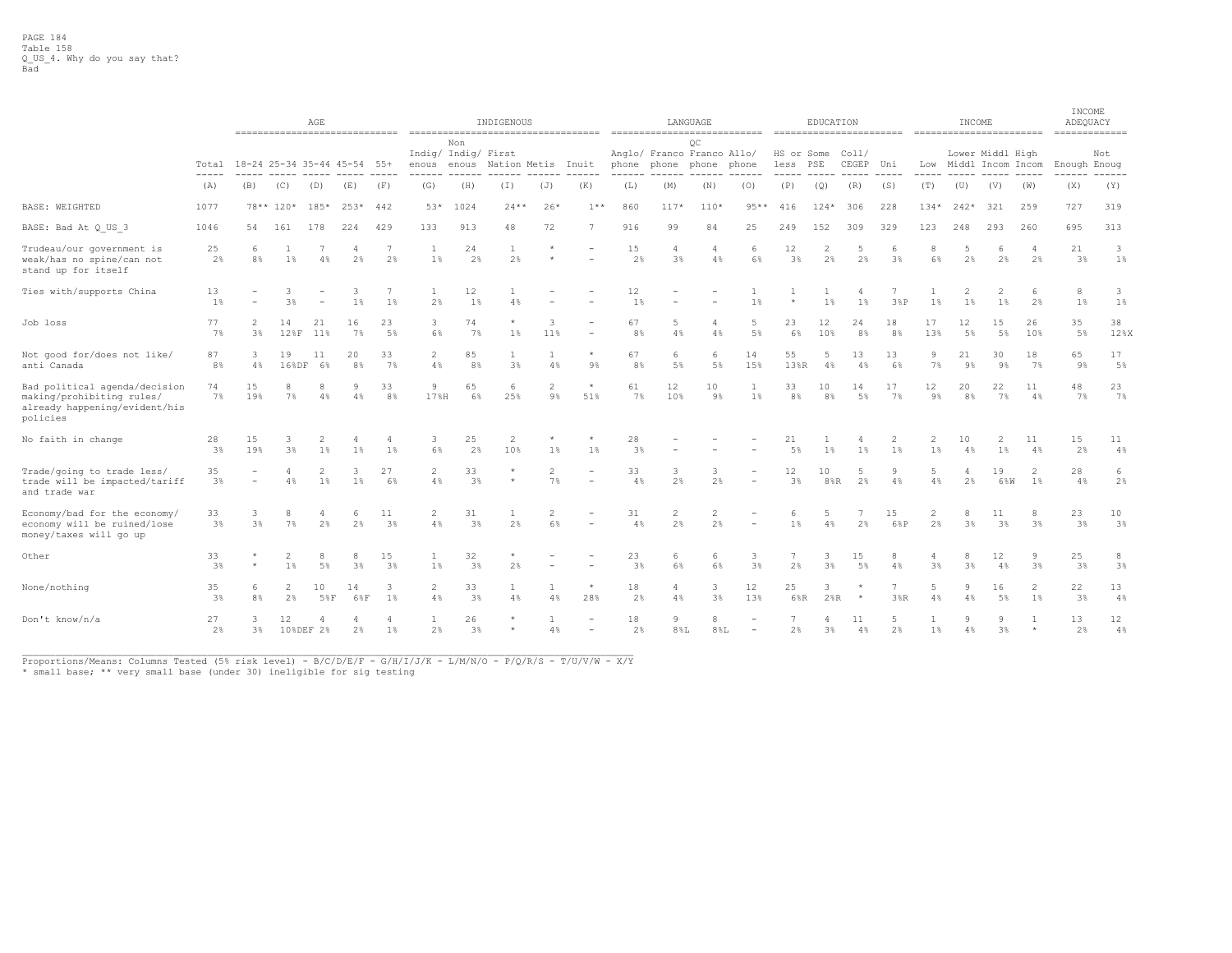PAGE 184
Table 158
Q_US_4. Why do you say that?
Bad

| | Total | AGE | | | | | INDIGENOUS | | | | | LANGUAGE | | | | EDUCATION | | | | INCOME | | | | INCOME ADEQUACY | |
|---|---|---|---|---|---|---|---|---|---|---|---|---|---|---|---|---|---|---|---|---|---|---|---|---|---|
| | Total | 18-24 | 25-34 | 35-44 | 45-54 | 55+ | Indigenous | Non Indigenous | First Nation | Metis | Inuit | Anglophone | Francophone | QC Francophone | Allophone | HS or less | Some PSE | Coll/ CEGEP | Uni | Low | Lower Middl | Middl Incom | High Incom | Enough | Not Enoug |
| | (A) | (B) | (C) | (D) | (E) | (F) | (G) | (H) | (I) | (J) | (K) | (L) | (M) | (N) | (O) | (P) | (Q) | (R) | (S) | (T) | (U) | (V) | (W) | (X) | (Y) |
| BASE: WEIGHTED | 1077 | 78** | 120* | 185* | 253* | 442 | 53* | 1024 | 24** | 26* | 1** | 860 | 117* | 110* | 95** | 416 | 124* | 306 | 228 | 134* | 242* | 321 | 259 | 727 | 319 |
| BASE: Bad At Q_US_3 | 1046 | 54 | 161 | 178 | 224 | 429 | 133 | 913 | 48 | 72 | 7 | 916 | 99 | 84 | 25 | 249 | 152 | 309 | 329 | 123 | 248 | 293 | 260 | 695 | 313 |
| Trudeau/our government is weak/has no spine/can not stand up for itself | 25 | 6 | 1 | 7 | 4 | 7 | 1 | 24 | 1 | * | - | 15 | 4 | 4 | 6 | 12 | 2 | 5 | 6 | 8 | 5 | 6 | 4 | 21 | 3 |
| | 2% | 8% | 1% | 4% | 2% | 2% | 1% | 2% | 2% | * | - | 2% | 3% | 4% | 6% | 3% | 2% | 2% | 3% | 6% | 2% | 2% | 2% | 3% | 1% |
| Ties with/supports China | 13 | - | 3 | - | 3 | 7 | 1 | 12 | 1 | - | - | 12 | - | - | 1 | 1 | 1 | 4 | 7 | 1 | 2 | 2 | 6 | 8 | 3 |
| | 1% | - | 3% | - | 1% | 1% | 2% | 1% | 4% | - | - | 1% | - | - | 1% | * | 1% | 1% | 3%P | 1% | 1% | 1% | 2% | 1% | 1% |
| Job loss | 77 | 2 | 14 | 21 | 16 | 23 | 3 | 74 | * | 3 | - | 67 | 5 | 4 | 5 | 23 | 12 | 24 | 18 | 17 | 12 | 15 | 26 | 35 | 38 |
| | 7% | 3% | 12%F | 11% | 7% | 5% | 6% | 7% | 1% | 11% | - | 8% | 4% | 4% | 5% | 6% | 10% | 8% | 8% | 13% | 5% | 5% | 10% | 5% | 12%X |
| Not good for/does not like/ anti Canada | 87 | 3 | 19 | 11 | 20 | 33 | 2 | 85 | 1 | 1 | * | 67 | 6 | 6 | 14 | 55 | 5 | 13 | 13 | 9 | 21 | 30 | 18 | 65 | 17 |
| | 8% | 4% | 16%DF | 6% | 8% | 7% | 4% | 8% | 3% | 4% | 9% | 8% | 5% | 5% | 15% | 13%R | 4% | 4% | 6% | 7% | 9% | 9% | 7% | 9% | 5% |
| Bad political agenda/decision making/prohibiting rules/ already happening/evident/his policies | 74 | 15 | 8 | 8 | 9 | 33 | 9 | 65 | 6 | 2 | * | 61 | 12 | 10 | 1 | 33 | 10 | 14 | 17 | 12 | 20 | 22 | 11 | 48 | 23 |
| | 7% | 19% | 7% | 4% | 4% | 8% | 17%H | 6% | 25% | 9% | 51% | 7% | 10% | 9% | 1% | 8% | 8% | 5% | 7% | 9% | 8% | 7% | 4% | 7% | 7% |
| No faith in change | 28 | 15 | 3 | 2 | 4 | 4 | 3 | 25 | 2 | * | * | 28 | - | - | - | 21 | 1 | 4 | 2 | 2 | 10 | 2 | 11 | 15 | 11 |
| | 3% | 19% | 3% | 1% | 1% | 1% | 6% | 2% | 10% | 1% | 1% | 3% | - | - | - | 5% | 1% | 1% | 1% | 1% | 4% | 1% | 4% | 2% | 4% |
| Trade/going to trade less/ trade will be impacted/tariff and trade war | 35 | - | 4 | 2 | 3 | 27 | 2 | 33 | * | 2 | - | 33 | 3 | 3 | - | 12 | 10 | 5 | 9 | 5 | 4 | 19 | 2 | 28 | 6 |
| | 3% | - | 4% | 1% | 1% | 6% | 4% | 3% | * | 7% | - | 4% | 2% | 2% | - | 3% | 8%R | 2% | 4% | 4% | 2% | 6%W | 1% | 4% | 2% |
| Economy/bad for the economy/ economy will be ruined/lose money/taxes will go up | 33 | 3 | 8 | 4 | 6 | 11 | 2 | 31 | 1 | 2 | - | 31 | 2 | 2 | - | 6 | 5 | 7 | 15 | 2 | 8 | 11 | 8 | 23 | 10 |
| | 3% | 3% | 7% | 2% | 2% | 3% | 4% | 3% | 2% | 6% | - | 4% | 2% | 2% | - | 1% | 4% | 2% | 6%P | 2% | 3% | 3% | 3% | 3% | 3% |
| Other | 33 | * | 2 | 8 | 8 | 15 | 1 | 32 | * | - | - | 23 | 6 | 6 | 3 | 7 | 3 | 15 | 8 | 4 | 8 | 12 | 9 | 25 | 8 |
| | 3% | * | 1% | 5% | 3% | 3% | 1% | 3% | 2% | - | - | 3% | 6% | 6% | 3% | 2% | 3% | 5% | 4% | 3% | 3% | 4% | 3% | 3% | 3% |
| None/nothing | 35 | 6 | 2 | 10 | 14 | 3 | 2 | 33 | 1 | 1 | * | 18 | 4 | 3 | 12 | 25 | 3 | * | 7 | 5 | 9 | 16 | 2 | 22 | 13 |
| | 3% | 8% | 2% | 5%F | 6%F | 1% | 4% | 3% | 4% | 4% | 28% | 2% | 4% | 3% | 13% | 6%R | 2%R | * | 3%R | 4% | 4% | 5% | 1% | 3% | 4% |
| Don't know/n/a | 27 | 3 | 12 | 4 | 4 | 4 | 1 | 26 | * | 1 | - | 18 | 9 | 8 | - | 7 | 4 | 11 | 5 | 1 | 9 | 9 | 1 | 13 | 12 |
| | 2% | 3% | 10%DEF | 2% | 2% | 1% | 2% | 3% | * | 4% | - | 2% | 8%L | 8%L | - | 2% | 3% | 4% | 2% | 1% | 4% | 3% | * | 2% | 4% |

Proportions/Means: Columns Tested (5% risk level) - B/C/D/E/F - G/H/I/J/K - L/M/N/O - P/Q/R/S - T/U/V/W - X/Y
* small base; ** very small base (under 30) ineligible for sig testing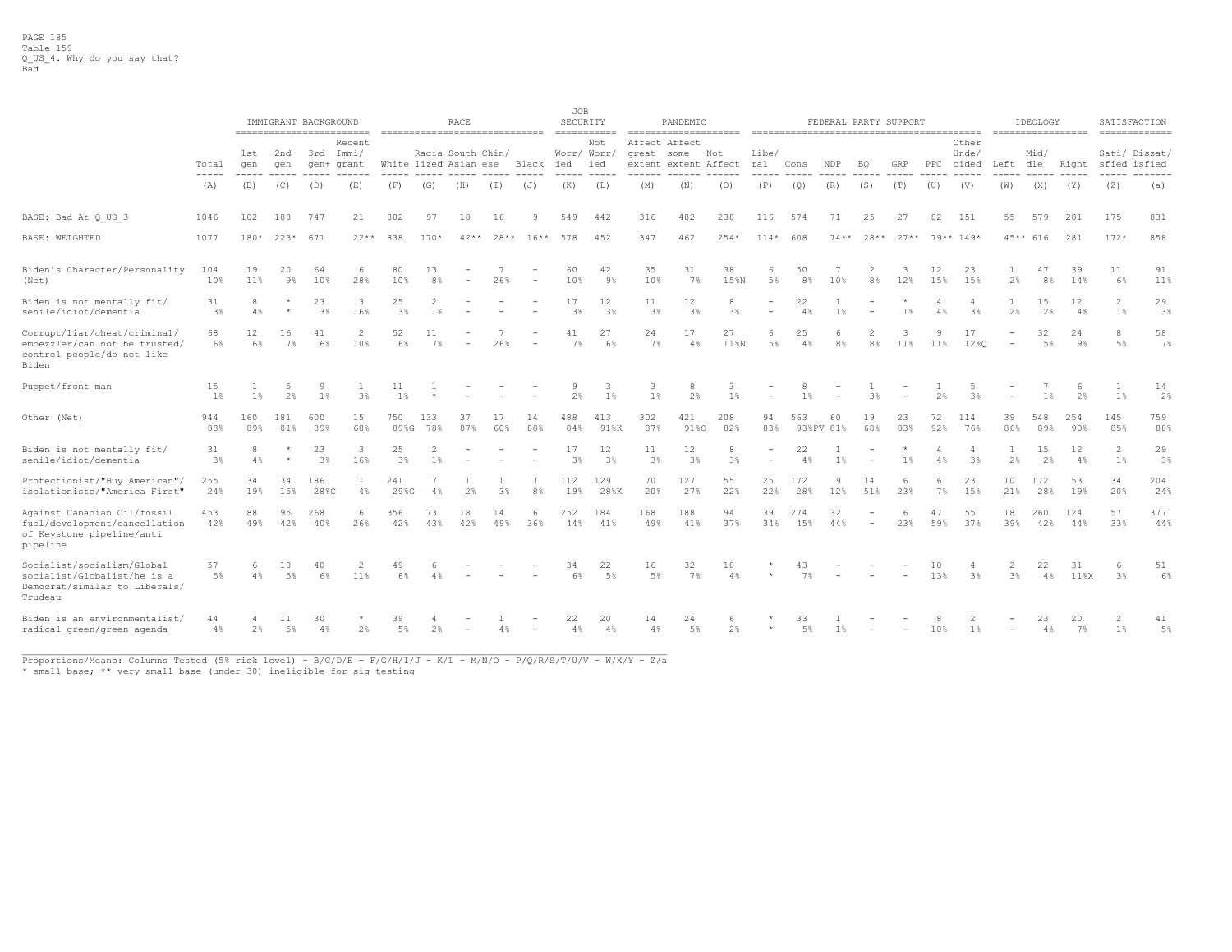PAGE 185
Table 159
Q_US_4. Why do you say that?
Bad

| | Total | IMMIGRANT BACKGROUND | | | | RACE | | | | | JOB SECURITY | | PANDEMIC | | | FEDERAL PARTY SUPPORT | | | | | | | IDEOLOGY | | | SATISFACTION | |
|---|---|---|---|---|---|---|---|---|---|---|---|---|---|---|---|---|---|---|---|---|---|---|---|---|---|---|---|
| | Total | 1st gen | 2nd gen | 3rd gen+ | Recent Immi/ grant | White | Racia lized | South Asian | Chin/ ese | Black | Worr/ ied | Not Worr/ ied | Affect great extent | Affect some extent | Not Affect | Libe/ ral | Cons | NDP | BQ | GRP | PPC | Other Unde/ cided | Left | Mid/ dle | Right | Sati/ sfied | Dissat/ isfied |
| | (A) | (B) | (C) | (D) | (E) | (F) | (G) | (H) | (I) | (J) | (K) | (L) | (M) | (N) | (O) | (P) | (Q) | (R) | (S) | (T) | (U) | (V) | (W) | (X) | (Y) | (Z) | (a) |
| BASE: Bad At Q_US_3 | 1046 | 102 | 188 | 747 | 21 | 802 | 97 | 18 | 16 | 9 | 549 | 442 | 316 | 482 | 238 | 116 | 574 | 71 | 25 | 27 | 82 | 151 | 55 | 579 | 281 | 175 | 831 |
| BASE: WEIGHTED | 1077 | 180* | 223* | 671 | 22** | 838 | 170* | 42** | 28** | 16** | 578 | 452 | 347 | 462 | 254* | 114* | 608 | 74** | 28** | 27** | 79** | 149* | 45** | 616 | 281 | 172* | 858 |
| Biden's Character/Personality (Net) | 104 | 19 | 20 | 64 | 6 | 80 | 13 | - | 7 | - | 60 | 42 | 35 | 31 | 38 | 6 | 50 | 7 | 2 | 3 | 12 | 23 | 1 | 47 | 39 | 11 | 91 |
| | 10% | 11% | 9% | 10% | 28% | 10% | 8% | - | 26% | - | 10% | 9% | 10% | 7% | 15%N | 5% | 8% | 10% | 8% | 12% | 15% | 15% | 2% | 8% | 14% | 6% | 11% |
| Biden is not mentally fit/ senile/idiot/dementia | 31 | 8 | * | 23 | 3 | 25 | 2 | - | - | - | 17 | 12 | 11 | 12 | 8 | - | 22 | 1 | - | * | 4 | 4 | 1 | 15 | 12 | 2 | 29 |
| | 3% | 4% | * | 3% | 16% | 3% | 1% | - | - | - | 3% | 3% | 3% | 3% | 3% | - | 4% | 1% | - | 1% | 4% | 3% | 2% | 2% | 4% | 1% | 3% |
| Corrupt/liar/cheat/criminal/ embezzler/can not be trusted/ control people/do not like Biden | 68 | 12 | 16 | 41 | 2 | 52 | 11 | - | 7 | - | 41 | 27 | 24 | 17 | 27 | 6 | 25 | 6 | 2 | 3 | 9 | 17 | - | 32 | 24 | 8 | 58 |
| | 6% | 6% | 7% | 6% | 10% | 6% | 7% | - | 26% | - | 7% | 6% | 7% | 4% | 11%N | 5% | 4% | 8% | 8% | 11% | 11% | 12%Q | - | 5% | 9% | 5% | 7% |
| Puppet/front man | 15 | 1 | 5 | 9 | 1 | 11 | 1 | - | - | - | 9 | 3 | 3 | 8 | 3 | - | 8 | - | 1 | - | 1 | 5 | - | 7 | 6 | 1 | 14 |
| | 1% | 1% | 2% | 1% | 3% | 1% | * | - | - | - | 2% | 1% | 1% | 2% | 1% | - | 1% | - | 3% | - | 2% | 3% | - | 1% | 2% | 1% | 2% |
| Other (Net) | 944 | 160 | 181 | 600 | 15 | 750 | 133 | 37 | 17 | 14 | 488 | 413 | 302 | 421 | 208 | 94 | 563 | 60 | 19 | 23 | 72 | 114 | 39 | 548 | 254 | 145 | 759 |
| | 88% | 89% | 81% | 89% | 68% | 89%G | 78% | 87% | 60% | 88% | 84% | 91%K | 87% | 91%O | 82% | 83% | 93%PV | 81% | 68% | 83% | 92% | 76% | 86% | 89% | 90% | 85% | 88% |
| Biden is not mentally fit/ senile/idiot/dementia | 31 | 8 | * | 23 | 3 | 25 | 2 | - | - | - | 17 | 12 | 11 | 12 | 8 | - | 22 | 1 | - | * | 4 | 4 | 1 | 15 | 12 | 2 | 29 |
| | 3% | 4% | * | 3% | 16% | 3% | 1% | - | - | - | 3% | 3% | 3% | 3% | 3% | - | 4% | 1% | - | 1% | 4% | 3% | 2% | 2% | 4% | 1% | 3% |
| Protectionist/"Buy American"/ isolationists/"America First" | 255 | 34 | 34 | 186 | 1 | 241 | 7 | 1 | 1 | 1 | 112 | 129 | 70 | 127 | 55 | 25 | 172 | 9 | 14 | 6 | 6 | 23 | 10 | 172 | 53 | 34 | 204 |
| | 24% | 19% | 15% | 28%C | 4% | 29%G | 4% | 2% | 3% | 8% | 19% | 28%K | 20% | 27% | 22% | 22% | 28% | 12% | 51% | 23% | 7% | 15% | 21% | 28% | 19% | 20% | 24% |
| Against Canadian Oil/fossil fuel/development/cancellation of Keystone pipeline/anti pipeline | 453 | 88 | 95 | 268 | 6 | 356 | 73 | 18 | 14 | 6 | 252 | 184 | 168 | 188 | 94 | 39 | 274 | 32 | - | 6 | 47 | 55 | 18 | 260 | 124 | 57 | 377 |
| | 42% | 49% | 42% | 40% | 26% | 42% | 43% | 42% | 49% | 36% | 44% | 41% | 49% | 41% | 37% | 34% | 45% | 44% | - | 23% | 59% | 37% | 39% | 42% | 44% | 33% | 44% |
| Socialist/socialism/Global socialist/Globalist/he is a Democrat/similar to Liberals/ Trudeau | 57 | 6 | 10 | 40 | 2 | 49 | 6 | - | - | - | 34 | 22 | 16 | 32 | 10 | * | 43 | - | - | - | 10 | 4 | 2 | 22 | 31 | 6 | 51 |
| | 5% | 4% | 5% | 6% | 11% | 6% | 4% | - | - | - | 6% | 5% | 5% | 7% | 4% | * | 7% | - | - | - | 13% | 3% | 3% | 4% | 11%X | 3% | 6% |
| Biden is an environmentalist/ radical green/green agenda | 44 | 4 | 11 | 30 | * | 39 | 4 | - | 1 | - | 22 | 20 | 14 | 24 | 6 | * | 33 | 1 | - | - | 8 | 2 | - | 23 | 20 | 2 | 41 |
| | 4% | 2% | 5% | 4% | 2% | 5% | 2% | - | 4% | - | 4% | 4% | 4% | 5% | 2% | * | 5% | 1% | - | - | 10% | 1% | - | 4% | 7% | 1% | 5% |

Proportions/Means: Columns Tested (5% risk level) - B/C/D/E - F/G/H/I/J - K/L - M/N/O - P/Q/R/S/T/U/V - W/X/Y - Z/a
* small base; ** very small base (under 30) ineligible for sig testing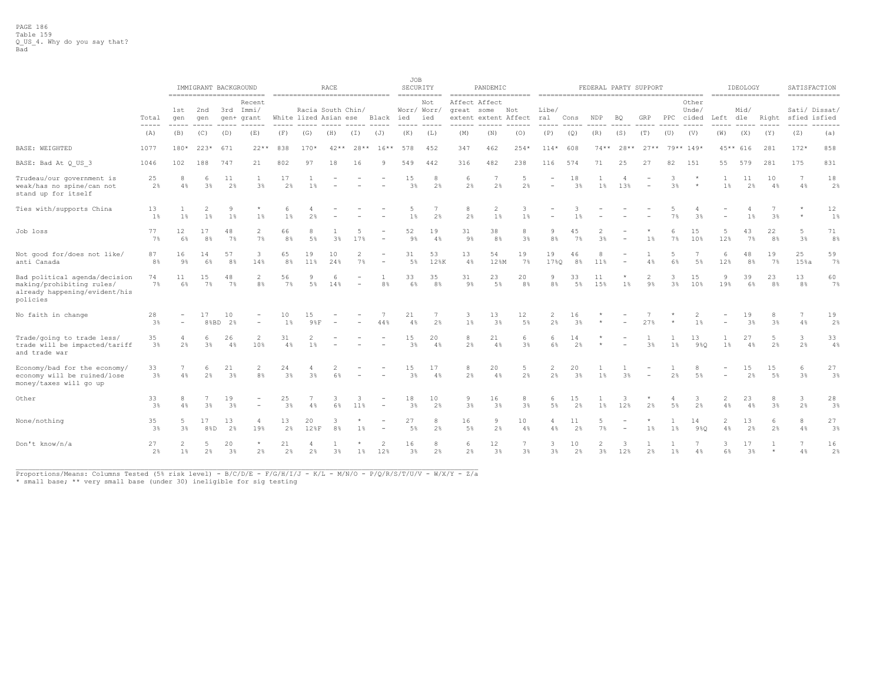PAGE 186
Table 159
Q_US_4. Why do you say that?
Bad

| | | IMMIGRANT BACKGROUND | | | | RACE | | | | | JOB SECURITY | | PANDEMIC | | | FEDERAL PARTY SUPPORT | | | | | | | IDEOLOGY | | | SATISFACTION | |
|---|---|---|---|---|---|---|---|---|---|---|---|---|---|---|---|---|---|---|---|---|---|---|---|---|---|---|---|
| | Total | 1st gen | 2nd gen | 3rd gen+ | Recent Immi/ grant | White | Racia lized | South Asian | Chin/ ese | Black | Worr/ ied | Not Worr/ ied | Affect great extent | Affect some extent | Not Affect | Libe/ ral | Cons | NDP | BQ | GRP | PPC | Other Unde/ cided | Left | Mid/ dle | Right | Sati/ sfied | Dissat/ isfied |
| | (A) | (B) | (C) | (D) | (E) | (F) | (G) | (H) | (I) | (J) | (K) | (L) | (M) | (N) | (O) | (P) | (Q) | (R) | (S) | (T) | (U) | (V) | (W) | (X) | (Y) | (Z) | (a) |
| BASE: WEIGHTED | 1077 | 180* | 223* | 671 | 22** | 838 | 170* | 42** | 28** | 16** | 578 | 452 | 347 | 462 | 254* | 114* | 608 | 74** | 28** | 27** | 79** | 149* | 45** | 616 | 281 | 172* | 858 |
| BASE: Bad At Q_US_3 | 1046 | 102 | 188 | 747 | 21 | 802 | 97 | 18 | 16 | 9 | 549 | 442 | 316 | 482 | 238 | 116 | 574 | 71 | 25 | 27 | 82 | 151 | 55 | 579 | 281 | 175 | 831 |
| Trudeau/our government is weak/has no spine/can not stand up for itself | 25 | 8 | 6 | 11 | 1 | 17 | 1 | - | - | - | 15 | 8 | 6 | 7 | 5 | - | 18 | 1 | 4 | - | 3 | * | 1 | 11 | 10 | 7 | 18 |
| | 2% | 4% | 3% | 2% | 3% | 2% | 1% | - | - | - | 3% | 2% | 2% | 2% | 2% | - | 3% | 1% | 13% | - | 3% | * | 1% | 2% | 4% | 4% | 2% |
| Ties with/supports China | 13 | 1 | 2 | 9 | * | 6 | 4 | - | - | - | 5 | 7 | 8 | 2 | 3 | - | 3 | - | - | - | 5 | 4 | - | 4 | 7 | * | 12 |
| | 1% | 1% | 1% | 1% | 1% | 1% | 2% | - | - | - | 1% | 2% | 2% | 1% | 1% | - | 1% | - | - | - | 7% | 3% | - | 1% | 3% | * | 1% |
| Job loss | 77 | 12 | 17 | 48 | 2 | 66 | 8 | 1 | 5 | - | 52 | 19 | 31 | 38 | 8 | 9 | 45 | 2 | - | * | 6 | 15 | 5 | 43 | 22 | 5 | 71 |
| | 7% | 6% | 8% | 7% | 7% | 8% | 5% | 3% | 17% | - | 9% | 4% | 9% | 8% | 3% | 8% | 7% | 3% | - | 1% | 7% | 10% | 12% | 7% | 8% | 3% | 8% |
| Not good for/does not like/ anti Canada | 87 | 16 | 14 | 57 | 3 | 65 | 19 | 10 | 2 | - | 31 | 53 | 13 | 54 | 19 | 19 | 46 | 8 | - | 1 | 5 | 7 | 6 | 48 | 19 | 25 | 59 |
| | 8% | 9% | 6% | 8% | 14% | 8% | 11% | 24% | 7% | - | 5% | 12%K | 4% | 12%M | 7% | 17%Q | 8% | 11% | - | 4% | 6% | 5% | 12% | 8% | 7% | 15%a | 7% |
| Bad political agenda/decision making/prohibiting rules/ already happening/evident/his policies | 74 | 11 | 15 | 48 | 2 | 56 | 9 | 6 | - | 1 | 33 | 35 | 31 | 23 | 20 | 9 | 33 | 11 | * | 2 | 3 | 15 | 9 | 39 | 23 | 13 | 60 |
| | 7% | 6% | 7% | 7% | 8% | 7% | 5% | 14% | - | 8% | 6% | 8% | 9% | 5% | 8% | 8% | 5% | 15% | 1% | 9% | 3% | 10% | 19% | 6% | 8% | 8% | 7% |
| No faith in change | 28 | - | 17 | 10 | - | 10 | 15 | - | - | 7 | 21 | 7 | 3 | 13 | 12 | 2 | 16 | * | - | 7 | * | 2 | - | 19 | 8 | 7 | 19 |
| | 3% | - | 8%BD | 2% | - | 1% | 9%F | - | - | 44% | 4% | 2% | 1% | 3% | 5% | 2% | 3% | * | - | 27% | * | 1% | - | 3% | 3% | 4% | 2% |
| Trade/going to trade less/ trade will be impacted/tariff and trade war | 35 | 4 | 6 | 26 | 2 | 31 | 2 | - | - | - | 15 | 20 | 8 | 21 | 6 | 6 | 14 | * | - | 1 | 1 | 13 | 1 | 27 | 5 | 3 | 33 |
| | 3% | 2% | 3% | 4% | 10% | 4% | 1% | - | - | - | 3% | 4% | 2% | 4% | 3% | 6% | 2% | * | - | 3% | 1% | 9%Q | 1% | 4% | 2% | 2% | 4% |
| Economy/bad for the economy/ economy will be ruined/lose money/taxes will go up | 33 | 7 | 6 | 21 | 2 | 24 | 4 | 2 | - | - | 15 | 17 | 8 | 20 | 5 | 2 | 20 | 1 | 1 | - | 1 | 8 | - | 15 | 15 | 6 | 27 |
| | 3% | 4% | 2% | 3% | 8% | 3% | 3% | 6% | - | - | 3% | 4% | 2% | 4% | 2% | 2% | 3% | 1% | 3% | - | 2% | 5% | - | 2% | 5% | 3% | 3% |
| Other | 33 | 8 | 7 | 19 | - | 25 | 7 | 3 | 3 | - | 18 | 10 | 9 | 16 | 8 | 6 | 15 | 1 | 3 | * | 4 | 3 | 2 | 23 | 8 | 3 | 28 |
| | 3% | 4% | 3% | 3% | - | 3% | 4% | 6% | 11% | - | 3% | 2% | 3% | 3% | 3% | 5% | 2% | 1% | 12% | 2% | 5% | 2% | 4% | 4% | 3% | 2% | 3% |
| None/nothing | 35 | 5 | 17 | 13 | 4 | 13 | 20 | 3 | * | - | 27 | 8 | 16 | 9 | 10 | 4 | 11 | 5 | - | * | 1 | 14 | 2 | 13 | 6 | 8 | 27 |
| | 3% | 3% | 8%D | 2% | 19% | 2% | 12%F | 8% | 1% | - | 5% | 2% | 5% | 2% | 4% | 4% | 2% | 7% | - | 1% | 1% | 9%Q | 4% | 2% | 2% | 4% | 3% |
| Don't know/n/a | 27 | 2 | 5 | 20 | * | 21 | 4 | 1 | * | 2 | 16 | 8 | 6 | 12 | 7 | 3 | 10 | 2 | 3 | 1 | 1 | 7 | 3 | 17 | 1 | 7 | 16 |
| | 2% | 1% | 2% | 3% | 2% | 2% | 2% | 3% | 1% | 12% | 3% | 2% | 2% | 3% | 3% | 3% | 2% | 3% | 12% | 2% | 1% | 4% | 6% | 3% | * | 4% | 2% |

Proportions/Means: Columns Tested (5% risk level) - B/C/D/E - F/G/H/I/J - K/L - M/N/O - P/Q/R/S/T/U/V - W/X/Y - Z/a
* small base; ** very small base (under 30) ineligible for sig testing